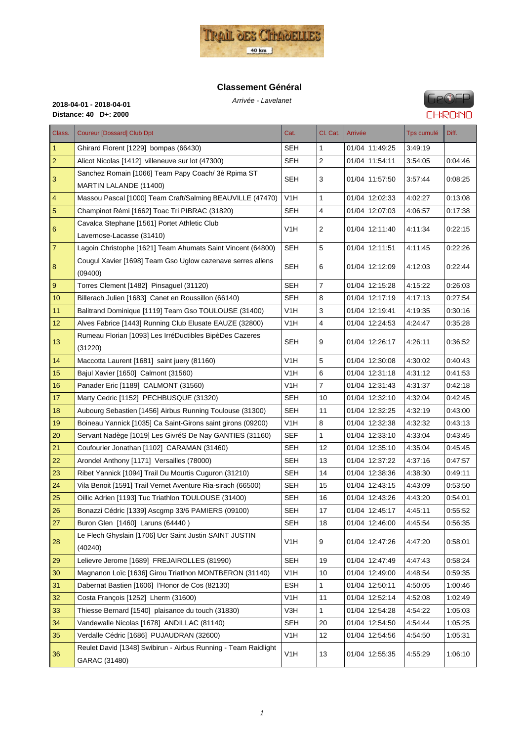## Classement Général

*Arrivée - Lavelanet*

**2018-04-01 - 2018-04-01**
**Distance: 40 D+: 2000**

| Class. | Coureur [Dossard] Club Dpt | Cat. | Cl. Cat. | Arrivée | Tps cumulé | Diff. |
|---|---|---|---|---|---|---|
| 1 | Ghirard Florent [1229] bompas (66430) | SEH | 1 | 01/04 11:49:25 | 3:49:19 | |
| 2 | Alicot Nicolas [1412] villeneuve sur lot (47300) | SEH | 2 | 01/04 11:54:11 | 3:54:05 | 0:04:46 |
| 3 | Sanchez Romain [1066] Team Papy Coach/ 3è Rpima ST MARTIN LALANDE (11400) | SEH | 3 | 01/04 11:57:50 | 3:57:44 | 0:08:25 |
| 4 | Massou Pascal [1000] Team Craft/Salming BEAUVILLE (47470) | V1H | 1 | 01/04 12:02:33 | 4:02:27 | 0:13:08 |
| 5 | Champinot Rémi [1662] Toac Tri PIBRAC (31820) | SEH | 4 | 01/04 12:07:03 | 4:06:57 | 0:17:38 |
| 6 | Cavalca Stephane [1561] Portet Athletic Club Lavernose-Lacasse (31410) | V1H | 2 | 01/04 12:11:40 | 4:11:34 | 0:22:15 |
| 7 | Lagoin Christophe [1621] Team Ahumats Saint Vincent (64800) | SEH | 5 | 01/04 12:11:51 | 4:11:45 | 0:22:26 |
| 8 | Cougul Xavier [1698] Team Gso Uglow cazenave serres allens (09400) | SEH | 6 | 01/04 12:12:09 | 4:12:03 | 0:22:44 |
| 9 | Torres Clement [1482] Pinsaguel (31120) | SEH | 7 | 01/04 12:15:28 | 4:15:22 | 0:26:03 |
| 10 | Billerach Julien [1683] Canet en Roussillon (66140) | SEH | 8 | 01/04 12:17:19 | 4:17:13 | 0:27:54 |
| 11 | Balitrand Dominique [1119] Team Gso TOULOUSE (31400) | V1H | 3 | 01/04 12:19:41 | 4:19:35 | 0:30:16 |
| 12 | Alves Fabrice [1443] Running Club Elusate EAUZE (32800) | V1H | 4 | 01/04 12:24:53 | 4:24:47 | 0:35:28 |
| 13 | Rumeau Florian [1093] Les IrréDuctibles BipèDes Cazeres (31220) | SEH | 9 | 01/04 12:26:17 | 4:26:11 | 0:36:52 |
| 14 | Maccotta Laurent [1681] saint juery (81160) | V1H | 5 | 01/04 12:30:08 | 4:30:02 | 0:40:43 |
| 15 | Bajul Xavier [1650] Calmont (31560) | V1H | 6 | 01/04 12:31:18 | 4:31:12 | 0:41:53 |
| 16 | Panader Eric [1189] CALMONT (31560) | V1H | 7 | 01/04 12:31:43 | 4:31:37 | 0:42:18 |
| 17 | Marty Cedric [1152] PECHBUSQUE (31320) | SEH | 10 | 01/04 12:32:10 | 4:32:04 | 0:42:45 |
| 18 | Aubourg Sebastien [1456] Airbus Running Toulouse (31300) | SEH | 11 | 01/04 12:32:25 | 4:32:19 | 0:43:00 |
| 19 | Boineau Yannick [1035] Ca Saint-Girons saint girons (09200) | V1H | 8 | 01/04 12:32:38 | 4:32:32 | 0:43:13 |
| 20 | Servant Nadège [1019] Les GivréS De Nay GANTIES (31160) | SEF | 1 | 01/04 12:33:10 | 4:33:04 | 0:43:45 |
| 21 | Coufourier Jonathan [1102] CARAMAN (31460) | SEH | 12 | 01/04 12:35:10 | 4:35:04 | 0:45:45 |
| 22 | Arondel Anthony [1171] Versailles (78000) | SEH | 13 | 01/04 12:37:22 | 4:37:16 | 0:47:57 |
| 23 | Ribet Yannick [1094] Trail Du Mourtis Cuguron (31210) | SEH | 14 | 01/04 12:38:36 | 4:38:30 | 0:49:11 |
| 24 | Vila Benoit [1591] Trail Vernet Aventure Ria-sirach (66500) | SEH | 15 | 01/04 12:43:15 | 4:43:09 | 0:53:50 |
| 25 | Oillic Adrien [1193] Tuc Triathlon TOULOUSE (31400) | SEH | 16 | 01/04 12:43:26 | 4:43:20 | 0:54:01 |
| 26 | Bonazzi Cédric [1339] Ascgmp 33/6 PAMIERS (09100) | SEH | 17 | 01/04 12:45:17 | 4:45:11 | 0:55:52 |
| 27 | Buron Glen [1460] Laruns (64440 ) | SEH | 18 | 01/04 12:46:00 | 4:45:54 | 0:56:35 |
| 28 | Le Flech Ghyslain [1706] Ucr Saint Justin SAINT JUSTIN (40240) | V1H | 9 | 01/04 12:47:26 | 4:47:20 | 0:58:01 |
| 29 | Lelievre Jerome [1689] FREJAIROLLES (81990) | SEH | 19 | 01/04 12:47:49 | 4:47:43 | 0:58:24 |
| 30 | Magnanon Loïc [1636] Girou Triatlhon MONTBERON (31140) | V1H | 10 | 01/04 12:49:00 | 4:48:54 | 0:59:35 |
| 31 | Dabernat Bastien [1606] l'Honor de Cos (82130) | ESH | 1 | 01/04 12:50:11 | 4:50:05 | 1:00:46 |
| 32 | Costa François [1252] Lherm (31600) | V1H | 11 | 01/04 12:52:14 | 4:52:08 | 1:02:49 |
| 33 | Thiesse Bernard [1540] plaisance du touch (31830) | V3H | 1 | 01/04 12:54:28 | 4:54:22 | 1:05:03 |
| 34 | Vandewalle Nicolas [1678] ANDILLAC (81140) | SEH | 20 | 01/04 12:54:50 | 4:54:44 | 1:05:25 |
| 35 | Verdalle Cédric [1686] PUJAUDRAN (32600) | V1H | 12 | 01/04 12:54:56 | 4:54:50 | 1:05:31 |
| 36 | Reulet David [1348] Swibirun - Airbus Running - Team Raidlight GARAC (31480) | V1H | 13 | 01/04 12:55:35 | 4:55:29 | 1:06:10 |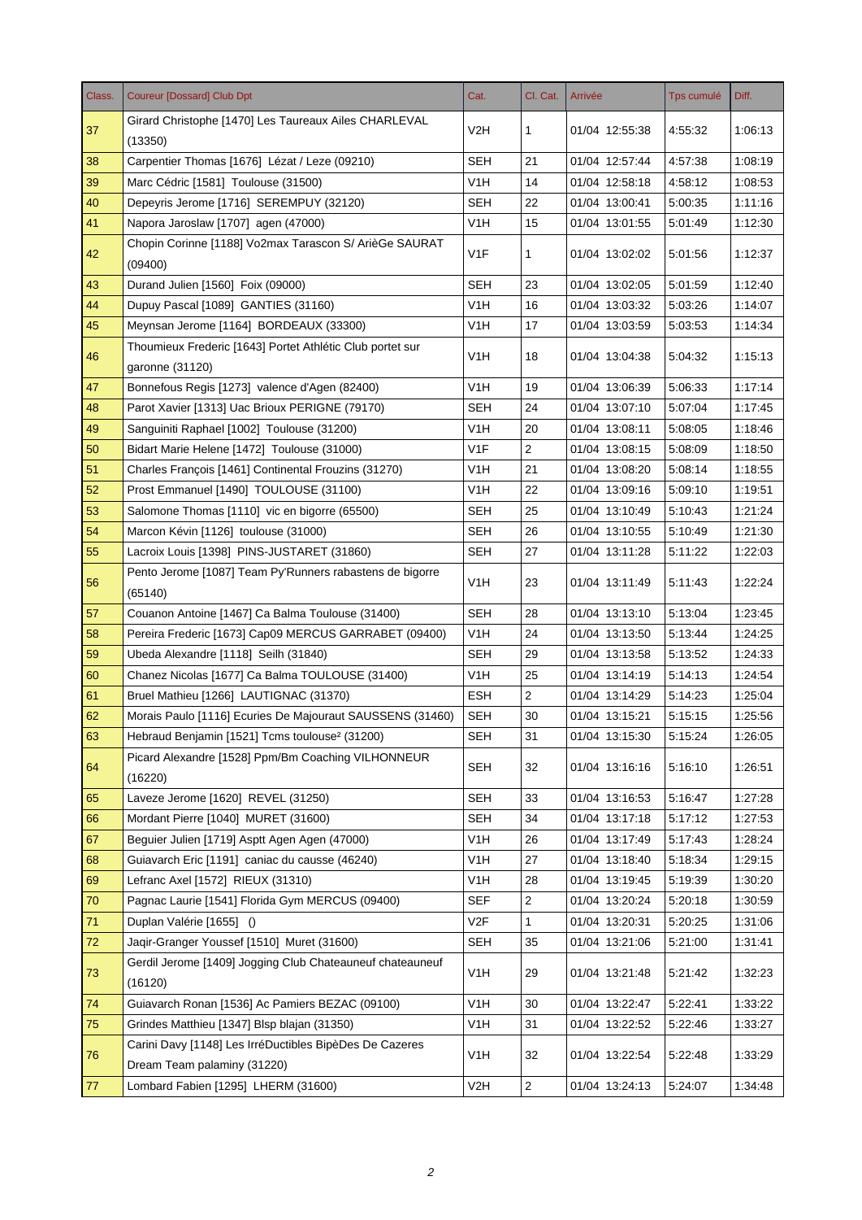| Class. | Coureur [Dossard] Club Dpt | Cat. | Cl. Cat. | Arrivée | Tps cumulé | Diff. |
|---|---|---|---|---|---|---|
| 37 | Girard Christophe [1470] Les Taureaux Ailes CHARLEVAL (13350) | V2H | 1 | 01/04 12:55:38 | 4:55:32 | 1:06:13 |
| 38 | Carpentier Thomas [1676] Lézat / Leze (09210) | SEH | 21 | 01/04 12:57:44 | 4:57:38 | 1:08:19 |
| 39 | Marc Cédric [1581] Toulouse (31500) | V1H | 14 | 01/04 12:58:18 | 4:58:12 | 1:08:53 |
| 40 | Depeyris Jerome [1716] SEREMPUY (32120) | SEH | 22 | 01/04 13:00:41 | 5:00:35 | 1:11:16 |
| 41 | Napora Jaroslaw [1707] agen (47000) | V1H | 15 | 01/04 13:01:55 | 5:01:49 | 1:12:30 |
| 42 | Chopin Corinne [1188] Vo2max Tarascon S/ ArièGe SAURAT (09400) | V1F | 1 | 01/04 13:02:02 | 5:01:56 | 1:12:37 |
| 43 | Durand Julien [1560] Foix (09000) | SEH | 23 | 01/04 13:02:05 | 5:01:59 | 1:12:40 |
| 44 | Dupuy Pascal [1089] GANTIES (31160) | V1H | 16 | 01/04 13:03:32 | 5:03:26 | 1:14:07 |
| 45 | Meynsan Jerome [1164] BORDEAUX (33300) | V1H | 17 | 01/04 13:03:59 | 5:03:53 | 1:14:34 |
| 46 | Thoumieux Frederic [1643] Portet Athlétic Club portet sur garonne (31120) | V1H | 18 | 01/04 13:04:38 | 5:04:32 | 1:15:13 |
| 47 | Bonnefous Regis [1273] valence d'Agen (82400) | V1H | 19 | 01/04 13:06:39 | 5:06:33 | 1:17:14 |
| 48 | Parot Xavier [1313] Uac Brioux PERIGNE (79170) | SEH | 24 | 01/04 13:07:10 | 5:07:04 | 1:17:45 |
| 49 | Sanguiniti Raphael [1002] Toulouse (31200) | V1H | 20 | 01/04 13:08:11 | 5:08:05 | 1:18:46 |
| 50 | Bidart Marie Helene [1472] Toulouse (31000) | V1F | 2 | 01/04 13:08:15 | 5:08:09 | 1:18:50 |
| 51 | Charles François [1461] Continental Frouzins (31270) | V1H | 21 | 01/04 13:08:20 | 5:08:14 | 1:18:55 |
| 52 | Prost Emmanuel [1490] TOULOUSE (31100) | V1H | 22 | 01/04 13:09:16 | 5:09:10 | 1:19:51 |
| 53 | Salomone Thomas [1110] vic en bigorre (65500) | SEH | 25 | 01/04 13:10:49 | 5:10:43 | 1:21:24 |
| 54 | Marcon Kévin [1126] toulouse (31000) | SEH | 26 | 01/04 13:10:55 | 5:10:49 | 1:21:30 |
| 55 | Lacroix Louis [1398] PINS-JUSTARET (31860) | SEH | 27 | 01/04 13:11:28 | 5:11:22 | 1:22:03 |
| 56 | Pento Jerome [1087] Team Py'Runners rabastens de bigorre (65140) | V1H | 23 | 01/04 13:11:49 | 5:11:43 | 1:22:24 |
| 57 | Couanon Antoine [1467] Ca Balma Toulouse (31400) | SEH | 28 | 01/04 13:13:10 | 5:13:04 | 1:23:45 |
| 58 | Pereira Frederic [1673] Cap09 MERCUS GARRABET (09400) | V1H | 24 | 01/04 13:13:50 | 5:13:44 | 1:24:25 |
| 59 | Ubeda Alexandre [1118] Seilh (31840) | SEH | 29 | 01/04 13:13:58 | 5:13:52 | 1:24:33 |
| 60 | Chanez Nicolas [1677] Ca Balma TOULOUSE (31400) | V1H | 25 | 01/04 13:14:19 | 5:14:13 | 1:24:54 |
| 61 | Bruel Mathieu [1266] LAUTIGNAC (31370) | ESH | 2 | 01/04 13:14:29 | 5:14:23 | 1:25:04 |
| 62 | Morais Paulo [1116] Ecuries De Majouraut SAUSSENS (31460) | SEH | 30 | 01/04 13:15:21 | 5:15:15 | 1:25:56 |
| 63 | Hebraud Benjamin [1521] Tcms toulouse² (31200) | SEH | 31 | 01/04 13:15:30 | 5:15:24 | 1:26:05 |
| 64 | Picard Alexandre [1528] Ppm/Bm Coaching VILHONNEUR (16220) | SEH | 32 | 01/04 13:16:16 | 5:16:10 | 1:26:51 |
| 65 | Laveze Jerome [1620] REVEL (31250) | SEH | 33 | 01/04 13:16:53 | 5:16:47 | 1:27:28 |
| 66 | Mordant Pierre [1040] MURET (31600) | SEH | 34 | 01/04 13:17:18 | 5:17:12 | 1:27:53 |
| 67 | Beguier Julien [1719] Asptt Agen Agen (47000) | V1H | 26 | 01/04 13:17:49 | 5:17:43 | 1:28:24 |
| 68 | Guiavarch Eric [1191] caniac du causse (46240) | V1H | 27 | 01/04 13:18:40 | 5:18:34 | 1:29:15 |
| 69 | Lefranc Axel [1572] RIEUX (31310) | V1H | 28 | 01/04 13:19:45 | 5:19:39 | 1:30:20 |
| 70 | Pagnac Laurie [1541] Florida Gym MERCUS (09400) | SEF | 2 | 01/04 13:20:24 | 5:20:18 | 1:30:59 |
| 71 | Duplan Valérie [1655] () | V2F | 1 | 01/04 13:20:31 | 5:20:25 | 1:31:06 |
| 72 | Jaqir-Granger Youssef [1510] Muret (31600) | SEH | 35 | 01/04 13:21:06 | 5:21:00 | 1:31:41 |
| 73 | Gerdil Jerome [1409] Jogging Club Chateauneuf chateauneuf (16120) | V1H | 29 | 01/04 13:21:48 | 5:21:42 | 1:32:23 |
| 74 | Guiavarch Ronan [1536] Ac Pamiers BEZAC (09100) | V1H | 30 | 01/04 13:22:47 | 5:22:41 | 1:33:22 |
| 75 | Grindes Matthieu [1347] Blsp blajan (31350) | V1H | 31 | 01/04 13:22:52 | 5:22:46 | 1:33:27 |
| 76 | Carini Davy [1148] Les IrréDuctibles BipèDes De Cazeres Dream Team palaminy (31220) | V1H | 32 | 01/04 13:22:54 | 5:22:48 | 1:33:29 |
| 77 | Lombard Fabien [1295] LHERM (31600) | V2H | 2 | 01/04 13:24:13 | 5:24:07 | 1:34:48 |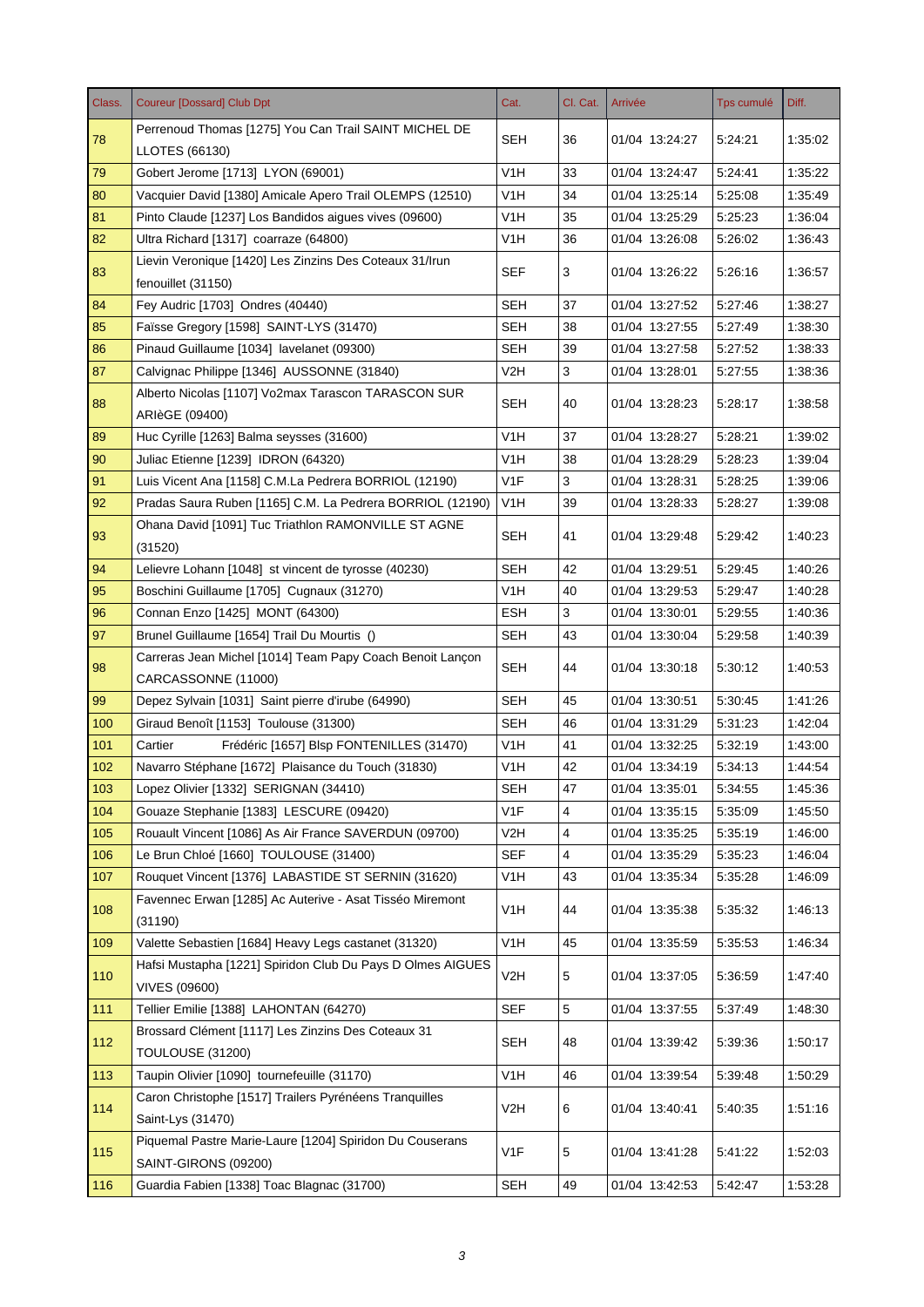| Class. | Coureur [Dossard] Club Dpt | Cat. | Cl. Cat. | Arrivée | Tps cumulé | Diff. |
|---|---|---|---|---|---|---|
| 78 | Perrenoud Thomas [1275] You Can Trail SAINT MICHEL DE LLOTES (66130) | SEH | 36 | 01/04 13:24:27 | 5:24:21 | 1:35:02 |
| 79 | Gobert Jerome [1713] LYON (69001) | V1H | 33 | 01/04 13:24:47 | 5:24:41 | 1:35:22 |
| 80 | Vacquier David [1380] Amicale Apero Trail OLEMPS (12510) | V1H | 34 | 01/04 13:25:14 | 5:25:08 | 1:35:49 |
| 81 | Pinto Claude [1237] Los Bandidos aigues vives (09600) | V1H | 35 | 01/04 13:25:29 | 5:25:23 | 1:36:04 |
| 82 | Ultra Richard [1317] coarraze (64800) | V1H | 36 | 01/04 13:26:08 | 5:26:02 | 1:36:43 |
| 83 | Lievin Veronique [1420] Les Zinzins Des Coteaux 31/Irun fenouillet (31150) | SEF | 3 | 01/04 13:26:22 | 5:26:16 | 1:36:57 |
| 84 | Fey Audric [1703] Ondres (40440) | SEH | 37 | 01/04 13:27:52 | 5:27:46 | 1:38:27 |
| 85 | Faïsse Gregory [1598] SAINT-LYS (31470) | SEH | 38 | 01/04 13:27:55 | 5:27:49 | 1:38:30 |
| 86 | Pinaud Guillaume [1034] lavelanet (09300) | SEH | 39 | 01/04 13:27:58 | 5:27:52 | 1:38:33 |
| 87 | Calvignac Philippe [1346] AUSSONNE (31840) | V2H | 3 | 01/04 13:28:01 | 5:27:55 | 1:38:36 |
| 88 | Alberto Nicolas [1107] Vo2max Tarascon TARASCON SUR ARIèGE (09400) | SEH | 40 | 01/04 13:28:23 | 5:28:17 | 1:38:58 |
| 89 | Huc Cyrille [1263] Balma seysses (31600) | V1H | 37 | 01/04 13:28:27 | 5:28:21 | 1:39:02 |
| 90 | Juliac Etienne [1239] IDRON (64320) | V1H | 38 | 01/04 13:28:29 | 5:28:23 | 1:39:04 |
| 91 | Luis Vicent Ana [1158] C.M.La Pedrera BORRIOL (12190) | V1F | 3 | 01/04 13:28:31 | 5:28:25 | 1:39:06 |
| 92 | Pradas Saura Ruben [1165] C.M. La Pedrera BORRIOL (12190) | V1H | 39 | 01/04 13:28:33 | 5:28:27 | 1:39:08 |
| 93 | Ohana David [1091] Tuc Triathlon RAMONVILLE ST AGNE (31520) | SEH | 41 | 01/04 13:29:48 | 5:29:42 | 1:40:23 |
| 94 | Lelievre Lohann [1048] st vincent de tyrosse (40230) | SEH | 42 | 01/04 13:29:51 | 5:29:45 | 1:40:26 |
| 95 | Boschini Guillaume [1705] Cugnaux (31270) | V1H | 40 | 01/04 13:29:53 | 5:29:47 | 1:40:28 |
| 96 | Connan Enzo [1425] MONT (64300) | ESH | 3 | 01/04 13:30:01 | 5:29:55 | 1:40:36 |
| 97 | Brunel Guillaume [1654] Trail Du Mourtis () | SEH | 43 | 01/04 13:30:04 | 5:29:58 | 1:40:39 |
| 98 | Carreras Jean Michel [1014] Team Papy Coach Benoit Lançon CARCASSONNE (11000) | SEH | 44 | 01/04 13:30:18 | 5:30:12 | 1:40:53 |
| 99 | Depez Sylvain [1031] Saint pierre d'irube (64990) | SEH | 45 | 01/04 13:30:51 | 5:30:45 | 1:41:26 |
| 100 | Giraud Benoît [1153] Toulouse (31300) | SEH | 46 | 01/04 13:31:29 | 5:31:23 | 1:42:04 |
| 101 | Cartier Frédéric [1657] Blsp FONTENILLES (31470) | V1H | 41 | 01/04 13:32:25 | 5:32:19 | 1:43:00 |
| 102 | Navarro Stéphane [1672] Plaisance du Touch (31830) | V1H | 42 | 01/04 13:34:19 | 5:34:13 | 1:44:54 |
| 103 | Lopez Olivier [1332] SERIGNAN (34410) | SEH | 47 | 01/04 13:35:01 | 5:34:55 | 1:45:36 |
| 104 | Gouaze Stephanie [1383] LESCURE (09420) | V1F | 4 | 01/04 13:35:15 | 5:35:09 | 1:45:50 |
| 105 | Rouault Vincent [1086] As Air France SAVERDUN (09700) | V2H | 4 | 01/04 13:35:25 | 5:35:19 | 1:46:00 |
| 106 | Le Brun Chloé [1660] TOULOUSE (31400) | SEF | 4 | 01/04 13:35:29 | 5:35:23 | 1:46:04 |
| 107 | Rouquet Vincent [1376] LABASTIDE ST SERNIN (31620) | V1H | 43 | 01/04 13:35:34 | 5:35:28 | 1:46:09 |
| 108 | Favennec Erwan [1285] Ac Auterive - Asat Tisséo Miremont (31190) | V1H | 44 | 01/04 13:35:38 | 5:35:32 | 1:46:13 |
| 109 | Valette Sebastien [1684] Heavy Legs castanet (31320) | V1H | 45 | 01/04 13:35:59 | 5:35:53 | 1:46:34 |
| 110 | Hafsi Mustapha [1221] Spiridon Club Du Pays D Olmes AIGUES VIVES (09600) | V2H | 5 | 01/04 13:37:05 | 5:36:59 | 1:47:40 |
| 111 | Tellier Emilie [1388] LAHONTAN (64270) | SEF | 5 | 01/04 13:37:55 | 5:37:49 | 1:48:30 |
| 112 | Brossard Clément [1117] Les Zinzins Des Coteaux 31 TOULOUSE (31200) | SEH | 48 | 01/04 13:39:42 | 5:39:36 | 1:50:17 |
| 113 | Taupin Olivier [1090] tournefeuille (31170) | V1H | 46 | 01/04 13:39:54 | 5:39:48 | 1:50:29 |
| 114 | Caron Christophe [1517] Trailers Pyrénéens Tranquilles Saint-Lys (31470) | V2H | 6 | 01/04 13:40:41 | 5:40:35 | 1:51:16 |
| 115 | Piquemal Pastre Marie-Laure [1204] Spiridon Du Couserans SAINT-GIRONS (09200) | V1F | 5 | 01/04 13:41:28 | 5:41:22 | 1:52:03 |
| 116 | Guardia Fabien [1338] Toac Blagnac (31700) | SEH | 49 | 01/04 13:42:53 | 5:42:47 | 1:53:28 |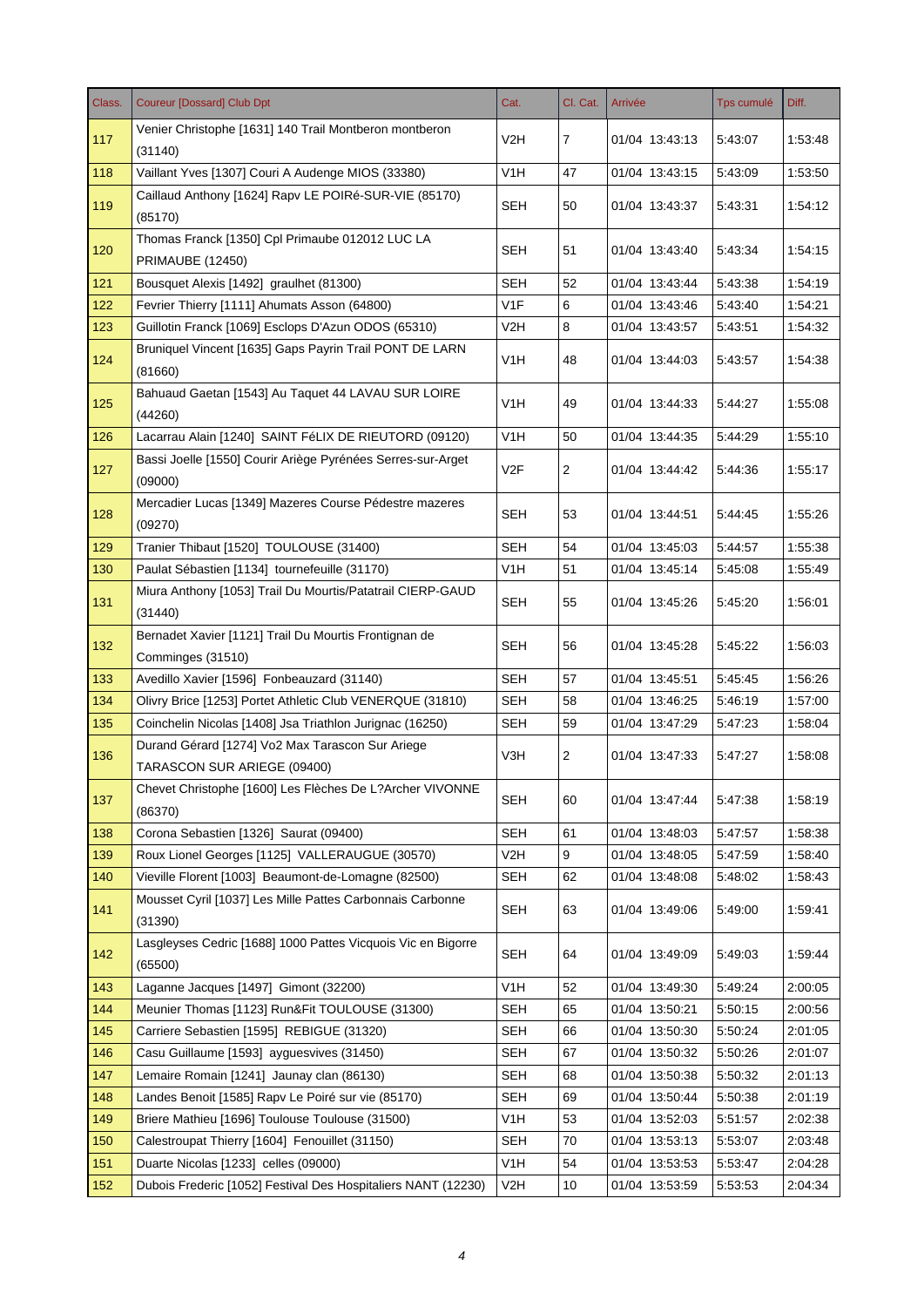| Class. | Coureur [Dossard] Club Dpt | Cat. | Cl. Cat. | Arrivée | Tps cumulé | Diff. |
|---|---|---|---|---|---|---|
| 117 | Venier Christophe [1631] 140 Trail Montberon montberon (31140) | V2H | 7 | 01/04 13:43:13 | 5:43:07 | 1:53:48 |
| 118 | Vaillant Yves [1307] Couri A Audenge MIOS (33380) | V1H | 47 | 01/04 13:43:15 | 5:43:09 | 1:53:50 |
| 119 | Caillaud Anthony [1624] Rapv LE POIRé-SUR-VIE (85170) | SEH | 50 | 01/04 13:43:37 | 5:43:31 | 1:54:12 |
| 120 | Thomas Franck [1350] Cpl Primaube 012012 LUC LA PRIMAUBE (12450) | SEH | 51 | 01/04 13:43:40 | 5:43:34 | 1:54:15 |
| 121 | Bousquet Alexis [1492] graulhet (81300) | SEH | 52 | 01/04 13:43:44 | 5:43:38 | 1:54:19 |
| 122 | Fevrier Thierry [1111] Ahumats Asson (64800) | V1F | 6 | 01/04 13:43:46 | 5:43:40 | 1:54:21 |
| 123 | Guillotin Franck [1069] Esclops D'Azun ODOS (65310) | V2H | 8 | 01/04 13:43:57 | 5:43:51 | 1:54:32 |
| 124 | Bruniquel Vincent [1635] Gaps Payrin Trail PONT DE LARN (81660) | V1H | 48 | 01/04 13:44:03 | 5:43:57 | 1:54:38 |
| 125 | Bahuaud Gaetan [1543] Au Taquet 44 LAVAU SUR LOIRE (44260) | V1H | 49 | 01/04 13:44:33 | 5:44:27 | 1:55:08 |
| 126 | Lacarrau Alain [1240] SAINT FéLIX DE RIEUTORD (09120) | V1H | 50 | 01/04 13:44:35 | 5:44:29 | 1:55:10 |
| 127 | Bassi Joelle [1550] Courir Ariège Pyrénées Serres-sur-Arget (09000) | V2F | 2 | 01/04 13:44:42 | 5:44:36 | 1:55:17 |
| 128 | Mercadier Lucas [1349] Mazeres Course Pédestre mazeres (09270) | SEH | 53 | 01/04 13:44:51 | 5:44:45 | 1:55:26 |
| 129 | Tranier Thibaut [1520] TOULOUSE (31400) | SEH | 54 | 01/04 13:45:03 | 5:44:57 | 1:55:38 |
| 130 | Paulat Sébastien [1134] tournefeuille (31170) | V1H | 51 | 01/04 13:45:14 | 5:45:08 | 1:55:49 |
| 131 | Miura Anthony [1053] Trail Du Mourtis/Patatrail CIERP-GAUD (31440) | SEH | 55 | 01/04 13:45:26 | 5:45:20 | 1:56:01 |
| 132 | Bernadet Xavier [1121] Trail Du Mourtis Frontignan de Comminges (31510) | SEH | 56 | 01/04 13:45:28 | 5:45:22 | 1:56:03 |
| 133 | Avedillo Xavier [1596] Fonbeauzard (31140) | SEH | 57 | 01/04 13:45:51 | 5:45:45 | 1:56:26 |
| 134 | Olivry Brice [1253] Portet Athletic Club VENERQUE (31810) | SEH | 58 | 01/04 13:46:25 | 5:46:19 | 1:57:00 |
| 135 | Coinchelin Nicolas [1408] Jsa Triathlon Jurignac (16250) | SEH | 59 | 01/04 13:47:29 | 5:47:23 | 1:58:04 |
| 136 | Durand Gérard [1274] Vo2 Max Tarascon Sur Ariege TARASCON SUR ARIEGE (09400) | V3H | 2 | 01/04 13:47:33 | 5:47:27 | 1:58:08 |
| 137 | Chevet Christophe [1600] Les Flèches De L?Archer VIVONNE (86370) | SEH | 60 | 01/04 13:47:44 | 5:47:38 | 1:58:19 |
| 138 | Corona Sebastien [1326] Saurat (09400) | SEH | 61 | 01/04 13:48:03 | 5:47:57 | 1:58:38 |
| 139 | Roux Lionel Georges [1125] VALLERAUGUE (30570) | V2H | 9 | 01/04 13:48:05 | 5:47:59 | 1:58:40 |
| 140 | Vieville Florent [1003] Beaumont-de-Lomagne (82500) | SEH | 62 | 01/04 13:48:08 | 5:48:02 | 1:58:43 |
| 141 | Mousset Cyril [1037] Les Mille Pattes Carbonnais Carbonne (31390) | SEH | 63 | 01/04 13:49:06 | 5:49:00 | 1:59:41 |
| 142 | Lasgleyses Cedric [1688] 1000 Pattes Vicquois Vic en Bigorre (65500) | SEH | 64 | 01/04 13:49:09 | 5:49:03 | 1:59:44 |
| 143 | Laganne Jacques [1497] Gimont (32200) | V1H | 52 | 01/04 13:49:30 | 5:49:24 | 2:00:05 |
| 144 | Meunier Thomas [1123] Run&Fit TOULOUSE (31300) | SEH | 65 | 01/04 13:50:21 | 5:50:15 | 2:00:56 |
| 145 | Carriere Sebastien [1595] REBIGUE (31320) | SEH | 66 | 01/04 13:50:30 | 5:50:24 | 2:01:05 |
| 146 | Casu Guillaume [1593] ayguesvives (31450) | SEH | 67 | 01/04 13:50:32 | 5:50:26 | 2:01:07 |
| 147 | Lemaire Romain [1241] Jaunay clan (86130) | SEH | 68 | 01/04 13:50:38 | 5:50:32 | 2:01:13 |
| 148 | Landes Benoit [1585] Rapv Le Poiré sur vie (85170) | SEH | 69 | 01/04 13:50:44 | 5:50:38 | 2:01:19 |
| 149 | Briere Mathieu [1696] Toulouse Toulouse (31500) | V1H | 53 | 01/04 13:52:03 | 5:51:57 | 2:02:38 |
| 150 | Calestroupat Thierry [1604] Fenouillet (31150) | SEH | 70 | 01/04 13:53:13 | 5:53:07 | 2:03:48 |
| 151 | Duarte Nicolas [1233] celles (09000) | V1H | 54 | 01/04 13:53:53 | 5:53:47 | 2:04:28 |
| 152 | Dubois Frederic [1052] Festival Des Hospitaliers NANT (12230) | V2H | 10 | 01/04 13:53:59 | 5:53:53 | 2:04:34 |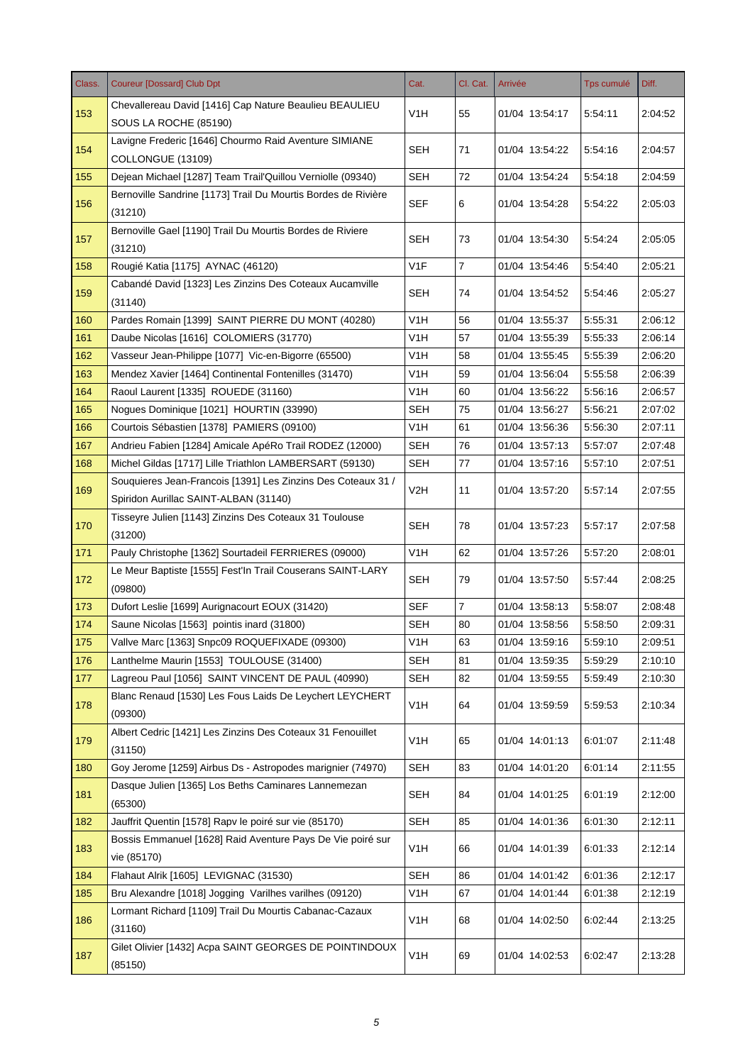| Class. | Coureur [Dossard] Club Dpt | Cat. | Cl. Cat. | Arrivée | Tps cumulé | Diff. |
|---|---|---|---|---|---|---|
| 153 | Chevallereau David [1416] Cap Nature Beaulieu BEAULIEU SOUS LA ROCHE (85190) | V1H | 55 | 01/04 13:54:17 | 5:54:11 | 2:04:52 |
| 154 | Lavigne Frederic [1646] Chourmo Raid Aventure SIMIANE COLLONGUE (13109) | SEH | 71 | 01/04 13:54:22 | 5:54:16 | 2:04:57 |
| 155 | Dejean Michael [1287] Team Trail'Quillou Verniolle (09340) | SEH | 72 | 01/04 13:54:24 | 5:54:18 | 2:04:59 |
| 156 | Bernoville Sandrine [1173] Trail Du Mourtis Bordes de Rivière (31210) | SEF | 6 | 01/04 13:54:28 | 5:54:22 | 2:05:03 |
| 157 | Bernoville Gael [1190] Trail Du Mourtis Bordes de Riviere (31210) | SEH | 73 | 01/04 13:54:30 | 5:54:24 | 2:05:05 |
| 158 | Rougié Katia [1175] AYNAC (46120) | V1F | 7 | 01/04 13:54:46 | 5:54:40 | 2:05:21 |
| 159 | Cabandé David [1323] Les Zinzins Des Coteaux Aucamville (31140) | SEH | 74 | 01/04 13:54:52 | 5:54:46 | 2:05:27 |
| 160 | Pardes Romain [1399] SAINT PIERRE DU MONT (40280) | V1H | 56 | 01/04 13:55:37 | 5:55:31 | 2:06:12 |
| 161 | Daube Nicolas [1616] COLOMIERS (31770) | V1H | 57 | 01/04 13:55:39 | 5:55:33 | 2:06:14 |
| 162 | Vasseur Jean-Philippe [1077] Vic-en-Bigorre (65500) | V1H | 58 | 01/04 13:55:45 | 5:55:39 | 2:06:20 |
| 163 | Mendez Xavier [1464] Continental Fontenilles (31470) | V1H | 59 | 01/04 13:56:04 | 5:55:58 | 2:06:39 |
| 164 | Raoul Laurent [1335] ROUEDE (31160) | V1H | 60 | 01/04 13:56:22 | 5:56:16 | 2:06:57 |
| 165 | Nogues Dominique [1021] HOURTIN (33990) | SEH | 75 | 01/04 13:56:27 | 5:56:21 | 2:07:02 |
| 166 | Courtois Sébastien [1378] PAMIERS (09100) | V1H | 61 | 01/04 13:56:36 | 5:56:30 | 2:07:11 |
| 167 | Andrieu Fabien [1284] Amicale ApéRo Trail RODEZ (12000) | SEH | 76 | 01/04 13:57:13 | 5:57:07 | 2:07:48 |
| 168 | Michel Gildas [1717] Lille Triathlon LAMBERSART (59130) | SEH | 77 | 01/04 13:57:16 | 5:57:10 | 2:07:51 |
| 169 | Souquieres Jean-Francois [1391] Les Zinzins Des Coteaux 31 / Spiridon Aurillac SAINT-ALBAN (31140) | V2H | 11 | 01/04 13:57:20 | 5:57:14 | 2:07:55 |
| 170 | Tisseyre Julien [1143] Zinzins Des Coteaux 31 Toulouse (31200) | SEH | 78 | 01/04 13:57:23 | 5:57:17 | 2:07:58 |
| 171 | Pauly Christophe [1362] Sourtadeil FERRIERES (09000) | V1H | 62 | 01/04 13:57:26 | 5:57:20 | 2:08:01 |
| 172 | Le Meur Baptiste [1555] Fest'In Trail Couserans SAINT-LARY (09800) | SEH | 79 | 01/04 13:57:50 | 5:57:44 | 2:08:25 |
| 173 | Dufort Leslie [1699] Aurignacourt EOUX (31420) | SEF | 7 | 01/04 13:58:13 | 5:58:07 | 2:08:48 |
| 174 | Saune Nicolas [1563] pointis inard (31800) | SEH | 80 | 01/04 13:58:56 | 5:58:50 | 2:09:31 |
| 175 | Vallve Marc [1363] Snpc09 ROQUEFIXADE (09300) | V1H | 63 | 01/04 13:59:16 | 5:59:10 | 2:09:51 |
| 176 | Lanthelme Maurin [1553] TOULOUSE (31400) | SEH | 81 | 01/04 13:59:35 | 5:59:29 | 2:10:10 |
| 177 | Lagreou Paul [1056] SAINT VINCENT DE PAUL (40990) | SEH | 82 | 01/04 13:59:55 | 5:59:49 | 2:10:30 |
| 178 | Blanc Renaud [1530] Les Fous Laids De Leychert LEYCHERT (09300) | V1H | 64 | 01/04 13:59:59 | 5:59:53 | 2:10:34 |
| 179 | Albert Cedric [1421] Les Zinzins Des Coteaux 31 Fenouillet (31150) | V1H | 65 | 01/04 14:01:13 | 6:01:07 | 2:11:48 |
| 180 | Goy Jerome [1259] Airbus Ds - Astropodes marignier (74970) | SEH | 83 | 01/04 14:01:20 | 6:01:14 | 2:11:55 |
| 181 | Dasque Julien [1365] Los Beths Caminares Lannemezan (65300) | SEH | 84 | 01/04 14:01:25 | 6:01:19 | 2:12:00 |
| 182 | Jauffrit Quentin [1578] Rapv le poiré sur vie (85170) | SEH | 85 | 01/04 14:01:36 | 6:01:30 | 2:12:11 |
| 183 | Bossis Emmanuel [1628] Raid Aventure Pays De Vie poiré sur vie (85170) | V1H | 66 | 01/04 14:01:39 | 6:01:33 | 2:12:14 |
| 184 | Flahaut Alrik [1605] LEVIGNAC (31530) | SEH | 86 | 01/04 14:01:42 | 6:01:36 | 2:12:17 |
| 185 | Bru Alexandre [1018] Jogging Varilhes varilhes (09120) | V1H | 67 | 01/04 14:01:44 | 6:01:38 | 2:12:19 |
| 186 | Lormant Richard [1109] Trail Du Mourtis Cabanac-Cazaux (31160) | V1H | 68 | 01/04 14:02:50 | 6:02:44 | 2:13:25 |
| 187 | Gilet Olivier [1432] Acpa SAINT GEORGES DE POINTINDOUX (85150) | V1H | 69 | 01/04 14:02:53 | 6:02:47 | 2:13:28 |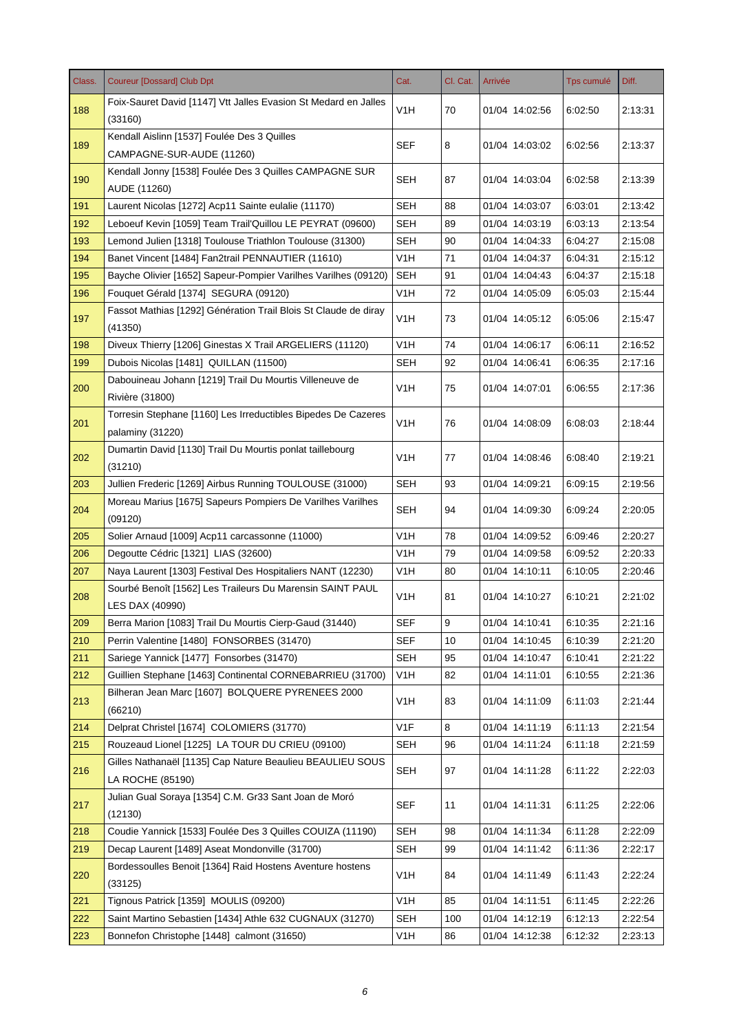| Class. | Coureur [Dossard] Club Dpt | Cat. | Cl. Cat. | Arrivée | Tps cumulé | Diff. |
|---|---|---|---|---|---|---|
| 188 | Foix-Sauret David [1147] Vtt Jalles Evasion St Medard en Jalles (33160) | V1H | 70 | 01/04 14:02:56 | 6:02:50 | 2:13:31 |
| 189 | Kendall Aislinn [1537] Foulée Des 3 Quilles CAMPAGNE-SUR-AUDE (11260) | SEF | 8 | 01/04 14:03:02 | 6:02:56 | 2:13:37 |
| 190 | Kendall Jonny [1538] Foulée Des 3 Quilles CAMPAGNE SUR AUDE (11260) | SEH | 87 | 01/04 14:03:04 | 6:02:58 | 2:13:39 |
| 191 | Laurent Nicolas [1272] Acp11 Sainte eulalie (11170) | SEH | 88 | 01/04 14:03:07 | 6:03:01 | 2:13:42 |
| 192 | Leboeuf Kevin [1059] Team Trail'Quillou LE PEYRAT (09600) | SEH | 89 | 01/04 14:03:19 | 6:03:13 | 2:13:54 |
| 193 | Lemond Julien [1318] Toulouse Triathlon Toulouse (31300) | SEH | 90 | 01/04 14:04:33 | 6:04:27 | 2:15:08 |
| 194 | Banet Vincent [1484] Fan2trail PENNAUTIER (11610) | V1H | 71 | 01/04 14:04:37 | 6:04:31 | 2:15:12 |
| 195 | Bayche Olivier [1652] Sapeur-Pompier Varilhes Varilhes (09120) | SEH | 91 | 01/04 14:04:43 | 6:04:37 | 2:15:18 |
| 196 | Fouquet Gérald [1374] SEGURA (09120) | V1H | 72 | 01/04 14:05:09 | 6:05:03 | 2:15:44 |
| 197 | Fassot Mathias [1292] Génération Trail Blois St Claude de diray (41350) | V1H | 73 | 01/04 14:05:12 | 6:05:06 | 2:15:47 |
| 198 | Diveux Thierry [1206] Ginestas X Trail ARGELIERS (11120) | V1H | 74 | 01/04 14:06:17 | 6:06:11 | 2:16:52 |
| 199 | Dubois Nicolas [1481] QUILLAN (11500) | SEH | 92 | 01/04 14:06:41 | 6:06:35 | 2:17:16 |
| 200 | Dabouineau Johann [1219] Trail Du Mourtis Villeneuve de Rivière (31800) | V1H | 75 | 01/04 14:07:01 | 6:06:55 | 2:17:36 |
| 201 | Torresin Stephane [1160] Les Irreductibles Bipedes De Cazeres palaminy (31220) | V1H | 76 | 01/04 14:08:09 | 6:08:03 | 2:18:44 |
| 202 | Dumartin David [1130] Trail Du Mourtis ponlat taillebourg (31210) | V1H | 77 | 01/04 14:08:46 | 6:08:40 | 2:19:21 |
| 203 | Jullien Frederic [1269] Airbus Running TOULOUSE (31000) | SEH | 93 | 01/04 14:09:21 | 6:09:15 | 2:19:56 |
| 204 | Moreau Marius [1675] Sapeurs Pompiers De Varilhes Varilhes (09120) | SEH | 94 | 01/04 14:09:30 | 6:09:24 | 2:20:05 |
| 205 | Solier Arnaud [1009] Acp11 carcassonne (11000) | V1H | 78 | 01/04 14:09:52 | 6:09:46 | 2:20:27 |
| 206 | Degoutte Cédric [1321] LIAS (32600) | V1H | 79 | 01/04 14:09:58 | 6:09:52 | 2:20:33 |
| 207 | Naya Laurent [1303] Festival Des Hospitaliers NANT (12230) | V1H | 80 | 01/04 14:10:11 | 6:10:05 | 2:20:46 |
| 208 | Sourbé Benoît [1562] Les Traileurs Du Marensin SAINT PAUL LES DAX (40990) | V1H | 81 | 01/04 14:10:27 | 6:10:21 | 2:21:02 |
| 209 | Berra Marion [1083] Trail Du Mourtis Cierp-Gaud (31440) | SEF | 9 | 01/04 14:10:41 | 6:10:35 | 2:21:16 |
| 210 | Perrin Valentine [1480] FONSORBES (31470) | SEF | 10 | 01/04 14:10:45 | 6:10:39 | 2:21:20 |
| 211 | Sariege Yannick [1477] Fonsorbes (31470) | SEH | 95 | 01/04 14:10:47 | 6:10:41 | 2:21:22 |
| 212 | Guillien Stephane [1463] Continental CORNEBARRIEU (31700) | V1H | 82 | 01/04 14:11:01 | 6:10:55 | 2:21:36 |
| 213 | Bilheran Jean Marc [1607] BOLQUERE PYRENEES 2000 (66210) | V1H | 83 | 01/04 14:11:09 | 6:11:03 | 2:21:44 |
| 214 | Delprat Christel [1674] COLOMIERS (31770) | V1F | 8 | 01/04 14:11:19 | 6:11:13 | 2:21:54 |
| 215 | Rouzeaud Lionel [1225] LA TOUR DU CRIEU (09100) | SEH | 96 | 01/04 14:11:24 | 6:11:18 | 2:21:59 |
| 216 | Gilles Nathanaël [1135] Cap Nature Beaulieu BEAULIEU SOUS LA ROCHE (85190) | SEH | 97 | 01/04 14:11:28 | 6:11:22 | 2:22:03 |
| 217 | Julian Gual Soraya [1354] C.M. Gr33 Sant Joan de Moró (12130) | SEF | 11 | 01/04 14:11:31 | 6:11:25 | 2:22:06 |
| 218 | Coudie Yannick [1533] Foulée Des 3 Quilles COUIZA (11190) | SEH | 98 | 01/04 14:11:34 | 6:11:28 | 2:22:09 |
| 219 | Decap Laurent [1489] Aseat Mondonville (31700) | SEH | 99 | 01/04 14:11:42 | 6:11:36 | 2:22:17 |
| 220 | Bordessoulles Benoit [1364] Raid Hostens Aventure hostens (33125) | V1H | 84 | 01/04 14:11:49 | 6:11:43 | 2:22:24 |
| 221 | Tignous Patrick [1359] MOULIS (09200) | V1H | 85 | 01/04 14:11:51 | 6:11:45 | 2:22:26 |
| 222 | Saint Martino Sebastien [1434] Athle 632 CUGNAUX (31270) | SEH | 100 | 01/04 14:12:19 | 6:12:13 | 2:22:54 |
| 223 | Bonnefon Christophe [1448] calmont (31650) | V1H | 86 | 01/04 14:12:38 | 6:12:32 | 2:23:13 |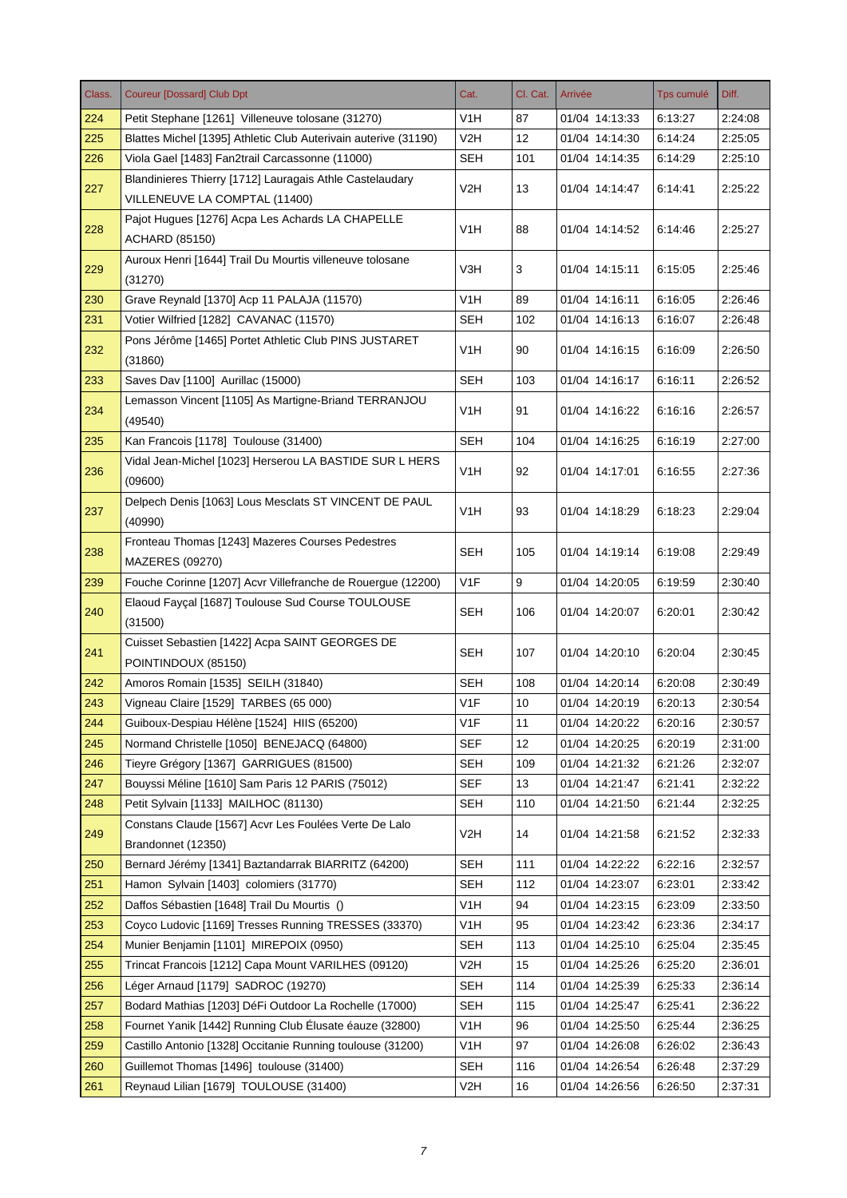| Class. | Coureur [Dossard] Club Dpt | Cat. | Cl. Cat. | Arrivée | Tps cumulé | Diff. |
|---|---|---|---|---|---|---|
| 224 | Petit Stephane [1261] Villeneuve tolosane (31270) | V1H | 87 | 01/04 14:13:33 | 6:13:27 | 2:24:08 |
| 225 | Blattes Michel [1395] Athletic Club Auterivain auterive (31190) | V2H | 12 | 01/04 14:14:30 | 6:14:24 | 2:25:05 |
| 226 | Viola Gael [1483] Fan2trail Carcassonne (11000) | SEH | 101 | 01/04 14:14:35 | 6:14:29 | 2:25:10 |
| 227 | Blandinieres Thierry [1712] Lauragais Athle Castelaudary VILLENEUVE LA COMPTAL (11400) | V2H | 13 | 01/04 14:14:47 | 6:14:41 | 2:25:22 |
| 228 | Pajot Hugues [1276] Acpa Les Achards LA CHAPELLE ACHARD (85150) | V1H | 88 | 01/04 14:14:52 | 6:14:46 | 2:25:27 |
| 229 | Auroux Henri [1644] Trail Du Mourtis villeneuve tolosane (31270) | V3H | 3 | 01/04 14:15:11 | 6:15:05 | 2:25:46 |
| 230 | Grave Reynald [1370] Acp 11 PALAJA (11570) | V1H | 89 | 01/04 14:16:11 | 6:16:05 | 2:26:46 |
| 231 | Votier Wilfried [1282] CAVANAC (11570) | SEH | 102 | 01/04 14:16:13 | 6:16:07 | 2:26:48 |
| 232 | Pons Jérôme [1465] Portet Athletic Club PINS JUSTARET (31860) | V1H | 90 | 01/04 14:16:15 | 6:16:09 | 2:26:50 |
| 233 | Saves Dav [1100] Aurillac (15000) | SEH | 103 | 01/04 14:16:17 | 6:16:11 | 2:26:52 |
| 234 | Lemasson Vincent [1105] As Martigne-Briand TERRANJOU (49540) | V1H | 91 | 01/04 14:16:22 | 6:16:16 | 2:26:57 |
| 235 | Kan Francois [1178] Toulouse (31400) | SEH | 104 | 01/04 14:16:25 | 6:16:19 | 2:27:00 |
| 236 | Vidal Jean-Michel [1023] Herserou LA BASTIDE SUR L HERS (09600) | V1H | 92 | 01/04 14:17:01 | 6:16:55 | 2:27:36 |
| 237 | Delpech Denis [1063] Lous Mesclats ST VINCENT DE PAUL (40990) | V1H | 93 | 01/04 14:18:29 | 6:18:23 | 2:29:04 |
| 238 | Fronteau Thomas [1243] Mazeres Courses Pedestres MAZERES (09270) | SEH | 105 | 01/04 14:19:14 | 6:19:08 | 2:29:49 |
| 239 | Fouche Corinne [1207] Acvr Villefranche de Rouergue (12200) | V1F | 9 | 01/04 14:20:05 | 6:19:59 | 2:30:40 |
| 240 | Elaoud Fayçal [1687] Toulouse Sud Course TOULOUSE (31500) | SEH | 106 | 01/04 14:20:07 | 6:20:01 | 2:30:42 |
| 241 | Cuisset Sebastien [1422] Acpa SAINT GEORGES DE POINTINDOUX (85150) | SEH | 107 | 01/04 14:20:10 | 6:20:04 | 2:30:45 |
| 242 | Amoros Romain [1535] SEILH (31840) | SEH | 108 | 01/04 14:20:14 | 6:20:08 | 2:30:49 |
| 243 | Vigneau Claire [1529] TARBES (65 000) | V1F | 10 | 01/04 14:20:19 | 6:20:13 | 2:30:54 |
| 244 | Guiboux-Despiau Hélène [1524] HIIS (65200) | V1F | 11 | 01/04 14:20:22 | 6:20:16 | 2:30:57 |
| 245 | Normand Christelle [1050] BENEJACQ (64800) | SEF | 12 | 01/04 14:20:25 | 6:20:19 | 2:31:00 |
| 246 | Tieyre Grégory [1367] GARRIGUES (81500) | SEH | 109 | 01/04 14:21:32 | 6:21:26 | 2:32:07 |
| 247 | Bouyssi Méline [1610] Sam Paris 12 PARIS (75012) | SEF | 13 | 01/04 14:21:47 | 6:21:41 | 2:32:22 |
| 248 | Petit Sylvain [1133] MAILHOC (81130) | SEH | 110 | 01/04 14:21:50 | 6:21:44 | 2:32:25 |
| 249 | Constans Claude [1567] Acvr Les Foulées Verte De Lalo Brandonnet (12350) | V2H | 14 | 01/04 14:21:58 | 6:21:52 | 2:32:33 |
| 250 | Bernard Jérémy [1341] Baztandarrak BIARRITZ (64200) | SEH | 111 | 01/04 14:22:22 | 6:22:16 | 2:32:57 |
| 251 | Hamon Sylvain [1403] colomiers (31770) | SEH | 112 | 01/04 14:23:07 | 6:23:01 | 2:33:42 |
| 252 | Daffos Sébastien [1648] Trail Du Mourtis () | V1H | 94 | 01/04 14:23:15 | 6:23:09 | 2:33:50 |
| 253 | Coyco Ludovic [1169] Tresses Running TRESSES (33370) | V1H | 95 | 01/04 14:23:42 | 6:23:36 | 2:34:17 |
| 254 | Munier Benjamin [1101] MIREPOIX (0950) | SEH | 113 | 01/04 14:25:10 | 6:25:04 | 2:35:45 |
| 255 | Trincat Francois [1212] Capa Mount VARILHES (09120) | V2H | 15 | 01/04 14:25:26 | 6:25:20 | 2:36:01 |
| 256 | Léger Arnaud [1179] SADROC (19270) | SEH | 114 | 01/04 14:25:39 | 6:25:33 | 2:36:14 |
| 257 | Bodard Mathias [1203] DéFi Outdoor La Rochelle (17000) | SEH | 115 | 01/04 14:25:47 | 6:25:41 | 2:36:22 |
| 258 | Fournet Yanik [1442] Running Club Élusate éauze (32800) | V1H | 96 | 01/04 14:25:50 | 6:25:44 | 2:36:25 |
| 259 | Castillo Antonio [1328] Occitanie Running toulouse (31200) | V1H | 97 | 01/04 14:26:08 | 6:26:02 | 2:36:43 |
| 260 | Guillemot Thomas [1496] toulouse (31400) | SEH | 116 | 01/04 14:26:54 | 6:26:48 | 2:37:29 |
| 261 | Reynaud Lilian [1679] TOULOUSE (31400) | V2H | 16 | 01/04 14:26:56 | 6:26:50 | 2:37:31 |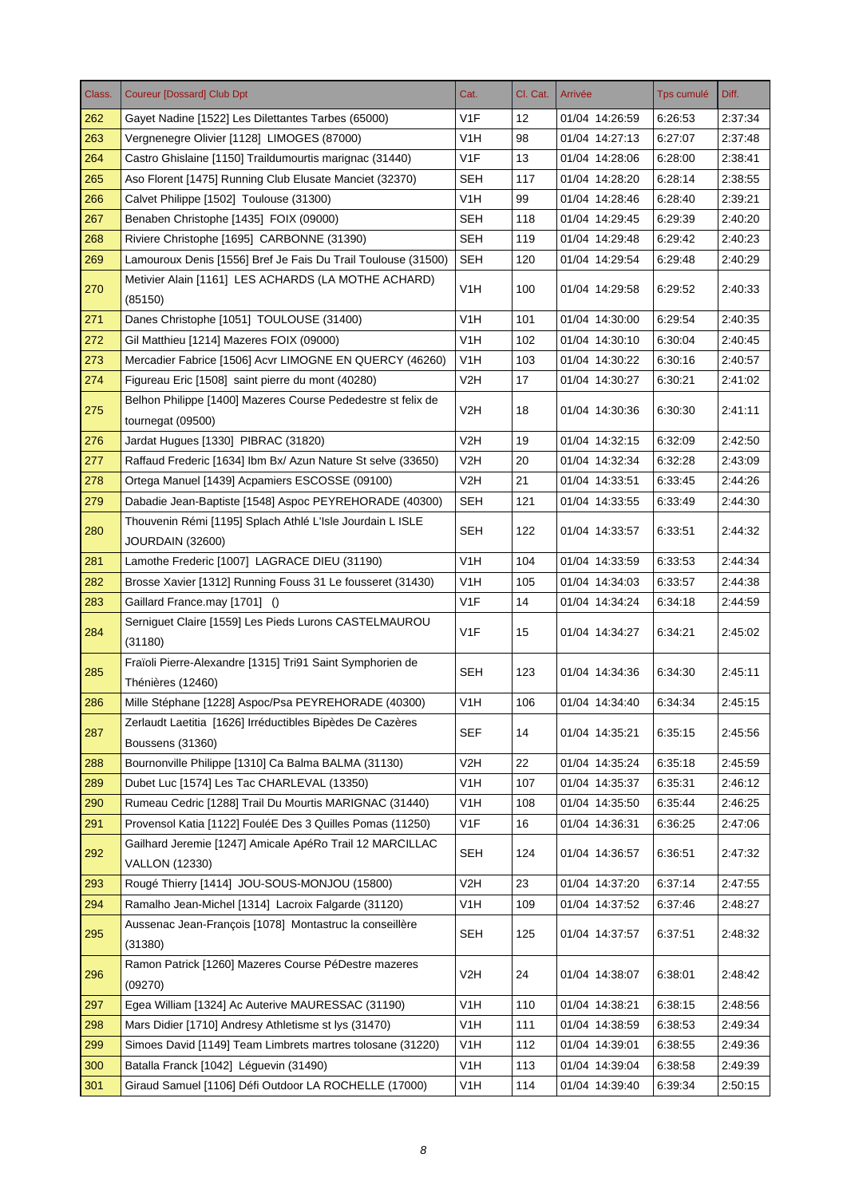| Class. | Coureur [Dossard] Club Dpt | Cat. | Cl. Cat. | Arrivée | Tps cumulé | Diff. |
|---|---|---|---|---|---|---|
| 262 | Gayet Nadine [1522] Les Dilettantes Tarbes (65000) | V1F | 12 | 01/04 14:26:59 | 6:26:53 | 2:37:34 |
| 263 | Vergnenegre Olivier [1128] LIMOGES (87000) | V1H | 98 | 01/04 14:27:13 | 6:27:07 | 2:37:48 |
| 264 | Castro Ghislaine [1150] Traildumourtis marignac (31440) | V1F | 13 | 01/04 14:28:06 | 6:28:00 | 2:38:41 |
| 265 | Aso Florent [1475] Running Club Elusate Manciet (32370) | SEH | 117 | 01/04 14:28:20 | 6:28:14 | 2:38:55 |
| 266 | Calvet Philippe [1502] Toulouse (31300) | V1H | 99 | 01/04 14:28:46 | 6:28:40 | 2:39:21 |
| 267 | Benaben Christophe [1435] FOIX (09000) | SEH | 118 | 01/04 14:29:45 | 6:29:39 | 2:40:20 |
| 268 | Riviere Christophe [1695] CARBONNE (31390) | SEH | 119 | 01/04 14:29:48 | 6:29:42 | 2:40:23 |
| 269 | Lamouroux Denis [1556] Bref Je Fais Du Trail Toulouse (31500) | SEH | 120 | 01/04 14:29:54 | 6:29:48 | 2:40:29 |
| 270 | Metivier Alain [1161] LES ACHARDS (LA MOTHE ACHARD) (85150) | V1H | 100 | 01/04 14:29:58 | 6:29:52 | 2:40:33 |
| 271 | Danes Christophe [1051] TOULOUSE (31400) | V1H | 101 | 01/04 14:30:00 | 6:29:54 | 2:40:35 |
| 272 | Gil Matthieu [1214] Mazeres FOIX (09000) | V1H | 102 | 01/04 14:30:10 | 6:30:04 | 2:40:45 |
| 273 | Mercadier Fabrice [1506] Acvr LIMOGNE EN QUERCY (46260) | V1H | 103 | 01/04 14:30:22 | 6:30:16 | 2:40:57 |
| 274 | Figureau Eric [1508] saint pierre du mont (40280) | V2H | 17 | 01/04 14:30:27 | 6:30:21 | 2:41:02 |
| 275 | Belhon Philippe [1400] Mazeres Course Pededestre st felix de tournegat (09500) | V2H | 18 | 01/04 14:30:36 | 6:30:30 | 2:41:11 |
| 276 | Jardat Hugues [1330] PIBRAC (31820) | V2H | 19 | 01/04 14:32:15 | 6:32:09 | 2:42:50 |
| 277 | Raffaud Frederic [1634] Ibm Bx/ Azun Nature St selve (33650) | V2H | 20 | 01/04 14:32:34 | 6:32:28 | 2:43:09 |
| 278 | Ortega Manuel [1439] Acpamiers ESCOSSE (09100) | V2H | 21 | 01/04 14:33:51 | 6:33:45 | 2:44:26 |
| 279 | Dabadie Jean-Baptiste [1548] Aspoc PEYREHORADE (40300) | SEH | 121 | 01/04 14:33:55 | 6:33:49 | 2:44:30 |
| 280 | Thouvenin Rémi [1195] Splach Athlé L'Isle Jourdain L ISLE JOURDAIN (32600) | SEH | 122 | 01/04 14:33:57 | 6:33:51 | 2:44:32 |
| 281 | Lamothe Frederic [1007] LAGRACE DIEU (31190) | V1H | 104 | 01/04 14:33:59 | 6:33:53 | 2:44:34 |
| 282 | Brosse Xavier [1312] Running Fouss 31 Le fousseret (31430) | V1H | 105 | 01/04 14:34:03 | 6:33:57 | 2:44:38 |
| 283 | Gaillard France.may [1701] () | V1F | 14 | 01/04 14:34:24 | 6:34:18 | 2:44:59 |
| 284 | Serniguet Claire [1559] Les Pieds Lurons CASTELMAUROU (31180) | V1F | 15 | 01/04 14:34:27 | 6:34:21 | 2:45:02 |
| 285 | Fraïoli Pierre-Alexandre [1315] Tri91 Saint Symphorien de Thénières (12460) | SEH | 123 | 01/04 14:34:36 | 6:34:30 | 2:45:11 |
| 286 | Mille Stéphane [1228] Aspoc/Psa PEYREHORADE (40300) | V1H | 106 | 01/04 14:34:40 | 6:34:34 | 2:45:15 |
| 287 | Zerlaudt Laetitia [1626] Irréductibles Bipèdes De Cazères Boussens (31360) | SEF | 14 | 01/04 14:35:21 | 6:35:15 | 2:45:56 |
| 288 | Bournonville Philippe [1310] Ca Balma BALMA (31130) | V2H | 22 | 01/04 14:35:24 | 6:35:18 | 2:45:59 |
| 289 | Dubet Luc [1574] Les Tac CHARLEVAL (13350) | V1H | 107 | 01/04 14:35:37 | 6:35:31 | 2:46:12 |
| 290 | Rumeau Cedric [1288] Trail Du Mourtis MARIGNAC (31440) | V1H | 108 | 01/04 14:35:50 | 6:35:44 | 2:46:25 |
| 291 | Provensol Katia [1122] FouléE Des 3 Quilles Pomas (11250) | V1F | 16 | 01/04 14:36:31 | 6:36:25 | 2:47:06 |
| 292 | Gailhard Jeremie [1247] Amicale ApéRo Trail 12 MARCILLAC VALLON (12330) | SEH | 124 | 01/04 14:36:57 | 6:36:51 | 2:47:32 |
| 293 | Rougé Thierry [1414] JOU-SOUS-MONJOU (15800) | V2H | 23 | 01/04 14:37:20 | 6:37:14 | 2:47:55 |
| 294 | Ramalho Jean-Michel [1314] Lacroix Falgarde (31120) | V1H | 109 | 01/04 14:37:52 | 6:37:46 | 2:48:27 |
| 295 | Aussenac Jean-François [1078] Montastruc la conseillère (31380) | SEH | 125 | 01/04 14:37:57 | 6:37:51 | 2:48:32 |
| 296 | Ramon Patrick [1260] Mazeres Course PéDestre mazeres (09270) | V2H | 24 | 01/04 14:38:07 | 6:38:01 | 2:48:42 |
| 297 | Egea William [1324] Ac Auterive MAURESSAC (31190) | V1H | 110 | 01/04 14:38:21 | 6:38:15 | 2:48:56 |
| 298 | Mars Didier [1710] Andresy Athletisme st lys (31470) | V1H | 111 | 01/04 14:38:59 | 6:38:53 | 2:49:34 |
| 299 | Simoes David [1149] Team Limbrets martres tolosane (31220) | V1H | 112 | 01/04 14:39:01 | 6:38:55 | 2:49:36 |
| 300 | Batalla Franck [1042] Léguevin (31490) | V1H | 113 | 01/04 14:39:04 | 6:38:58 | 2:49:39 |
| 301 | Giraud Samuel [1106] Défi Outdoor LA ROCHELLE (17000) | V1H | 114 | 01/04 14:39:40 | 6:39:34 | 2:50:15 |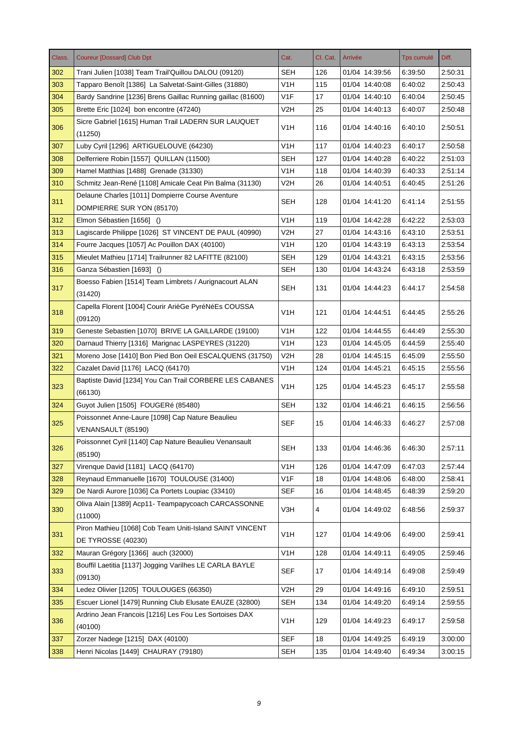| Class. | Coureur [Dossard] Club Dpt | Cat. | Cl. Cat. | Arrivée | Tps cumulé | Diff. |
|---|---|---|---|---|---|---|
| 302 | Trani Julien [1038] Team Trail'Quillou DALOU (09120) | SEH | 126 | 01/04 14:39:56 | 6:39:50 | 2:50:31 |
| 303 | Tapparo Benoît [1386] La Salvetat-Saint-Gilles (31880) | V1H | 115 | 01/04 14:40:08 | 6:40:02 | 2:50:43 |
| 304 | Bardy Sandrine [1236] Brens Gaillac Running gaillac (81600) | V1F | 17 | 01/04 14:40:10 | 6:40:04 | 2:50:45 |
| 305 | Brette Eric [1024] bon encontre (47240) | V2H | 25 | 01/04 14:40:13 | 6:40:07 | 2:50:48 |
| 306 | Sicre Gabriel [1615] Human Trail LADERN SUR LAUQUET (11250) | V1H | 116 | 01/04 14:40:16 | 6:40:10 | 2:50:51 |
| 307 | Luby Cyril [1296] ARTIGUELOUVE (64230) | V1H | 117 | 01/04 14:40:23 | 6:40:17 | 2:50:58 |
| 308 | Delferriere Robin [1557] QUILLAN (11500) | SEH | 127 | 01/04 14:40:28 | 6:40:22 | 2:51:03 |
| 309 | Hamel Matthias [1488] Grenade (31330) | V1H | 118 | 01/04 14:40:39 | 6:40:33 | 2:51:14 |
| 310 | Schmitz Jean-René [1108] Amicale Ceat Pin Balma (31130) | V2H | 26 | 01/04 14:40:51 | 6:40:45 | 2:51:26 |
| 311 | Delaune Charles [1011] Dompierre Course Aventure DOMPIERRE SUR YON (85170) | SEH | 128 | 01/04 14:41:20 | 6:41:14 | 2:51:55 |
| 312 | Elmon Sébastien [1656] () | V1H | 119 | 01/04 14:42:28 | 6:42:22 | 2:53:03 |
| 313 | Lagiscarde Philippe [1026] ST VINCENT DE PAUL (40990) | V2H | 27 | 01/04 14:43:16 | 6:43:10 | 2:53:51 |
| 314 | Fourre Jacques [1057] Ac Pouillon DAX (40100) | V1H | 120 | 01/04 14:43:19 | 6:43:13 | 2:53:54 |
| 315 | Mieulet Mathieu [1714] Trailrunner 82 LAFITTE (82100) | SEH | 129 | 01/04 14:43:21 | 6:43:15 | 2:53:56 |
| 316 | Ganza Sébastien [1693] () | SEH | 130 | 01/04 14:43:24 | 6:43:18 | 2:53:59 |
| 317 | Boesso Fabien [1514] Team Limbrets / Aurignacourt ALAN (31420) | SEH | 131 | 01/04 14:44:23 | 6:44:17 | 2:54:58 |
| 318 | Capella Florent [1004] Courir ArièGe PyréNéEs COUSSA (09120) | V1H | 121 | 01/04 14:44:51 | 6:44:45 | 2:55:26 |
| 319 | Geneste Sebastien [1070] BRIVE LA GAILLARDE (19100) | V1H | 122 | 01/04 14:44:55 | 6:44:49 | 2:55:30 |
| 320 | Darnaud Thierry [1316] Marignac LASPEYRES (31220) | V1H | 123 | 01/04 14:45:05 | 6:44:59 | 2:55:40 |
| 321 | Moreno Jose [1410] Bon Pied Bon Oeil ESCALQUENS (31750) | V2H | 28 | 01/04 14:45:15 | 6:45:09 | 2:55:50 |
| 322 | Cazalet David [1176] LACQ (64170) | V1H | 124 | 01/04 14:45:21 | 6:45:15 | 2:55:56 |
| 323 | Baptiste David [1234] You Can Trail CORBERE LES CABANES (66130) | V1H | 125 | 01/04 14:45:23 | 6:45:17 | 2:55:58 |
| 324 | Guyot Julien [1505] FOUGERé (85480) | SEH | 132 | 01/04 14:46:21 | 6:46:15 | 2:56:56 |
| 325 | Poissonnet Anne-Laure [1098] Cap Nature Beaulieu VENANSAULT (85190) | SEF | 15 | 01/04 14:46:33 | 6:46:27 | 2:57:08 |
| 326 | Poissonnet Cyril [1140] Cap Nature Beaulieu Venansault (85190) | SEH | 133 | 01/04 14:46:36 | 6:46:30 | 2:57:11 |
| 327 | Virenque David [1181] LACQ (64170) | V1H | 126 | 01/04 14:47:09 | 6:47:03 | 2:57:44 |
| 328 | Reynaud Emmanuelle [1670] TOULOUSE (31400) | V1F | 18 | 01/04 14:48:06 | 6:48:00 | 2:58:41 |
| 329 | De Nardi Aurore [1036] Ca Portets Loupiac (33410) | SEF | 16 | 01/04 14:48:45 | 6:48:39 | 2:59:20 |
| 330 | Oliva Alain [1389] Acp11- Teampapycoach CARCASSONNE (11000) | V3H | 4 | 01/04 14:49:02 | 6:48:56 | 2:59:37 |
| 331 | Piron Mathieu [1068] Cob Team Uniti-Island SAINT VINCENT DE TYROSSE (40230) | V1H | 127 | 01/04 14:49:06 | 6:49:00 | 2:59:41 |
| 332 | Mauran Grégory [1366] auch (32000) | V1H | 128 | 01/04 14:49:11 | 6:49:05 | 2:59:46 |
| 333 | Bouffil Laetitia [1137] Jogging Varilhes LE CARLA BAYLE (09130) | SEF | 17 | 01/04 14:49:14 | 6:49:08 | 2:59:49 |
| 334 | Ledez Olivier [1205] TOULOUGES (66350) | V2H | 29 | 01/04 14:49:16 | 6:49:10 | 2:59:51 |
| 335 | Escuer Lionel [1479] Running Club Elusate EAUZE (32800) | SEH | 134 | 01/04 14:49:20 | 6:49:14 | 2:59:55 |
| 336 | Ardrino Jean Francois [1216] Les Fou Les Sortoises DAX (40100) | V1H | 129 | 01/04 14:49:23 | 6:49:17 | 2:59:58 |
| 337 | Zorzer Nadege [1215] DAX (40100) | SEF | 18 | 01/04 14:49:25 | 6:49:19 | 3:00:00 |
| 338 | Henri Nicolas [1449] CHAURAY (79180) | SEH | 135 | 01/04 14:49:40 | 6:49:34 | 3:00:15 |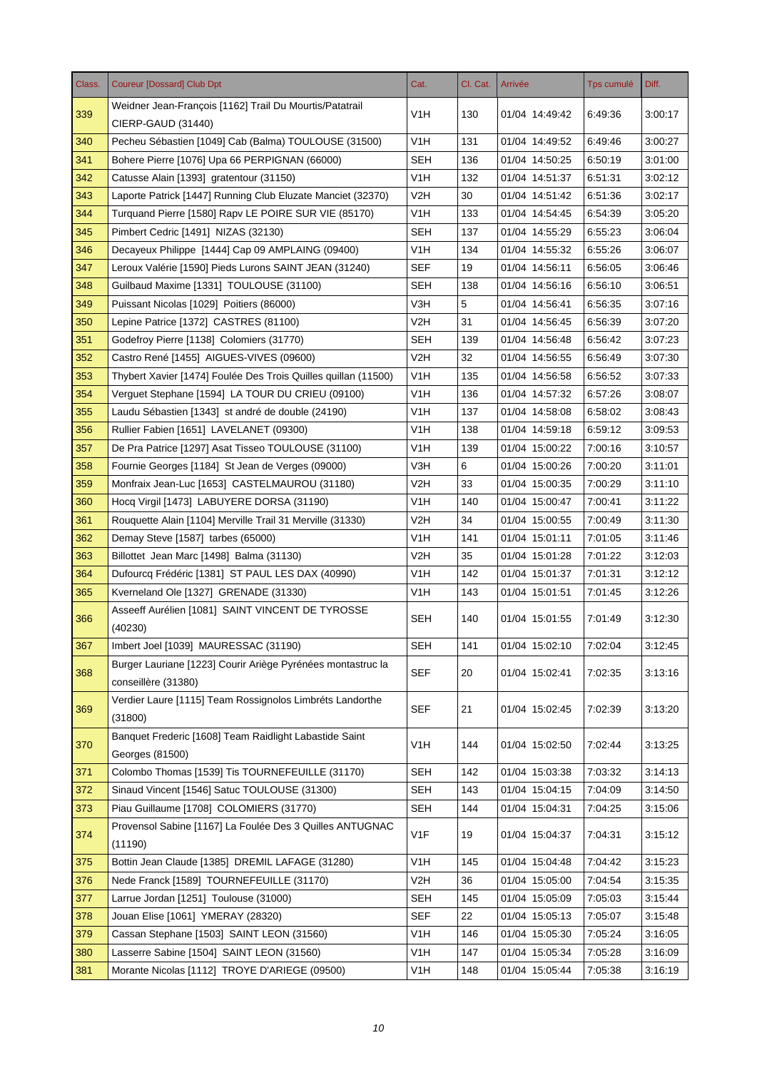| Class. | Coureur [Dossard] Club Dpt | Cat. | Cl. Cat. | Arrivée | Tps cumulé | Diff. |
|---|---|---|---|---|---|---|
| 339 | Weidner Jean-François [1162] Trail Du Mourtis/Patatrail CIERP-GAUD (31440) | V1H | 130 | 01/04 14:49:42 | 6:49:36 | 3:00:17 |
| 340 | Pecheu Sébastien [1049] Cab (Balma) TOULOUSE (31500) | V1H | 131 | 01/04 14:49:52 | 6:49:46 | 3:00:27 |
| 341 | Bohere Pierre [1076] Upa 66 PERPIGNAN (66000) | SEH | 136 | 01/04 14:50:25 | 6:50:19 | 3:01:00 |
| 342 | Catusse Alain [1393] gratentour (31150) | V1H | 132 | 01/04 14:51:37 | 6:51:31 | 3:02:12 |
| 343 | Laporte Patrick [1447] Running Club Eluzate Manciet (32370) | V2H | 30 | 01/04 14:51:42 | 6:51:36 | 3:02:17 |
| 344 | Turquand Pierre [1580] Rapv LE POIRE SUR VIE (85170) | V1H | 133 | 01/04 14:54:45 | 6:54:39 | 3:05:20 |
| 345 | Pimbert Cedric [1491] NIZAS (32130) | SEH | 137 | 01/04 14:55:29 | 6:55:23 | 3:06:04 |
| 346 | Decayeux Philippe [1444] Cap 09 AMPLAING (09400) | V1H | 134 | 01/04 14:55:32 | 6:55:26 | 3:06:07 |
| 347 | Leroux Valérie [1590] Pieds Lurons SAINT JEAN (31240) | SEF | 19 | 01/04 14:56:11 | 6:56:05 | 3:06:46 |
| 348 | Guilbaud Maxime [1331] TOULOUSE (31100) | SEH | 138 | 01/04 14:56:16 | 6:56:10 | 3:06:51 |
| 349 | Puissant Nicolas [1029] Poitiers (86000) | V3H | 5 | 01/04 14:56:41 | 6:56:35 | 3:07:16 |
| 350 | Lepine Patrice [1372] CASTRES (81100) | V2H | 31 | 01/04 14:56:45 | 6:56:39 | 3:07:20 |
| 351 | Godefroy Pierre [1138] Colomiers (31770) | SEH | 139 | 01/04 14:56:48 | 6:56:42 | 3:07:23 |
| 352 | Castro René [1455] AIGUES-VIVES (09600) | V2H | 32 | 01/04 14:56:55 | 6:56:49 | 3:07:30 |
| 353 | Thybert Xavier [1474] Foulée Des Trois Quilles quillan (11500) | V1H | 135 | 01/04 14:56:58 | 6:56:52 | 3:07:33 |
| 354 | Verguet Stephane [1594] LA TOUR DU CRIEU (09100) | V1H | 136 | 01/04 14:57:32 | 6:57:26 | 3:08:07 |
| 355 | Laudu Sébastien [1343] st andré de double (24190) | V1H | 137 | 01/04 14:58:08 | 6:58:02 | 3:08:43 |
| 356 | Rullier Fabien [1651] LAVELANET (09300) | V1H | 138 | 01/04 14:59:18 | 6:59:12 | 3:09:53 |
| 357 | De Pra Patrice [1297] Asat Tisseo TOULOUSE (31100) | V1H | 139 | 01/04 15:00:22 | 7:00:16 | 3:10:57 |
| 358 | Fournie Georges [1184] St Jean de Verges (09000) | V3H | 6 | 01/04 15:00:26 | 7:00:20 | 3:11:01 |
| 359 | Monfraix Jean-Luc [1653] CASTELMAUROU (31180) | V2H | 33 | 01/04 15:00:35 | 7:00:29 | 3:11:10 |
| 360 | Hocq Virgil [1473] LABUYERE DORSA (31190) | V1H | 140 | 01/04 15:00:47 | 7:00:41 | 3:11:22 |
| 361 | Rouquette Alain [1104] Merville Trail 31 Merville (31330) | V2H | 34 | 01/04 15:00:55 | 7:00:49 | 3:11:30 |
| 362 | Demay Steve [1587] tarbes (65000) | V1H | 141 | 01/04 15:01:11 | 7:01:05 | 3:11:46 |
| 363 | Billottet Jean Marc [1498] Balma (31130) | V2H | 35 | 01/04 15:01:28 | 7:01:22 | 3:12:03 |
| 364 | Dufourcq Frédéric [1381] ST PAUL LES DAX (40990) | V1H | 142 | 01/04 15:01:37 | 7:01:31 | 3:12:12 |
| 365 | Kverneland Ole [1327] GRENADE (31330) | V1H | 143 | 01/04 15:01:51 | 7:01:45 | 3:12:26 |
| 366 | Asseeff Aurélien [1081] SAINT VINCENT DE TYROSSE (40230) | SEH | 140 | 01/04 15:01:55 | 7:01:49 | 3:12:30 |
| 367 | Imbert Joel [1039] MAURESSAC (31190) | SEH | 141 | 01/04 15:02:10 | 7:02:04 | 3:12:45 |
| 368 | Burger Lauriane [1223] Courir Ariège Pyrénées montastruc la conseillère (31380) | SEF | 20 | 01/04 15:02:41 | 7:02:35 | 3:13:16 |
| 369 | Verdier Laure [1115] Team Rossignolos Limbréts Landorthe (31800) | SEF | 21 | 01/04 15:02:45 | 7:02:39 | 3:13:20 |
| 370 | Banquet Frederic [1608] Team Raidlight Labastide Saint Georges (81500) | V1H | 144 | 01/04 15:02:50 | 7:02:44 | 3:13:25 |
| 371 | Colombo Thomas [1539] Tis TOURNEFEUILLE (31170) | SEH | 142 | 01/04 15:03:38 | 7:03:32 | 3:14:13 |
| 372 | Sinaud Vincent [1546] Satuc TOULOUSE (31300) | SEH | 143 | 01/04 15:04:15 | 7:04:09 | 3:14:50 |
| 373 | Piau Guillaume [1708] COLOMIERS (31770) | SEH | 144 | 01/04 15:04:31 | 7:04:25 | 3:15:06 |
| 374 | Provensol Sabine [1167] La Foulée Des 3 Quilles ANTUGNAC (11190) | V1F | 19 | 01/04 15:04:37 | 7:04:31 | 3:15:12 |
| 375 | Bottin Jean Claude [1385] DREMIL LAFAGE (31280) | V1H | 145 | 01/04 15:04:48 | 7:04:42 | 3:15:23 |
| 376 | Nede Franck [1589] TOURNEFEUILLE (31170) | V2H | 36 | 01/04 15:05:00 | 7:04:54 | 3:15:35 |
| 377 | Larrue Jordan [1251] Toulouse (31000) | SEH | 145 | 01/04 15:05:09 | 7:05:03 | 3:15:44 |
| 378 | Jouan Elise [1061] YMERAY (28320) | SEF | 22 | 01/04 15:05:13 | 7:05:07 | 3:15:48 |
| 379 | Cassan Stephane [1503] SAINT LEON (31560) | V1H | 146 | 01/04 15:05:30 | 7:05:24 | 3:16:05 |
| 380 | Lasserre Sabine [1504] SAINT LEON (31560) | V1H | 147 | 01/04 15:05:34 | 7:05:28 | 3:16:09 |
| 381 | Morante Nicolas [1112] TROYE D'ARIEGE (09500) | V1H | 148 | 01/04 15:05:44 | 7:05:38 | 3:16:19 |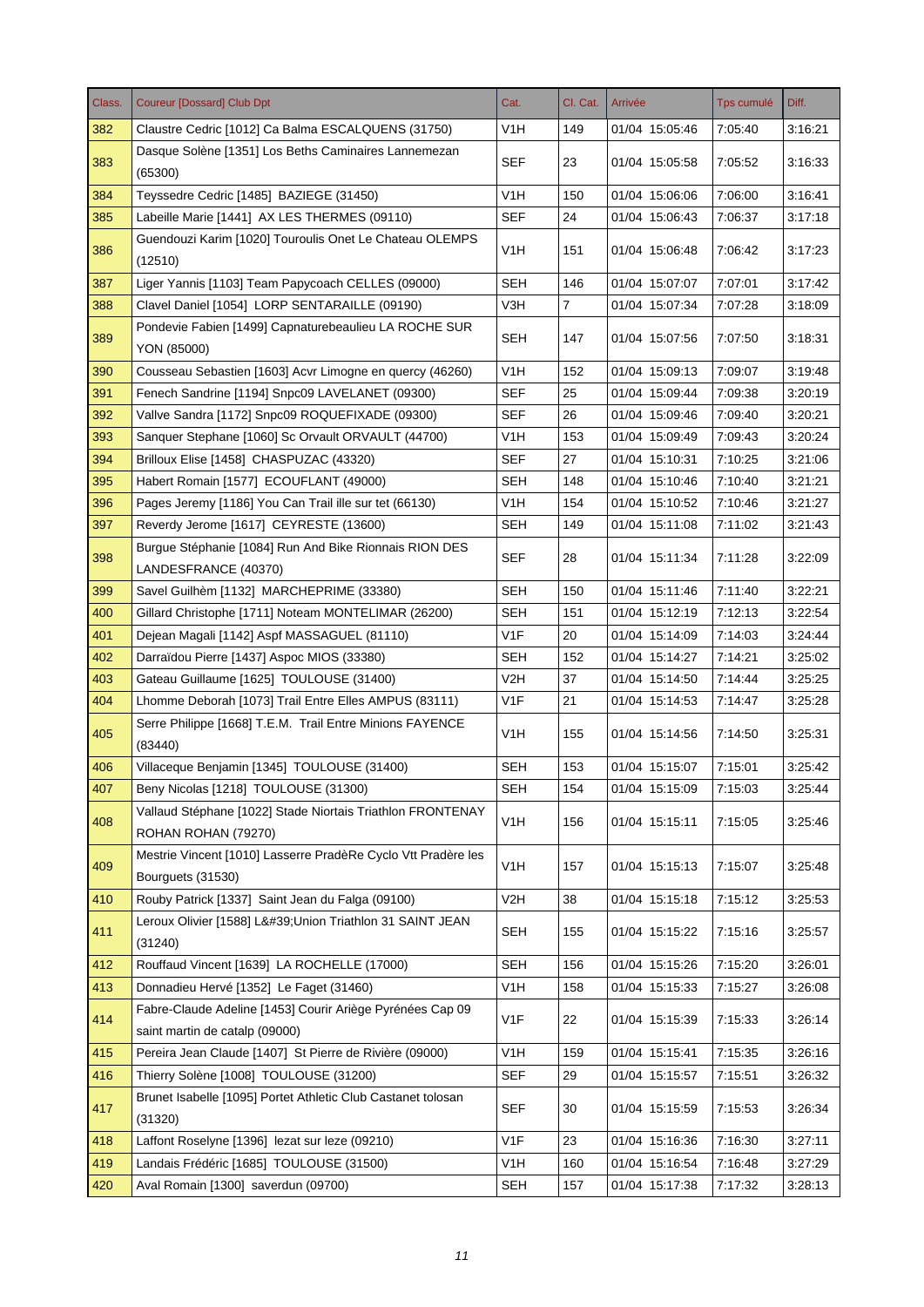| Class. | Coureur [Dossard] Club Dpt | Cat. | Cl. Cat. | Arrivée | Tps cumulé | Diff. |
|---|---|---|---|---|---|---|
| 382 | Claustre Cedric [1012] Ca Balma ESCALQUENS (31750) | V1H | 149 | 01/04 15:05:46 | 7:05:40 | 3:16:21 |
| 383 | Dasque Solène [1351] Los Beths Caminaires Lannemezan (65300) | SEF | 23 | 01/04 15:05:58 | 7:05:52 | 3:16:33 |
| 384 | Teyssedre Cedric [1485] BAZIEGE (31450) | V1H | 150 | 01/04 15:06:06 | 7:06:00 | 3:16:41 |
| 385 | Labeille Marie [1441] AX LES THERMES (09110) | SEF | 24 | 01/04 15:06:43 | 7:06:37 | 3:17:18 |
| 386 | Guendouzi Karim [1020] Touroulis Onet Le Chateau OLEMPS (12510) | V1H | 151 | 01/04 15:06:48 | 7:06:42 | 3:17:23 |
| 387 | Liger Yannis [1103] Team Papycoach CELLES (09000) | SEH | 146 | 01/04 15:07:07 | 7:07:01 | 3:17:42 |
| 388 | Clavel Daniel [1054] LORP SENTARAILLE (09190) | V3H | 7 | 01/04 15:07:34 | 7:07:28 | 3:18:09 |
| 389 | Pondevie Fabien [1499] Capnaturebeaulieu LA ROCHE SUR YON (85000) | SEH | 147 | 01/04 15:07:56 | 7:07:50 | 3:18:31 |
| 390 | Cousseau Sebastien [1603] Acvr Limogne en quercy (46260) | V1H | 152 | 01/04 15:09:13 | 7:09:07 | 3:19:48 |
| 391 | Fenech Sandrine [1194] Snpc09 LAVELANET (09300) | SEF | 25 | 01/04 15:09:44 | 7:09:38 | 3:20:19 |
| 392 | Vallve Sandra [1172] Snpc09 ROQUEFIXADE (09300) | SEF | 26 | 01/04 15:09:46 | 7:09:40 | 3:20:21 |
| 393 | Sanquer Stephane [1060] Sc Orvault ORVAULT (44700) | V1H | 153 | 01/04 15:09:49 | 7:09:43 | 3:20:24 |
| 394 | Brilloux Elise [1458] CHASPUZAC (43320) | SEF | 27 | 01/04 15:10:31 | 7:10:25 | 3:21:06 |
| 395 | Habert Romain [1577] ECOUFLANT (49000) | SEH | 148 | 01/04 15:10:46 | 7:10:40 | 3:21:21 |
| 396 | Pages Jeremy [1186] You Can Trail ille sur tet (66130) | V1H | 154 | 01/04 15:10:52 | 7:10:46 | 3:21:27 |
| 397 | Reverdy Jerome [1617] CEYRESTE (13600) | SEH | 149 | 01/04 15:11:08 | 7:11:02 | 3:21:43 |
| 398 | Burgue Stéphanie [1084] Run And Bike Rionnais RION DES LANDESFRANCE (40370) | SEF | 28 | 01/04 15:11:34 | 7:11:28 | 3:22:09 |
| 399 | Savel Guilhèm [1132] MARCHEPRIME (33380) | SEH | 150 | 01/04 15:11:46 | 7:11:40 | 3:22:21 |
| 400 | Gillard Christophe [1711] Noteam MONTELIMAR (26200) | SEH | 151 | 01/04 15:12:19 | 7:12:13 | 3:22:54 |
| 401 | Dejean Magali [1142] Aspf MASSAGUEL (81110) | V1F | 20 | 01/04 15:14:09 | 7:14:03 | 3:24:44 |
| 402 | Darraïdou Pierre [1437] Aspoc MIOS (33380) | SEH | 152 | 01/04 15:14:27 | 7:14:21 | 3:25:02 |
| 403 | Gateau Guillaume [1625] TOULOUSE (31400) | V2H | 37 | 01/04 15:14:50 | 7:14:44 | 3:25:25 |
| 404 | Lhomme Deborah [1073] Trail Entre Elles AMPUS (83111) | V1F | 21 | 01/04 15:14:53 | 7:14:47 | 3:25:28 |
| 405 | Serre Philippe [1668] T.E.M. Trail Entre Minions FAYENCE (83440) | V1H | 155 | 01/04 15:14:56 | 7:14:50 | 3:25:31 |
| 406 | Villaceque Benjamin [1345] TOULOUSE (31400) | SEH | 153 | 01/04 15:15:07 | 7:15:01 | 3:25:42 |
| 407 | Beny Nicolas [1218] TOULOUSE (31300) | SEH | 154 | 01/04 15:15:09 | 7:15:03 | 3:25:44 |
| 408 | Vallaud Stéphane [1022] Stade Niortais Triathlon FRONTENAY ROHAN ROHAN (79270) | V1H | 156 | 01/04 15:15:11 | 7:15:05 | 3:25:46 |
| 409 | Mestrie Vincent [1010] Lasserre PradèRe Cyclo Vtt Pradère les Bourguets (31530) | V1H | 157 | 01/04 15:15:13 | 7:15:07 | 3:25:48 |
| 410 | Rouby Patrick [1337] Saint Jean du Falga (09100) | V2H | 38 | 01/04 15:15:18 | 7:15:12 | 3:25:53 |
| 411 | Leroux Olivier [1588] L&#39;Union Triathlon 31 SAINT JEAN (31240) | SEH | 155 | 01/04 15:15:22 | 7:15:16 | 3:25:57 |
| 412 | Rouffaud Vincent [1639] LA ROCHELLE (17000) | SEH | 156 | 01/04 15:15:26 | 7:15:20 | 3:26:01 |
| 413 | Donnadieu Hervé [1352] Le Faget (31460) | V1H | 158 | 01/04 15:15:33 | 7:15:27 | 3:26:08 |
| 414 | Fabre-Claude Adeline [1453] Courir Ariège Pyrénées Cap 09 saint martin de catalp (09000) | V1F | 22 | 01/04 15:15:39 | 7:15:33 | 3:26:14 |
| 415 | Pereira Jean Claude [1407] St Pierre de Rivière (09000) | V1H | 159 | 01/04 15:15:41 | 7:15:35 | 3:26:16 |
| 416 | Thierry Solène [1008] TOULOUSE (31200) | SEF | 29 | 01/04 15:15:57 | 7:15:51 | 3:26:32 |
| 417 | Brunet Isabelle [1095] Portet Athletic Club Castanet tolosan (31320) | SEF | 30 | 01/04 15:15:59 | 7:15:53 | 3:26:34 |
| 418 | Laffont Roselyne [1396] lezat sur leze (09210) | V1F | 23 | 01/04 15:16:36 | 7:16:30 | 3:27:11 |
| 419 | Landais Frédéric [1685] TOULOUSE (31500) | V1H | 160 | 01/04 15:16:54 | 7:16:48 | 3:27:29 |
| 420 | Aval Romain [1300] saverdun (09700) | SEH | 157 | 01/04 15:17:38 | 7:17:32 | 3:28:13 |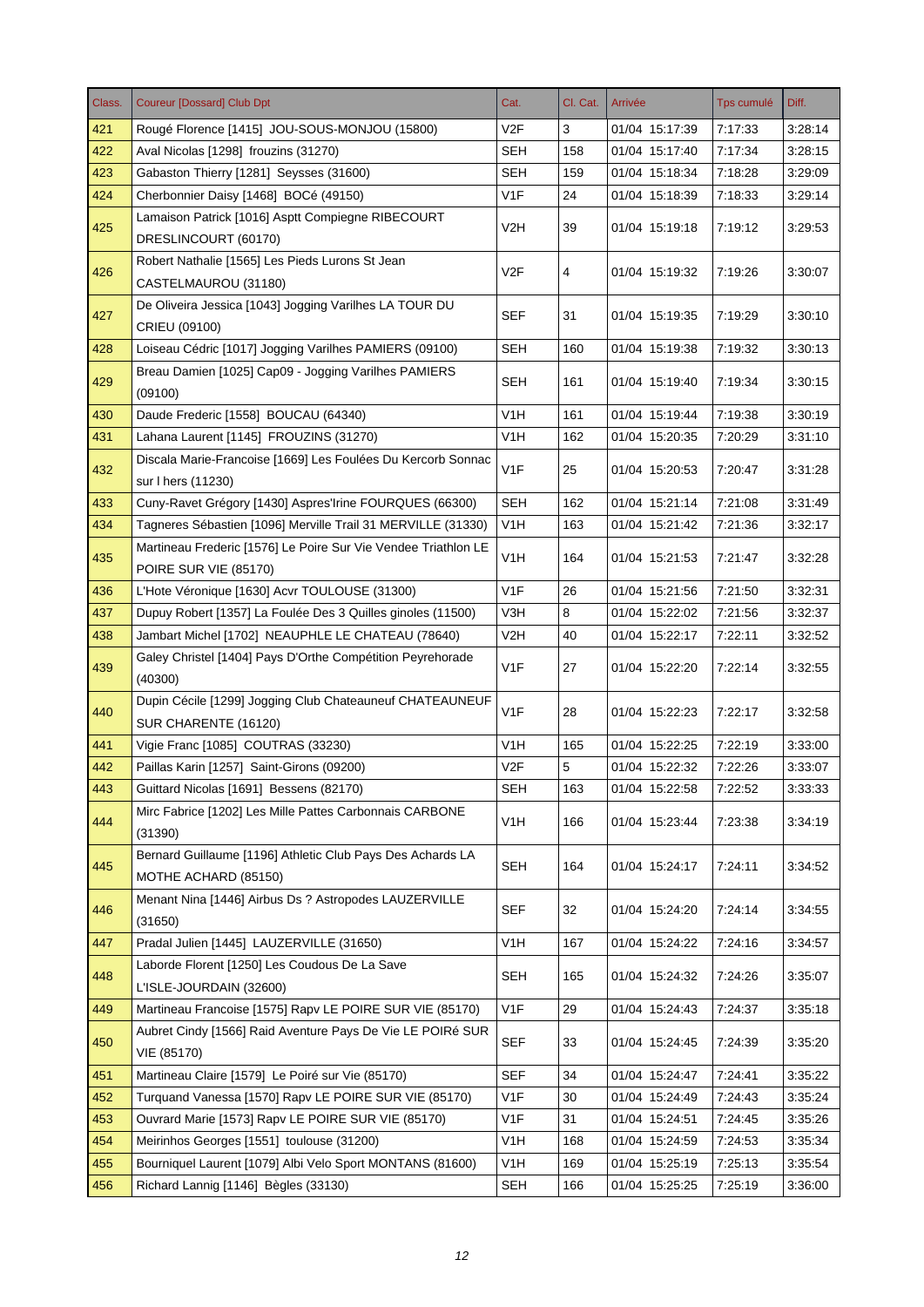| Class. | Coureur [Dossard] Club Dpt | Cat. | Cl. Cat. | Arrivée | Tps cumulé | Diff. |
|---|---|---|---|---|---|---|
| 421 | Rougé Florence [1415]  JOU-SOUS-MONJOU (15800) | V2F | 3 | 01/04 15:17:39 | 7:17:33 | 3:28:14 |
| 422 | Aval Nicolas [1298]  frouzins (31270) | SEH | 158 | 01/04 15:17:40 | 7:17:34 | 3:28:15 |
| 423 | Gabaston Thierry [1281]  Seysses (31600) | SEH | 159 | 01/04 15:18:34 | 7:18:28 | 3:29:09 |
| 424 | Cherbonnier Daisy [1468]  BOCé (49150) | V1F | 24 | 01/04 15:18:39 | 7:18:33 | 3:29:14 |
| 425 | Lamaison Patrick [1016] Asptt Compiegne RIBECOURT DRESLINCOURT (60170) | V2H | 39 | 01/04 15:19:18 | 7:19:12 | 3:29:53 |
| 426 | Robert Nathalie [1565] Les Pieds Lurons St Jean CASTELMAUROU (31180) | V2F | 4 | 01/04 15:19:32 | 7:19:26 | 3:30:07 |
| 427 | De Oliveira Jessica [1043] Jogging Varilhes LA TOUR DU CRIEU (09100) | SEF | 31 | 01/04 15:19:35 | 7:19:29 | 3:30:10 |
| 428 | Loiseau Cédric [1017] Jogging Varilhes PAMIERS (09100) | SEH | 160 | 01/04 15:19:38 | 7:19:32 | 3:30:13 |
| 429 | Breau Damien [1025] Cap09 - Jogging Varilhes PAMIERS (09100) | SEH | 161 | 01/04 15:19:40 | 7:19:34 | 3:30:15 |
| 430 | Daude Frederic [1558]  BOUCAU (64340) | V1H | 161 | 01/04 15:19:44 | 7:19:38 | 3:30:19 |
| 431 | Lahana Laurent [1145]  FROUZINS (31270) | V1H | 162 | 01/04 15:20:35 | 7:20:29 | 3:31:10 |
| 432 | Discala Marie-Francoise [1669] Les Foulées Du Kercorb Sonnac sur l hers (11230) | V1F | 25 | 01/04 15:20:53 | 7:20:47 | 3:31:28 |
| 433 | Cuny-Ravet Grégory [1430] Aspres'Irine FOURQUES (66300) | SEH | 162 | 01/04 15:21:14 | 7:21:08 | 3:31:49 |
| 434 | Tagneres Sébastien [1096] Merville Trail 31 MERVILLE (31330) | V1H | 163 | 01/04 15:21:42 | 7:21:36 | 3:32:17 |
| 435 | Martineau Frederic [1576] Le Poire Sur Vie Vendee Triathlon LE POIRE SUR VIE (85170) | V1H | 164 | 01/04 15:21:53 | 7:21:47 | 3:32:28 |
| 436 | L'Hote Véronique [1630] Acvr TOULOUSE (31300) | V1F | 26 | 01/04 15:21:56 | 7:21:50 | 3:32:31 |
| 437 | Dupuy Robert [1357] La Foulée Des 3 Quilles ginoles (11500) | V3H | 8 | 01/04 15:22:02 | 7:21:56 | 3:32:37 |
| 438 | Jambart Michel [1702]  NEAUPHLE LE CHATEAU (78640) | V2H | 40 | 01/04 15:22:17 | 7:22:11 | 3:32:52 |
| 439 | Galey Christel [1404] Pays D'Orthe Compétition Peyrehorade (40300) | V1F | 27 | 01/04 15:22:20 | 7:22:14 | 3:32:55 |
| 440 | Dupin Cécile [1299] Jogging Club Chateauneuf CHATEAUNEUF SUR CHARENTE (16120) | V1F | 28 | 01/04 15:22:23 | 7:22:17 | 3:32:58 |
| 441 | Vigie Franc [1085]  COUTRAS (33230) | V1H | 165 | 01/04 15:22:25 | 7:22:19 | 3:33:00 |
| 442 | Paillas Karin [1257]  Saint-Girons (09200) | V2F | 5 | 01/04 15:22:32 | 7:22:26 | 3:33:07 |
| 443 | Guittard Nicolas [1691]  Bessens (82170) | SEH | 163 | 01/04 15:22:58 | 7:22:52 | 3:33:33 |
| 444 | Mirc Fabrice [1202] Les Mille Pattes Carbonnais CARBONE (31390) | V1H | 166 | 01/04 15:23:44 | 7:23:38 | 3:34:19 |
| 445 | Bernard Guillaume [1196] Athletic Club Pays Des Achards LA MOTHE ACHARD (85150) | SEH | 164 | 01/04 15:24:17 | 7:24:11 | 3:34:52 |
| 446 | Menant Nina [1446] Airbus Ds ? Astropodes LAUZERVILLE (31650) | SEF | 32 | 01/04 15:24:20 | 7:24:14 | 3:34:55 |
| 447 | Pradal Julien [1445]  LAUZERVILLE (31650) | V1H | 167 | 01/04 15:24:22 | 7:24:16 | 3:34:57 |
| 448 | Laborde Florent [1250] Les Coudous De La Save L'ISLE-JOURDAIN (32600) | SEH | 165 | 01/04 15:24:32 | 7:24:26 | 3:35:07 |
| 449 | Martineau Francoise [1575] Rapv LE POIRE SUR VIE (85170) | V1F | 29 | 01/04 15:24:43 | 7:24:37 | 3:35:18 |
| 450 | Aubret Cindy [1566] Raid Aventure Pays De Vie LE POIRé SUR VIE (85170) | SEF | 33 | 01/04 15:24:45 | 7:24:39 | 3:35:20 |
| 451 | Martineau Claire [1579]  Le Poiré sur Vie (85170) | SEF | 34 | 01/04 15:24:47 | 7:24:41 | 3:35:22 |
| 452 | Turquand Vanessa [1570] Rapv LE POIRE SUR VIE (85170) | V1F | 30 | 01/04 15:24:49 | 7:24:43 | 3:35:24 |
| 453 | Ouvrard Marie [1573] Rapv LE POIRE SUR VIE (85170) | V1F | 31 | 01/04 15:24:51 | 7:24:45 | 3:35:26 |
| 454 | Meirinhos Georges [1551]  toulouse (31200) | V1H | 168 | 01/04 15:24:59 | 7:24:53 | 3:35:34 |
| 455 | Bourniquel Laurent [1079] Albi Velo Sport MONTANS (81600) | V1H | 169 | 01/04 15:25:19 | 7:25:13 | 3:35:54 |
| 456 | Richard Lannig [1146]  Bègles (33130) | SEH | 166 | 01/04 15:25:25 | 7:25:19 | 3:36:00 |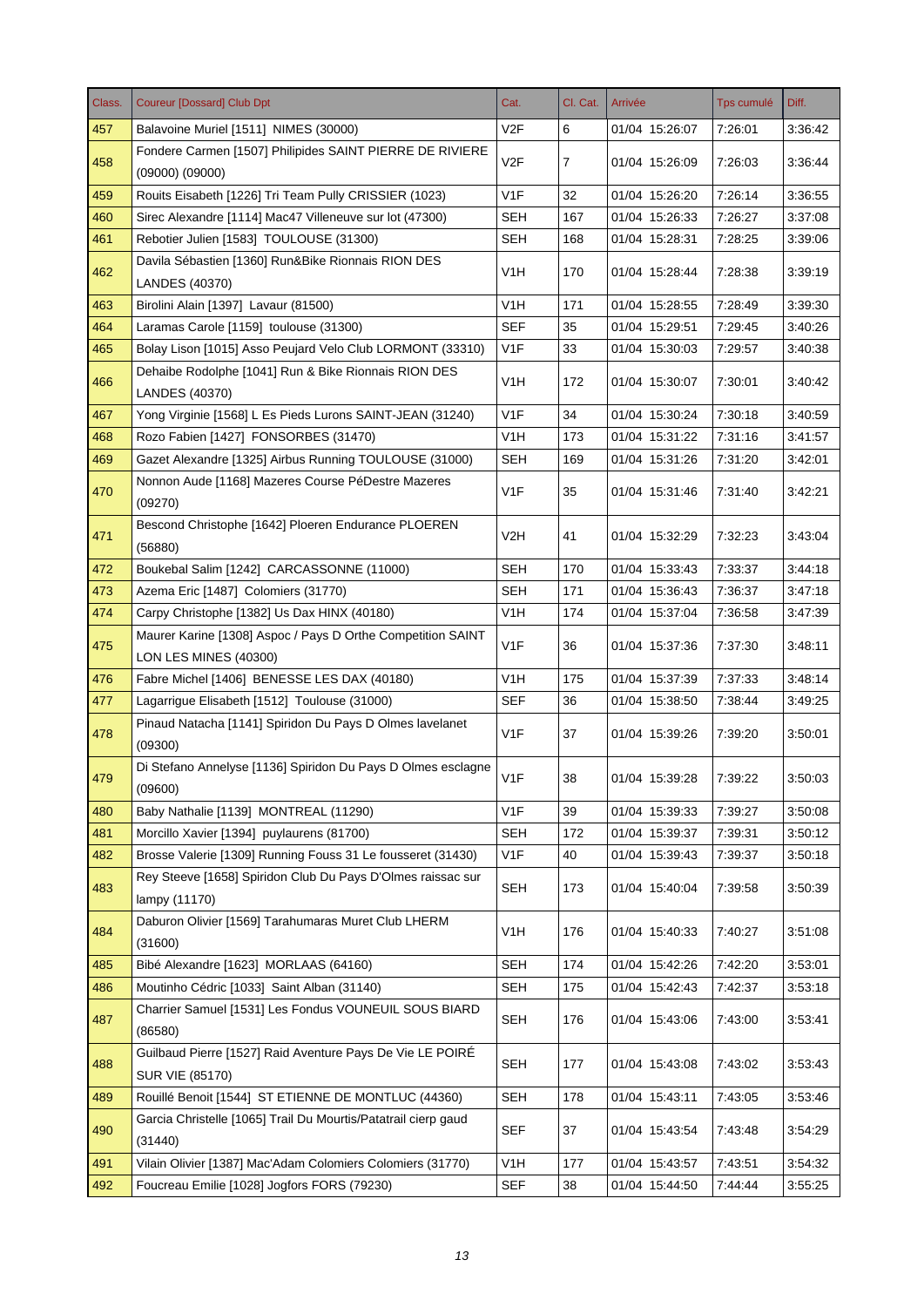| Class. | Coureur [Dossard] Club Dpt | Cat. | Cl. Cat. | Arrivée | Tps cumulé | Diff. |
|---|---|---|---|---|---|---|
| 457 | Balavoine Muriel [1511] NIMES (30000) | V2F | 6 | 01/04 15:26:07 | 7:26:01 | 3:36:42 |
| 458 | Fondere Carmen [1507] Philipides SAINT PIERRE DE RIVIERE (09000) (09000) | V2F | 7 | 01/04 15:26:09 | 7:26:03 | 3:36:44 |
| 459 | Rouits Eisabeth [1226] Tri Team Pully CRISSIER (1023) | V1F | 32 | 01/04 15:26:20 | 7:26:14 | 3:36:55 |
| 460 | Sirec Alexandre [1114] Mac47 Villeneuve sur lot (47300) | SEH | 167 | 01/04 15:26:33 | 7:26:27 | 3:37:08 |
| 461 | Rebotier Julien [1583] TOULOUSE (31300) | SEH | 168 | 01/04 15:28:31 | 7:28:25 | 3:39:06 |
| 462 | Davila Sébastien [1360] Run&Bike Rionnais RION DES LANDES (40370) | V1H | 170 | 01/04 15:28:44 | 7:28:38 | 3:39:19 |
| 463 | Birolini Alain [1397] Lavaur (81500) | V1H | 171 | 01/04 15:28:55 | 7:28:49 | 3:39:30 |
| 464 | Laramas Carole [1159] toulouse (31300) | SEF | 35 | 01/04 15:29:51 | 7:29:45 | 3:40:26 |
| 465 | Bolay Lison [1015] Asso Peujard Velo Club LORMONT (33310) | V1F | 33 | 01/04 15:30:03 | 7:29:57 | 3:40:38 |
| 466 | Dehaibe Rodolphe [1041] Run & Bike Rionnais RION DES LANDES (40370) | V1H | 172 | 01/04 15:30:07 | 7:30:01 | 3:40:42 |
| 467 | Yong Virginie [1568] L Es Pieds Lurons SAINT-JEAN (31240) | V1F | 34 | 01/04 15:30:24 | 7:30:18 | 3:40:59 |
| 468 | Rozo Fabien [1427] FONSORBES (31470) | V1H | 173 | 01/04 15:31:22 | 7:31:16 | 3:41:57 |
| 469 | Gazet Alexandre [1325] Airbus Running TOULOUSE (31000) | SEH | 169 | 01/04 15:31:26 | 7:31:20 | 3:42:01 |
| 470 | Nonnon Aude [1168] Mazeres Course PéDestre Mazeres (09270) | V1F | 35 | 01/04 15:31:46 | 7:31:40 | 3:42:21 |
| 471 | Bescond Christophe [1642] Ploeren Endurance PLOEREN (56880) | V2H | 41 | 01/04 15:32:29 | 7:32:23 | 3:43:04 |
| 472 | Boukebal Salim [1242] CARCASSONNE (11000) | SEH | 170 | 01/04 15:33:43 | 7:33:37 | 3:44:18 |
| 473 | Azema Eric [1487] Colomiers (31770) | SEH | 171 | 01/04 15:36:43 | 7:36:37 | 3:47:18 |
| 474 | Carpy Christophe [1382] Us Dax HINX (40180) | V1H | 174 | 01/04 15:37:04 | 7:36:58 | 3:47:39 |
| 475 | Maurer Karine [1308] Aspoc / Pays D Orthe Competition SAINT LON LES MINES (40300) | V1F | 36 | 01/04 15:37:36 | 7:37:30 | 3:48:11 |
| 476 | Fabre Michel [1406] BENESSE LES DAX (40180) | V1H | 175 | 01/04 15:37:39 | 7:37:33 | 3:48:14 |
| 477 | Lagarrigue Elisabeth [1512] Toulouse (31000) | SEF | 36 | 01/04 15:38:50 | 7:38:44 | 3:49:25 |
| 478 | Pinaud Natacha [1141] Spiridon Du Pays D Olmes lavelanet (09300) | V1F | 37 | 01/04 15:39:26 | 7:39:20 | 3:50:01 |
| 479 | Di Stefano Annelyse [1136] Spiridon Du Pays D Olmes esclagne (09600) | V1F | 38 | 01/04 15:39:28 | 7:39:22 | 3:50:03 |
| 480 | Baby Nathalie [1139] MONTREAL (11290) | V1F | 39 | 01/04 15:39:33 | 7:39:27 | 3:50:08 |
| 481 | Morcillo Xavier [1394] puylaurens (81700) | SEH | 172 | 01/04 15:39:37 | 7:39:31 | 3:50:12 |
| 482 | Brosse Valerie [1309] Running Fouss 31 Le fousseret (31430) | V1F | 40 | 01/04 15:39:43 | 7:39:37 | 3:50:18 |
| 483 | Rey Steeve [1658] Spiridon Club Du Pays D'Olmes raissac sur lampy (11170) | SEH | 173 | 01/04 15:40:04 | 7:39:58 | 3:50:39 |
| 484 | Daburon Olivier [1569] Tarahumaras Muret Club LHERM (31600) | V1H | 176 | 01/04 15:40:33 | 7:40:27 | 3:51:08 |
| 485 | Bibé Alexandre [1623] MORLAAS (64160) | SEH | 174 | 01/04 15:42:26 | 7:42:20 | 3:53:01 |
| 486 | Moutinho Cédric [1033] Saint Alban (31140) | SEH | 175 | 01/04 15:42:43 | 7:42:37 | 3:53:18 |
| 487 | Charrier Samuel [1531] Les Fondus VOUNEUIL SOUS BIARD (86580) | SEH | 176 | 01/04 15:43:06 | 7:43:00 | 3:53:41 |
| 488 | Guilbaud Pierre [1527] Raid Aventure Pays De Vie LE POIRÉ SUR VIE (85170) | SEH | 177 | 01/04 15:43:08 | 7:43:02 | 3:53:43 |
| 489 | Rouillé Benoit [1544] ST ETIENNE DE MONTLUC (44360) | SEH | 178 | 01/04 15:43:11 | 7:43:05 | 3:53:46 |
| 490 | Garcia Christelle [1065] Trail Du Mourtis/Patatrail cierp gaud (31440) | SEF | 37 | 01/04 15:43:54 | 7:43:48 | 3:54:29 |
| 491 | Vilain Olivier [1387] Mac'Adam Colomiers Colomiers (31770) | V1H | 177 | 01/04 15:43:57 | 7:43:51 | 3:54:32 |
| 492 | Foucreau Emilie [1028] Jogfors FORS (79230) | SEF | 38 | 01/04 15:44:50 | 7:44:44 | 3:55:25 |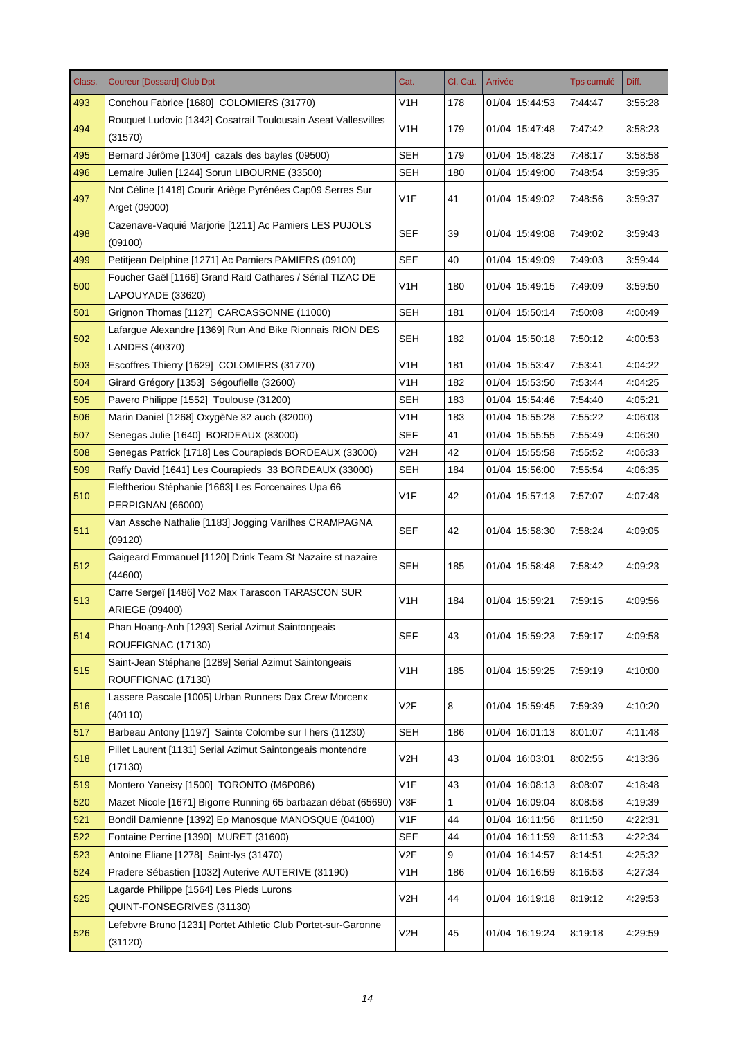| Class. | Coureur [Dossard] Club Dpt | Cat. | Cl. Cat. | Arrivée | Tps cumulé | Diff. |
|---|---|---|---|---|---|---|
| 493 | Conchou Fabrice [1680]  COLOMIERS (31770) | V1H | 178 | 01/04  15:44:53 | 7:44:47 | 3:55:28 |
| 494 | Rouquet Ludovic [1342] Cosatrail Toulousain Aseat Vallesvilles (31570) | V1H | 179 | 01/04  15:47:48 | 7:47:42 | 3:58:23 |
| 495 | Bernard Jérôme [1304]  cazals des bayles (09500) | SEH | 179 | 01/04  15:48:23 | 7:48:17 | 3:58:58 |
| 496 | Lemaire Julien [1244] Sorun LIBOURNE (33500) | SEH | 180 | 01/04  15:49:00 | 7:48:54 | 3:59:35 |
| 497 | Not Céline [1418] Courir Ariège Pyrénées Cap09 Serres Sur Arget (09000) | V1F | 41 | 01/04  15:49:02 | 7:48:56 | 3:59:37 |
| 498 | Cazenave-Vaquié Marjorie [1211] Ac Pamiers LES PUJOLS (09100) | SEF | 39 | 01/04  15:49:08 | 7:49:02 | 3:59:43 |
| 499 | Petitjean Delphine [1271] Ac Pamiers PAMIERS (09100) | SEF | 40 | 01/04  15:49:09 | 7:49:03 | 3:59:44 |
| 500 | Foucher Gaël [1166] Grand Raid Cathares / Sérial TIZAC DE LAPOUYADE (33620) | V1H | 180 | 01/04  15:49:15 | 7:49:09 | 3:59:50 |
| 501 | Grignon Thomas [1127]  CARCASSONNE (11000) | SEH | 181 | 01/04  15:50:14 | 7:50:08 | 4:00:49 |
| 502 | Lafargue Alexandre [1369] Run And Bike Rionnais RION DES LANDES (40370) | SEH | 182 | 01/04  15:50:18 | 7:50:12 | 4:00:53 |
| 503 | Escoffres Thierry [1629]  COLOMIERS (31770) | V1H | 181 | 01/04  15:53:47 | 7:53:41 | 4:04:22 |
| 504 | Girard Grégory [1353]  Ségoufielle (32600) | V1H | 182 | 01/04  15:53:50 | 7:53:44 | 4:04:25 |
| 505 | Pavero Philippe [1552]  Toulouse (31200) | SEH | 183 | 01/04  15:54:46 | 7:54:40 | 4:05:21 |
| 506 | Marin Daniel [1268] OxygèNe 32 auch (32000) | V1H | 183 | 01/04  15:55:28 | 7:55:22 | 4:06:03 |
| 507 | Senegas Julie [1640]  BORDEAUX (33000) | SEF | 41 | 01/04  15:55:55 | 7:55:49 | 4:06:30 |
| 508 | Senegas Patrick [1718] Les Courapieds BORDEAUX (33000) | V2H | 42 | 01/04  15:55:58 | 7:55:52 | 4:06:33 |
| 509 | Raffy David [1641] Les Courapieds  33 BORDEAUX (33000) | SEH | 184 | 01/04  15:56:00 | 7:55:54 | 4:06:35 |
| 510 | Eleftheriou Stéphanie [1663] Les Forcenaires Upa 66 PERPIGNAN (66000) | V1F | 42 | 01/04  15:57:13 | 7:57:07 | 4:07:48 |
| 511 | Van Assche Nathalie [1183] Jogging Varilhes CRAMPAGNA (09120) | SEF | 42 | 01/04  15:58:30 | 7:58:24 | 4:09:05 |
| 512 | Gaigeard Emmanuel [1120] Drink Team St Nazaire st nazaire (44600) | SEH | 185 | 01/04  15:58:48 | 7:58:42 | 4:09:23 |
| 513 | Carre Sergeï [1486] Vo2 Max Tarascon TARASCON SUR ARIEGE (09400) | V1H | 184 | 01/04  15:59:21 | 7:59:15 | 4:09:56 |
| 514 | Phan Hoang-Anh [1293] Serial Azimut Saintongeais ROUFFIGNAC (17130) | SEF | 43 | 01/04  15:59:23 | 7:59:17 | 4:09:58 |
| 515 | Saint-Jean Stéphane [1289] Serial Azimut Saintongeais ROUFFIGNAC (17130) | V1H | 185 | 01/04  15:59:25 | 7:59:19 | 4:10:00 |
| 516 | Lassere Pascale [1005] Urban Runners Dax Crew Morcenx (40110) | V2F | 8 | 01/04  15:59:45 | 7:59:39 | 4:10:20 |
| 517 | Barbeau Antony [1197]  Sainte Colombe sur l hers (11230) | SEH | 186 | 01/04  16:01:13 | 8:01:07 | 4:11:48 |
| 518 | Pillet Laurent [1131] Serial Azimut Saintongeais montendre (17130) | V2H | 43 | 01/04  16:03:01 | 8:02:55 | 4:13:36 |
| 519 | Montero Yaneisy [1500]  TORONTO (M6P0B6) | V1F | 43 | 01/04  16:08:13 | 8:08:07 | 4:18:48 |
| 520 | Mazet Nicole [1671] Bigorre Running 65 barbazan débat (65690) | V3F | 1 | 01/04  16:09:04 | 8:08:58 | 4:19:39 |
| 521 | Bondil Damienne [1392] Ep Manosque MANOSQUE (04100) | V1F | 44 | 01/04  16:11:56 | 8:11:50 | 4:22:31 |
| 522 | Fontaine Perrine [1390]  MURET (31600) | SEF | 44 | 01/04  16:11:59 | 8:11:53 | 4:22:34 |
| 523 | Antoine Eliane [1278]  Saint-lys (31470) | V2F | 9 | 01/04  16:14:57 | 8:14:51 | 4:25:32 |
| 524 | Pradere Sébastien [1032] Auterive AUTERIVE (31190) | V1H | 186 | 01/04  16:16:59 | 8:16:53 | 4:27:34 |
| 525 | Lagarde Philippe [1564] Les Pieds Lurons QUINT-FONSEGRIVES (31130) | V2H | 44 | 01/04  16:19:18 | 8:19:12 | 4:29:53 |
| 526 | Lefebvre Bruno [1231] Portet Athletic Club Portet-sur-Garonne (31120) | V2H | 45 | 01/04  16:19:24 | 8:19:18 | 4:29:59 |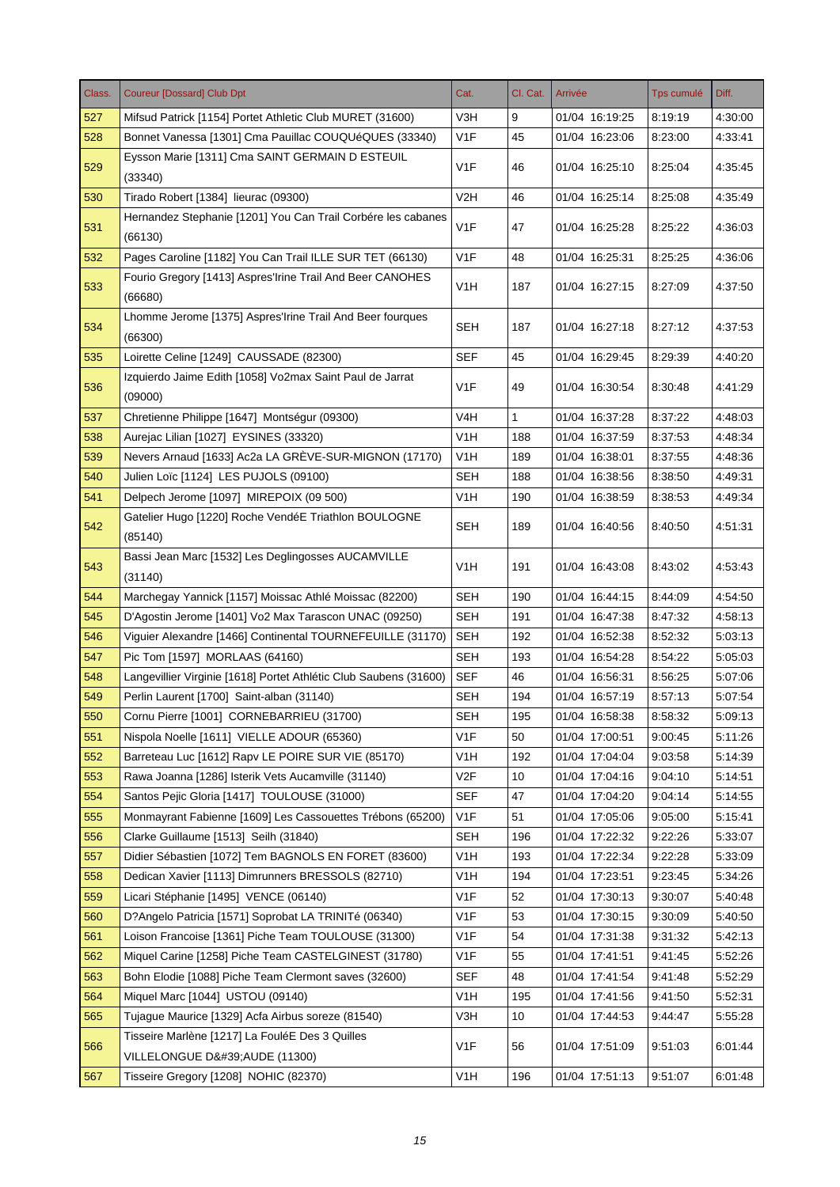| Class. | Coureur [Dossard] Club Dpt | Cat. | Cl. Cat. | Arrivée | Tps cumulé | Diff. |
|---|---|---|---|---|---|---|
| 527 | Mifsud Patrick [1154] Portet Athletic Club MURET (31600) | V3H | 9 | 01/04 16:19:25 | 8:19:19 | 4:30:00 |
| 528 | Bonnet Vanessa [1301] Cma Pauillac COUQUéQUES (33340) | V1F | 45 | 01/04 16:23:06 | 8:23:00 | 4:33:41 |
| 529 | Eysson Marie [1311] Cma SAINT GERMAIN D ESTEUIL (33340) | V1F | 46 | 01/04 16:25:10 | 8:25:04 | 4:35:45 |
| 530 | Tirado Robert [1384] lieurac (09300) | V2H | 46 | 01/04 16:25:14 | 8:25:08 | 4:35:49 |
| 531 | Hernandez Stephanie [1201] You Can Trail Corbére les cabanes (66130) | V1F | 47 | 01/04 16:25:28 | 8:25:22 | 4:36:03 |
| 532 | Pages Caroline [1182] You Can Trail ILLE SUR TET (66130) | V1F | 48 | 01/04 16:25:31 | 8:25:25 | 4:36:06 |
| 533 | Fourio Gregory [1413] Aspres'Irine Trail And Beer CANOHES (66680) | V1H | 187 | 01/04 16:27:15 | 8:27:09 | 4:37:50 |
| 534 | Lhomme Jerome [1375] Aspres'Irine Trail And Beer fourques (66300) | SEH | 187 | 01/04 16:27:18 | 8:27:12 | 4:37:53 |
| 535 | Loirette Celine [1249] CAUSSADE (82300) | SEF | 45 | 01/04 16:29:45 | 8:29:39 | 4:40:20 |
| 536 | Izquierdo Jaime Edith [1058] Vo2max Saint Paul de Jarrat (09000) | V1F | 49 | 01/04 16:30:54 | 8:30:48 | 4:41:29 |
| 537 | Chretienne Philippe [1647] Montségur (09300) | V4H | 1 | 01/04 16:37:28 | 8:37:22 | 4:48:03 |
| 538 | Aurejac Lilian [1027] EYSINES (33320) | V1H | 188 | 01/04 16:37:59 | 8:37:53 | 4:48:34 |
| 539 | Nevers Arnaud [1633] Ac2a LA GRÈVE-SUR-MIGNON (17170) | V1H | 189 | 01/04 16:38:01 | 8:37:55 | 4:48:36 |
| 540 | Julien Loïc [1124] LES PUJOLS (09100) | SEH | 188 | 01/04 16:38:56 | 8:38:50 | 4:49:31 |
| 541 | Delpech Jerome [1097] MIREPOIX (09 500) | V1H | 190 | 01/04 16:38:59 | 8:38:53 | 4:49:34 |
| 542 | Gatelier Hugo [1220] Roche VendéE Triathlon BOULOGNE (85140) | SEH | 189 | 01/04 16:40:56 | 8:40:50 | 4:51:31 |
| 543 | Bassi Jean Marc [1532] Les Deglingosses AUCAMVILLE (31140) | V1H | 191 | 01/04 16:43:08 | 8:43:02 | 4:53:43 |
| 544 | Marchegay Yannick [1157] Moissac Athlé Moissac (82200) | SEH | 190 | 01/04 16:44:15 | 8:44:09 | 4:54:50 |
| 545 | D'Agostin Jerome [1401] Vo2 Max Tarascon UNAC (09250) | SEH | 191 | 01/04 16:47:38 | 8:47:32 | 4:58:13 |
| 546 | Viguier Alexandre [1466] Continental TOURNEFEUILLE (31170) | SEH | 192 | 01/04 16:52:38 | 8:52:32 | 5:03:13 |
| 547 | Pic Tom [1597] MORLAAS (64160) | SEH | 193 | 01/04 16:54:28 | 8:54:22 | 5:05:03 |
| 548 | Langevillier Virginie [1618] Portet Athlétic Club Saubens (31600) | SEF | 46 | 01/04 16:56:31 | 8:56:25 | 5:07:06 |
| 549 | Perlin Laurent [1700] Saint-alban (31140) | SEH | 194 | 01/04 16:57:19 | 8:57:13 | 5:07:54 |
| 550 | Cornu Pierre [1001] CORNEBARRIEU (31700) | SEH | 195 | 01/04 16:58:38 | 8:58:32 | 5:09:13 |
| 551 | Nispola Noelle [1611] VIELLE ADOUR (65360) | V1F | 50 | 01/04 17:00:51 | 9:00:45 | 5:11:26 |
| 552 | Barreteau Luc [1612] Rapv LE POIRE SUR VIE (85170) | V1H | 192 | 01/04 17:04:04 | 9:03:58 | 5:14:39 |
| 553 | Rawa Joanna [1286] Isterik Vets Aucamville (31140) | V2F | 10 | 01/04 17:04:16 | 9:04:10 | 5:14:51 |
| 554 | Santos Pejic Gloria [1417] TOULOUSE (31000) | SEF | 47 | 01/04 17:04:20 | 9:04:14 | 5:14:55 |
| 555 | Monmayrant Fabienne [1609] Les Cassouettes Trébons (65200) | V1F | 51 | 01/04 17:05:06 | 9:05:00 | 5:15:41 |
| 556 | Clarke Guillaume [1513] Seilh (31840) | SEH | 196 | 01/04 17:22:32 | 9:22:26 | 5:33:07 |
| 557 | Didier Sébastien [1072] Tem BAGNOLS EN FORET (83600) | V1H | 193 | 01/04 17:22:34 | 9:22:28 | 5:33:09 |
| 558 | Dedican Xavier [1113] Dimrunners BRESSOLS (82710) | V1H | 194 | 01/04 17:23:51 | 9:23:45 | 5:34:26 |
| 559 | Licari Stéphanie [1495] VENCE (06140) | V1F | 52 | 01/04 17:30:13 | 9:30:07 | 5:40:48 |
| 560 | D?Angelo Patricia [1571] Soprobat LA TRINITé (06340) | V1F | 53 | 01/04 17:30:15 | 9:30:09 | 5:40:50 |
| 561 | Loison Francoise [1361] Piche Team TOULOUSE (31300) | V1F | 54 | 01/04 17:31:38 | 9:31:32 | 5:42:13 |
| 562 | Miquel Carine [1258] Piche Team CASTELGINEST (31780) | V1F | 55 | 01/04 17:41:51 | 9:41:45 | 5:52:26 |
| 563 | Bohn Elodie [1088] Piche Team Clermont saves (32600) | SEF | 48 | 01/04 17:41:54 | 9:41:48 | 5:52:29 |
| 564 | Miquel Marc [1044] USTOU (09140) | V1H | 195 | 01/04 17:41:56 | 9:41:50 | 5:52:31 |
| 565 | Tujague Maurice [1329] Acfa Airbus soreze (81540) | V3H | 10 | 01/04 17:44:53 | 9:44:47 | 5:55:28 |
| 566 | Tisseire Marlène [1217] La FouléE Des 3 Quilles VILLELONGUE D&#39;AUDE (11300) | V1F | 56 | 01/04 17:51:09 | 9:51:03 | 6:01:44 |
| 567 | Tisseire Gregory [1208] NOHIC (82370) | V1H | 196 | 01/04 17:51:13 | 9:51:07 | 6:01:48 |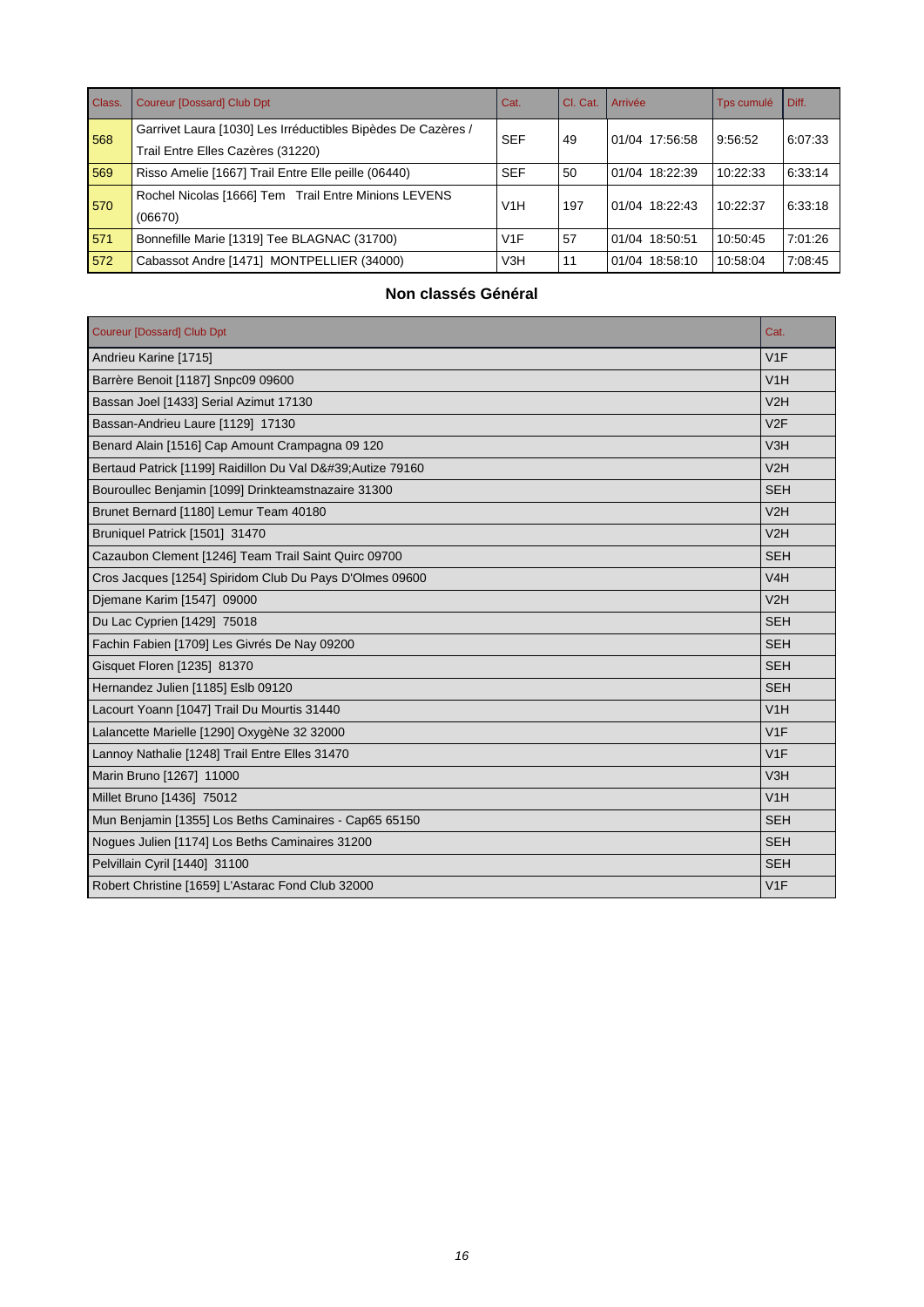| Class. | Coureur [Dossard] Club Dpt | Cat. | Cl. Cat. | Arrivée | Tps cumulé | Diff. |
|---|---|---|---|---|---|---|
| 568 | Garrivet Laura [1030] Les Irréductibles Bipèdes De Cazères / Trail Entre Elles Cazères (31220) | SEF | 49 | 01/04 17:56:58 | 9:56:52 | 6:07:33 |
| 569 | Risso Amelie [1667] Trail Entre Elle peille (06440) | SEF | 50 | 01/04 18:22:39 | 10:22:33 | 6:33:14 |
| 570 | Rochel Nicolas [1666] Tem Trail Entre Minions LEVENS (06670) | V1H | 197 | 01/04 18:22:43 | 10:22:37 | 6:33:18 |
| 571 | Bonnefille Marie [1319] Tee BLAGNAC (31700) | V1F | 57 | 01/04 18:50:51 | 10:50:45 | 7:01:26 |
| 572 | Cabassot Andre [1471] MONTPELLIER (34000) | V3H | 11 | 01/04 18:58:10 | 10:58:04 | 7:08:45 |

## Non classés Général

| Coureur [Dossard] Club Dpt | Cat. |
|---|---|
| Andrieu Karine [1715] | V1F |
| Barrère Benoit [1187] Snpc09 09600 | V1H |
| Bassan Joel [1433] Serial Azimut 17130 | V2H |
| Bassan-Andrieu Laure [1129] 17130 | V2F |
| Benard Alain [1516] Cap Amount Crampagna 09 120 | V3H |
| Bertaud Patrick [1199] Raidillon Du Val D&#39;Autize 79160 | V2H |
| Bouroullec Benjamin [1099] Drinkteamstnazaire 31300 | SEH |
| Brunet Bernard [1180] Lemur Team 40180 | V2H |
| Bruniquel Patrick [1501] 31470 | V2H |
| Cazaubon Clement [1246] Team Trail Saint Quirc 09700 | SEH |
| Cros Jacques [1254] Spiridom Club Du Pays D'Olmes 09600 | V4H |
| Djemane Karim [1547] 09000 | V2H |
| Du Lac Cyprien [1429] 75018 | SEH |
| Fachin Fabien [1709] Les Givrés De Nay 09200 | SEH |
| Gisquet Floren [1235] 81370 | SEH |
| Hernandez Julien [1185] Eslb 09120 | SEH |
| Lacourt Yoann [1047] Trail Du Mourtis 31440 | V1H |
| Lalancette Marielle [1290] OxygèNe 32 32000 | V1F |
| Lannoy Nathalie [1248] Trail Entre Elles 31470 | V1F |
| Marin Bruno [1267] 11000 | V3H |
| Millet Bruno [1436] 75012 | V1H |
| Mun Benjamin [1355] Los Beths Caminaires - Cap65 65150 | SEH |
| Nogues Julien [1174] Los Beths Caminaires 31200 | SEH |
| Pelvillain Cyril [1440] 31100 | SEH |
| Robert Christine [1659] L'Astarac Fond Club 32000 | V1F |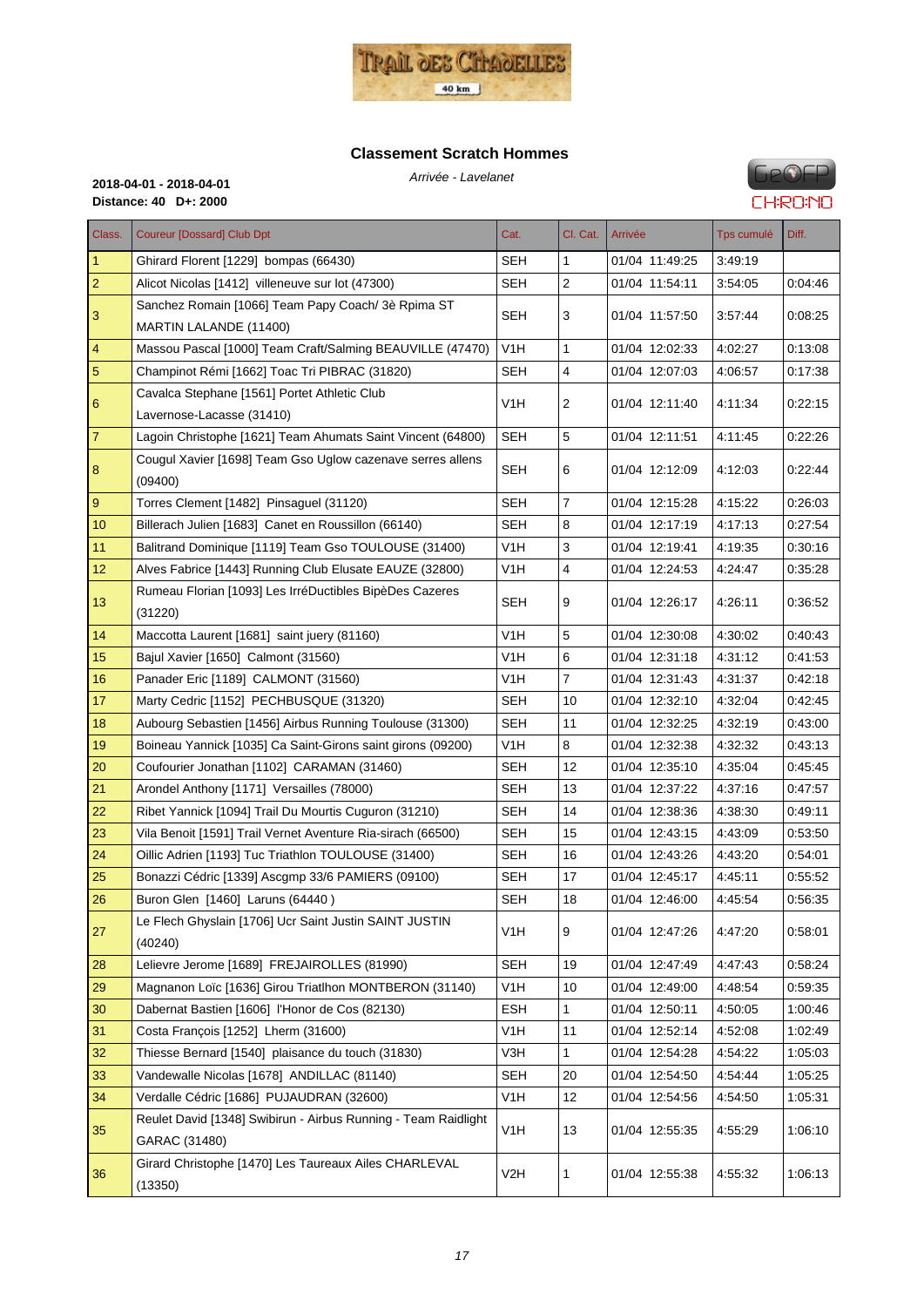## Classement Scratch Hommes

*Arrivée - Lavelanet*

**2018-04-01 - 2018-04-01**
**Distance: 40 D+: 2000**

| Class. | Coureur [Dossard] Club Dpt | Cat. | Cl. Cat. | Arrivée | Tps cumulé | Diff. |
|---|---|---|---|---|---|---|
| 1 | Ghirard Florent [1229] bompas (66430) | SEH | 1 | 01/04 11:49:25 | 3:49:19 | |
| 2 | Alicot Nicolas [1412] villeneuve sur lot (47300) | SEH | 2 | 01/04 11:54:11 | 3:54:05 | 0:04:46 |
| 3 | Sanchez Romain [1066] Team Papy Coach/ 3è Rpima ST MARTIN LALANDE (11400) | SEH | 3 | 01/04 11:57:50 | 3:57:44 | 0:08:25 |
| 4 | Massou Pascal [1000] Team Craft/Salming BEAUVILLE (47470) | V1H | 1 | 01/04 12:02:33 | 4:02:27 | 0:13:08 |
| 5 | Champinot Rémi [1662] Toac Tri PIBRAC (31820) | SEH | 4 | 01/04 12:07:03 | 4:06:57 | 0:17:38 |
| 6 | Cavalca Stephane [1561] Portet Athletic Club Lavernose-Lacasse (31410) | V1H | 2 | 01/04 12:11:40 | 4:11:34 | 0:22:15 |
| 7 | Lagoin Christophe [1621] Team Ahumats Saint Vincent (64800) | SEH | 5 | 01/04 12:11:51 | 4:11:45 | 0:22:26 |
| 8 | Cougul Xavier [1698] Team Gso Uglow cazenave serres allens (09400) | SEH | 6 | 01/04 12:12:09 | 4:12:03 | 0:22:44 |
| 9 | Torres Clement [1482] Pinsaguel (31120) | SEH | 7 | 01/04 12:15:28 | 4:15:22 | 0:26:03 |
| 10 | Billerach Julien [1683] Canet en Roussillon (66140) | SEH | 8 | 01/04 12:17:19 | 4:17:13 | 0:27:54 |
| 11 | Balitrand Dominique [1119] Team Gso TOULOUSE (31400) | V1H | 3 | 01/04 12:19:41 | 4:19:35 | 0:30:16 |
| 12 | Alves Fabrice [1443] Running Club Elusate EAUZE (32800) | V1H | 4 | 01/04 12:24:53 | 4:24:47 | 0:35:28 |
| 13 | Rumeau Florian [1093] Les IrréDuctibles BipèDes Cazeres (31220) | SEH | 9 | 01/04 12:26:17 | 4:26:11 | 0:36:52 |
| 14 | Maccotta Laurent [1681] saint juery (81160) | V1H | 5 | 01/04 12:30:08 | 4:30:02 | 0:40:43 |
| 15 | Bajul Xavier [1650] Calmont (31560) | V1H | 6 | 01/04 12:31:18 | 4:31:12 | 0:41:53 |
| 16 | Panader Eric [1189] CALMONT (31560) | V1H | 7 | 01/04 12:31:43 | 4:31:37 | 0:42:18 |
| 17 | Marty Cedric [1152] PECHBUSQUE (31320) | SEH | 10 | 01/04 12:32:10 | 4:32:04 | 0:42:45 |
| 18 | Aubourg Sebastien [1456] Airbus Running Toulouse (31300) | SEH | 11 | 01/04 12:32:25 | 4:32:19 | 0:43:00 |
| 19 | Boineau Yannick [1035] Ca Saint-Girons saint girons (09200) | V1H | 8 | 01/04 12:32:38 | 4:32:32 | 0:43:13 |
| 20 | Coufourier Jonathan [1102] CARAMAN (31460) | SEH | 12 | 01/04 12:35:10 | 4:35:04 | 0:45:45 |
| 21 | Arondel Anthony [1171] Versailles (78000) | SEH | 13 | 01/04 12:37:22 | 4:37:16 | 0:47:57 |
| 22 | Ribet Yannick [1094] Trail Du Mourtis Cuguron (31210) | SEH | 14 | 01/04 12:38:36 | 4:38:30 | 0:49:11 |
| 23 | Vila Benoit [1591] Trail Vernet Aventure Ria-sirach (66500) | SEH | 15 | 01/04 12:43:15 | 4:43:09 | 0:53:50 |
| 24 | Oillic Adrien [1193] Tuc Triathlon TOULOUSE (31400) | SEH | 16 | 01/04 12:43:26 | 4:43:20 | 0:54:01 |
| 25 | Bonazzi Cédric [1339] Ascgmp 33/6 PAMIERS (09100) | SEH | 17 | 01/04 12:45:17 | 4:45:11 | 0:55:52 |
| 26 | Buron Glen [1460] Laruns (64440 ) | SEH | 18 | 01/04 12:46:00 | 4:45:54 | 0:56:35 |
| 27 | Le Flech Ghyslain [1706] Ucr Saint Justin SAINT JUSTIN (40240) | V1H | 9 | 01/04 12:47:26 | 4:47:20 | 0:58:01 |
| 28 | Lelievre Jerome [1689] FREJAIROLLES (81990) | SEH | 19 | 01/04 12:47:49 | 4:47:43 | 0:58:24 |
| 29 | Magnanon Loïc [1636] Girou Triatlhon MONTBERON (31140) | V1H | 10 | 01/04 12:49:00 | 4:48:54 | 0:59:35 |
| 30 | Dabernat Bastien [1606] l'Honor de Cos (82130) | ESH | 1 | 01/04 12:50:11 | 4:50:05 | 1:00:46 |
| 31 | Costa François [1252] Lherm (31600) | V1H | 11 | 01/04 12:52:14 | 4:52:08 | 1:02:49 |
| 32 | Thiesse Bernard [1540] plaisance du touch (31830) | V3H | 1 | 01/04 12:54:28 | 4:54:22 | 1:05:03 |
| 33 | Vandewalle Nicolas [1678] ANDILLAC (81140) | SEH | 20 | 01/04 12:54:50 | 4:54:44 | 1:05:25 |
| 34 | Verdalle Cédric [1686] PUJAUDRAN (32600) | V1H | 12 | 01/04 12:54:56 | 4:54:50 | 1:05:31 |
| 35 | Reulet David [1348] Swibirun - Airbus Running - Team Raidlight GARAC (31480) | V1H | 13 | 01/04 12:55:35 | 4:55:29 | 1:06:10 |
| 36 | Girard Christophe [1470] Les Taureaux Ailes CHARLEVAL (13350) | V2H | 1 | 01/04 12:55:38 | 4:55:32 | 1:06:13 |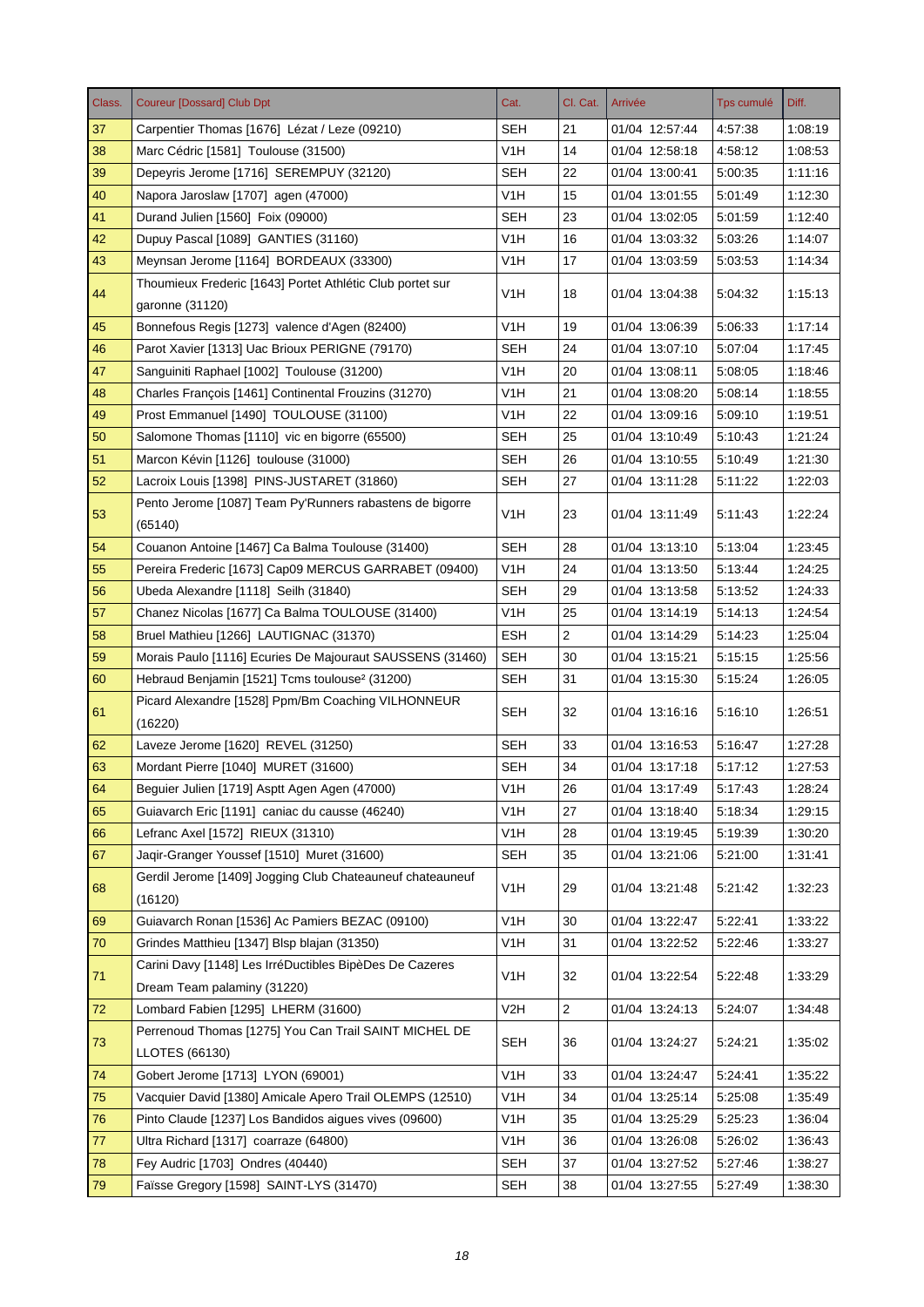| Class. | Coureur [Dossard] Club Dpt | Cat. | Cl. Cat. | Arrivée | Tps cumulé | Diff. |
|---|---|---|---|---|---|---|
| 37 | Carpentier Thomas [1676] Lézat / Leze (09210) | SEH | 21 | 01/04 12:57:44 | 4:57:38 | 1:08:19 |
| 38 | Marc Cédric [1581] Toulouse (31500) | V1H | 14 | 01/04 12:58:18 | 4:58:12 | 1:08:53 |
| 39 | Depeyris Jerome [1716] SEREMPUY (32120) | SEH | 22 | 01/04 13:00:41 | 5:00:35 | 1:11:16 |
| 40 | Napora Jaroslaw [1707] agen (47000) | V1H | 15 | 01/04 13:01:55 | 5:01:49 | 1:12:30 |
| 41 | Durand Julien [1560] Foix (09000) | SEH | 23 | 01/04 13:02:05 | 5:01:59 | 1:12:40 |
| 42 | Dupuy Pascal [1089] GANTIES (31160) | V1H | 16 | 01/04 13:03:32 | 5:03:26 | 1:14:07 |
| 43 | Meynsan Jerome [1164] BORDEAUX (33300) | V1H | 17 | 01/04 13:03:59 | 5:03:53 | 1:14:34 |
| 44 | Thoumieux Frederic [1643] Portet Athlétic Club portet sur garonne (31120) | V1H | 18 | 01/04 13:04:38 | 5:04:32 | 1:15:13 |
| 45 | Bonnefous Regis [1273] valence d'Agen (82400) | V1H | 19 | 01/04 13:06:39 | 5:06:33 | 1:17:14 |
| 46 | Parot Xavier [1313] Uac Brioux PERIGNE (79170) | SEH | 24 | 01/04 13:07:10 | 5:07:04 | 1:17:45 |
| 47 | Sanguiniti Raphael [1002] Toulouse (31200) | V1H | 20 | 01/04 13:08:11 | 5:08:05 | 1:18:46 |
| 48 | Charles François [1461] Continental Frouzins (31270) | V1H | 21 | 01/04 13:08:20 | 5:08:14 | 1:18:55 |
| 49 | Prost Emmanuel [1490] TOULOUSE (31100) | V1H | 22 | 01/04 13:09:16 | 5:09:10 | 1:19:51 |
| 50 | Salomone Thomas [1110] vic en bigorre (65500) | SEH | 25 | 01/04 13:10:49 | 5:10:43 | 1:21:24 |
| 51 | Marcon Kévin [1126] toulouse (31000) | SEH | 26 | 01/04 13:10:55 | 5:10:49 | 1:21:30 |
| 52 | Lacroix Louis [1398] PINS-JUSTARET (31860) | SEH | 27 | 01/04 13:11:28 | 5:11:22 | 1:22:03 |
| 53 | Pento Jerome [1087] Team Py'Runners rabastens de bigorre (65140) | V1H | 23 | 01/04 13:11:49 | 5:11:43 | 1:22:24 |
| 54 | Couanon Antoine [1467] Ca Balma Toulouse (31400) | SEH | 28 | 01/04 13:13:10 | 5:13:04 | 1:23:45 |
| 55 | Pereira Frederic [1673] Cap09 MERCUS GARRABET (09400) | V1H | 24 | 01/04 13:13:50 | 5:13:44 | 1:24:25 |
| 56 | Ubeda Alexandre [1118] Seilh (31840) | SEH | 29 | 01/04 13:13:58 | 5:13:52 | 1:24:33 |
| 57 | Chanez Nicolas [1677] Ca Balma TOULOUSE (31400) | V1H | 25 | 01/04 13:14:19 | 5:14:13 | 1:24:54 |
| 58 | Bruel Mathieu [1266] LAUTIGNAC (31370) | ESH | 2 | 01/04 13:14:29 | 5:14:23 | 1:25:04 |
| 59 | Morais Paulo [1116] Ecuries De Majouraut SAUSSENS (31460) | SEH | 30 | 01/04 13:15:21 | 5:15:15 | 1:25:56 |
| 60 | Hebraud Benjamin [1521] Tcms toulouse² (31200) | SEH | 31 | 01/04 13:15:30 | 5:15:24 | 1:26:05 |
| 61 | Picard Alexandre [1528] Ppm/Bm Coaching VILHONNEUR (16220) | SEH | 32 | 01/04 13:16:16 | 5:16:10 | 1:26:51 |
| 62 | Laveze Jerome [1620] REVEL (31250) | SEH | 33 | 01/04 13:16:53 | 5:16:47 | 1:27:28 |
| 63 | Mordant Pierre [1040] MURET (31600) | SEH | 34 | 01/04 13:17:18 | 5:17:12 | 1:27:53 |
| 64 | Beguier Julien [1719] Asptt Agen Agen (47000) | V1H | 26 | 01/04 13:17:49 | 5:17:43 | 1:28:24 |
| 65 | Guiavarch Eric [1191] caniac du causse (46240) | V1H | 27 | 01/04 13:18:40 | 5:18:34 | 1:29:15 |
| 66 | Lefranc Axel [1572] RIEUX (31310) | V1H | 28 | 01/04 13:19:45 | 5:19:39 | 1:30:20 |
| 67 | Jaqir-Granger Youssef [1510] Muret (31600) | SEH | 35 | 01/04 13:21:06 | 5:21:00 | 1:31:41 |
| 68 | Gerdil Jerome [1409] Jogging Club Chateauneuf chateauneuf (16120) | V1H | 29 | 01/04 13:21:48 | 5:21:42 | 1:32:23 |
| 69 | Guiavarch Ronan [1536] Ac Pamiers BEZAC (09100) | V1H | 30 | 01/04 13:22:47 | 5:22:41 | 1:33:22 |
| 70 | Grindes Matthieu [1347] Blsp blajan (31350) | V1H | 31 | 01/04 13:22:52 | 5:22:46 | 1:33:27 |
| 71 | Carini Davy [1148] Les IrréDuctibles BipèDes De Cazeres Dream Team palaminy (31220) | V1H | 32 | 01/04 13:22:54 | 5:22:48 | 1:33:29 |
| 72 | Lombard Fabien [1295] LHERM (31600) | V2H | 2 | 01/04 13:24:13 | 5:24:07 | 1:34:48 |
| 73 | Perrenoud Thomas [1275] You Can Trail SAINT MICHEL DE LLOTES (66130) | SEH | 36 | 01/04 13:24:27 | 5:24:21 | 1:35:02 |
| 74 | Gobert Jerome [1713] LYON (69001) | V1H | 33 | 01/04 13:24:47 | 5:24:41 | 1:35:22 |
| 75 | Vacquier David [1380] Amicale Apero Trail OLEMPS (12510) | V1H | 34 | 01/04 13:25:14 | 5:25:08 | 1:35:49 |
| 76 | Pinto Claude [1237] Los Bandidos aigues vives (09600) | V1H | 35 | 01/04 13:25:29 | 5:25:23 | 1:36:04 |
| 77 | Ultra Richard [1317] coarraze (64800) | V1H | 36 | 01/04 13:26:08 | 5:26:02 | 1:36:43 |
| 78 | Fey Audric [1703] Ondres (40440) | SEH | 37 | 01/04 13:27:52 | 5:27:46 | 1:38:27 |
| 79 | Faïsse Gregory [1598] SAINT-LYS (31470) | SEH | 38 | 01/04 13:27:55 | 5:27:49 | 1:38:30 |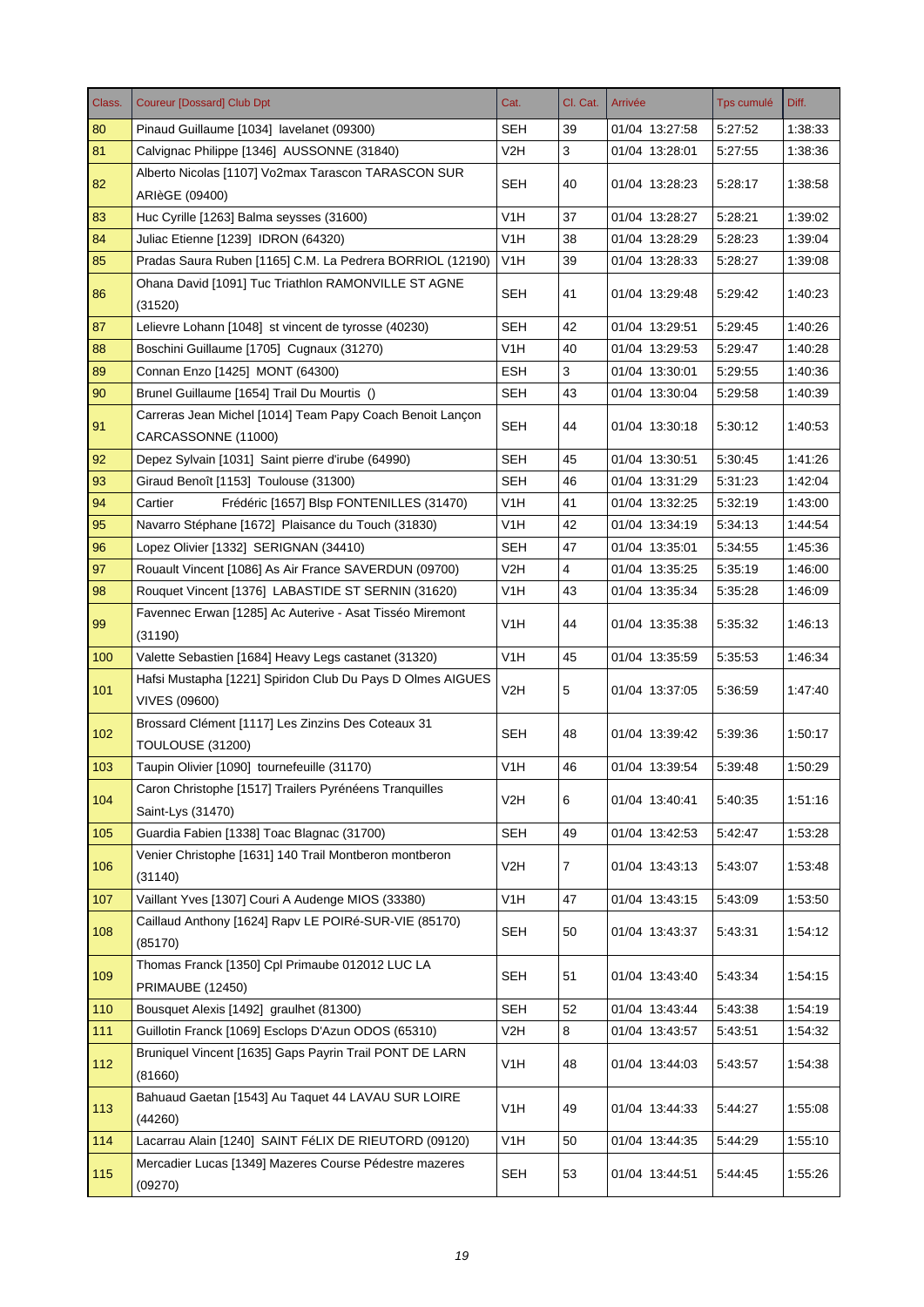| Class. | Coureur [Dossard] Club Dpt | Cat. | Cl. Cat. | Arrivée | Tps cumulé | Diff. |
|---|---|---|---|---|---|---|
| 80 | Pinaud Guillaume [1034] lavelanet (09300) | SEH | 39 | 01/04 13:27:58 | 5:27:52 | 1:38:33 |
| 81 | Calvignac Philippe [1346] AUSSONNE (31840) | V2H | 3 | 01/04 13:28:01 | 5:27:55 | 1:38:36 |
| 82 | Alberto Nicolas [1107] Vo2max Tarascon TARASCON SUR ARIèGE (09400) | SEH | 40 | 01/04 13:28:23 | 5:28:17 | 1:38:58 |
| 83 | Huc Cyrille [1263] Balma seysses (31600) | V1H | 37 | 01/04 13:28:27 | 5:28:21 | 1:39:02 |
| 84 | Juliac Etienne [1239] IDRON (64320) | V1H | 38 | 01/04 13:28:29 | 5:28:23 | 1:39:04 |
| 85 | Pradas Saura Ruben [1165] C.M. La Pedrera BORRIOL (12190) | V1H | 39 | 01/04 13:28:33 | 5:28:27 | 1:39:08 |
| 86 | Ohana David [1091] Tuc Triathlon RAMONVILLE ST AGNE (31520) | SEH | 41 | 01/04 13:29:48 | 5:29:42 | 1:40:23 |
| 87 | Lelievre Lohann [1048] st vincent de tyrosse (40230) | SEH | 42 | 01/04 13:29:51 | 5:29:45 | 1:40:26 |
| 88 | Boschini Guillaume [1705] Cugnaux (31270) | V1H | 40 | 01/04 13:29:53 | 5:29:47 | 1:40:28 |
| 89 | Connan Enzo [1425] MONT (64300) | ESH | 3 | 01/04 13:30:01 | 5:29:55 | 1:40:36 |
| 90 | Brunel Guillaume [1654] Trail Du Mourtis () | SEH | 43 | 01/04 13:30:04 | 5:29:58 | 1:40:39 |
| 91 | Carreras Jean Michel [1014] Team Papy Coach Benoit Lançon CARCASSONNE (11000) | SEH | 44 | 01/04 13:30:18 | 5:30:12 | 1:40:53 |
| 92 | Depez Sylvain [1031] Saint pierre d'irube (64990) | SEH | 45 | 01/04 13:30:51 | 5:30:45 | 1:41:26 |
| 93 | Giraud Benoît [1153] Toulouse (31300) | SEH | 46 | 01/04 13:31:29 | 5:31:23 | 1:42:04 |
| 94 | Cartier Frédéric [1657] Blsp FONTENILLES (31470) | V1H | 41 | 01/04 13:32:25 | 5:32:19 | 1:43:00 |
| 95 | Navarro Stéphane [1672] Plaisance du Touch (31830) | V1H | 42 | 01/04 13:34:19 | 5:34:13 | 1:44:54 |
| 96 | Lopez Olivier [1332] SERIGNAN (34410) | SEH | 47 | 01/04 13:35:01 | 5:34:55 | 1:45:36 |
| 97 | Rouault Vincent [1086] As Air France SAVERDUN (09700) | V2H | 4 | 01/04 13:35:25 | 5:35:19 | 1:46:00 |
| 98 | Rouquet Vincent [1376] LABASTIDE ST SERNIN (31620) | V1H | 43 | 01/04 13:35:34 | 5:35:28 | 1:46:09 |
| 99 | Favennec Erwan [1285] Ac Auterive - Asat Tisséo Miremont (31190) | V1H | 44 | 01/04 13:35:38 | 5:35:32 | 1:46:13 |
| 100 | Valette Sebastien [1684] Heavy Legs castanet (31320) | V1H | 45 | 01/04 13:35:59 | 5:35:53 | 1:46:34 |
| 101 | Hafsi Mustapha [1221] Spiridon Club Du Pays D Olmes AIGUES VIVES (09600) | V2H | 5 | 01/04 13:37:05 | 5:36:59 | 1:47:40 |
| 102 | Brossard Clément [1117] Les Zinzins Des Coteaux 31 TOULOUSE (31200) | SEH | 48 | 01/04 13:39:42 | 5:39:36 | 1:50:17 |
| 103 | Taupin Olivier [1090] tournefeuille (31170) | V1H | 46 | 01/04 13:39:54 | 5:39:48 | 1:50:29 |
| 104 | Caron Christophe [1517] Trailers Pyrénéens Tranquilles Saint-Lys (31470) | V2H | 6 | 01/04 13:40:41 | 5:40:35 | 1:51:16 |
| 105 | Guardia Fabien [1338] Toac Blagnac (31700) | SEH | 49 | 01/04 13:42:53 | 5:42:47 | 1:53:28 |
| 106 | Venier Christophe [1631] 140 Trail Montberon montberon (31140) | V2H | 7 | 01/04 13:43:13 | 5:43:07 | 1:53:48 |
| 107 | Vaillant Yves [1307] Couri A Audenge MIOS (33380) | V1H | 47 | 01/04 13:43:15 | 5:43:09 | 1:53:50 |
| 108 | Caillaud Anthony [1624] Rapv LE POIRé-SUR-VIE (85170) (85170) | SEH | 50 | 01/04 13:43:37 | 5:43:31 | 1:54:12 |
| 109 | Thomas Franck [1350] Cpl Primaube 012012 LUC LA PRIMAUBE (12450) | SEH | 51 | 01/04 13:43:40 | 5:43:34 | 1:54:15 |
| 110 | Bousquet Alexis [1492] graulhet (81300) | SEH | 52 | 01/04 13:43:44 | 5:43:38 | 1:54:19 |
| 111 | Guillotin Franck [1069] Esclops D'Azun ODOS (65310) | V2H | 8 | 01/04 13:43:57 | 5:43:51 | 1:54:32 |
| 112 | Bruniquel Vincent [1635] Gaps Payrin Trail PONT DE LARN (81660) | V1H | 48 | 01/04 13:44:03 | 5:43:57 | 1:54:38 |
| 113 | Bahuaud Gaetan [1543] Au Taquet 44 LAVAU SUR LOIRE (44260) | V1H | 49 | 01/04 13:44:33 | 5:44:27 | 1:55:08 |
| 114 | Lacarrau Alain [1240] SAINT FéLIX DE RIEUTORD (09120) | V1H | 50 | 01/04 13:44:35 | 5:44:29 | 1:55:10 |
| 115 | Mercadier Lucas [1349] Mazeres Course Pédestre mazeres (09270) | SEH | 53 | 01/04 13:44:51 | 5:44:45 | 1:55:26 |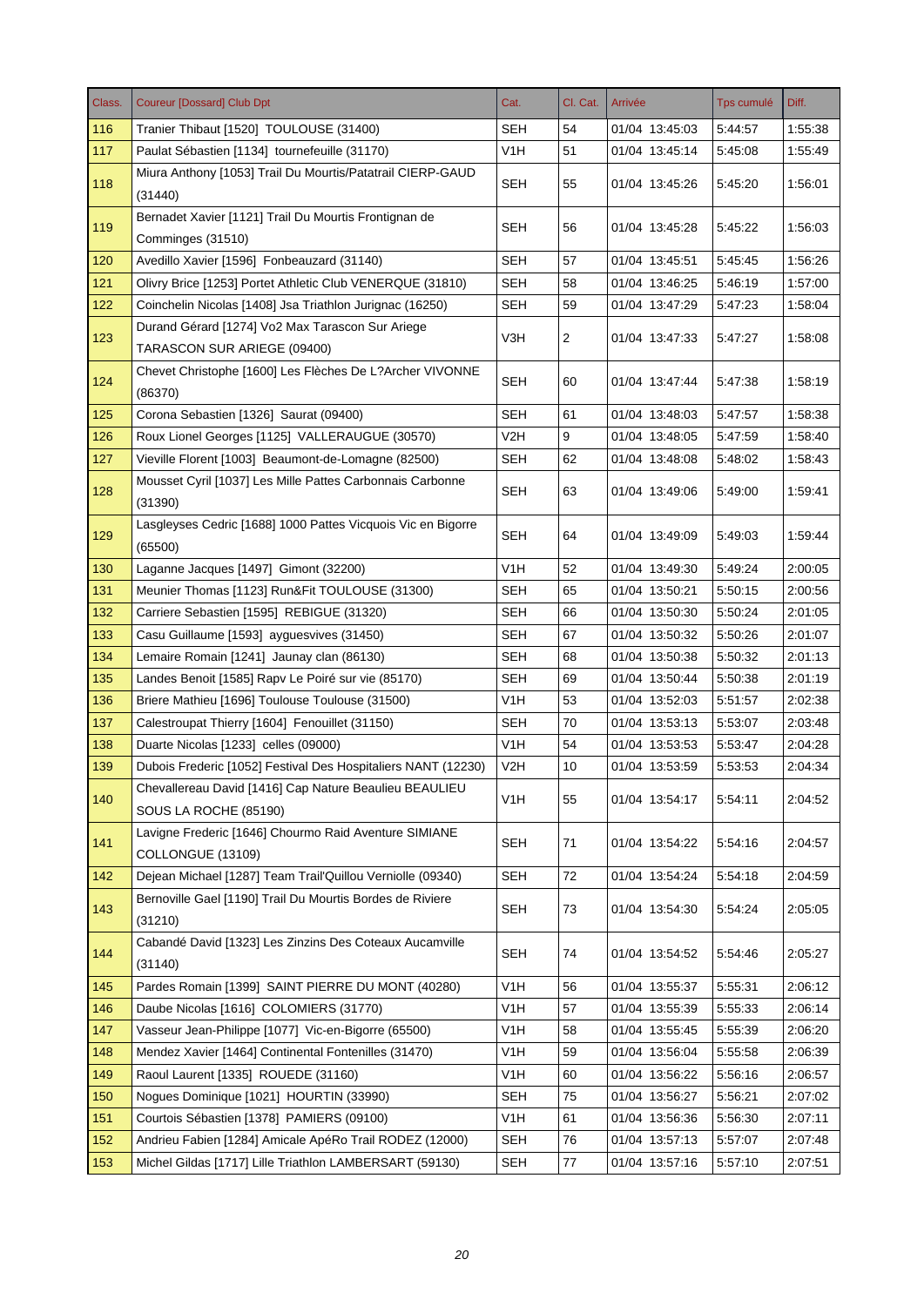| Class. | Coureur [Dossard] Club Dpt | Cat. | Cl. Cat. | Arrivée | Tps cumulé | Diff. |
|---|---|---|---|---|---|---|
| 116 | Tranier Thibaut [1520] TOULOUSE (31400) | SEH | 54 | 01/04 13:45:03 | 5:44:57 | 1:55:38 |
| 117 | Paulat Sébastien [1134] tournefeuille (31170) | V1H | 51 | 01/04 13:45:14 | 5:45:08 | 1:55:49 |
| 118 | Miura Anthony [1053] Trail Du Mourtis/Patatrail CIERP-GAUD (31440) | SEH | 55 | 01/04 13:45:26 | 5:45:20 | 1:56:01 |
| 119 | Bernadet Xavier [1121] Trail Du Mourtis Frontignan de Comminges (31510) | SEH | 56 | 01/04 13:45:28 | 5:45:22 | 1:56:03 |
| 120 | Avedillo Xavier [1596] Fonbeauzard (31140) | SEH | 57 | 01/04 13:45:51 | 5:45:45 | 1:56:26 |
| 121 | Olivry Brice [1253] Portet Athletic Club VENERQUE (31810) | SEH | 58 | 01/04 13:46:25 | 5:46:19 | 1:57:00 |
| 122 | Coinchelin Nicolas [1408] Jsa Triathlon Jurignac (16250) | SEH | 59 | 01/04 13:47:29 | 5:47:23 | 1:58:04 |
| 123 | Durand Gérard [1274] Vo2 Max Tarascon Sur Ariege TARASCON SUR ARIEGE (09400) | V3H | 2 | 01/04 13:47:33 | 5:47:27 | 1:58:08 |
| 124 | Chevet Christophe [1600] Les Flèches De L?Archer VIVONNE (86370) | SEH | 60 | 01/04 13:47:44 | 5:47:38 | 1:58:19 |
| 125 | Corona Sebastien [1326] Saurat (09400) | SEH | 61 | 01/04 13:48:03 | 5:47:57 | 1:58:38 |
| 126 | Roux Lionel Georges [1125] VALLERAUGUE (30570) | V2H | 9 | 01/04 13:48:05 | 5:47:59 | 1:58:40 |
| 127 | Vieville Florent [1003] Beaumont-de-Lomagne (82500) | SEH | 62 | 01/04 13:48:08 | 5:48:02 | 1:58:43 |
| 128 | Mousset Cyril [1037] Les Mille Pattes Carbonnais Carbonne (31390) | SEH | 63 | 01/04 13:49:06 | 5:49:00 | 1:59:41 |
| 129 | Lasgleyses Cedric [1688] 1000 Pattes Vicquois Vic en Bigorre (65500) | SEH | 64 | 01/04 13:49:09 | 5:49:03 | 1:59:44 |
| 130 | Laganne Jacques [1497] Gimont (32200) | V1H | 52 | 01/04 13:49:30 | 5:49:24 | 2:00:05 |
| 131 | Meunier Thomas [1123] Run&Fit TOULOUSE (31300) | SEH | 65 | 01/04 13:50:21 | 5:50:15 | 2:00:56 |
| 132 | Carriere Sebastien [1595] REBIGUE (31320) | SEH | 66 | 01/04 13:50:30 | 5:50:24 | 2:01:05 |
| 133 | Casu Guillaume [1593] ayguesvives (31450) | SEH | 67 | 01/04 13:50:32 | 5:50:26 | 2:01:07 |
| 134 | Lemaire Romain [1241] Jaunay clan (86130) | SEH | 68 | 01/04 13:50:38 | 5:50:32 | 2:01:13 |
| 135 | Landes Benoit [1585] Rapv Le Poiré sur vie (85170) | SEH | 69 | 01/04 13:50:44 | 5:50:38 | 2:01:19 |
| 136 | Briere Mathieu [1696] Toulouse Toulouse (31500) | V1H | 53 | 01/04 13:52:03 | 5:51:57 | 2:02:38 |
| 137 | Calestroupat Thierry [1604] Fenouillet (31150) | SEH | 70 | 01/04 13:53:13 | 5:53:07 | 2:03:48 |
| 138 | Duarte Nicolas [1233] celles (09000) | V1H | 54 | 01/04 13:53:53 | 5:53:47 | 2:04:28 |
| 139 | Dubois Frederic [1052] Festival Des Hospitaliers NANT (12230) | V2H | 10 | 01/04 13:53:59 | 5:53:53 | 2:04:34 |
| 140 | Chevallereau David [1416] Cap Nature Beaulieu BEAULIEU SOUS LA ROCHE (85190) | V1H | 55 | 01/04 13:54:17 | 5:54:11 | 2:04:52 |
| 141 | Lavigne Frederic [1646] Chourmo Raid Aventure SIMIANE COLLONGUE (13109) | SEH | 71 | 01/04 13:54:22 | 5:54:16 | 2:04:57 |
| 142 | Dejean Michael [1287] Team Trail'Quillou Verniolle (09340) | SEH | 72 | 01/04 13:54:24 | 5:54:18 | 2:04:59 |
| 143 | Bernoville Gael [1190] Trail Du Mourtis Bordes de Riviere (31210) | SEH | 73 | 01/04 13:54:30 | 5:54:24 | 2:05:05 |
| 144 | Cabandé David [1323] Les Zinzins Des Coteaux Aucamville (31140) | SEH | 74 | 01/04 13:54:52 | 5:54:46 | 2:05:27 |
| 145 | Pardes Romain [1399] SAINT PIERRE DU MONT (40280) | V1H | 56 | 01/04 13:55:37 | 5:55:31 | 2:06:12 |
| 146 | Daube Nicolas [1616] COLOMIERS (31770) | V1H | 57 | 01/04 13:55:39 | 5:55:33 | 2:06:14 |
| 147 | Vasseur Jean-Philippe [1077] Vic-en-Bigorre (65500) | V1H | 58 | 01/04 13:55:45 | 5:55:39 | 2:06:20 |
| 148 | Mendez Xavier [1464] Continental Fontenilles (31470) | V1H | 59 | 01/04 13:56:04 | 5:55:58 | 2:06:39 |
| 149 | Raoul Laurent [1335] ROUEDE (31160) | V1H | 60 | 01/04 13:56:22 | 5:56:16 | 2:06:57 |
| 150 | Nogues Dominique [1021] HOURTIN (33990) | SEH | 75 | 01/04 13:56:27 | 5:56:21 | 2:07:02 |
| 151 | Courtois Sébastien [1378] PAMIERS (09100) | V1H | 61 | 01/04 13:56:36 | 5:56:30 | 2:07:11 |
| 152 | Andrieu Fabien [1284] Amicale ApéRo Trail RODEZ (12000) | SEH | 76 | 01/04 13:57:13 | 5:57:07 | 2:07:48 |
| 153 | Michel Gildas [1717] Lille Triathlon LAMBERSART (59130) | SEH | 77 | 01/04 13:57:16 | 5:57:10 | 2:07:51 |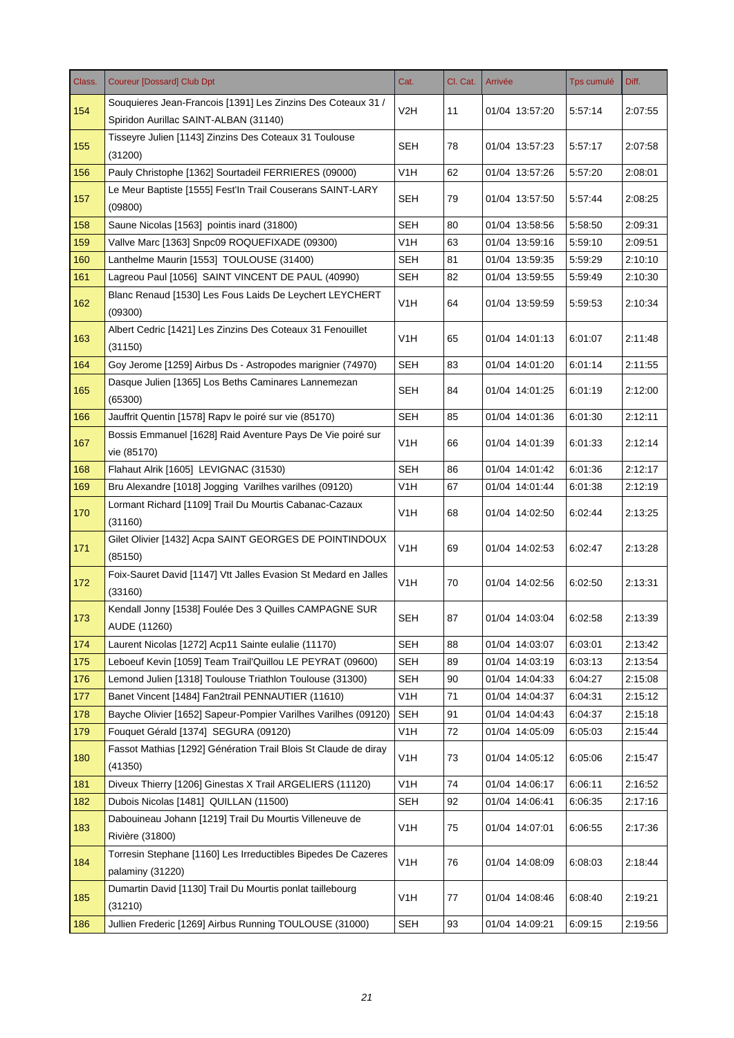| Class. | Coureur [Dossard] Club Dpt | Cat. | Cl. Cat. | Arrivée | Tps cumulé | Diff. |
|---|---|---|---|---|---|---|
| 154 | Souquieres Jean-Francois [1391] Les Zinzins Des Coteaux 31 / Spiridon Aurillac SAINT-ALBAN (31140) | V2H | 11 | 01/04 13:57:20 | 5:57:14 | 2:07:55 |
| 155 | Tisseyre Julien [1143] Zinzins Des Coteaux 31 Toulouse (31200) | SEH | 78 | 01/04 13:57:23 | 5:57:17 | 2:07:58 |
| 156 | Pauly Christophe [1362] Sourtadeil FERRIERES (09000) | V1H | 62 | 01/04 13:57:26 | 5:57:20 | 2:08:01 |
| 157 | Le Meur Baptiste [1555] Fest'In Trail Couserans SAINT-LARY (09800) | SEH | 79 | 01/04 13:57:50 | 5:57:44 | 2:08:25 |
| 158 | Saune Nicolas [1563] pointis inard (31800) | SEH | 80 | 01/04 13:58:56 | 5:58:50 | 2:09:31 |
| 159 | Vallve Marc [1363] Snpc09 ROQUEFIXADE (09300) | V1H | 63 | 01/04 13:59:16 | 5:59:10 | 2:09:51 |
| 160 | Lanthelme Maurin [1553] TOULOUSE (31400) | SEH | 81 | 01/04 13:59:35 | 5:59:29 | 2:10:10 |
| 161 | Lagreou Paul [1056] SAINT VINCENT DE PAUL (40990) | SEH | 82 | 01/04 13:59:55 | 5:59:49 | 2:10:30 |
| 162 | Blanc Renaud [1530] Les Fous Laids De Leychert LEYCHERT (09300) | V1H | 64 | 01/04 13:59:59 | 5:59:53 | 2:10:34 |
| 163 | Albert Cedric [1421] Les Zinzins Des Coteaux 31 Fenouillet (31150) | V1H | 65 | 01/04 14:01:13 | 6:01:07 | 2:11:48 |
| 164 | Goy Jerome [1259] Airbus Ds - Astropodes marignier (74970) | SEH | 83 | 01/04 14:01:20 | 6:01:14 | 2:11:55 |
| 165 | Dasque Julien [1365] Los Beths Caminares Lannemezan (65300) | SEH | 84 | 01/04 14:01:25 | 6:01:19 | 2:12:00 |
| 166 | Jauffrit Quentin [1578] Rapv le poiré sur vie (85170) | SEH | 85 | 01/04 14:01:36 | 6:01:30 | 2:12:11 |
| 167 | Bossis Emmanuel [1628] Raid Aventure Pays De Vie poiré sur vie (85170) | V1H | 66 | 01/04 14:01:39 | 6:01:33 | 2:12:14 |
| 168 | Flahaut Alrik [1605] LEVIGNAC (31530) | SEH | 86 | 01/04 14:01:42 | 6:01:36 | 2:12:17 |
| 169 | Bru Alexandre [1018] Jogging Varilhes varilhes (09120) | V1H | 67 | 01/04 14:01:44 | 6:01:38 | 2:12:19 |
| 170 | Lormant Richard [1109] Trail Du Mourtis Cabanac-Cazaux (31160) | V1H | 68 | 01/04 14:02:50 | 6:02:44 | 2:13:25 |
| 171 | Gilet Olivier [1432] Acpa SAINT GEORGES DE POINTINDOUX (85150) | V1H | 69 | 01/04 14:02:53 | 6:02:47 | 2:13:28 |
| 172 | Foix-Sauret David [1147] Vtt Jalles Evasion St Medard en Jalles (33160) | V1H | 70 | 01/04 14:02:56 | 6:02:50 | 2:13:31 |
| 173 | Kendall Jonny [1538] Foulée Des 3 Quilles CAMPAGNE SUR AUDE (11260) | SEH | 87 | 01/04 14:03:04 | 6:02:58 | 2:13:39 |
| 174 | Laurent Nicolas [1272] Acp11 Sainte eulalie (11170) | SEH | 88 | 01/04 14:03:07 | 6:03:01 | 2:13:42 |
| 175 | Leboeuf Kevin [1059] Team Trail'Quillou LE PEYRAT (09600) | SEH | 89 | 01/04 14:03:19 | 6:03:13 | 2:13:54 |
| 176 | Lemond Julien [1318] Toulouse Triathlon Toulouse (31300) | SEH | 90 | 01/04 14:04:33 | 6:04:27 | 2:15:08 |
| 177 | Banet Vincent [1484] Fan2trail PENNAUTIER (11610) | V1H | 71 | 01/04 14:04:37 | 6:04:31 | 2:15:12 |
| 178 | Bayche Olivier [1652] Sapeur-Pompier Varilhes Varilhes (09120) | SEH | 91 | 01/04 14:04:43 | 6:04:37 | 2:15:18 |
| 179 | Fouquet Gérald [1374] SEGURA (09120) | V1H | 72 | 01/04 14:05:09 | 6:05:03 | 2:15:44 |
| 180 | Fassot Mathias [1292] Génération Trail Blois St Claude de diray (41350) | V1H | 73 | 01/04 14:05:12 | 6:05:06 | 2:15:47 |
| 181 | Diveux Thierry [1206] Ginestas X Trail ARGELIERS (11120) | V1H | 74 | 01/04 14:06:17 | 6:06:11 | 2:16:52 |
| 182 | Dubois Nicolas [1481] QUILLAN (11500) | SEH | 92 | 01/04 14:06:41 | 6:06:35 | 2:17:16 |
| 183 | Dabouineau Johann [1219] Trail Du Mourtis Villeneuve de Rivière (31800) | V1H | 75 | 01/04 14:07:01 | 6:06:55 | 2:17:36 |
| 184 | Torresin Stephane [1160] Les Irreductibles Bipedes De Cazeres palaminy (31220) | V1H | 76 | 01/04 14:08:09 | 6:08:03 | 2:18:44 |
| 185 | Dumartin David [1130] Trail Du Mourtis ponlat taillebourg (31210) | V1H | 77 | 01/04 14:08:46 | 6:08:40 | 2:19:21 |
| 186 | Jullien Frederic [1269] Airbus Running TOULOUSE (31000) | SEH | 93 | 01/04 14:09:21 | 6:09:15 | 2:19:56 |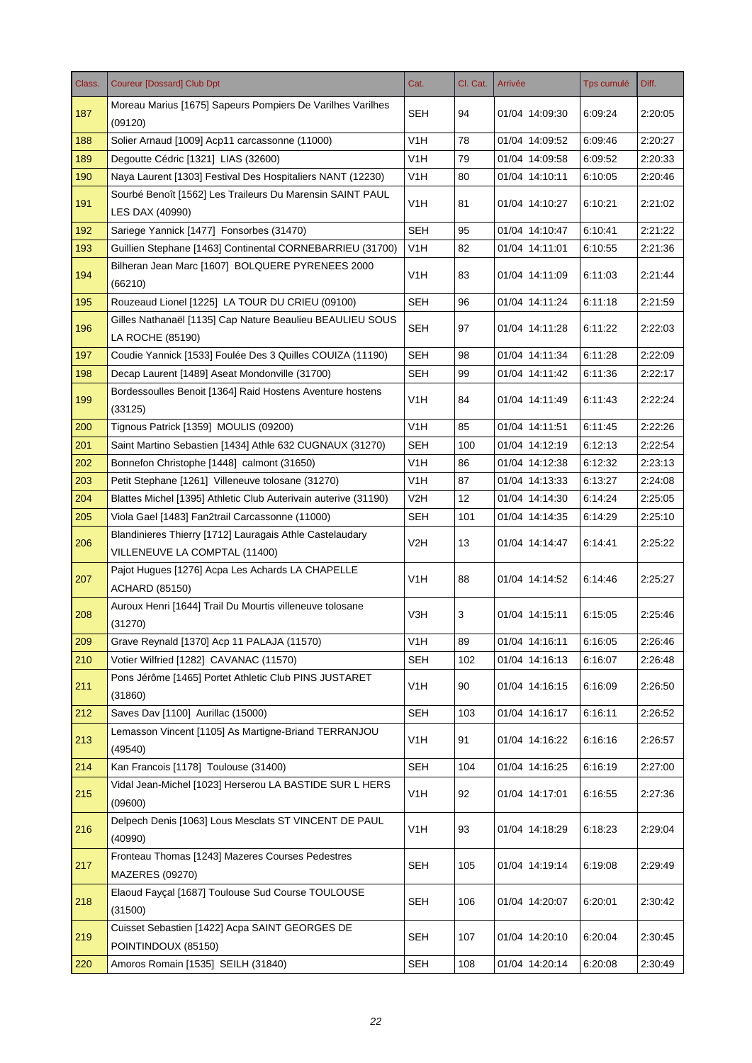| Class. | Coureur [Dossard] Club Dpt | Cat. | Cl. Cat. | Arrivée | Tps cumulé | Diff. |
|---|---|---|---|---|---|---|
| 187 | Moreau Marius [1675] Sapeurs Pompiers De Varilhes Varilhes (09120) | SEH | 94 | 01/04 14:09:30 | 6:09:24 | 2:20:05 |
| 188 | Solier Arnaud [1009] Acp11 carcassonne (11000) | V1H | 78 | 01/04 14:09:52 | 6:09:46 | 2:20:27 |
| 189 | Degoutte Cédric [1321] LIAS (32600) | V1H | 79 | 01/04 14:09:58 | 6:09:52 | 2:20:33 |
| 190 | Naya Laurent [1303] Festival Des Hospitaliers NANT (12230) | V1H | 80 | 01/04 14:10:11 | 6:10:05 | 2:20:46 |
| 191 | Sourbé Benoît [1562] Les Traileurs Du Marensin SAINT PAUL LES DAX (40990) | V1H | 81 | 01/04 14:10:27 | 6:10:21 | 2:21:02 |
| 192 | Sariege Yannick [1477] Fonsorbes (31470) | SEH | 95 | 01/04 14:10:47 | 6:10:41 | 2:21:22 |
| 193 | Guillien Stephane [1463] Continental CORNEBARRIEU (31700) | V1H | 82 | 01/04 14:11:01 | 6:10:55 | 2:21:36 |
| 194 | Bilheran Jean Marc [1607] BOLQUERE PYRENEES 2000 (66210) | V1H | 83 | 01/04 14:11:09 | 6:11:03 | 2:21:44 |
| 195 | Rouzeaud Lionel [1225] LA TOUR DU CRIEU (09100) | SEH | 96 | 01/04 14:11:24 | 6:11:18 | 2:21:59 |
| 196 | Gilles Nathanaël [1135] Cap Nature Beaulieu BEAULIEU SOUS LA ROCHE (85190) | SEH | 97 | 01/04 14:11:28 | 6:11:22 | 2:22:03 |
| 197 | Coudie Yannick [1533] Foulée Des 3 Quilles COUIZA (11190) | SEH | 98 | 01/04 14:11:34 | 6:11:28 | 2:22:09 |
| 198 | Decap Laurent [1489] Aseat Mondonville (31700) | SEH | 99 | 01/04 14:11:42 | 6:11:36 | 2:22:17 |
| 199 | Bordessoulles Benoit [1364] Raid Hostens Aventure hostens (33125) | V1H | 84 | 01/04 14:11:49 | 6:11:43 | 2:22:24 |
| 200 | Tignous Patrick [1359] MOULIS (09200) | V1H | 85 | 01/04 14:11:51 | 6:11:45 | 2:22:26 |
| 201 | Saint Martino Sebastien [1434] Athle 632 CUGNAUX (31270) | SEH | 100 | 01/04 14:12:19 | 6:12:13 | 2:22:54 |
| 202 | Bonnefon Christophe [1448] calmont (31650) | V1H | 86 | 01/04 14:12:38 | 6:12:32 | 2:23:13 |
| 203 | Petit Stephane [1261] Villeneuve tolosane (31270) | V1H | 87 | 01/04 14:13:33 | 6:13:27 | 2:24:08 |
| 204 | Blattes Michel [1395] Athletic Club Auterivain auterive (31190) | V2H | 12 | 01/04 14:14:30 | 6:14:24 | 2:25:05 |
| 205 | Viola Gael [1483] Fan2trail Carcassonne (11000) | SEH | 101 | 01/04 14:14:35 | 6:14:29 | 2:25:10 |
| 206 | Blandinieres Thierry [1712] Lauragais Athle Castelaudary VILLENEUVE LA COMPTAL (11400) | V2H | 13 | 01/04 14:14:47 | 6:14:41 | 2:25:22 |
| 207 | Pajot Hugues [1276] Acpa Les Achards LA CHAPELLE ACHARD (85150) | V1H | 88 | 01/04 14:14:52 | 6:14:46 | 2:25:27 |
| 208 | Auroux Henri [1644] Trail Du Mourtis villeneuve tolosane (31270) | V3H | 3 | 01/04 14:15:11 | 6:15:05 | 2:25:46 |
| 209 | Grave Reynald [1370] Acp 11 PALAJA (11570) | V1H | 89 | 01/04 14:16:11 | 6:16:05 | 2:26:46 |
| 210 | Votier Wilfried [1282] CAVANAC (11570) | SEH | 102 | 01/04 14:16:13 | 6:16:07 | 2:26:48 |
| 211 | Pons Jérôme [1465] Portet Athletic Club PINS JUSTARET (31860) | V1H | 90 | 01/04 14:16:15 | 6:16:09 | 2:26:50 |
| 212 | Saves Dav [1100] Aurillac (15000) | SEH | 103 | 01/04 14:16:17 | 6:16:11 | 2:26:52 |
| 213 | Lemasson Vincent [1105] As Martigne-Briand TERRANJOU (49540) | V1H | 91 | 01/04 14:16:22 | 6:16:16 | 2:26:57 |
| 214 | Kan Francois [1178] Toulouse (31400) | SEH | 104 | 01/04 14:16:25 | 6:16:19 | 2:27:00 |
| 215 | Vidal Jean-Michel [1023] Herserou LA BASTIDE SUR L HERS (09600) | V1H | 92 | 01/04 14:17:01 | 6:16:55 | 2:27:36 |
| 216 | Delpech Denis [1063] Lous Mesclats ST VINCENT DE PAUL (40990) | V1H | 93 | 01/04 14:18:29 | 6:18:23 | 2:29:04 |
| 217 | Fronteau Thomas [1243] Mazeres Courses Pedestres MAZERES (09270) | SEH | 105 | 01/04 14:19:14 | 6:19:08 | 2:29:49 |
| 218 | Elaoud Fayçal [1687] Toulouse Sud Course TOULOUSE (31500) | SEH | 106 | 01/04 14:20:07 | 6:20:01 | 2:30:42 |
| 219 | Cuisset Sebastien [1422] Acpa SAINT GEORGES DE POINTINDOUX (85150) | SEH | 107 | 01/04 14:20:10 | 6:20:04 | 2:30:45 |
| 220 | Amoros Romain [1535] SEILH (31840) | SEH | 108 | 01/04 14:20:14 | 6:20:08 | 2:30:49 |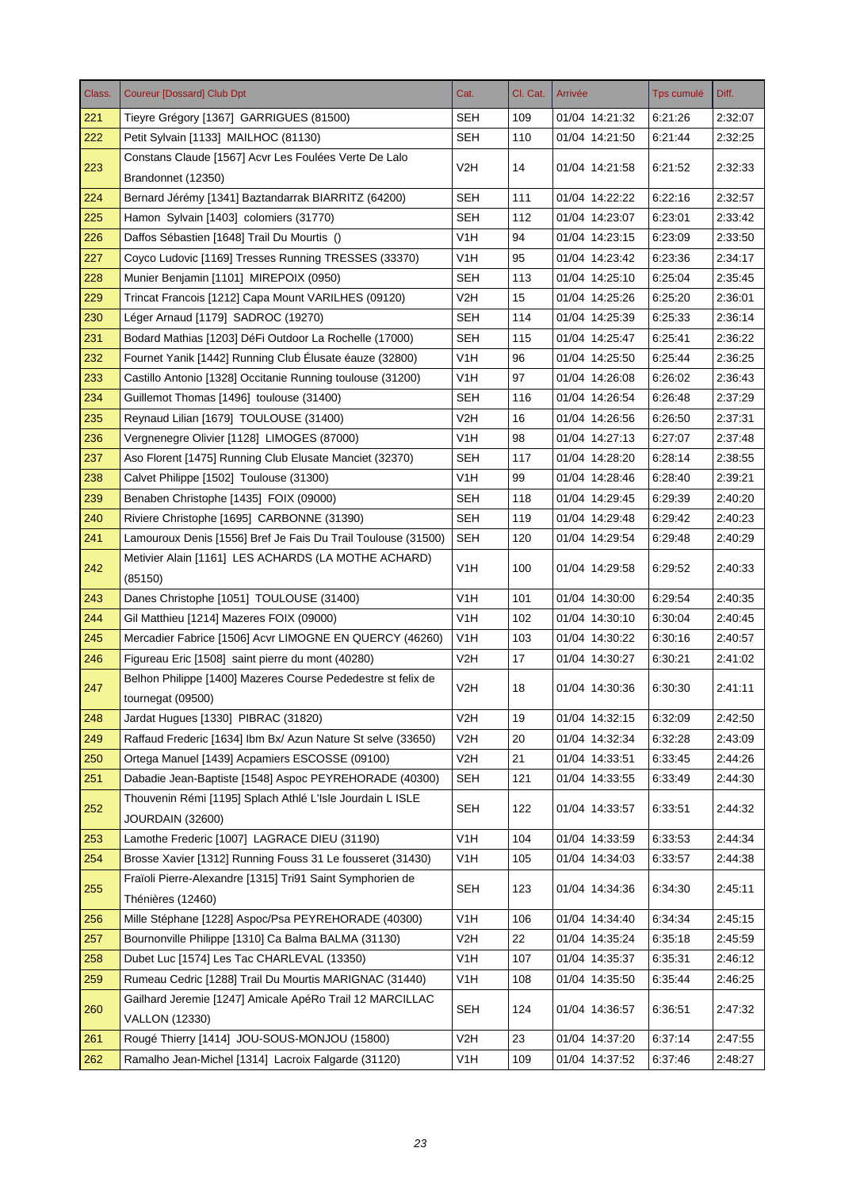| Class. | Coureur [Dossard] Club Dpt | Cat. | Cl. Cat. | Arrivée | Tps cumulé | Diff. |
|---|---|---|---|---|---|---|
| 221 | Tieyre Grégory [1367] GARRIGUES (81500) | SEH | 109 | 01/04 14:21:32 | 6:21:26 | 2:32:07 |
| 222 | Petit Sylvain [1133] MAILHOC (81130) | SEH | 110 | 01/04 14:21:50 | 6:21:44 | 2:32:25 |
| 223 | Constans Claude [1567] Acvr Les Foulées Verte De Lalo Brandonnet (12350) | V2H | 14 | 01/04 14:21:58 | 6:21:52 | 2:32:33 |
| 224 | Bernard Jérémy [1341] Baztandarrak BIARRITZ (64200) | SEH | 111 | 01/04 14:22:22 | 6:22:16 | 2:32:57 |
| 225 | Hamon Sylvain [1403] colomiers (31770) | SEH | 112 | 01/04 14:23:07 | 6:23:01 | 2:33:42 |
| 226 | Daffos Sébastien [1648] Trail Du Mourtis () | V1H | 94 | 01/04 14:23:15 | 6:23:09 | 2:33:50 |
| 227 | Coyco Ludovic [1169] Tresses Running TRESSES (33370) | V1H | 95 | 01/04 14:23:42 | 6:23:36 | 2:34:17 |
| 228 | Munier Benjamin [1101] MIREPOIX (0950) | SEH | 113 | 01/04 14:25:10 | 6:25:04 | 2:35:45 |
| 229 | Trincat Francois [1212] Capa Mount VARILHES (09120) | V2H | 15 | 01/04 14:25:26 | 6:25:20 | 2:36:01 |
| 230 | Léger Arnaud [1179] SADROC (19270) | SEH | 114 | 01/04 14:25:39 | 6:25:33 | 2:36:14 |
| 231 | Bodard Mathias [1203] DéFi Outdoor La Rochelle (17000) | SEH | 115 | 01/04 14:25:47 | 6:25:41 | 2:36:22 |
| 232 | Fournet Yanik [1442] Running Club Élusate éauze (32800) | V1H | 96 | 01/04 14:25:50 | 6:25:44 | 2:36:25 |
| 233 | Castillo Antonio [1328] Occitanie Running toulouse (31200) | V1H | 97 | 01/04 14:26:08 | 6:26:02 | 2:36:43 |
| 234 | Guillemot Thomas [1496] toulouse (31400) | SEH | 116 | 01/04 14:26:54 | 6:26:48 | 2:37:29 |
| 235 | Reynaud Lilian [1679] TOULOUSE (31400) | V2H | 16 | 01/04 14:26:56 | 6:26:50 | 2:37:31 |
| 236 | Vergnenegre Olivier [1128] LIMOGES (87000) | V1H | 98 | 01/04 14:27:13 | 6:27:07 | 2:37:48 |
| 237 | Aso Florent [1475] Running Club Elusate Manciet (32370) | SEH | 117 | 01/04 14:28:20 | 6:28:14 | 2:38:55 |
| 238 | Calvet Philippe [1502] Toulouse (31300) | V1H | 99 | 01/04 14:28:46 | 6:28:40 | 2:39:21 |
| 239 | Benaben Christophe [1435] FOIX (09000) | SEH | 118 | 01/04 14:29:45 | 6:29:39 | 2:40:20 |
| 240 | Riviere Christophe [1695] CARBONNE (31390) | SEH | 119 | 01/04 14:29:48 | 6:29:42 | 2:40:23 |
| 241 | Lamouroux Denis [1556] Bref Je Fais Du Trail Toulouse (31500) | SEH | 120 | 01/04 14:29:54 | 6:29:48 | 2:40:29 |
| 242 | Metivier Alain [1161] LES ACHARDS (LA MOTHE ACHARD) (85150) | V1H | 100 | 01/04 14:29:58 | 6:29:52 | 2:40:33 |
| 243 | Danes Christophe [1051] TOULOUSE (31400) | V1H | 101 | 01/04 14:30:00 | 6:29:54 | 2:40:35 |
| 244 | Gil Matthieu [1214] Mazeres FOIX (09000) | V1H | 102 | 01/04 14:30:10 | 6:30:04 | 2:40:45 |
| 245 | Mercadier Fabrice [1506] Acvr LIMOGNE EN QUERCY (46260) | V1H | 103 | 01/04 14:30:22 | 6:30:16 | 2:40:57 |
| 246 | Figureau Eric [1508] saint pierre du mont (40280) | V2H | 17 | 01/04 14:30:27 | 6:30:21 | 2:41:02 |
| 247 | Belhon Philippe [1400] Mazeres Course Pededestre st felix de tournegat (09500) | V2H | 18 | 01/04 14:30:36 | 6:30:30 | 2:41:11 |
| 248 | Jardat Hugues [1330] PIBRAC (31820) | V2H | 19 | 01/04 14:32:15 | 6:32:09 | 2:42:50 |
| 249 | Raffaud Frederic [1634] Ibm Bx/ Azun Nature St selve (33650) | V2H | 20 | 01/04 14:32:34 | 6:32:28 | 2:43:09 |
| 250 | Ortega Manuel [1439] Acpamiers ESCOSSE (09100) | V2H | 21 | 01/04 14:33:51 | 6:33:45 | 2:44:26 |
| 251 | Dabadie Jean-Baptiste [1548] Aspoc PEYREHORADE (40300) | SEH | 121 | 01/04 14:33:55 | 6:33:49 | 2:44:30 |
| 252 | Thouvenin Rémi [1195] Splach Athlé L'Isle Jourdain L ISLE JOURDAIN (32600) | SEH | 122 | 01/04 14:33:57 | 6:33:51 | 2:44:32 |
| 253 | Lamothe Frederic [1007] LAGRACE DIEU (31190) | V1H | 104 | 01/04 14:33:59 | 6:33:53 | 2:44:34 |
| 254 | Brosse Xavier [1312] Running Fouss 31 Le fousseret (31430) | V1H | 105 | 01/04 14:34:03 | 6:33:57 | 2:44:38 |
| 255 | Fraïoli Pierre-Alexandre [1315] Tri91 Saint Symphorien de Thénières (12460) | SEH | 123 | 01/04 14:34:36 | 6:34:30 | 2:45:11 |
| 256 | Mille Stéphane [1228] Aspoc/Psa PEYREHORADE (40300) | V1H | 106 | 01/04 14:34:40 | 6:34:34 | 2:45:15 |
| 257 | Bournonville Philippe [1310] Ca Balma BALMA (31130) | V2H | 22 | 01/04 14:35:24 | 6:35:18 | 2:45:59 |
| 258 | Dubet Luc [1574] Les Tac CHARLEVAL (13350) | V1H | 107 | 01/04 14:35:37 | 6:35:31 | 2:46:12 |
| 259 | Rumeau Cedric [1288] Trail Du Mourtis MARIGNAC (31440) | V1H | 108 | 01/04 14:35:50 | 6:35:44 | 2:46:25 |
| 260 | Gailhard Jeremie [1247] Amicale ApéRo Trail 12 MARCILLAC VALLON (12330) | SEH | 124 | 01/04 14:36:57 | 6:36:51 | 2:47:32 |
| 261 | Rougé Thierry [1414] JOU-SOUS-MONJOU (15800) | V2H | 23 | 01/04 14:37:20 | 6:37:14 | 2:47:55 |
| 262 | Ramalho Jean-Michel [1314] Lacroix Falgarde (31120) | V1H | 109 | 01/04 14:37:52 | 6:37:46 | 2:48:27 |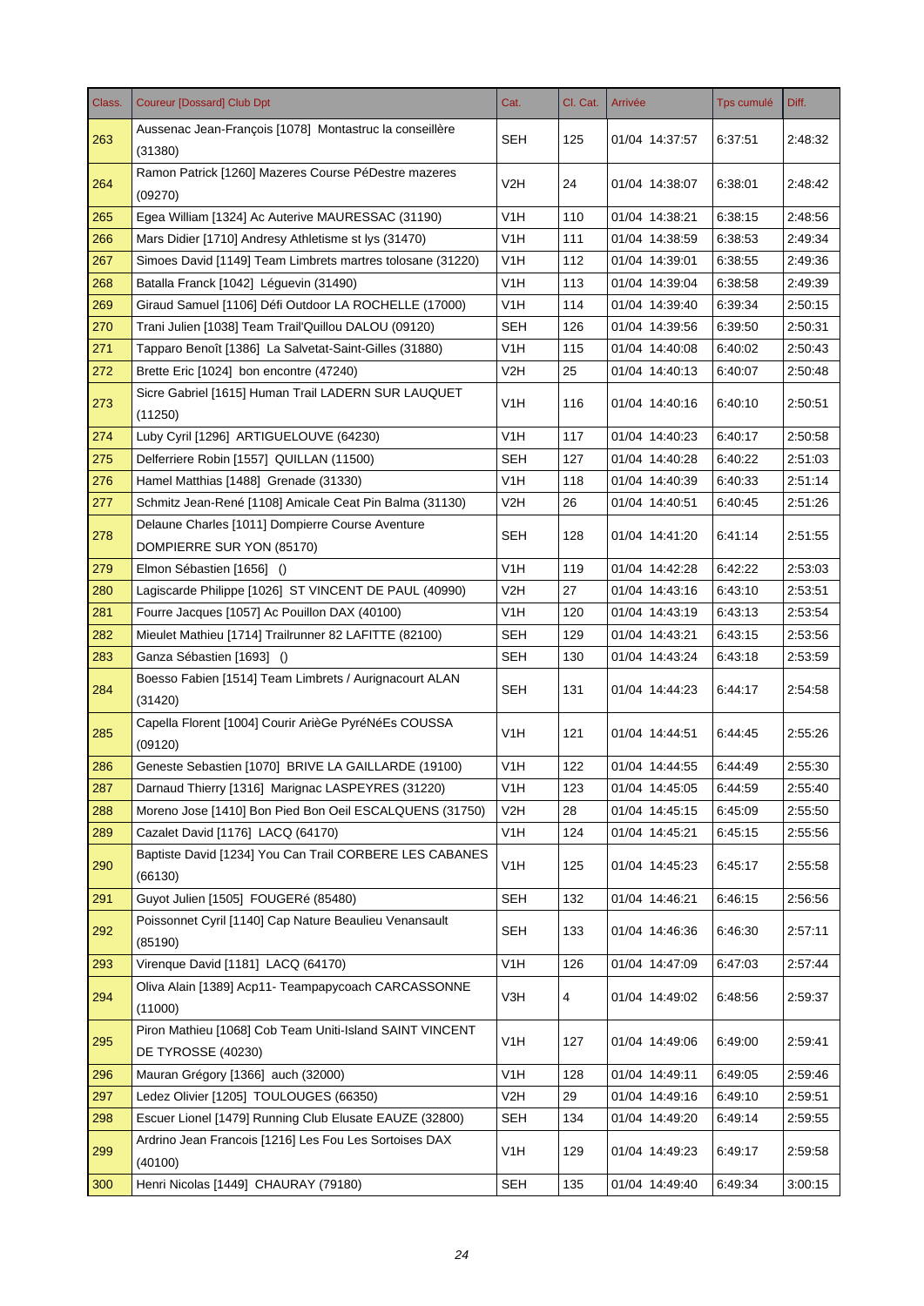| Class. | Coureur [Dossard] Club Dpt | Cat. | Cl. Cat. | Arrivée | Tps cumulé | Diff. |
|---|---|---|---|---|---|---|
| 263 | Aussenac Jean-François [1078] Montastruc la conseillère (31380) | SEH | 125 | 01/04 14:37:57 | 6:37:51 | 2:48:32 |
| 264 | Ramon Patrick [1260] Mazeres Course PéDestre mazeres (09270) | V2H | 24 | 01/04 14:38:07 | 6:38:01 | 2:48:42 |
| 265 | Egea William [1324] Ac Auterive MAURESSAC (31190) | V1H | 110 | 01/04 14:38:21 | 6:38:15 | 2:48:56 |
| 266 | Mars Didier [1710] Andresy Athletisme st lys (31470) | V1H | 111 | 01/04 14:38:59 | 6:38:53 | 2:49:34 |
| 267 | Simoes David [1149] Team Limbrets martres tolosane (31220) | V1H | 112 | 01/04 14:39:01 | 6:38:55 | 2:49:36 |
| 268 | Batalla Franck [1042] Léguevin (31490) | V1H | 113 | 01/04 14:39:04 | 6:38:58 | 2:49:39 |
| 269 | Giraud Samuel [1106] Défi Outdoor LA ROCHELLE (17000) | V1H | 114 | 01/04 14:39:40 | 6:39:34 | 2:50:15 |
| 270 | Trani Julien [1038] Team Trail'Quillou DALOU (09120) | SEH | 126 | 01/04 14:39:56 | 6:39:50 | 2:50:31 |
| 271 | Tapparo Benoît [1386] La Salvetat-Saint-Gilles (31880) | V1H | 115 | 01/04 14:40:08 | 6:40:02 | 2:50:43 |
| 272 | Brette Eric [1024] bon encontre (47240) | V2H | 25 | 01/04 14:40:13 | 6:40:07 | 2:50:48 |
| 273 | Sicre Gabriel [1615] Human Trail LADERN SUR LAUQUET (11250) | V1H | 116 | 01/04 14:40:16 | 6:40:10 | 2:50:51 |
| 274 | Luby Cyril [1296] ARTIGUELOUVE (64230) | V1H | 117 | 01/04 14:40:23 | 6:40:17 | 2:50:58 |
| 275 | Delferriere Robin [1557] QUILLAN (11500) | SEH | 127 | 01/04 14:40:28 | 6:40:22 | 2:51:03 |
| 276 | Hamel Matthias [1488] Grenade (31330) | V1H | 118 | 01/04 14:40:39 | 6:40:33 | 2:51:14 |
| 277 | Schmitz Jean-René [1108] Amicale Ceat Pin Balma (31130) | V2H | 26 | 01/04 14:40:51 | 6:40:45 | 2:51:26 |
| 278 | Delaune Charles [1011] Dompierre Course Aventure DOMPIERRE SUR YON (85170) | SEH | 128 | 01/04 14:41:20 | 6:41:14 | 2:51:55 |
| 279 | Elmon Sébastien [1656] () | V1H | 119 | 01/04 14:42:28 | 6:42:22 | 2:53:03 |
| 280 | Lagiscarde Philippe [1026] ST VINCENT DE PAUL (40990) | V2H | 27 | 01/04 14:43:16 | 6:43:10 | 2:53:51 |
| 281 | Fourre Jacques [1057] Ac Pouillon DAX (40100) | V1H | 120 | 01/04 14:43:19 | 6:43:13 | 2:53:54 |
| 282 | Mieulet Mathieu [1714] Trailrunner 82 LAFITTE (82100) | SEH | 129 | 01/04 14:43:21 | 6:43:15 | 2:53:56 |
| 283 | Ganza Sébastien [1693] () | SEH | 130 | 01/04 14:43:24 | 6:43:18 | 2:53:59 |
| 284 | Boesso Fabien [1514] Team Limbrets / Aurignacourt ALAN (31420) | SEH | 131 | 01/04 14:44:23 | 6:44:17 | 2:54:58 |
| 285 | Capella Florent [1004] Courir ArièGe PyréNéEs COUSSA (09120) | V1H | 121 | 01/04 14:44:51 | 6:44:45 | 2:55:26 |
| 286 | Geneste Sebastien [1070] BRIVE LA GAILLARDE (19100) | V1H | 122 | 01/04 14:44:55 | 6:44:49 | 2:55:30 |
| 287 | Darnaud Thierry [1316] Marignac LASPEYRES (31220) | V1H | 123 | 01/04 14:45:05 | 6:44:59 | 2:55:40 |
| 288 | Moreno Jose [1410] Bon Pied Bon Oeil ESCALQUENS (31750) | V2H | 28 | 01/04 14:45:15 | 6:45:09 | 2:55:50 |
| 289 | Cazalet David [1176] LACQ (64170) | V1H | 124 | 01/04 14:45:21 | 6:45:15 | 2:55:56 |
| 290 | Baptiste David [1234] You Can Trail CORBERE LES CABANES (66130) | V1H | 125 | 01/04 14:45:23 | 6:45:17 | 2:55:58 |
| 291 | Guyot Julien [1505] FOUGERé (85480) | SEH | 132 | 01/04 14:46:21 | 6:46:15 | 2:56:56 |
| 292 | Poissonnet Cyril [1140] Cap Nature Beaulieu Venansault (85190) | SEH | 133 | 01/04 14:46:36 | 6:46:30 | 2:57:11 |
| 293 | Virenque David [1181] LACQ (64170) | V1H | 126 | 01/04 14:47:09 | 6:47:03 | 2:57:44 |
| 294 | Oliva Alain [1389] Acp11- Teampapycoach CARCASSONNE (11000) | V3H | 4 | 01/04 14:49:02 | 6:48:56 | 2:59:37 |
| 295 | Piron Mathieu [1068] Cob Team Uniti-Island SAINT VINCENT DE TYROSSE (40230) | V1H | 127 | 01/04 14:49:06 | 6:49:00 | 2:59:41 |
| 296 | Mauran Grégory [1366] auch (32000) | V1H | 128 | 01/04 14:49:11 | 6:49:05 | 2:59:46 |
| 297 | Ledez Olivier [1205] TOULOUGES (66350) | V2H | 29 | 01/04 14:49:16 | 6:49:10 | 2:59:51 |
| 298 | Escuer Lionel [1479] Running Club Elusate EAUZE (32800) | SEH | 134 | 01/04 14:49:20 | 6:49:14 | 2:59:55 |
| 299 | Ardrino Jean Francois [1216] Les Fou Les Sortoises DAX (40100) | V1H | 129 | 01/04 14:49:23 | 6:49:17 | 2:59:58 |
| 300 | Henri Nicolas [1449] CHAURAY (79180) | SEH | 135 | 01/04 14:49:40 | 6:49:34 | 3:00:15 |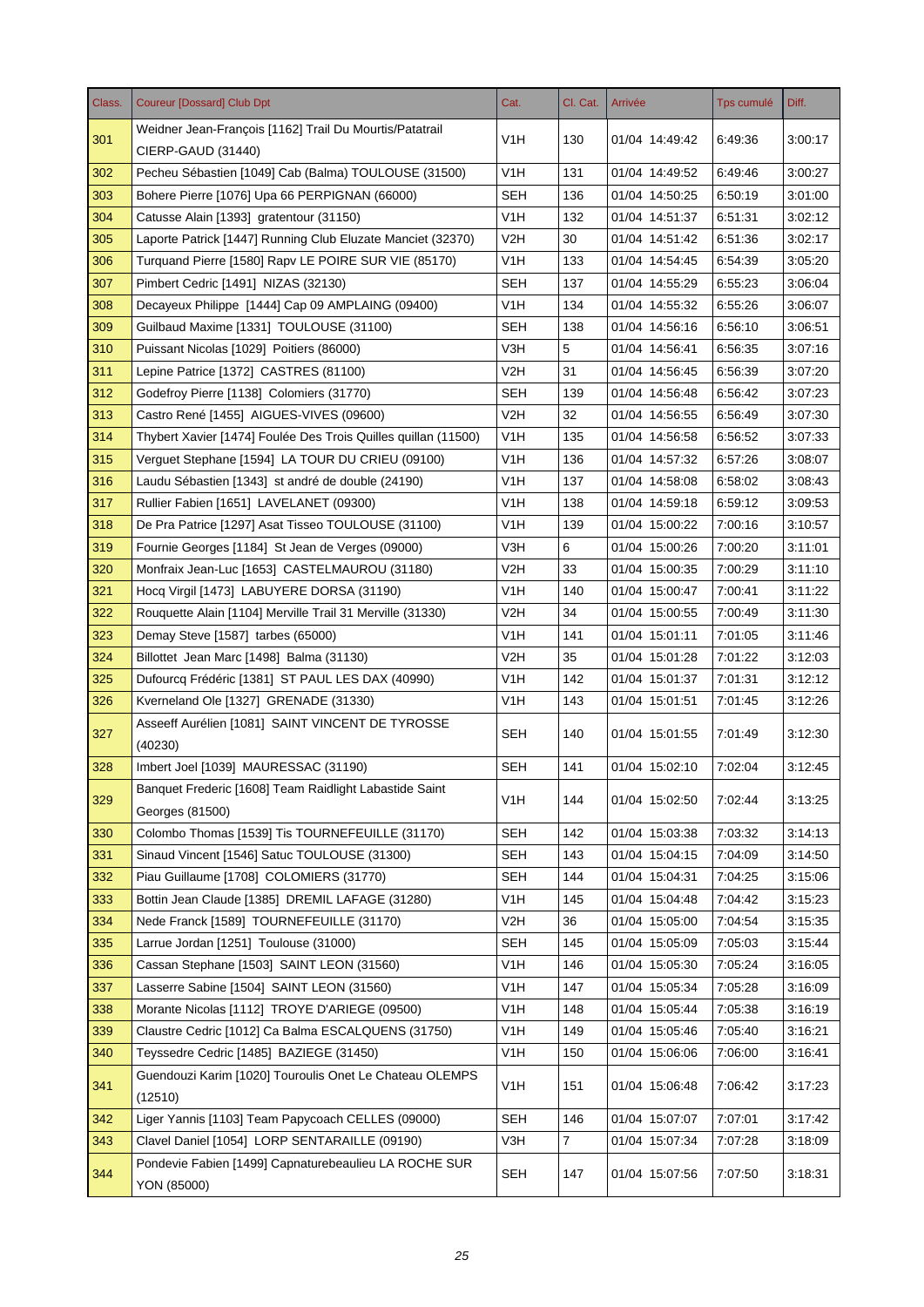| Class. | Coureur [Dossard] Club Dpt | Cat. | Cl. Cat. | Arrivée | Tps cumulé | Diff. |
|---|---|---|---|---|---|---|
| 301 | Weidner Jean-François [1162] Trail Du Mourtis/Patatrail CIERP-GAUD (31440) | V1H | 130 | 01/04 14:49:42 | 6:49:36 | 3:00:17 |
| 302 | Pecheu Sébastien [1049] Cab (Balma) TOULOUSE (31500) | V1H | 131 | 01/04 14:49:52 | 6:49:46 | 3:00:27 |
| 303 | Bohere Pierre [1076] Upa 66 PERPIGNAN (66000) | SEH | 136 | 01/04 14:50:25 | 6:50:19 | 3:01:00 |
| 304 | Catusse Alain [1393] gratentour (31150) | V1H | 132 | 01/04 14:51:37 | 6:51:31 | 3:02:12 |
| 305 | Laporte Patrick [1447] Running Club Eluzate Manciet (32370) | V2H | 30 | 01/04 14:51:42 | 6:51:36 | 3:02:17 |
| 306 | Turquand Pierre [1580] Rapv LE POIRE SUR VIE (85170) | V1H | 133 | 01/04 14:54:45 | 6:54:39 | 3:05:20 |
| 307 | Pimbert Cedric [1491] NIZAS (32130) | SEH | 137 | 01/04 14:55:29 | 6:55:23 | 3:06:04 |
| 308 | Decayeux Philippe [1444] Cap 09 AMPLAING (09400) | V1H | 134 | 01/04 14:55:32 | 6:55:26 | 3:06:07 |
| 309 | Guilbaud Maxime [1331] TOULOUSE (31100) | SEH | 138 | 01/04 14:56:16 | 6:56:10 | 3:06:51 |
| 310 | Puissant Nicolas [1029] Poitiers (86000) | V3H | 5 | 01/04 14:56:41 | 6:56:35 | 3:07:16 |
| 311 | Lepine Patrice [1372] CASTRES (81100) | V2H | 31 | 01/04 14:56:45 | 6:56:39 | 3:07:20 |
| 312 | Godefroy Pierre [1138] Colomiers (31770) | SEH | 139 | 01/04 14:56:48 | 6:56:42 | 3:07:23 |
| 313 | Castro René [1455] AIGUES-VIVES (09600) | V2H | 32 | 01/04 14:56:55 | 6:56:49 | 3:07:30 |
| 314 | Thybert Xavier [1474] Foulée Des Trois Quilles quillan (11500) | V1H | 135 | 01/04 14:56:58 | 6:56:52 | 3:07:33 |
| 315 | Verguet Stephane [1594] LA TOUR DU CRIEU (09100) | V1H | 136 | 01/04 14:57:32 | 6:57:26 | 3:08:07 |
| 316 | Laudu Sébastien [1343] st andré de double (24190) | V1H | 137 | 01/04 14:58:08 | 6:58:02 | 3:08:43 |
| 317 | Rullier Fabien [1651] LAVELANET (09300) | V1H | 138 | 01/04 14:59:18 | 6:59:12 | 3:09:53 |
| 318 | De Pra Patrice [1297] Asat Tisseo TOULOUSE (31100) | V1H | 139 | 01/04 15:00:22 | 7:00:16 | 3:10:57 |
| 319 | Fournie Georges [1184] St Jean de Verges (09000) | V3H | 6 | 01/04 15:00:26 | 7:00:20 | 3:11:01 |
| 320 | Monfraix Jean-Luc [1653] CASTELMAUROU (31180) | V2H | 33 | 01/04 15:00:35 | 7:00:29 | 3:11:10 |
| 321 | Hocq Virgil [1473] LABUYERE DORSA (31190) | V1H | 140 | 01/04 15:00:47 | 7:00:41 | 3:11:22 |
| 322 | Rouquette Alain [1104] Merville Trail 31 Merville (31330) | V2H | 34 | 01/04 15:00:55 | 7:00:49 | 3:11:30 |
| 323 | Demay Steve [1587] tarbes (65000) | V1H | 141 | 01/04 15:01:11 | 7:01:05 | 3:11:46 |
| 324 | Billottet Jean Marc [1498] Balma (31130) | V2H | 35 | 01/04 15:01:28 | 7:01:22 | 3:12:03 |
| 325 | Dufourcq Frédéric [1381] ST PAUL LES DAX (40990) | V1H | 142 | 01/04 15:01:37 | 7:01:31 | 3:12:12 |
| 326 | Kverneland Ole [1327] GRENADE (31330) | V1H | 143 | 01/04 15:01:51 | 7:01:45 | 3:12:26 |
| 327 | Asseeff Aurélien [1081] SAINT VINCENT DE TYROSSE (40230) | SEH | 140 | 01/04 15:01:55 | 7:01:49 | 3:12:30 |
| 328 | Imbert Joel [1039] MAURESSAC (31190) | SEH | 141 | 01/04 15:02:10 | 7:02:04 | 3:12:45 |
| 329 | Banquet Frederic [1608] Team Raidlight Labastide Saint Georges (81500) | V1H | 144 | 01/04 15:02:50 | 7:02:44 | 3:13:25 |
| 330 | Colombo Thomas [1539] Tis TOURNEFEUILLE (31170) | SEH | 142 | 01/04 15:03:38 | 7:03:32 | 3:14:13 |
| 331 | Sinaud Vincent [1546] Satuc TOULOUSE (31300) | SEH | 143 | 01/04 15:04:15 | 7:04:09 | 3:14:50 |
| 332 | Piau Guillaume [1708] COLOMIERS (31770) | SEH | 144 | 01/04 15:04:31 | 7:04:25 | 3:15:06 |
| 333 | Bottin Jean Claude [1385] DREMIL LAFAGE (31280) | V1H | 145 | 01/04 15:04:48 | 7:04:42 | 3:15:23 |
| 334 | Nede Franck [1589] TOURNEFEUILLE (31170) | V2H | 36 | 01/04 15:05:00 | 7:04:54 | 3:15:35 |
| 335 | Larrue Jordan [1251] Toulouse (31000) | SEH | 145 | 01/04 15:05:09 | 7:05:03 | 3:15:44 |
| 336 | Cassan Stephane [1503] SAINT LEON (31560) | V1H | 146 | 01/04 15:05:30 | 7:05:24 | 3:16:05 |
| 337 | Lasserre Sabine [1504] SAINT LEON (31560) | V1H | 147 | 01/04 15:05:34 | 7:05:28 | 3:16:09 |
| 338 | Morante Nicolas [1112] TROYE D'ARIEGE (09500) | V1H | 148 | 01/04 15:05:44 | 7:05:38 | 3:16:19 |
| 339 | Claustre Cedric [1012] Ca Balma ESCALQUENS (31750) | V1H | 149 | 01/04 15:05:46 | 7:05:40 | 3:16:21 |
| 340 | Teyssedre Cedric [1485] BAZIEGE (31450) | V1H | 150 | 01/04 15:06:06 | 7:06:00 | 3:16:41 |
| 341 | Guendouzi Karim [1020] Touroulis Onet Le Chateau OLEMPS (12510) | V1H | 151 | 01/04 15:06:48 | 7:06:42 | 3:17:23 |
| 342 | Liger Yannis [1103] Team Papycoach CELLES (09000) | SEH | 146 | 01/04 15:07:07 | 7:07:01 | 3:17:42 |
| 343 | Clavel Daniel [1054] LORP SENTARAILLE (09190) | V3H | 7 | 01/04 15:07:34 | 7:07:28 | 3:18:09 |
| 344 | Pondevie Fabien [1499] Capnaturebeaulieu LA ROCHE SUR YON (85000) | SEH | 147 | 01/04 15:07:56 | 7:07:50 | 3:18:31 |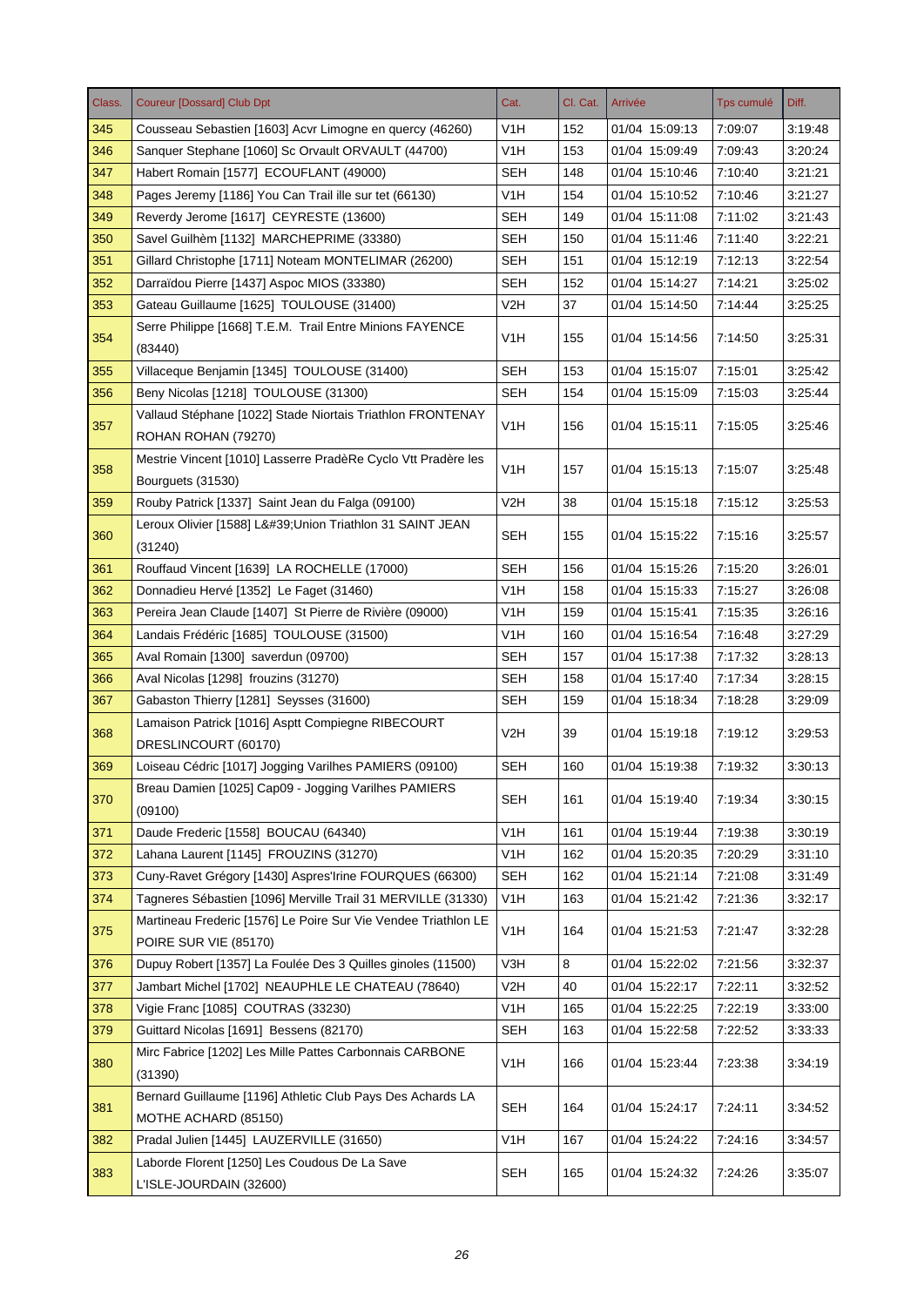| Class. | Coureur [Dossard] Club Dpt | Cat. | Cl. Cat. | Arrivée | Tps cumulé | Diff. |
|---|---|---|---|---|---|---|
| 345 | Cousseau Sebastien [1603] Acvr Limogne en quercy (46260) | V1H | 152 | 01/04 15:09:13 | 7:09:07 | 3:19:48 |
| 346 | Sanquer Stephane [1060] Sc Orvault ORVAULT (44700) | V1H | 153 | 01/04 15:09:49 | 7:09:43 | 3:20:24 |
| 347 | Habert Romain [1577] ECOUFLANT (49000) | SEH | 148 | 01/04 15:10:46 | 7:10:40 | 3:21:21 |
| 348 | Pages Jeremy [1186] You Can Trail ille sur tet (66130) | V1H | 154 | 01/04 15:10:52 | 7:10:46 | 3:21:27 |
| 349 | Reverdy Jerome [1617] CEYRESTE (13600) | SEH | 149 | 01/04 15:11:08 | 7:11:02 | 3:21:43 |
| 350 | Savel Guilhèm [1132] MARCHEPRIME (33380) | SEH | 150 | 01/04 15:11:46 | 7:11:40 | 3:22:21 |
| 351 | Gillard Christophe [1711] Noteam MONTELIMAR (26200) | SEH | 151 | 01/04 15:12:19 | 7:12:13 | 3:22:54 |
| 352 | Darraïdou Pierre [1437] Aspoc MIOS (33380) | SEH | 152 | 01/04 15:14:27 | 7:14:21 | 3:25:02 |
| 353 | Gateau Guillaume [1625] TOULOUSE (31400) | V2H | 37 | 01/04 15:14:50 | 7:14:44 | 3:25:25 |
| 354 | Serre Philippe [1668] T.E.M. Trail Entre Minions FAYENCE (83440) | V1H | 155 | 01/04 15:14:56 | 7:14:50 | 3:25:31 |
| 355 | Villaceque Benjamin [1345] TOULOUSE (31400) | SEH | 153 | 01/04 15:15:07 | 7:15:01 | 3:25:42 |
| 356 | Beny Nicolas [1218] TOULOUSE (31300) | SEH | 154 | 01/04 15:15:09 | 7:15:03 | 3:25:44 |
| 357 | Vallaud Stéphane [1022] Stade Niortais Triathlon FRONTENAY ROHAN ROHAN (79270) | V1H | 156 | 01/04 15:15:11 | 7:15:05 | 3:25:46 |
| 358 | Mestrie Vincent [1010] Lasserre PradèRe Cyclo Vtt Pradère les Bourguets (31530) | V1H | 157 | 01/04 15:15:13 | 7:15:07 | 3:25:48 |
| 359 | Rouby Patrick [1337] Saint Jean du Falga (09100) | V2H | 38 | 01/04 15:15:18 | 7:15:12 | 3:25:53 |
| 360 | Leroux Olivier [1588] L&#39;Union Triathlon 31 SAINT JEAN (31240) | SEH | 155 | 01/04 15:15:22 | 7:15:16 | 3:25:57 |
| 361 | Rouffaud Vincent [1639] LA ROCHELLE (17000) | SEH | 156 | 01/04 15:15:26 | 7:15:20 | 3:26:01 |
| 362 | Donnadieu Hervé [1352] Le Faget (31460) | V1H | 158 | 01/04 15:15:33 | 7:15:27 | 3:26:08 |
| 363 | Pereira Jean Claude [1407] St Pierre de Rivière (09000) | V1H | 159 | 01/04 15:15:41 | 7:15:35 | 3:26:16 |
| 364 | Landais Frédéric [1685] TOULOUSE (31500) | V1H | 160 | 01/04 15:16:54 | 7:16:48 | 3:27:29 |
| 365 | Aval Romain [1300] saverdun (09700) | SEH | 157 | 01/04 15:17:38 | 7:17:32 | 3:28:13 |
| 366 | Aval Nicolas [1298] frouzins (31270) | SEH | 158 | 01/04 15:17:40 | 7:17:34 | 3:28:15 |
| 367 | Gabaston Thierry [1281] Seysses (31600) | SEH | 159 | 01/04 15:18:34 | 7:18:28 | 3:29:09 |
| 368 | Lamaison Patrick [1016] Asptt Compiegne RIBECOURT DRESLINCOURT (60170) | V2H | 39 | 01/04 15:19:18 | 7:19:12 | 3:29:53 |
| 369 | Loiseau Cédric [1017] Jogging Varilhes PAMIERS (09100) | SEH | 160 | 01/04 15:19:38 | 7:19:32 | 3:30:13 |
| 370 | Breau Damien [1025] Cap09 - Jogging Varilhes PAMIERS (09100) | SEH | 161 | 01/04 15:19:40 | 7:19:34 | 3:30:15 |
| 371 | Daude Frederic [1558] BOUCAU (64340) | V1H | 161 | 01/04 15:19:44 | 7:19:38 | 3:30:19 |
| 372 | Lahana Laurent [1145] FROUZINS (31270) | V1H | 162 | 01/04 15:20:35 | 7:20:29 | 3:31:10 |
| 373 | Cuny-Ravet Grégory [1430] Aspres'Irine FOURQUES (66300) | SEH | 162 | 01/04 15:21:14 | 7:21:08 | 3:31:49 |
| 374 | Tagneres Sébastien [1096] Merville Trail 31 MERVILLE (31330) | V1H | 163 | 01/04 15:21:42 | 7:21:36 | 3:32:17 |
| 375 | Martineau Frederic [1576] Le Poire Sur Vie Vendee Triathlon LE POIRE SUR VIE (85170) | V1H | 164 | 01/04 15:21:53 | 7:21:47 | 3:32:28 |
| 376 | Dupuy Robert [1357] La Foulée Des 3 Quilles ginoles (11500) | V3H | 8 | 01/04 15:22:02 | 7:21:56 | 3:32:37 |
| 377 | Jambart Michel [1702] NEAUPHLE LE CHATEAU (78640) | V2H | 40 | 01/04 15:22:17 | 7:22:11 | 3:32:52 |
| 378 | Vigie Franc [1085] COUTRAS (33230) | V1H | 165 | 01/04 15:22:25 | 7:22:19 | 3:33:00 |
| 379 | Guittard Nicolas [1691] Bessens (82170) | SEH | 163 | 01/04 15:22:58 | 7:22:52 | 3:33:33 |
| 380 | Mirc Fabrice [1202] Les Mille Pattes Carbonnais CARBONE (31390) | V1H | 166 | 01/04 15:23:44 | 7:23:38 | 3:34:19 |
| 381 | Bernard Guillaume [1196] Athletic Club Pays Des Achards LA MOTHE ACHARD (85150) | SEH | 164 | 01/04 15:24:17 | 7:24:11 | 3:34:52 |
| 382 | Pradal Julien [1445] LAUZERVILLE (31650) | V1H | 167 | 01/04 15:24:22 | 7:24:16 | 3:34:57 |
| 383 | Laborde Florent [1250] Les Coudous De La Save L'ISLE-JOURDAIN (32600) | SEH | 165 | 01/04 15:24:32 | 7:24:26 | 3:35:07 |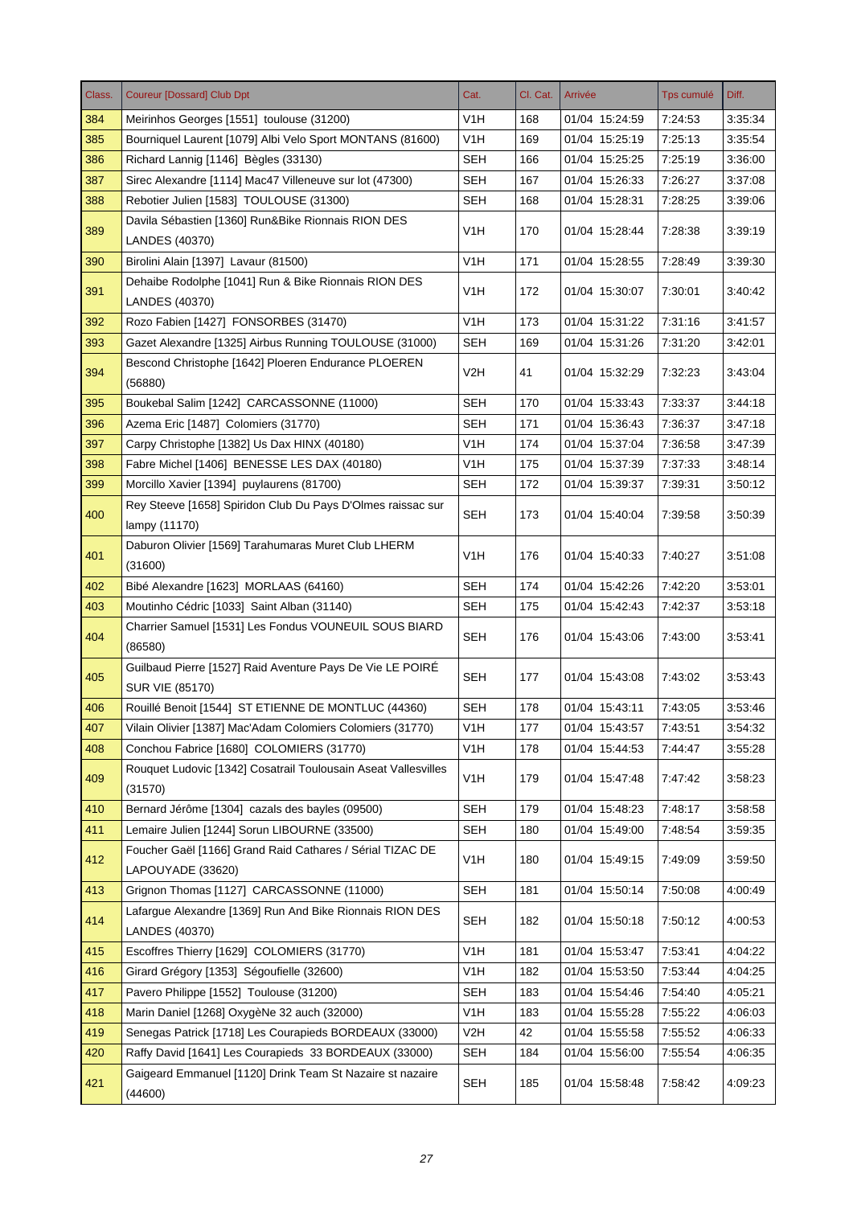| Class. | Coureur [Dossard] Club Dpt | Cat. | Cl. Cat. | Arrivée | Tps cumulé | Diff. |
|---|---|---|---|---|---|---|
| 384 | Meirinhos Georges [1551] toulouse (31200) | V1H | 168 | 01/04 15:24:59 | 7:24:53 | 3:35:34 |
| 385 | Bourniquel Laurent [1079] Albi Velo Sport MONTANS (81600) | V1H | 169 | 01/04 15:25:19 | 7:25:13 | 3:35:54 |
| 386 | Richard Lannig [1146] Bègles (33130) | SEH | 166 | 01/04 15:25:25 | 7:25:19 | 3:36:00 |
| 387 | Sirec Alexandre [1114] Mac47 Villeneuve sur lot (47300) | SEH | 167 | 01/04 15:26:33 | 7:26:27 | 3:37:08 |
| 388 | Rebotier Julien [1583] TOULOUSE (31300) | SEH | 168 | 01/04 15:28:31 | 7:28:25 | 3:39:06 |
| 389 | Davila Sébastien [1360] Run&Bike Rionnais RION DES LANDES (40370) | V1H | 170 | 01/04 15:28:44 | 7:28:38 | 3:39:19 |
| 390 | Birolini Alain [1397] Lavaur (81500) | V1H | 171 | 01/04 15:28:55 | 7:28:49 | 3:39:30 |
| 391 | Dehaibe Rodolphe [1041] Run & Bike Rionnais RION DES LANDES (40370) | V1H | 172 | 01/04 15:30:07 | 7:30:01 | 3:40:42 |
| 392 | Rozo Fabien [1427] FONSORBES (31470) | V1H | 173 | 01/04 15:31:22 | 7:31:16 | 3:41:57 |
| 393 | Gazet Alexandre [1325] Airbus Running TOULOUSE (31000) | SEH | 169 | 01/04 15:31:26 | 7:31:20 | 3:42:01 |
| 394 | Bescond Christophe [1642] Ploeren Endurance PLOEREN (56880) | V2H | 41 | 01/04 15:32:29 | 7:32:23 | 3:43:04 |
| 395 | Boukebal Salim [1242] CARCASSONNE (11000) | SEH | 170 | 01/04 15:33:43 | 7:33:37 | 3:44:18 |
| 396 | Azema Eric [1487] Colomiers (31770) | SEH | 171 | 01/04 15:36:43 | 7:36:37 | 3:47:18 |
| 397 | Carpy Christophe [1382] Us Dax HINX (40180) | V1H | 174 | 01/04 15:37:04 | 7:36:58 | 3:47:39 |
| 398 | Fabre Michel [1406] BENESSE LES DAX (40180) | V1H | 175 | 01/04 15:37:39 | 7:37:33 | 3:48:14 |
| 399 | Morcillo Xavier [1394] puylaurens (81700) | SEH | 172 | 01/04 15:39:37 | 7:39:31 | 3:50:12 |
| 400 | Rey Steeve [1658] Spiridon Club Du Pays D'Olmes raissac sur lampy (11170) | SEH | 173 | 01/04 15:40:04 | 7:39:58 | 3:50:39 |
| 401 | Daburon Olivier [1569] Tarahumaras Muret Club LHERM (31600) | V1H | 176 | 01/04 15:40:33 | 7:40:27 | 3:51:08 |
| 402 | Bibé Alexandre [1623] MORLAAS (64160) | SEH | 174 | 01/04 15:42:26 | 7:42:20 | 3:53:01 |
| 403 | Moutinho Cédric [1033] Saint Alban (31140) | SEH | 175 | 01/04 15:42:43 | 7:42:37 | 3:53:18 |
| 404 | Charrier Samuel [1531] Les Fondus VOUNEUIL SOUS BIARD (86580) | SEH | 176 | 01/04 15:43:06 | 7:43:00 | 3:53:41 |
| 405 | Guilbaud Pierre [1527] Raid Aventure Pays De Vie LE POIRÉ SUR VIE (85170) | SEH | 177 | 01/04 15:43:08 | 7:43:02 | 3:53:43 |
| 406 | Rouillé Benoit [1544] ST ETIENNE DE MONTLUC (44360) | SEH | 178 | 01/04 15:43:11 | 7:43:05 | 3:53:46 |
| 407 | Vilain Olivier [1387] Mac'Adam Colomiers Colomiers (31770) | V1H | 177 | 01/04 15:43:57 | 7:43:51 | 3:54:32 |
| 408 | Conchou Fabrice [1680] COLOMIERS (31770) | V1H | 178 | 01/04 15:44:53 | 7:44:47 | 3:55:28 |
| 409 | Rouquet Ludovic [1342] Cosatrail Toulousain Aseat Vallesvilles (31570) | V1H | 179 | 01/04 15:47:48 | 7:47:42 | 3:58:23 |
| 410 | Bernard Jérôme [1304] cazals des bayles (09500) | SEH | 179 | 01/04 15:48:23 | 7:48:17 | 3:58:58 |
| 411 | Lemaire Julien [1244] Sorun LIBOURNE (33500) | SEH | 180 | 01/04 15:49:00 | 7:48:54 | 3:59:35 |
| 412 | Foucher Gaël [1166] Grand Raid Cathares / Sérial TIZAC DE LAPOUYADE (33620) | V1H | 180 | 01/04 15:49:15 | 7:49:09 | 3:59:50 |
| 413 | Grignon Thomas [1127] CARCASSONNE (11000) | SEH | 181 | 01/04 15:50:14 | 7:50:08 | 4:00:49 |
| 414 | Lafargue Alexandre [1369] Run And Bike Rionnais RION DES LANDES (40370) | SEH | 182 | 01/04 15:50:18 | 7:50:12 | 4:00:53 |
| 415 | Escoffres Thierry [1629] COLOMIERS (31770) | V1H | 181 | 01/04 15:53:47 | 7:53:41 | 4:04:22 |
| 416 | Girard Grégory [1353] Ségoufielle (32600) | V1H | 182 | 01/04 15:53:50 | 7:53:44 | 4:04:25 |
| 417 | Pavero Philippe [1552] Toulouse (31200) | SEH | 183 | 01/04 15:54:46 | 7:54:40 | 4:05:21 |
| 418 | Marin Daniel [1268] OxygèNe 32 auch (32000) | V1H | 183 | 01/04 15:55:28 | 7:55:22 | 4:06:03 |
| 419 | Senegas Patrick [1718] Les Courapieds BORDEAUX (33000) | V2H | 42 | 01/04 15:55:58 | 7:55:52 | 4:06:33 |
| 420 | Raffy David [1641] Les Courapieds 33 BORDEAUX (33000) | SEH | 184 | 01/04 15:56:00 | 7:55:54 | 4:06:35 |
| 421 | Gaigeard Emmanuel [1120] Drink Team St Nazaire st nazaire (44600) | SEH | 185 | 01/04 15:58:48 | 7:58:42 | 4:09:23 |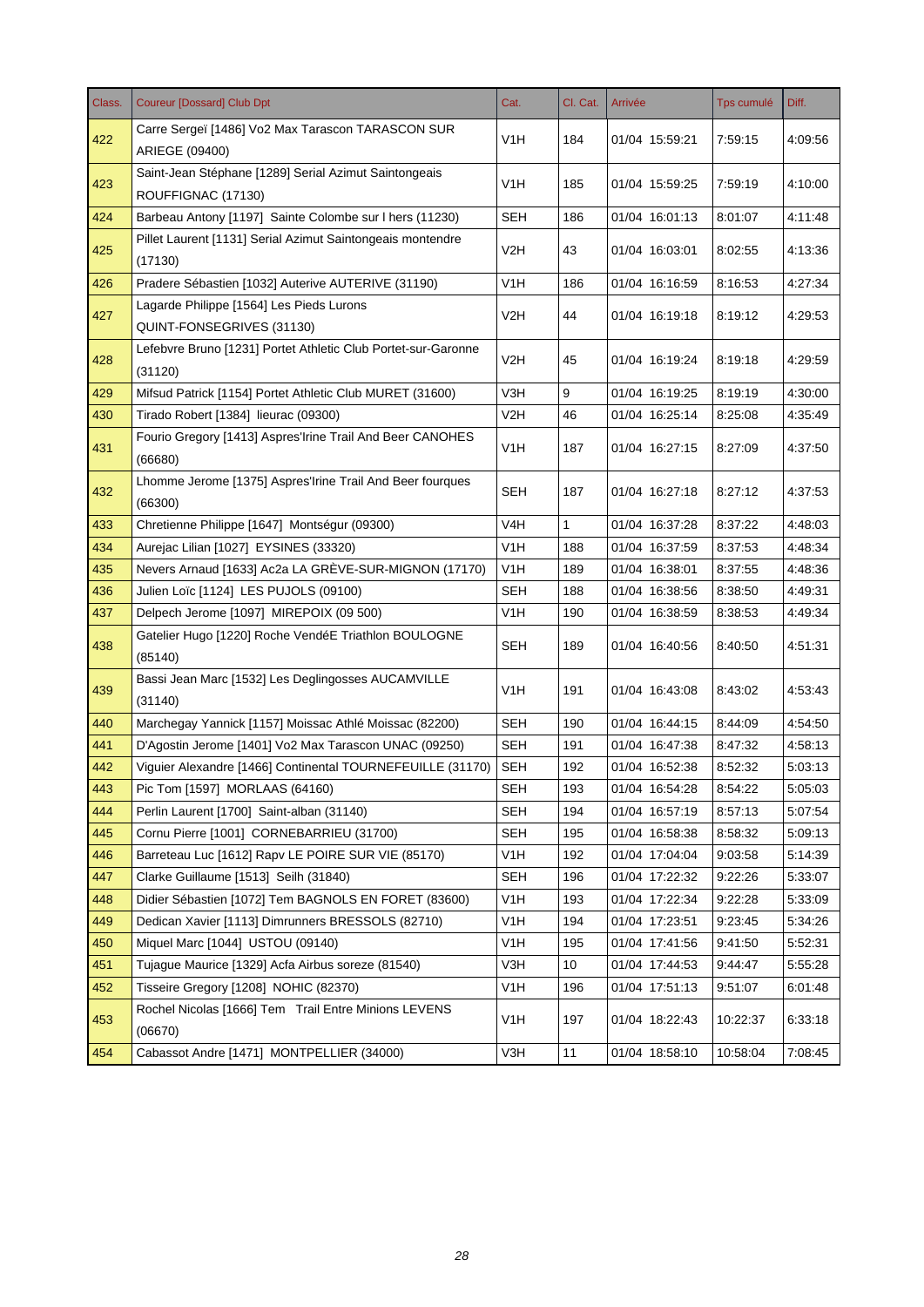| Class. | Coureur [Dossard] Club Dpt | Cat. | Cl. Cat. | Arrivée | Tps cumulé | Diff. |
|---|---|---|---|---|---|---|
| 422 | Carre Sergeï [1486] Vo2 Max Tarascon TARASCON SUR ARIEGE (09400) | V1H | 184 | 01/04 15:59:21 | 7:59:15 | 4:09:56 |
| 423 | Saint-Jean Stéphane [1289] Serial Azimut Saintongeais ROUFFIGNAC (17130) | V1H | 185 | 01/04 15:59:25 | 7:59:19 | 4:10:00 |
| 424 | Barbeau Antony [1197] Sainte Colombe sur l hers (11230) | SEH | 186 | 01/04 16:01:13 | 8:01:07 | 4:11:48 |
| 425 | Pillet Laurent [1131] Serial Azimut Saintongeais montendre (17130) | V2H | 43 | 01/04 16:03:01 | 8:02:55 | 4:13:36 |
| 426 | Pradere Sébastien [1032] Auterive AUTERIVE (31190) | V1H | 186 | 01/04 16:16:59 | 8:16:53 | 4:27:34 |
| 427 | Lagarde Philippe [1564] Les Pieds Lurons QUINT-FONSEGRIVES (31130) | V2H | 44 | 01/04 16:19:18 | 8:19:12 | 4:29:53 |
| 428 | Lefebvre Bruno [1231] Portet Athletic Club Portet-sur-Garonne (31120) | V2H | 45 | 01/04 16:19:24 | 8:19:18 | 4:29:59 |
| 429 | Mifsud Patrick [1154] Portet Athletic Club MURET (31600) | V3H | 9 | 01/04 16:19:25 | 8:19:19 | 4:30:00 |
| 430 | Tirado Robert [1384] lieurac (09300) | V2H | 46 | 01/04 16:25:14 | 8:25:08 | 4:35:49 |
| 431 | Fourio Gregory [1413] Aspres'Irine Trail And Beer CANOHES (66680) | V1H | 187 | 01/04 16:27:15 | 8:27:09 | 4:37:50 |
| 432 | Lhomme Jerome [1375] Aspres'Irine Trail And Beer fourques (66300) | SEH | 187 | 01/04 16:27:18 | 8:27:12 | 4:37:53 |
| 433 | Chretienne Philippe [1647] Montségur (09300) | V4H | 1 | 01/04 16:37:28 | 8:37:22 | 4:48:03 |
| 434 | Aurejac Lilian [1027] EYSINES (33320) | V1H | 188 | 01/04 16:37:59 | 8:37:53 | 4:48:34 |
| 435 | Nevers Arnaud [1633] Ac2a LA GRÈVE-SUR-MIGNON (17170) | V1H | 189 | 01/04 16:38:01 | 8:37:55 | 4:48:36 |
| 436 | Julien Loïc [1124] LES PUJOLS (09100) | SEH | 188 | 01/04 16:38:56 | 8:38:50 | 4:49:31 |
| 437 | Delpech Jerome [1097] MIREPOIX (09 500) | V1H | 190 | 01/04 16:38:59 | 8:38:53 | 4:49:34 |
| 438 | Gatelier Hugo [1220] Roche VendéE Triathlon BOULOGNE (85140) | SEH | 189 | 01/04 16:40:56 | 8:40:50 | 4:51:31 |
| 439 | Bassi Jean Marc [1532] Les Deglingosses AUCAMVILLE (31140) | V1H | 191 | 01/04 16:43:08 | 8:43:02 | 4:53:43 |
| 440 | Marchegay Yannick [1157] Moissac Athlé Moissac (82200) | SEH | 190 | 01/04 16:44:15 | 8:44:09 | 4:54:50 |
| 441 | D'Agostin Jerome [1401] Vo2 Max Tarascon UNAC (09250) | SEH | 191 | 01/04 16:47:38 | 8:47:32 | 4:58:13 |
| 442 | Viguier Alexandre [1466] Continental TOURNEFEUILLE (31170) | SEH | 192 | 01/04 16:52:38 | 8:52:32 | 5:03:13 |
| 443 | Pic Tom [1597] MORLAAS (64160) | SEH | 193 | 01/04 16:54:28 | 8:54:22 | 5:05:03 |
| 444 | Perlin Laurent [1700] Saint-alban (31140) | SEH | 194 | 01/04 16:57:19 | 8:57:13 | 5:07:54 |
| 445 | Cornu Pierre [1001] CORNEBARRIEU (31700) | SEH | 195 | 01/04 16:58:38 | 8:58:32 | 5:09:13 |
| 446 | Barreteau Luc [1612] Rapv LE POIRE SUR VIE (85170) | V1H | 192 | 01/04 17:04:04 | 9:03:58 | 5:14:39 |
| 447 | Clarke Guillaume [1513] Seilh (31840) | SEH | 196 | 01/04 17:22:32 | 9:22:26 | 5:33:07 |
| 448 | Didier Sébastien [1072] Tem BAGNOLS EN FORET (83600) | V1H | 193 | 01/04 17:22:34 | 9:22:28 | 5:33:09 |
| 449 | Dedican Xavier [1113] Dimrunners BRESSOLS (82710) | V1H | 194 | 01/04 17:23:51 | 9:23:45 | 5:34:26 |
| 450 | Miquel Marc [1044] USTOU (09140) | V1H | 195 | 01/04 17:41:56 | 9:41:50 | 5:52:31 |
| 451 | Tujague Maurice [1329] Acfa Airbus soreze (81540) | V3H | 10 | 01/04 17:44:53 | 9:44:47 | 5:55:28 |
| 452 | Tisseire Gregory [1208] NOHIC (82370) | V1H | 196 | 01/04 17:51:13 | 9:51:07 | 6:01:48 |
| 453 | Rochel Nicolas [1666] Tem Trail Entre Minions LEVENS (06670) | V1H | 197 | 01/04 18:22:43 | 10:22:37 | 6:33:18 |
| 454 | Cabassot Andre [1471] MONTPELLIER (34000) | V3H | 11 | 01/04 18:58:10 | 10:58:04 | 7:08:45 |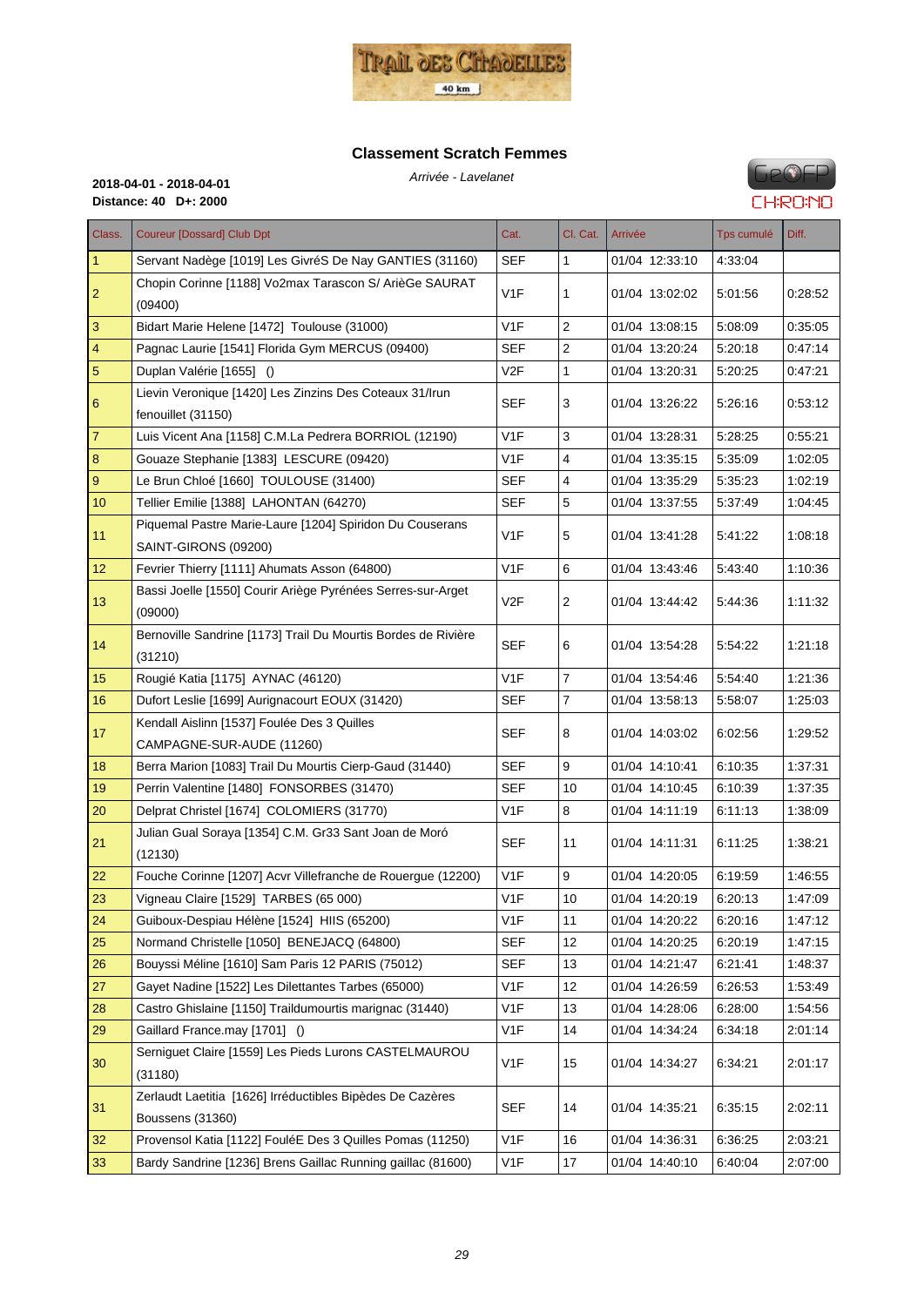## Classement Scratch Femmes

*Arrivée - Lavelanet*

**2018-04-01 - 2018-04-01**
**Distance: 40 D+: 2000**

| Class. | Coureur [Dossard] Club Dpt | Cat. | Cl. Cat. | Arrivée | Tps cumulé | Diff. |
|---|---|---|---|---|---|---|
| 1 | Servant Nadège [1019] Les GivréS De Nay GANTIES (31160) | SEF | 1 | 01/04 12:33:10 | 4:33:04 | |
| 2 | Chopin Corinne [1188] Vo2max Tarascon S/ ArièGe SAURAT (09400) | V1F | 1 | 01/04 13:02:02 | 5:01:56 | 0:28:52 |
| 3 | Bidart Marie Helene [1472] Toulouse (31000) | V1F | 2 | 01/04 13:08:15 | 5:08:09 | 0:35:05 |
| 4 | Pagnac Laurie [1541] Florida Gym MERCUS (09400) | SEF | 2 | 01/04 13:20:24 | 5:20:18 | 0:47:14 |
| 5 | Duplan Valérie [1655] () | V2F | 1 | 01/04 13:20:31 | 5:20:25 | 0:47:21 |
| 6 | Lievin Veronique [1420] Les Zinzins Des Coteaux 31/Irun fenouillet (31150) | SEF | 3 | 01/04 13:26:22 | 5:26:16 | 0:53:12 |
| 7 | Luis Vicent Ana [1158] C.M.La Pedrera BORRIOL (12190) | V1F | 3 | 01/04 13:28:31 | 5:28:25 | 0:55:21 |
| 8 | Gouaze Stephanie [1383] LESCURE (09420) | V1F | 4 | 01/04 13:35:15 | 5:35:09 | 1:02:05 |
| 9 | Le Brun Chloé [1660] TOULOUSE (31400) | SEF | 4 | 01/04 13:35:29 | 5:35:23 | 1:02:19 |
| 10 | Tellier Emilie [1388] LAHONTAN (64270) | SEF | 5 | 01/04 13:37:55 | 5:37:49 | 1:04:45 |
| 11 | Piquemal Pastre Marie-Laure [1204] Spiridon Du Couserans SAINT-GIRONS (09200) | V1F | 5 | 01/04 13:41:28 | 5:41:22 | 1:08:18 |
| 12 | Fevrier Thierry [1111] Ahumats Asson (64800) | V1F | 6 | 01/04 13:43:46 | 5:43:40 | 1:10:36 |
| 13 | Bassi Joelle [1550] Courir Ariège Pyrénées Serres-sur-Arget (09000) | V2F | 2 | 01/04 13:44:42 | 5:44:36 | 1:11:32 |
| 14 | Bernoville Sandrine [1173] Trail Du Mourtis Bordes de Rivière (31210) | SEF | 6 | 01/04 13:54:28 | 5:54:22 | 1:21:18 |
| 15 | Rougié Katia [1175] AYNAC (46120) | V1F | 7 | 01/04 13:54:46 | 5:54:40 | 1:21:36 |
| 16 | Dufort Leslie [1699] Aurignacourt EOUX (31420) | SEF | 7 | 01/04 13:58:13 | 5:58:07 | 1:25:03 |
| 17 | Kendall Aislinn [1537] Foulée Des 3 Quilles CAMPAGNE-SUR-AUDE (11260) | SEF | 8 | 01/04 14:03:02 | 6:02:56 | 1:29:52 |
| 18 | Berra Marion [1083] Trail Du Mourtis Cierp-Gaud (31440) | SEF | 9 | 01/04 14:10:41 | 6:10:35 | 1:37:31 |
| 19 | Perrin Valentine [1480] FONSORBES (31470) | SEF | 10 | 01/04 14:10:45 | 6:10:39 | 1:37:35 |
| 20 | Delprat Christel [1674] COLOMIERS (31770) | V1F | 8 | 01/04 14:11:19 | 6:11:13 | 1:38:09 |
| 21 | Julian Gual Soraya [1354] C.M. Gr33 Sant Joan de Moró (12130) | SEF | 11 | 01/04 14:11:31 | 6:11:25 | 1:38:21 |
| 22 | Fouche Corinne [1207] Acvr Villefranche de Rouergue (12200) | V1F | 9 | 01/04 14:20:05 | 6:19:59 | 1:46:55 |
| 23 | Vigneau Claire [1529] TARBES (65 000) | V1F | 10 | 01/04 14:20:19 | 6:20:13 | 1:47:09 |
| 24 | Guiboux-Despiau Hélène [1524] HIIS (65200) | V1F | 11 | 01/04 14:20:22 | 6:20:16 | 1:47:12 |
| 25 | Normand Christelle [1050] BENEJACQ (64800) | SEF | 12 | 01/04 14:20:25 | 6:20:19 | 1:47:15 |
| 26 | Bouyssi Méline [1610] Sam Paris 12 PARIS (75012) | SEF | 13 | 01/04 14:21:47 | 6:21:41 | 1:48:37 |
| 27 | Gayet Nadine [1522] Les Dilettantes Tarbes (65000) | V1F | 12 | 01/04 14:26:59 | 6:26:53 | 1:53:49 |
| 28 | Castro Ghislaine [1150] Traildumourtis marignac (31440) | V1F | 13 | 01/04 14:28:06 | 6:28:00 | 1:54:56 |
| 29 | Gaillard France.may [1701] () | V1F | 14 | 01/04 14:34:24 | 6:34:18 | 2:01:14 |
| 30 | Serniguet Claire [1559] Les Pieds Lurons CASTELMAUROU (31180) | V1F | 15 | 01/04 14:34:27 | 6:34:21 | 2:01:17 |
| 31 | Zerlaudt Laetitia [1626] Irréductibles Bipèdes De Cazères Boussens (31360) | SEF | 14 | 01/04 14:35:21 | 6:35:15 | 2:02:11 |
| 32 | Provensol Katia [1122] FouléE Des 3 Quilles Pomas (11250) | V1F | 16 | 01/04 14:36:31 | 6:36:25 | 2:03:21 |
| 33 | Bardy Sandrine [1236] Brens Gaillac Running gaillac (81600) | V1F | 17 | 01/04 14:40:10 | 6:40:04 | 2:07:00 |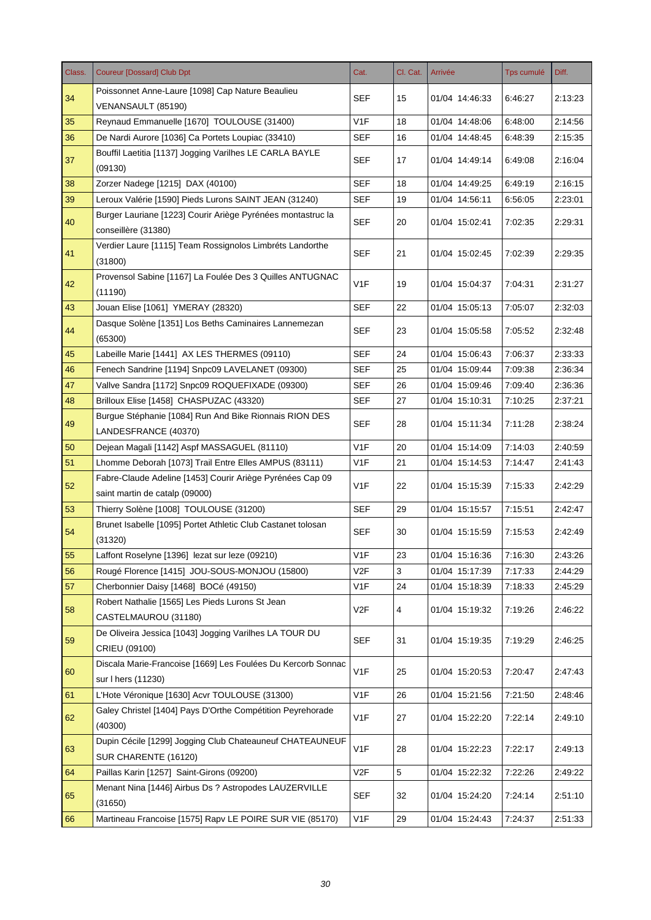| Class. | Coureur [Dossard] Club Dpt | Cat. | Cl. Cat. | Arrivée | Tps cumulé | Diff. |
|---|---|---|---|---|---|---|
| 34 | Poissonnet Anne-Laure [1098] Cap Nature Beaulieu VENANSAULT (85190) | SEF | 15 | 01/04 14:46:33 | 6:46:27 | 2:13:23 |
| 35 | Reynaud Emmanuelle [1670] TOULOUSE (31400) | V1F | 18 | 01/04 14:48:06 | 6:48:00 | 2:14:56 |
| 36 | De Nardi Aurore [1036] Ca Portets Loupiac (33410) | SEF | 16 | 01/04 14:48:45 | 6:48:39 | 2:15:35 |
| 37 | Bouffil Laetitia [1137] Jogging Varilhes LE CARLA BAYLE (09130) | SEF | 17 | 01/04 14:49:14 | 6:49:08 | 2:16:04 |
| 38 | Zorzer Nadege [1215] DAX (40100) | SEF | 18 | 01/04 14:49:25 | 6:49:19 | 2:16:15 |
| 39 | Leroux Valérie [1590] Pieds Lurons SAINT JEAN (31240) | SEF | 19 | 01/04 14:56:11 | 6:56:05 | 2:23:01 |
| 40 | Burger Lauriane [1223] Courir Ariège Pyrénées montastruc la conseillère (31380) | SEF | 20 | 01/04 15:02:41 | 7:02:35 | 2:29:31 |
| 41 | Verdier Laure [1115] Team Rossignolos Limbréts Landorthe (31800) | SEF | 21 | 01/04 15:02:45 | 7:02:39 | 2:29:35 |
| 42 | Provensol Sabine [1167] La Foulée Des 3 Quilles ANTUGNAC (11190) | V1F | 19 | 01/04 15:04:37 | 7:04:31 | 2:31:27 |
| 43 | Jouan Elise [1061] YMERAY (28320) | SEF | 22 | 01/04 15:05:13 | 7:05:07 | 2:32:03 |
| 44 | Dasque Solène [1351] Los Beths Caminaires Lannemezan (65300) | SEF | 23 | 01/04 15:05:58 | 7:05:52 | 2:32:48 |
| 45 | Labeille Marie [1441] AX LES THERMES (09110) | SEF | 24 | 01/04 15:06:43 | 7:06:37 | 2:33:33 |
| 46 | Fenech Sandrine [1194] Snpc09 LAVELANET (09300) | SEF | 25 | 01/04 15:09:44 | 7:09:38 | 2:36:34 |
| 47 | Vallve Sandra [1172] Snpc09 ROQUEFIXADE (09300) | SEF | 26 | 01/04 15:09:46 | 7:09:40 | 2:36:36 |
| 48 | Brilloux Elise [1458] CHASPUZAC (43320) | SEF | 27 | 01/04 15:10:31 | 7:10:25 | 2:37:21 |
| 49 | Burgue Stéphanie [1084] Run And Bike Rionnais RION DES LANDESFRANCE (40370) | SEF | 28 | 01/04 15:11:34 | 7:11:28 | 2:38:24 |
| 50 | Dejean Magali [1142] Aspf MASSAGUEL (81110) | V1F | 20 | 01/04 15:14:09 | 7:14:03 | 2:40:59 |
| 51 | Lhomme Deborah [1073] Trail Entre Elles AMPUS (83111) | V1F | 21 | 01/04 15:14:53 | 7:14:47 | 2:41:43 |
| 52 | Fabre-Claude Adeline [1453] Courir Ariège Pyrénées Cap 09 saint martin de catalp (09000) | V1F | 22 | 01/04 15:15:39 | 7:15:33 | 2:42:29 |
| 53 | Thierry Solène [1008] TOULOUSE (31200) | SEF | 29 | 01/04 15:15:57 | 7:15:51 | 2:42:47 |
| 54 | Brunet Isabelle [1095] Portet Athletic Club Castanet tolosan (31320) | SEF | 30 | 01/04 15:15:59 | 7:15:53 | 2:42:49 |
| 55 | Laffont Roselyne [1396] lezat sur leze (09210) | V1F | 23 | 01/04 15:16:36 | 7:16:30 | 2:43:26 |
| 56 | Rougé Florence [1415] JOU-SOUS-MONJOU (15800) | V2F | 3 | 01/04 15:17:39 | 7:17:33 | 2:44:29 |
| 57 | Cherbonnier Daisy [1468] BOCé (49150) | V1F | 24 | 01/04 15:18:39 | 7:18:33 | 2:45:29 |
| 58 | Robert Nathalie [1565] Les Pieds Lurons St Jean CASTELMAUROU (31180) | V2F | 4 | 01/04 15:19:32 | 7:19:26 | 2:46:22 |
| 59 | De Oliveira Jessica [1043] Jogging Varilhes LA TOUR DU CRIEU (09100) | SEF | 31 | 01/04 15:19:35 | 7:19:29 | 2:46:25 |
| 60 | Discala Marie-Francoise [1669] Les Foulées Du Kercorb Sonnac sur l hers (11230) | V1F | 25 | 01/04 15:20:53 | 7:20:47 | 2:47:43 |
| 61 | L'Hote Véronique [1630] Acvr TOULOUSE (31300) | V1F | 26 | 01/04 15:21:56 | 7:21:50 | 2:48:46 |
| 62 | Galey Christel [1404] Pays D'Orthe Compétition Peyrehorade (40300) | V1F | 27 | 01/04 15:22:20 | 7:22:14 | 2:49:10 |
| 63 | Dupin Cécile [1299] Jogging Club Chateauneuf CHATEAUNEUF SUR CHARENTE (16120) | V1F | 28 | 01/04 15:22:23 | 7:22:17 | 2:49:13 |
| 64 | Paillas Karin [1257] Saint-Girons (09200) | V2F | 5 | 01/04 15:22:32 | 7:22:26 | 2:49:22 |
| 65 | Menant Nina [1446] Airbus Ds ? Astropodes LAUZERVILLE (31650) | SEF | 32 | 01/04 15:24:20 | 7:24:14 | 2:51:10 |
| 66 | Martineau Francoise [1575] Rapv LE POIRE SUR VIE (85170) | V1F | 29 | 01/04 15:24:43 | 7:24:37 | 2:51:33 |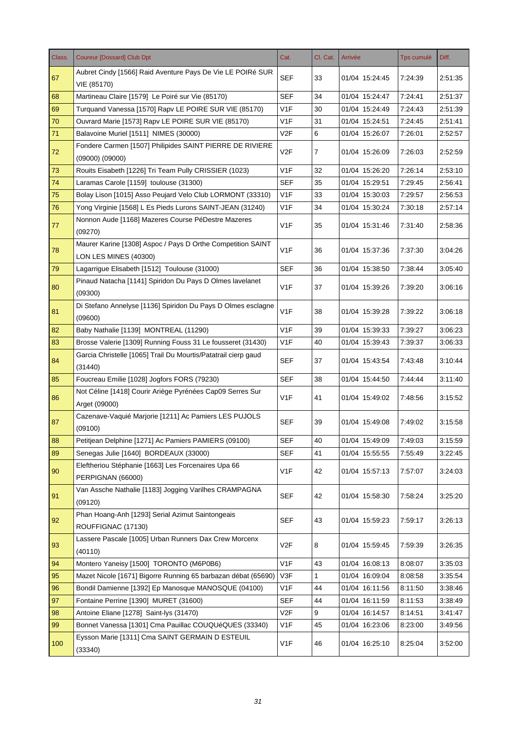| Class. | Coureur [Dossard] Club Dpt | Cat. | Cl. Cat. | Arrivée | Tps cumulé | Diff. |
|---|---|---|---|---|---|---|
| 67 | Aubret Cindy [1566] Raid Aventure Pays De Vie LE POIRé SUR VIE (85170) | SEF | 33 | 01/04 15:24:45 | 7:24:39 | 2:51:35 |
| 68 | Martineau Claire [1579] Le Poiré sur Vie (85170) | SEF | 34 | 01/04 15:24:47 | 7:24:41 | 2:51:37 |
| 69 | Turquand Vanessa [1570] Rapv LE POIRE SUR VIE (85170) | V1F | 30 | 01/04 15:24:49 | 7:24:43 | 2:51:39 |
| 70 | Ouvrard Marie [1573] Rapv LE POIRE SUR VIE (85170) | V1F | 31 | 01/04 15:24:51 | 7:24:45 | 2:51:41 |
| 71 | Balavoine Muriel [1511] NIMES (30000) | V2F | 6 | 01/04 15:26:07 | 7:26:01 | 2:52:57 |
| 72 | Fondere Carmen [1507] Philipides SAINT PIERRE DE RIVIERE (09000) (09000) | V2F | 7 | 01/04 15:26:09 | 7:26:03 | 2:52:59 |
| 73 | Rouits Eisabeth [1226] Tri Team Pully CRISSIER (1023) | V1F | 32 | 01/04 15:26:20 | 7:26:14 | 2:53:10 |
| 74 | Laramas Carole [1159] toulouse (31300) | SEF | 35 | 01/04 15:29:51 | 7:29:45 | 2:56:41 |
| 75 | Bolay Lison [1015] Asso Peujard Velo Club LORMONT (33310) | V1F | 33 | 01/04 15:30:03 | 7:29:57 | 2:56:53 |
| 76 | Yong Virginie [1568] L Es Pieds Lurons SAINT-JEAN (31240) | V1F | 34 | 01/04 15:30:24 | 7:30:18 | 2:57:14 |
| 77 | Nonnon Aude [1168] Mazeres Course PéDestre Mazeres (09270) | V1F | 35 | 01/04 15:31:46 | 7:31:40 | 2:58:36 |
| 78 | Maurer Karine [1308] Aspoc / Pays D Orthe Competition SAINT LON LES MINES (40300) | V1F | 36 | 01/04 15:37:36 | 7:37:30 | 3:04:26 |
| 79 | Lagarrigue Elisabeth [1512] Toulouse (31000) | SEF | 36 | 01/04 15:38:50 | 7:38:44 | 3:05:40 |
| 80 | Pinaud Natacha [1141] Spiridon Du Pays D Olmes lavelanet (09300) | V1F | 37 | 01/04 15:39:26 | 7:39:20 | 3:06:16 |
| 81 | Di Stefano Annelyse [1136] Spiridon Du Pays D Olmes esclagne (09600) | V1F | 38 | 01/04 15:39:28 | 7:39:22 | 3:06:18 |
| 82 | Baby Nathalie [1139] MONTREAL (11290) | V1F | 39 | 01/04 15:39:33 | 7:39:27 | 3:06:23 |
| 83 | Brosse Valerie [1309] Running Fouss 31 Le fousseret (31430) | V1F | 40 | 01/04 15:39:43 | 7:39:37 | 3:06:33 |
| 84 | Garcia Christelle [1065] Trail Du Mourtis/Patatrail cierp gaud (31440) | SEF | 37 | 01/04 15:43:54 | 7:43:48 | 3:10:44 |
| 85 | Foucreau Emilie [1028] Jogfors FORS (79230) | SEF | 38 | 01/04 15:44:50 | 7:44:44 | 3:11:40 |
| 86 | Not Céline [1418] Courir Ariège Pyrénées Cap09 Serres Sur Arget (09000) | V1F | 41 | 01/04 15:49:02 | 7:48:56 | 3:15:52 |
| 87 | Cazenave-Vaquié Marjorie [1211] Ac Pamiers LES PUJOLS (09100) | SEF | 39 | 01/04 15:49:08 | 7:49:02 | 3:15:58 |
| 88 | Petitjean Delphine [1271] Ac Pamiers PAMIERS (09100) | SEF | 40 | 01/04 15:49:09 | 7:49:03 | 3:15:59 |
| 89 | Senegas Julie [1640] BORDEAUX (33000) | SEF | 41 | 01/04 15:55:55 | 7:55:49 | 3:22:45 |
| 90 | Eleftheriou Stéphanie [1663] Les Forcenaires Upa 66 PERPIGNAN (66000) | V1F | 42 | 01/04 15:57:13 | 7:57:07 | 3:24:03 |
| 91 | Van Assche Nathalie [1183] Jogging Varilhes CRAMPAGNA (09120) | SEF | 42 | 01/04 15:58:30 | 7:58:24 | 3:25:20 |
| 92 | Phan Hoang-Anh [1293] Serial Azimut Saintongeais ROUFFIGNAC (17130) | SEF | 43 | 01/04 15:59:23 | 7:59:17 | 3:26:13 |
| 93 | Lassere Pascale [1005] Urban Runners Dax Crew Morcenx (40110) | V2F | 8 | 01/04 15:59:45 | 7:59:39 | 3:26:35 |
| 94 | Montero Yaneisy [1500] TORONTO (M6P0B6) | V1F | 43 | 01/04 16:08:13 | 8:08:07 | 3:35:03 |
| 95 | Mazet Nicole [1671] Bigorre Running 65 barbazan débat (65690) | V3F | 1 | 01/04 16:09:04 | 8:08:58 | 3:35:54 |
| 96 | Bondil Damienne [1392] Ep Manosque MANOSQUE (04100) | V1F | 44 | 01/04 16:11:56 | 8:11:50 | 3:38:46 |
| 97 | Fontaine Perrine [1390] MURET (31600) | SEF | 44 | 01/04 16:11:59 | 8:11:53 | 3:38:49 |
| 98 | Antoine Eliane [1278] Saint-lys (31470) | V2F | 9 | 01/04 16:14:57 | 8:14:51 | 3:41:47 |
| 99 | Bonnet Vanessa [1301] Cma Pauillac COUQUéQUES (33340) | V1F | 45 | 01/04 16:23:06 | 8:23:00 | 3:49:56 |
| 100 | Eysson Marie [1311] Cma SAINT GERMAIN D ESTEUIL (33340) | V1F | 46 | 01/04 16:25:10 | 8:25:04 | 3:52:00 |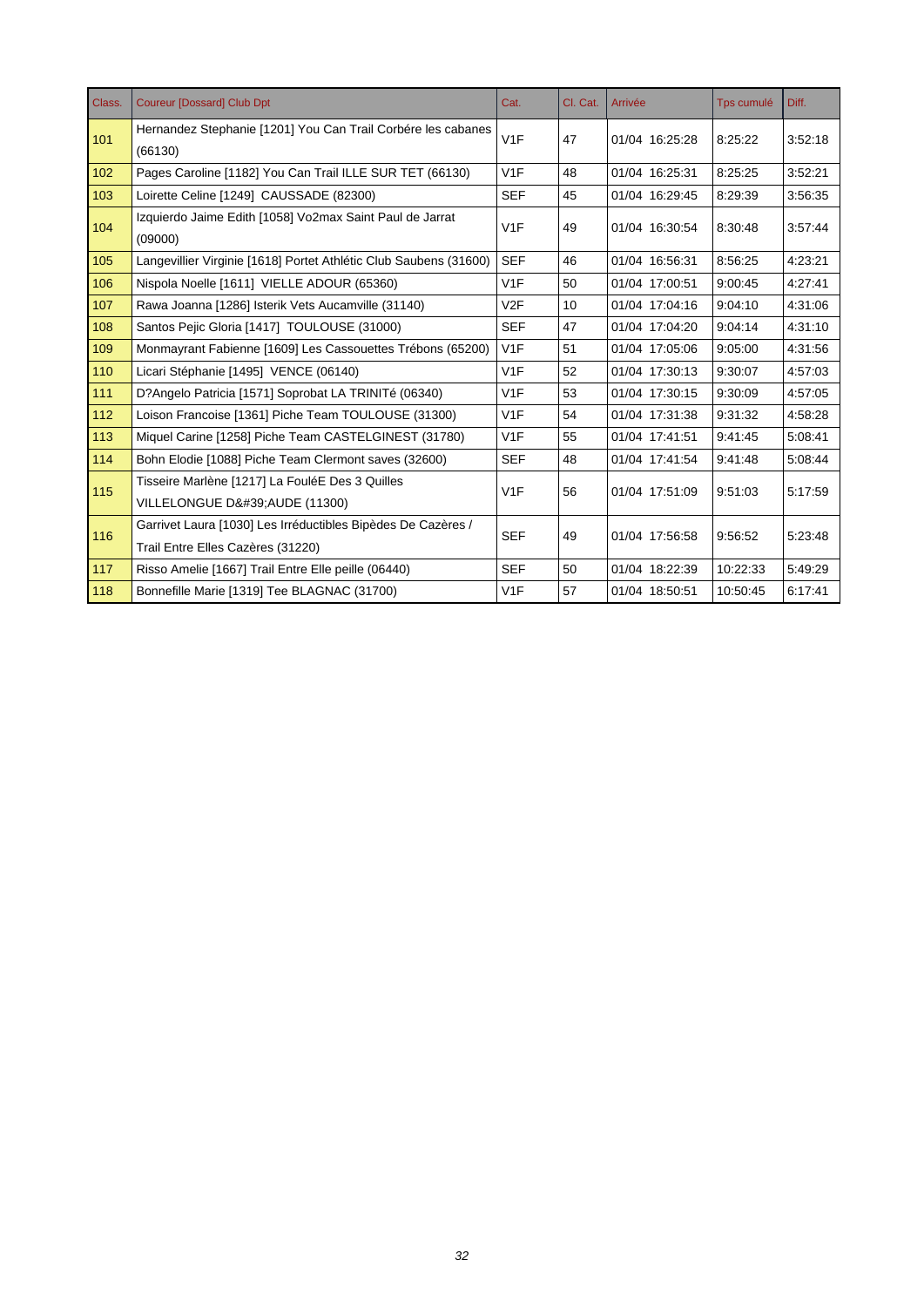| Class. | Coureur [Dossard] Club Dpt | Cat. | Cl. Cat. | Arrivée | Tps cumulé | Diff. |
|---|---|---|---|---|---|---|
| 101 | Hernandez Stephanie [1201] You Can Trail Corbére les cabanes (66130) | V1F | 47 | 01/04 16:25:28 | 8:25:22 | 3:52:18 |
| 102 | Pages Caroline [1182] You Can Trail ILLE SUR TET (66130) | V1F | 48 | 01/04 16:25:31 | 8:25:25 | 3:52:21 |
| 103 | Loirette Celine [1249] CAUSSADE (82300) | SEF | 45 | 01/04 16:29:45 | 8:29:39 | 3:56:35 |
| 104 | Izquierdo Jaime Edith [1058] Vo2max Saint Paul de Jarrat (09000) | V1F | 49 | 01/04 16:30:54 | 8:30:48 | 3:57:44 |
| 105 | Langevillier Virginie [1618] Portet Athlétic Club Saubens (31600) | SEF | 46 | 01/04 16:56:31 | 8:56:25 | 4:23:21 |
| 106 | Nispola Noelle [1611] VIELLE ADOUR (65360) | V1F | 50 | 01/04 17:00:51 | 9:00:45 | 4:27:41 |
| 107 | Rawa Joanna [1286] Isterik Vets Aucamville (31140) | V2F | 10 | 01/04 17:04:16 | 9:04:10 | 4:31:06 |
| 108 | Santos Pejic Gloria [1417] TOULOUSE (31000) | SEF | 47 | 01/04 17:04:20 | 9:04:14 | 4:31:10 |
| 109 | Monmayrant Fabienne [1609] Les Cassouettes Trébons (65200) | V1F | 51 | 01/04 17:05:06 | 9:05:00 | 4:31:56 |
| 110 | Licari Stéphanie [1495] VENCE (06140) | V1F | 52 | 01/04 17:30:13 | 9:30:07 | 4:57:03 |
| 111 | D?Angelo Patricia [1571] Soprobat LA TRINITé (06340) | V1F | 53 | 01/04 17:30:15 | 9:30:09 | 4:57:05 |
| 112 | Loison Francoise [1361] Piche Team TOULOUSE (31300) | V1F | 54 | 01/04 17:31:38 | 9:31:32 | 4:58:28 |
| 113 | Miquel Carine [1258] Piche Team CASTELGINEST (31780) | V1F | 55 | 01/04 17:41:51 | 9:41:45 | 5:08:41 |
| 114 | Bohn Elodie [1088] Piche Team Clermont saves (32600) | SEF | 48 | 01/04 17:41:54 | 9:41:48 | 5:08:44 |
| 115 | Tisseire Marlène [1217] La FouléE Des 3 Quilles VILLELONGUE D&#39;AUDE (11300) | V1F | 56 | 01/04 17:51:09 | 9:51:03 | 5:17:59 |
| 116 | Garrivet Laura [1030] Les Irréductibles Bipèdes De Cazères / Trail Entre Elles Cazères (31220) | SEF | 49 | 01/04 17:56:58 | 9:56:52 | 5:23:48 |
| 117 | Risso Amelie [1667] Trail Entre Elle peille (06440) | SEF | 50 | 01/04 18:22:39 | 10:22:33 | 5:49:29 |
| 118 | Bonnefille Marie [1319] Tee BLAGNAC (31700) | V1F | 57 | 01/04 18:50:51 | 10:50:45 | 6:17:41 |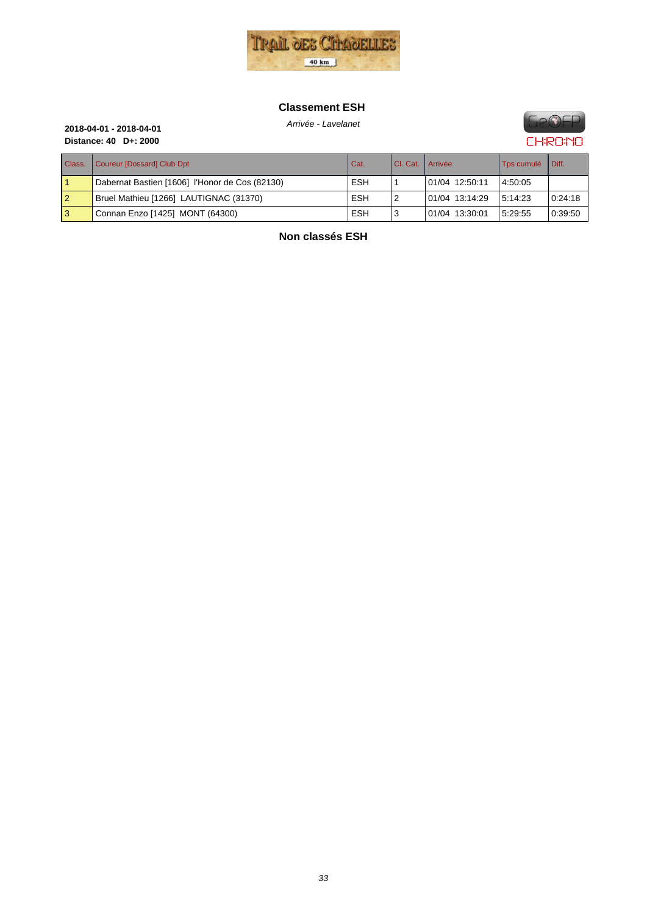## Classement ESH

*Arrivée - Lavelanet*

**2018-04-01 - 2018-04-01**
**Distance: 40 D+: 2000**

| Class. | Coureur [Dossard] Club Dpt | Cat. | Cl. Cat. | Arrivée | Tps cumulé | Diff. |
|---|---|---|---|---|---|---|
| 1 | Dabernat Bastien [1606] l'Honor de Cos (82130) | ESH | 1 | 01/04 12:50:11 | 4:50:05 | |
| 2 | Bruel Mathieu [1266] LAUTIGNAC (31370) | ESH | 2 | 01/04 13:14:29 | 5:14:23 | 0:24:18 |
| 3 | Connan Enzo [1425] MONT (64300) | ESH | 3 | 01/04 13:30:01 | 5:29:55 | 0:39:50 |

## Non classés ESH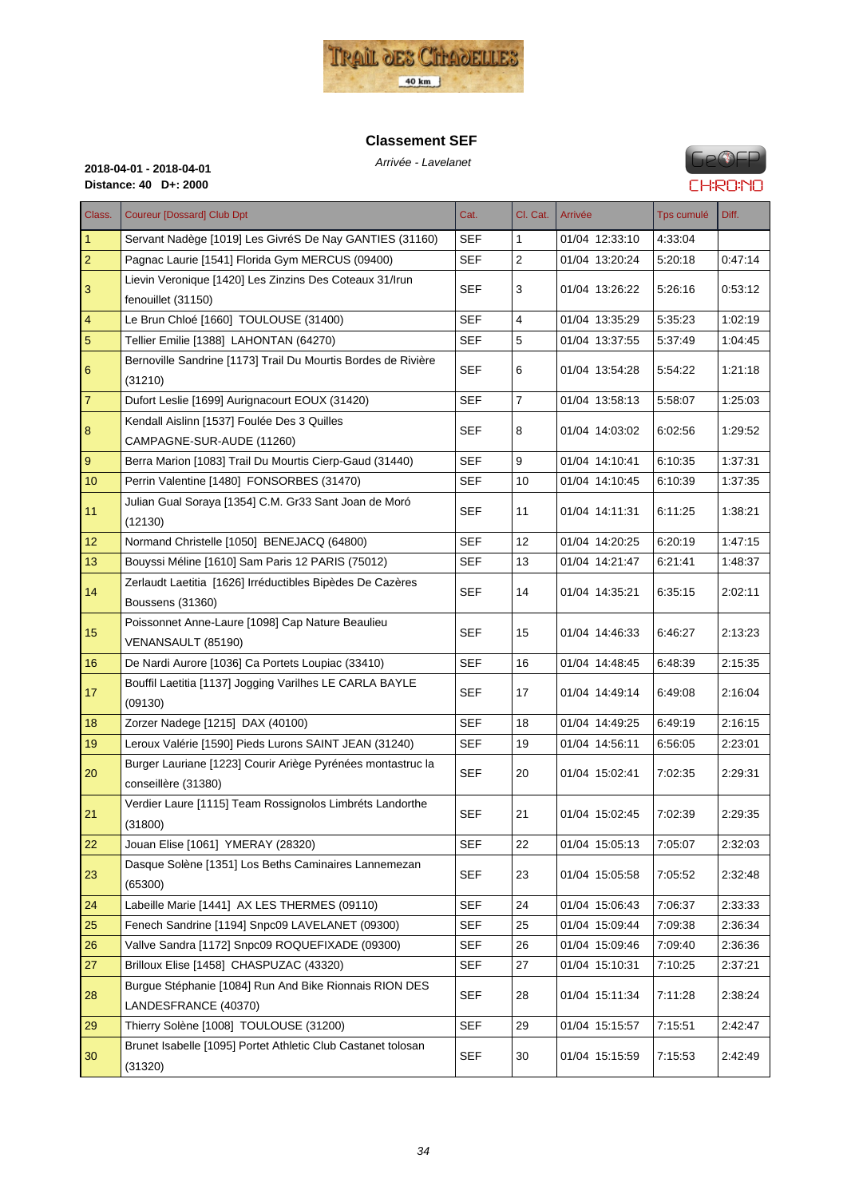## Classement SEF

*Arrivée - Lavelanet*

**2018-04-01 - 2018-04-01**
**Distance: 40 D+: 2000**

| Class. | Coureur [Dossard] Club Dpt | Cat. | Cl. Cat. | Arrivée | Tps cumulé | Diff. |
|---|---|---|---|---|---|---|
| 1 | Servant Nadège [1019] Les GivréS De Nay GANTIES (31160) | SEF | 1 | 01/04 12:33:10 | 4:33:04 | |
| 2 | Pagnac Laurie [1541] Florida Gym MERCUS (09400) | SEF | 2 | 01/04 13:20:24 | 5:20:18 | 0:47:14 |
| 3 | Lievin Veronique [1420] Les Zinzins Des Coteaux 31/lrun fenouillet (31150) | SEF | 3 | 01/04 13:26:22 | 5:26:16 | 0:53:12 |
| 4 | Le Brun Chloé [1660] TOULOUSE (31400) | SEF | 4 | 01/04 13:35:29 | 5:35:23 | 1:02:19 |
| 5 | Tellier Emilie [1388] LAHONTAN (64270) | SEF | 5 | 01/04 13:37:55 | 5:37:49 | 1:04:45 |
| 6 | Bernoville Sandrine [1173] Trail Du Mourtis Bordes de Rivière (31210) | SEF | 6 | 01/04 13:54:28 | 5:54:22 | 1:21:18 |
| 7 | Dufort Leslie [1699] Aurignacourt EOUX (31420) | SEF | 7 | 01/04 13:58:13 | 5:58:07 | 1:25:03 |
| 8 | Kendall Aislinn [1537] Foulée Des 3 Quilles CAMPAGNE-SUR-AUDE (11260) | SEF | 8 | 01/04 14:03:02 | 6:02:56 | 1:29:52 |
| 9 | Berra Marion [1083] Trail Du Mourtis Cierp-Gaud (31440) | SEF | 9 | 01/04 14:10:41 | 6:10:35 | 1:37:31 |
| 10 | Perrin Valentine [1480] FONSORBES (31470) | SEF | 10 | 01/04 14:10:45 | 6:10:39 | 1:37:35 |
| 11 | Julian Gual Soraya [1354] C.M. Gr33 Sant Joan de Moró (12130) | SEF | 11 | 01/04 14:11:31 | 6:11:25 | 1:38:21 |
| 12 | Normand Christelle [1050] BENEJACQ (64800) | SEF | 12 | 01/04 14:20:25 | 6:20:19 | 1:47:15 |
| 13 | Bouyssi Méline [1610] Sam Paris 12 PARIS (75012) | SEF | 13 | 01/04 14:21:47 | 6:21:41 | 1:48:37 |
| 14 | Zerlaudt Laetitia [1626] Irréductibles Bipèdes De Cazères Boussens (31360) | SEF | 14 | 01/04 14:35:21 | 6:35:15 | 2:02:11 |
| 15 | Poissonnet Anne-Laure [1098] Cap Nature Beaulieu VENANSAULT (85190) | SEF | 15 | 01/04 14:46:33 | 6:46:27 | 2:13:23 |
| 16 | De Nardi Aurore [1036] Ca Portets Loupiac (33410) | SEF | 16 | 01/04 14:48:45 | 6:48:39 | 2:15:35 |
| 17 | Bouffil Laetitia [1137] Jogging Varilhes LE CARLA BAYLE (09130) | SEF | 17 | 01/04 14:49:14 | 6:49:08 | 2:16:04 |
| 18 | Zorzer Nadege [1215] DAX (40100) | SEF | 18 | 01/04 14:49:25 | 6:49:19 | 2:16:15 |
| 19 | Leroux Valérie [1590] Pieds Lurons SAINT JEAN (31240) | SEF | 19 | 01/04 14:56:11 | 6:56:05 | 2:23:01 |
| 20 | Burger Lauriane [1223] Courir Ariège Pyrénées montastruc la conseillère (31380) | SEF | 20 | 01/04 15:02:41 | 7:02:35 | 2:29:31 |
| 21 | Verdier Laure [1115] Team Rossignolos Limbréts Landorthe (31800) | SEF | 21 | 01/04 15:02:45 | 7:02:39 | 2:29:35 |
| 22 | Jouan Elise [1061] YMERAY (28320) | SEF | 22 | 01/04 15:05:13 | 7:05:07 | 2:32:03 |
| 23 | Dasque Solène [1351] Los Beths Caminaires Lannemezan (65300) | SEF | 23 | 01/04 15:05:58 | 7:05:52 | 2:32:48 |
| 24 | Labeille Marie [1441] AX LES THERMES (09110) | SEF | 24 | 01/04 15:06:43 | 7:06:37 | 2:33:33 |
| 25 | Fenech Sandrine [1194] Snpc09 LAVELANET (09300) | SEF | 25 | 01/04 15:09:44 | 7:09:38 | 2:36:34 |
| 26 | Vallve Sandra [1172] Snpc09 ROQUEFIXADE (09300) | SEF | 26 | 01/04 15:09:46 | 7:09:40 | 2:36:36 |
| 27 | Brilloux Elise [1458] CHASPUZAC (43320) | SEF | 27 | 01/04 15:10:31 | 7:10:25 | 2:37:21 |
| 28 | Burgue Stéphanie [1084] Run And Bike Rionnais RION DES LANDESFRANCE (40370) | SEF | 28 | 01/04 15:11:34 | 7:11:28 | 2:38:24 |
| 29 | Thierry Solène [1008] TOULOUSE (31200) | SEF | 29 | 01/04 15:15:57 | 7:15:51 | 2:42:47 |
| 30 | Brunet Isabelle [1095] Portet Athletic Club Castanet tolosan (31320) | SEF | 30 | 01/04 15:15:59 | 7:15:53 | 2:42:49 |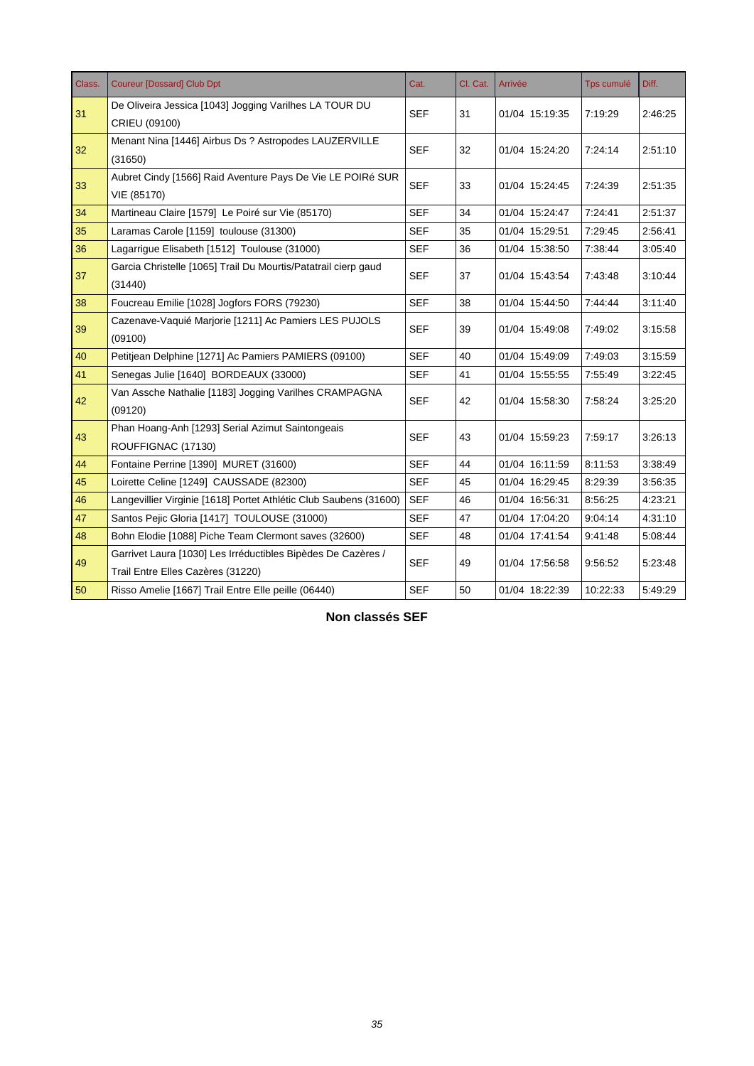| Class. | Coureur [Dossard] Club Dpt | Cat. | Cl. Cat. | Arrivée | Tps cumulé | Diff. |
|---|---|---|---|---|---|---|
| 31 | De Oliveira Jessica [1043] Jogging Varilhes LA TOUR DU CRIEU (09100) | SEF | 31 | 01/04 15:19:35 | 7:19:29 | 2:46:25 |
| 32 | Menant Nina [1446] Airbus Ds ? Astropodes LAUZERVILLE (31650) | SEF | 32 | 01/04 15:24:20 | 7:24:14 | 2:51:10 |
| 33 | Aubret Cindy [1566] Raid Aventure Pays De Vie LE POIRé SUR VIE (85170) | SEF | 33 | 01/04 15:24:45 | 7:24:39 | 2:51:35 |
| 34 | Martineau Claire [1579] Le Poiré sur Vie (85170) | SEF | 34 | 01/04 15:24:47 | 7:24:41 | 2:51:37 |
| 35 | Laramas Carole [1159] toulouse (31300) | SEF | 35 | 01/04 15:29:51 | 7:29:45 | 2:56:41 |
| 36 | Lagarrigue Elisabeth [1512] Toulouse (31000) | SEF | 36 | 01/04 15:38:50 | 7:38:44 | 3:05:40 |
| 37 | Garcia Christelle [1065] Trail Du Mourtis/Patatrail cierp gaud (31440) | SEF | 37 | 01/04 15:43:54 | 7:43:48 | 3:10:44 |
| 38 | Foucreau Emilie [1028] Jogfors FORS (79230) | SEF | 38 | 01/04 15:44:50 | 7:44:44 | 3:11:40 |
| 39 | Cazenave-Vaquié Marjorie [1211] Ac Pamiers LES PUJOLS (09100) | SEF | 39 | 01/04 15:49:08 | 7:49:02 | 3:15:58 |
| 40 | Petitjean Delphine [1271] Ac Pamiers PAMIERS (09100) | SEF | 40 | 01/04 15:49:09 | 7:49:03 | 3:15:59 |
| 41 | Senegas Julie [1640] BORDEAUX (33000) | SEF | 41 | 01/04 15:55:55 | 7:55:49 | 3:22:45 |
| 42 | Van Assche Nathalie [1183] Jogging Varilhes CRAMPAGNA (09120) | SEF | 42 | 01/04 15:58:30 | 7:58:24 | 3:25:20 |
| 43 | Phan Hoang-Anh [1293] Serial Azimut Saintongeais ROUFFIGNAC (17130) | SEF | 43 | 01/04 15:59:23 | 7:59:17 | 3:26:13 |
| 44 | Fontaine Perrine [1390] MURET (31600) | SEF | 44 | 01/04 16:11:59 | 8:11:53 | 3:38:49 |
| 45 | Loirette Celine [1249] CAUSSADE (82300) | SEF | 45 | 01/04 16:29:45 | 8:29:39 | 3:56:35 |
| 46 | Langevillier Virginie [1618] Portet Athlétic Club Saubens (31600) | SEF | 46 | 01/04 16:56:31 | 8:56:25 | 4:23:21 |
| 47 | Santos Pejic Gloria [1417] TOULOUSE (31000) | SEF | 47 | 01/04 17:04:20 | 9:04:14 | 4:31:10 |
| 48 | Bohn Elodie [1088] Piche Team Clermont saves (32600) | SEF | 48 | 01/04 17:41:54 | 9:41:48 | 5:08:44 |
| 49 | Garrivet Laura [1030] Les Irréductibles Bipèdes De Cazères / Trail Entre Elles Cazères (31220) | SEF | 49 | 01/04 17:56:58 | 9:56:52 | 5:23:48 |
| 50 | Risso Amelie [1667] Trail Entre Elle peille (06440) | SEF | 50 | 01/04 18:22:39 | 10:22:33 | 5:49:29 |

**Non classés SEF**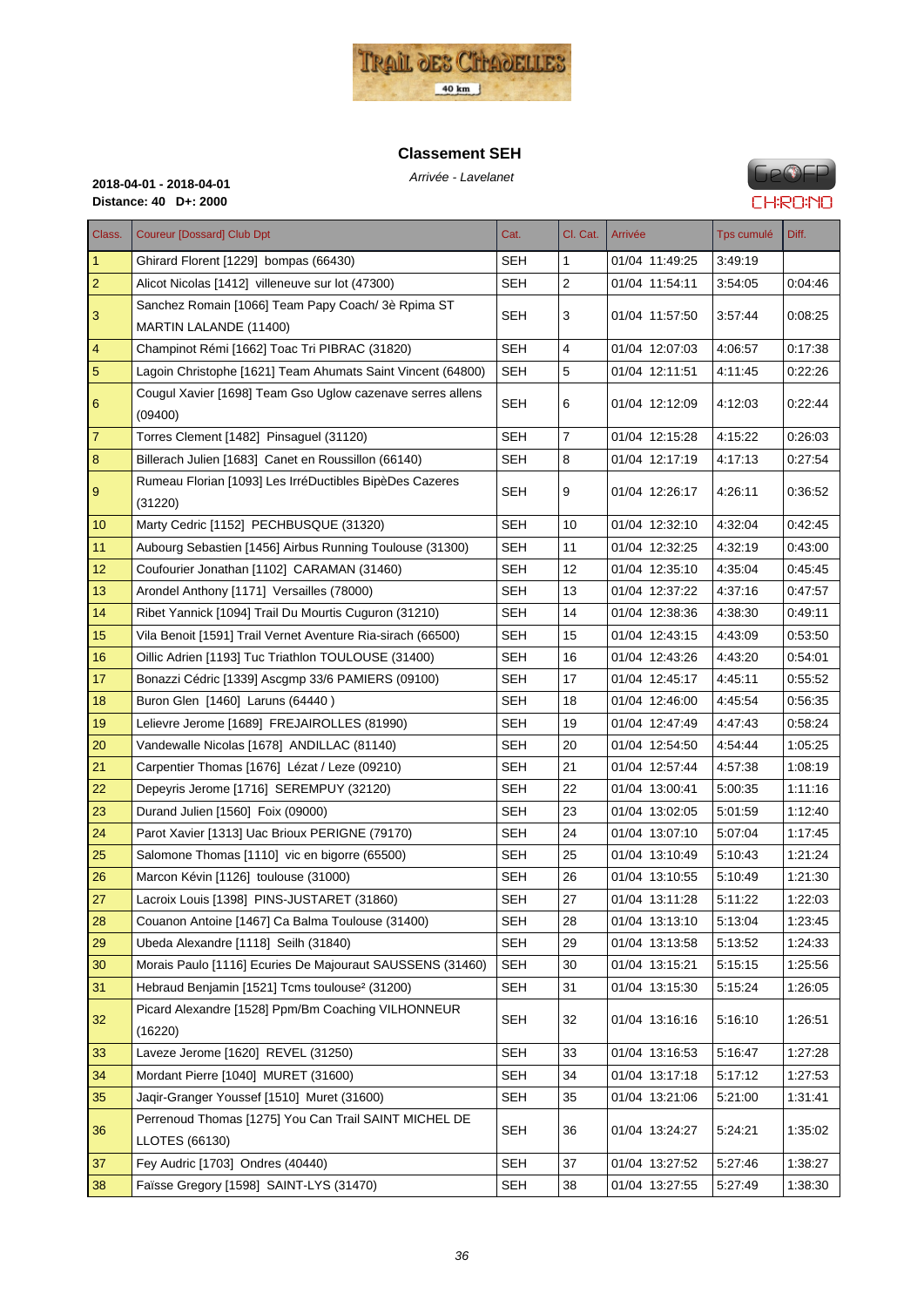## Classement SEH

*Arrivée - Lavelanet*

**2018-04-01 - 2018-04-01**
**Distance: 40 D+: 2000**

| Class. | Coureur [Dossard] Club Dpt | Cat. | Cl. Cat. | Arrivée | Tps cumulé | Diff. |
|---|---|---|---|---|---|---|
| 1 | Ghirard Florent [1229] bompas (66430) | SEH | 1 | 01/04 11:49:25 | 3:49:19 | |
| 2 | Alicot Nicolas [1412] villeneuve sur lot (47300) | SEH | 2 | 01/04 11:54:11 | 3:54:05 | 0:04:46 |
| 3 | Sanchez Romain [1066] Team Papy Coach/ 3è Rpima ST MARTIN LALANDE (11400) | SEH | 3 | 01/04 11:57:50 | 3:57:44 | 0:08:25 |
| 4 | Champinot Rémi [1662] Toac Tri PIBRAC (31820) | SEH | 4 | 01/04 12:07:03 | 4:06:57 | 0:17:38 |
| 5 | Lagoin Christophe [1621] Team Ahumats Saint Vincent (64800) | SEH | 5 | 01/04 12:11:51 | 4:11:45 | 0:22:26 |
| 6 | Cougul Xavier [1698] Team Gso Uglow cazenave serres allens (09400) | SEH | 6 | 01/04 12:12:09 | 4:12:03 | 0:22:44 |
| 7 | Torres Clement [1482] Pinsaguel (31120) | SEH | 7 | 01/04 12:15:28 | 4:15:22 | 0:26:03 |
| 8 | Billerach Julien [1683] Canet en Roussillon (66140) | SEH | 8 | 01/04 12:17:19 | 4:17:13 | 0:27:54 |
| 9 | Rumeau Florian [1093] Les IrréDuctibles BipèDes Cazeres (31220) | SEH | 9 | 01/04 12:26:17 | 4:26:11 | 0:36:52 |
| 10 | Marty Cedric [1152] PECHBUSQUE (31320) | SEH | 10 | 01/04 12:32:10 | 4:32:04 | 0:42:45 |
| 11 | Aubourg Sebastien [1456] Airbus Running Toulouse (31300) | SEH | 11 | 01/04 12:32:25 | 4:32:19 | 0:43:00 |
| 12 | Coufourier Jonathan [1102] CARAMAN (31460) | SEH | 12 | 01/04 12:35:10 | 4:35:04 | 0:45:45 |
| 13 | Arondel Anthony [1171] Versailles (78000) | SEH | 13 | 01/04 12:37:22 | 4:37:16 | 0:47:57 |
| 14 | Ribet Yannick [1094] Trail Du Mourtis Cuguron (31210) | SEH | 14 | 01/04 12:38:36 | 4:38:30 | 0:49:11 |
| 15 | Vila Benoit [1591] Trail Vernet Aventure Ria-sirach (66500) | SEH | 15 | 01/04 12:43:15 | 4:43:09 | 0:53:50 |
| 16 | Oillic Adrien [1193] Tuc Triathlon TOULOUSE (31400) | SEH | 16 | 01/04 12:43:26 | 4:43:20 | 0:54:01 |
| 17 | Bonazzi Cédric [1339] Ascgmp 33/6 PAMIERS (09100) | SEH | 17 | 01/04 12:45:17 | 4:45:11 | 0:55:52 |
| 18 | Buron Glen [1460] Laruns (64440 ) | SEH | 18 | 01/04 12:46:00 | 4:45:54 | 0:56:35 |
| 19 | Lelievre Jerome [1689] FREJAIROLLES (81990) | SEH | 19 | 01/04 12:47:49 | 4:47:43 | 0:58:24 |
| 20 | Vandewalle Nicolas [1678] ANDILLAC (81140) | SEH | 20 | 01/04 12:54:50 | 4:54:44 | 1:05:25 |
| 21 | Carpentier Thomas [1676] Lézat / Leze (09210) | SEH | 21 | 01/04 12:57:44 | 4:57:38 | 1:08:19 |
| 22 | Depeyris Jerome [1716] SEREMPUY (32120) | SEH | 22 | 01/04 13:00:41 | 5:00:35 | 1:11:16 |
| 23 | Durand Julien [1560] Foix (09000) | SEH | 23 | 01/04 13:02:05 | 5:01:59 | 1:12:40 |
| 24 | Parot Xavier [1313] Uac Brioux PERIGNE (79170) | SEH | 24 | 01/04 13:07:10 | 5:07:04 | 1:17:45 |
| 25 | Salomone Thomas [1110] vic en bigorre (65500) | SEH | 25 | 01/04 13:10:49 | 5:10:43 | 1:21:24 |
| 26 | Marcon Kévin [1126] toulouse (31000) | SEH | 26 | 01/04 13:10:55 | 5:10:49 | 1:21:30 |
| 27 | Lacroix Louis [1398] PINS-JUSTARET (31860) | SEH | 27 | 01/04 13:11:28 | 5:11:22 | 1:22:03 |
| 28 | Couanon Antoine [1467] Ca Balma Toulouse (31400) | SEH | 28 | 01/04 13:13:10 | 5:13:04 | 1:23:45 |
| 29 | Ubeda Alexandre [1118] Seilh (31840) | SEH | 29 | 01/04 13:13:58 | 5:13:52 | 1:24:33 |
| 30 | Morais Paulo [1116] Ecuries De Majouraut SAUSSENS (31460) | SEH | 30 | 01/04 13:15:21 | 5:15:15 | 1:25:56 |
| 31 | Hebraud Benjamin [1521] Tcms toulouse² (31200) | SEH | 31 | 01/04 13:15:30 | 5:15:24 | 1:26:05 |
| 32 | Picard Alexandre [1528] Ppm/Bm Coaching VILHONNEUR (16220) | SEH | 32 | 01/04 13:16:16 | 5:16:10 | 1:26:51 |
| 33 | Laveze Jerome [1620] REVEL (31250) | SEH | 33 | 01/04 13:16:53 | 5:16:47 | 1:27:28 |
| 34 | Mordant Pierre [1040] MURET (31600) | SEH | 34 | 01/04 13:17:18 | 5:17:12 | 1:27:53 |
| 35 | Jaqir-Granger Youssef [1510] Muret (31600) | SEH | 35 | 01/04 13:21:06 | 5:21:00 | 1:31:41 |
| 36 | Perrenoud Thomas [1275] You Can Trail SAINT MICHEL DE LLOTES (66130) | SEH | 36 | 01/04 13:24:27 | 5:24:21 | 1:35:02 |
| 37 | Fey Audric [1703] Ondres (40440) | SEH | 37 | 01/04 13:27:52 | 5:27:46 | 1:38:27 |
| 38 | Faïsse Gregory [1598] SAINT-LYS (31470) | SEH | 38 | 01/04 13:27:55 | 5:27:49 | 1:38:30 |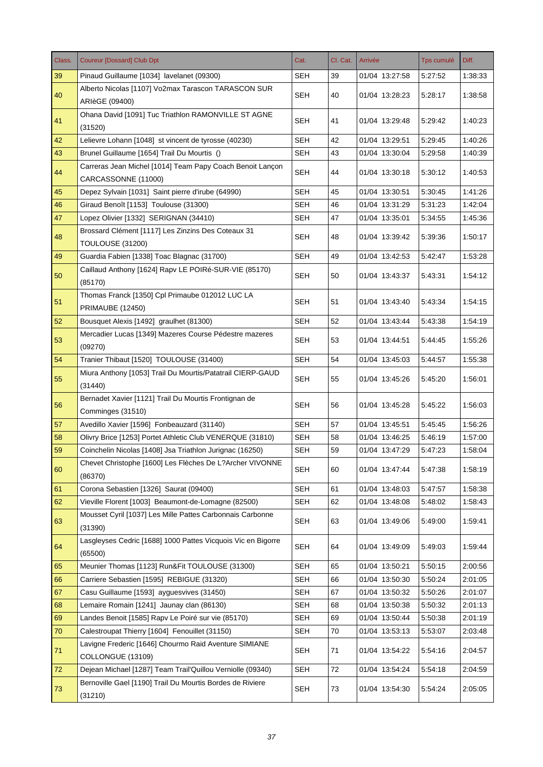| Class. | Coureur [Dossard] Club Dpt | Cat. | Cl. Cat. | Arrivée | Tps cumulé | Diff. |
|---|---|---|---|---|---|---|
| 39 | Pinaud Guillaume [1034]  lavelanet (09300) | SEH | 39 | 01/04  13:27:58 | 5:27:52 | 1:38:33 |
| 40 | Alberto Nicolas [1107] Vo2max Tarascon TARASCON SUR ARIèGE (09400) | SEH | 40 | 01/04  13:28:23 | 5:28:17 | 1:38:58 |
| 41 | Ohana David [1091] Tuc Triathlon RAMONVILLE ST AGNE (31520) | SEH | 41 | 01/04  13:29:48 | 5:29:42 | 1:40:23 |
| 42 | Lelievre Lohann [1048]  st vincent de tyrosse (40230) | SEH | 42 | 01/04  13:29:51 | 5:29:45 | 1:40:26 |
| 43 | Brunel Guillaume [1654] Trail Du Mourtis  () | SEH | 43 | 01/04  13:30:04 | 5:29:58 | 1:40:39 |
| 44 | Carreras Jean Michel [1014] Team Papy Coach Benoit Lançon CARCASSONNE (11000) | SEH | 44 | 01/04  13:30:18 | 5:30:12 | 1:40:53 |
| 45 | Depez Sylvain [1031]  Saint pierre d'irube (64990) | SEH | 45 | 01/04  13:30:51 | 5:30:45 | 1:41:26 |
| 46 | Giraud Benoît [1153]  Toulouse (31300) | SEH | 46 | 01/04  13:31:29 | 5:31:23 | 1:42:04 |
| 47 | Lopez Olivier [1332]  SERIGNAN (34410) | SEH | 47 | 01/04  13:35:01 | 5:34:55 | 1:45:36 |
| 48 | Brossard Clément [1117] Les Zinzins Des Coteaux 31 TOULOUSE (31200) | SEH | 48 | 01/04  13:39:42 | 5:39:36 | 1:50:17 |
| 49 | Guardia Fabien [1338] Toac Blagnac (31700) | SEH | 49 | 01/04  13:42:53 | 5:42:47 | 1:53:28 |
| 50 | Caillaud Anthony [1624] Rapv LE POIRé-SUR-VIE (85170) (85170) | SEH | 50 | 01/04  13:43:37 | 5:43:31 | 1:54:12 |
| 51 | Thomas Franck [1350] Cpl Primaube 012012 LUC LA PRIMAUBE (12450) | SEH | 51 | 01/04  13:43:40 | 5:43:34 | 1:54:15 |
| 52 | Bousquet Alexis [1492]  graulhet (81300) | SEH | 52 | 01/04  13:43:44 | 5:43:38 | 1:54:19 |
| 53 | Mercadier Lucas [1349] Mazeres Course Pédestre mazeres (09270) | SEH | 53 | 01/04  13:44:51 | 5:44:45 | 1:55:26 |
| 54 | Tranier Thibaut [1520]  TOULOUSE (31400) | SEH | 54 | 01/04  13:45:03 | 5:44:57 | 1:55:38 |
| 55 | Miura Anthony [1053] Trail Du Mourtis/Patatrail CIERP-GAUD (31440) | SEH | 55 | 01/04  13:45:26 | 5:45:20 | 1:56:01 |
| 56 | Bernadet Xavier [1121] Trail Du Mourtis Frontignan de Comminges (31510) | SEH | 56 | 01/04  13:45:28 | 5:45:22 | 1:56:03 |
| 57 | Avedillo Xavier [1596]  Fonbeauzard (31140) | SEH | 57 | 01/04  13:45:51 | 5:45:45 | 1:56:26 |
| 58 | Olivry Brice [1253] Portet Athletic Club VENERQUE (31810) | SEH | 58 | 01/04  13:46:25 | 5:46:19 | 1:57:00 |
| 59 | Coinchelin Nicolas [1408] Jsa Triathlon Jurignac (16250) | SEH | 59 | 01/04  13:47:29 | 5:47:23 | 1:58:04 |
| 60 | Chevet Christophe [1600] Les Flèches De L?Archer VIVONNE (86370) | SEH | 60 | 01/04  13:47:44 | 5:47:38 | 1:58:19 |
| 61 | Corona Sebastien [1326]  Saurat (09400) | SEH | 61 | 01/04  13:48:03 | 5:47:57 | 1:58:38 |
| 62 | Vieville Florent [1003]  Beaumont-de-Lomagne (82500) | SEH | 62 | 01/04  13:48:08 | 5:48:02 | 1:58:43 |
| 63 | Mousset Cyril [1037] Les Mille Pattes Carbonnais Carbonne (31390) | SEH | 63 | 01/04  13:49:06 | 5:49:00 | 1:59:41 |
| 64 | Lasgleyses Cedric [1688] 1000 Pattes Vicquois Vic en Bigorre (65500) | SEH | 64 | 01/04  13:49:09 | 5:49:03 | 1:59:44 |
| 65 | Meunier Thomas [1123] Run&Fit TOULOUSE (31300) | SEH | 65 | 01/04  13:50:21 | 5:50:15 | 2:00:56 |
| 66 | Carriere Sebastien [1595]  REBIGUE (31320) | SEH | 66 | 01/04  13:50:30 | 5:50:24 | 2:01:05 |
| 67 | Casu Guillaume [1593]  ayguesvives (31450) | SEH | 67 | 01/04  13:50:32 | 5:50:26 | 2:01:07 |
| 68 | Lemaire Romain [1241]  Jaunay clan (86130) | SEH | 68 | 01/04  13:50:38 | 5:50:32 | 2:01:13 |
| 69 | Landes Benoit [1585] Rapv Le Poiré sur vie (85170) | SEH | 69 | 01/04  13:50:44 | 5:50:38 | 2:01:19 |
| 70 | Calestroupat Thierry [1604]  Fenouillet (31150) | SEH | 70 | 01/04  13:53:13 | 5:53:07 | 2:03:48 |
| 71 | Lavigne Frederic [1646] Chourmo Raid Aventure SIMIANE COLLONGUE (13109) | SEH | 71 | 01/04  13:54:22 | 5:54:16 | 2:04:57 |
| 72 | Dejean Michael [1287] Team Trail'Quillou Verniolle (09340) | SEH | 72 | 01/04  13:54:24 | 5:54:18 | 2:04:59 |
| 73 | Bernoville Gael [1190] Trail Du Mourtis Bordes de Riviere (31210) | SEH | 73 | 01/04  13:54:30 | 5:54:24 | 2:05:05 |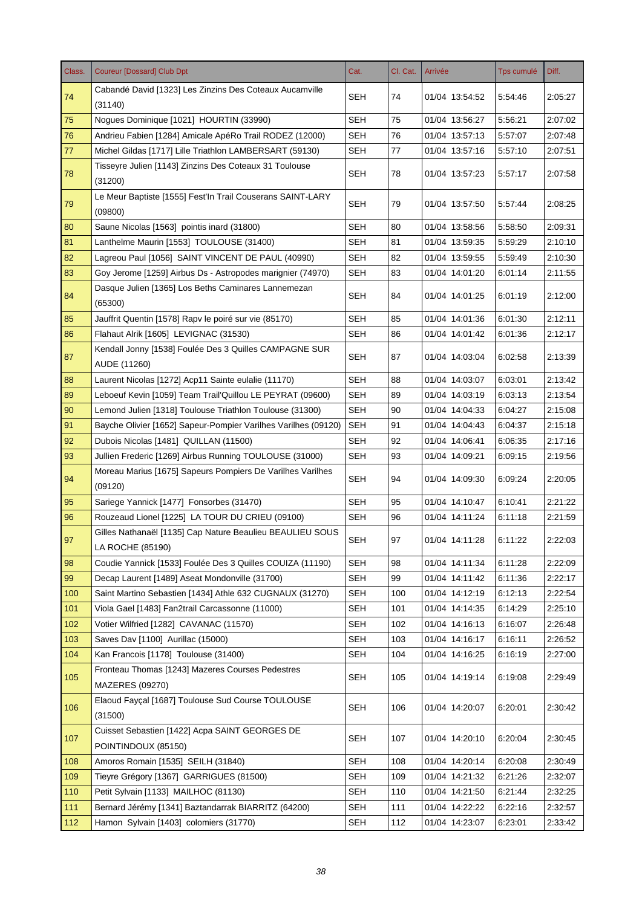| Class. | Coureur [Dossard] Club Dpt | Cat. | Cl. Cat. | Arrivée | Tps cumulé | Diff. |
|---|---|---|---|---|---|---|
| 74 | Cabandé David [1323] Les Zinzins Des Coteaux Aucamville (31140) | SEH | 74 | 01/04 13:54:52 | 5:54:46 | 2:05:27 |
| 75 | Nogues Dominique [1021] HOURTIN (33990) | SEH | 75 | 01/04 13:56:27 | 5:56:21 | 2:07:02 |
| 76 | Andrieu Fabien [1284] Amicale ApéRo Trail RODEZ (12000) | SEH | 76 | 01/04 13:57:13 | 5:57:07 | 2:07:48 |
| 77 | Michel Gildas [1717] Lille Triathlon LAMBERSART (59130) | SEH | 77 | 01/04 13:57:16 | 5:57:10 | 2:07:51 |
| 78 | Tisseyre Julien [1143] Zinzins Des Coteaux 31 Toulouse (31200) | SEH | 78 | 01/04 13:57:23 | 5:57:17 | 2:07:58 |
| 79 | Le Meur Baptiste [1555] Fest'In Trail Couserans SAINT-LARY (09800) | SEH | 79 | 01/04 13:57:50 | 5:57:44 | 2:08:25 |
| 80 | Saune Nicolas [1563] pointis inard (31800) | SEH | 80 | 01/04 13:58:56 | 5:58:50 | 2:09:31 |
| 81 | Lanthelme Maurin [1553] TOULOUSE (31400) | SEH | 81 | 01/04 13:59:35 | 5:59:29 | 2:10:10 |
| 82 | Lagreou Paul [1056] SAINT VINCENT DE PAUL (40990) | SEH | 82 | 01/04 13:59:55 | 5:59:49 | 2:10:30 |
| 83 | Goy Jerome [1259] Airbus Ds - Astropodes marignier (74970) | SEH | 83 | 01/04 14:01:20 | 6:01:14 | 2:11:55 |
| 84 | Dasque Julien [1365] Los Beths Caminares Lannemezan (65300) | SEH | 84 | 01/04 14:01:25 | 6:01:19 | 2:12:00 |
| 85 | Jauffrit Quentin [1578] Rapv le poiré sur vie (85170) | SEH | 85 | 01/04 14:01:36 | 6:01:30 | 2:12:11 |
| 86 | Flahaut Alrik [1605] LEVIGNAC (31530) | SEH | 86 | 01/04 14:01:42 | 6:01:36 | 2:12:17 |
| 87 | Kendall Jonny [1538] Foulée Des 3 Quilles CAMPAGNE SUR AUDE (11260) | SEH | 87 | 01/04 14:03:04 | 6:02:58 | 2:13:39 |
| 88 | Laurent Nicolas [1272] Acp11 Sainte eulalie (11170) | SEH | 88 | 01/04 14:03:07 | 6:03:01 | 2:13:42 |
| 89 | Leboeuf Kevin [1059] Team Trail'Quillou LE PEYRAT (09600) | SEH | 89 | 01/04 14:03:19 | 6:03:13 | 2:13:54 |
| 90 | Lemond Julien [1318] Toulouse Triathlon Toulouse (31300) | SEH | 90 | 01/04 14:04:33 | 6:04:27 | 2:15:08 |
| 91 | Bayche Olivier [1652] Sapeur-Pompier Varilhes Varilhes (09120) | SEH | 91 | 01/04 14:04:43 | 6:04:37 | 2:15:18 |
| 92 | Dubois Nicolas [1481] QUILLAN (11500) | SEH | 92 | 01/04 14:06:41 | 6:06:35 | 2:17:16 |
| 93 | Jullien Frederic [1269] Airbus Running TOULOUSE (31000) | SEH | 93 | 01/04 14:09:21 | 6:09:15 | 2:19:56 |
| 94 | Moreau Marius [1675] Sapeurs Pompiers De Varilhes Varilhes (09120) | SEH | 94 | 01/04 14:09:30 | 6:09:24 | 2:20:05 |
| 95 | Sariege Yannick [1477] Fonsorbes (31470) | SEH | 95 | 01/04 14:10:47 | 6:10:41 | 2:21:22 |
| 96 | Rouzeaud Lionel [1225] LA TOUR DU CRIEU (09100) | SEH | 96 | 01/04 14:11:24 | 6:11:18 | 2:21:59 |
| 97 | Gilles Nathanaël [1135] Cap Nature Beaulieu BEAULIEU SOUS LA ROCHE (85190) | SEH | 97 | 01/04 14:11:28 | 6:11:22 | 2:22:03 |
| 98 | Coudie Yannick [1533] Foulée Des 3 Quilles COUIZA (11190) | SEH | 98 | 01/04 14:11:34 | 6:11:28 | 2:22:09 |
| 99 | Decap Laurent [1489] Aseat Mondonville (31700) | SEH | 99 | 01/04 14:11:42 | 6:11:36 | 2:22:17 |
| 100 | Saint Martino Sebastien [1434] Athle 632 CUGNAUX (31270) | SEH | 100 | 01/04 14:12:19 | 6:12:13 | 2:22:54 |
| 101 | Viola Gael [1483] Fan2trail Carcassonne (11000) | SEH | 101 | 01/04 14:14:35 | 6:14:29 | 2:25:10 |
| 102 | Votier Wilfried [1282] CAVANAC (11570) | SEH | 102 | 01/04 14:16:13 | 6:16:07 | 2:26:48 |
| 103 | Saves Dav [1100] Aurillac (15000) | SEH | 103 | 01/04 14:16:17 | 6:16:11 | 2:26:52 |
| 104 | Kan Francois [1178] Toulouse (31400) | SEH | 104 | 01/04 14:16:25 | 6:16:19 | 2:27:00 |
| 105 | Fronteau Thomas [1243] Mazeres Courses Pedestres MAZERES (09270) | SEH | 105 | 01/04 14:19:14 | 6:19:08 | 2:29:49 |
| 106 | Elaoud Fayçal [1687] Toulouse Sud Course TOULOUSE (31500) | SEH | 106 | 01/04 14:20:07 | 6:20:01 | 2:30:42 |
| 107 | Cuisset Sebastien [1422] Acpa SAINT GEORGES DE POINTINDOUX (85150) | SEH | 107 | 01/04 14:20:10 | 6:20:04 | 2:30:45 |
| 108 | Amoros Romain [1535] SEILH (31840) | SEH | 108 | 01/04 14:20:14 | 6:20:08 | 2:30:49 |
| 109 | Tieyre Grégory [1367] GARRIGUES (81500) | SEH | 109 | 01/04 14:21:32 | 6:21:26 | 2:32:07 |
| 110 | Petit Sylvain [1133] MAILHOC (81130) | SEH | 110 | 01/04 14:21:50 | 6:21:44 | 2:32:25 |
| 111 | Bernard Jérémy [1341] Baztandarrak BIARRITZ (64200) | SEH | 111 | 01/04 14:22:22 | 6:22:16 | 2:32:57 |
| 112 | Hamon Sylvain [1403] colomiers (31770) | SEH | 112 | 01/04 14:23:07 | 6:23:01 | 2:33:42 |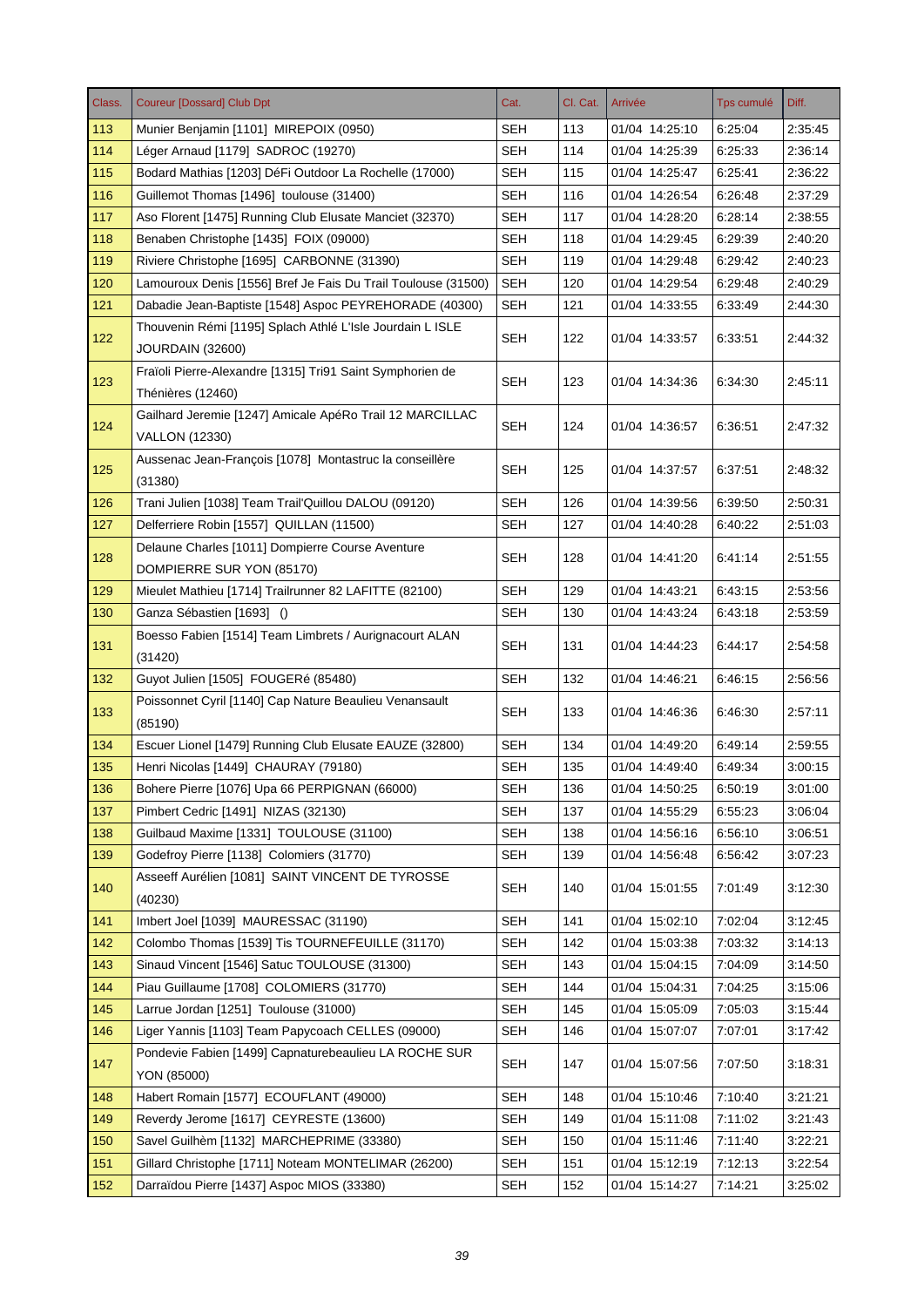| Class. | Coureur [Dossard] Club Dpt | Cat. | Cl. Cat. | Arrivée | Tps cumulé | Diff. |
|---|---|---|---|---|---|---|
| 113 | Munier Benjamin [1101] MIREPOIX (0950) | SEH | 113 | 01/04 14:25:10 | 6:25:04 | 2:35:45 |
| 114 | Léger Arnaud [1179] SADROC (19270) | SEH | 114 | 01/04 14:25:39 | 6:25:33 | 2:36:14 |
| 115 | Bodard Mathias [1203] DéFi Outdoor La Rochelle (17000) | SEH | 115 | 01/04 14:25:47 | 6:25:41 | 2:36:22 |
| 116 | Guillemot Thomas [1496] toulouse (31400) | SEH | 116 | 01/04 14:26:54 | 6:26:48 | 2:37:29 |
| 117 | Aso Florent [1475] Running Club Elusate Manciet (32370) | SEH | 117 | 01/04 14:28:20 | 6:28:14 | 2:38:55 |
| 118 | Benaben Christophe [1435] FOIX (09000) | SEH | 118 | 01/04 14:29:45 | 6:29:39 | 2:40:20 |
| 119 | Riviere Christophe [1695] CARBONNE (31390) | SEH | 119 | 01/04 14:29:48 | 6:29:42 | 2:40:23 |
| 120 | Lamouroux Denis [1556] Bref Je Fais Du Trail Toulouse (31500) | SEH | 120 | 01/04 14:29:54 | 6:29:48 | 2:40:29 |
| 121 | Dabadie Jean-Baptiste [1548] Aspoc PEYREHORADE (40300) | SEH | 121 | 01/04 14:33:55 | 6:33:49 | 2:44:30 |
| 122 | Thouvenin Rémi [1195] Splach Athlé L'Isle Jourdain L ISLE JOURDAIN (32600) | SEH | 122 | 01/04 14:33:57 | 6:33:51 | 2:44:32 |
| 123 | Fraïoli Pierre-Alexandre [1315] Tri91 Saint Symphorien de Thénières (12460) | SEH | 123 | 01/04 14:34:36 | 6:34:30 | 2:45:11 |
| 124 | Gailhard Jeremie [1247] Amicale ApéRo Trail 12 MARCILLAC VALLON (12330) | SEH | 124 | 01/04 14:36:57 | 6:36:51 | 2:47:32 |
| 125 | Aussenac Jean-François [1078] Montastruc la conseillère (31380) | SEH | 125 | 01/04 14:37:57 | 6:37:51 | 2:48:32 |
| 126 | Trani Julien [1038] Team Trail'Quillou DALOU (09120) | SEH | 126 | 01/04 14:39:56 | 6:39:50 | 2:50:31 |
| 127 | Delferriere Robin [1557] QUILLAN (11500) | SEH | 127 | 01/04 14:40:28 | 6:40:22 | 2:51:03 |
| 128 | Delaune Charles [1011] Dompierre Course Aventure DOMPIERRE SUR YON (85170) | SEH | 128 | 01/04 14:41:20 | 6:41:14 | 2:51:55 |
| 129 | Mieulet Mathieu [1714] Trailrunner 82 LAFITTE (82100) | SEH | 129 | 01/04 14:43:21 | 6:43:15 | 2:53:56 |
| 130 | Ganza Sébastien [1693] () | SEH | 130 | 01/04 14:43:24 | 6:43:18 | 2:53:59 |
| 131 | Boesso Fabien [1514] Team Limbrets / Aurignacourt ALAN (31420) | SEH | 131 | 01/04 14:44:23 | 6:44:17 | 2:54:58 |
| 132 | Guyot Julien [1505] FOUGERé (85480) | SEH | 132 | 01/04 14:46:21 | 6:46:15 | 2:56:56 |
| 133 | Poissonnet Cyril [1140] Cap Nature Beaulieu Venansault (85190) | SEH | 133 | 01/04 14:46:36 | 6:46:30 | 2:57:11 |
| 134 | Escuer Lionel [1479] Running Club Elusate EAUZE (32800) | SEH | 134 | 01/04 14:49:20 | 6:49:14 | 2:59:55 |
| 135 | Henri Nicolas [1449] CHAURAY (79180) | SEH | 135 | 01/04 14:49:40 | 6:49:34 | 3:00:15 |
| 136 | Bohere Pierre [1076] Upa 66 PERPIGNAN (66000) | SEH | 136 | 01/04 14:50:25 | 6:50:19 | 3:01:00 |
| 137 | Pimbert Cedric [1491] NIZAS (32130) | SEH | 137 | 01/04 14:55:29 | 6:55:23 | 3:06:04 |
| 138 | Guilbaud Maxime [1331] TOULOUSE (31100) | SEH | 138 | 01/04 14:56:16 | 6:56:10 | 3:06:51 |
| 139 | Godefroy Pierre [1138] Colomiers (31770) | SEH | 139 | 01/04 14:56:48 | 6:56:42 | 3:07:23 |
| 140 | Asseeff Aurélien [1081] SAINT VINCENT DE TYROSSE (40230) | SEH | 140 | 01/04 15:01:55 | 7:01:49 | 3:12:30 |
| 141 | Imbert Joel [1039] MAURESSAC (31190) | SEH | 141 | 01/04 15:02:10 | 7:02:04 | 3:12:45 |
| 142 | Colombo Thomas [1539] Tis TOURNEFEUILLE (31170) | SEH | 142 | 01/04 15:03:38 | 7:03:32 | 3:14:13 |
| 143 | Sinaud Vincent [1546] Satuc TOULOUSE (31300) | SEH | 143 | 01/04 15:04:15 | 7:04:09 | 3:14:50 |
| 144 | Piau Guillaume [1708] COLOMIERS (31770) | SEH | 144 | 01/04 15:04:31 | 7:04:25 | 3:15:06 |
| 145 | Larrue Jordan [1251] Toulouse (31000) | SEH | 145 | 01/04 15:05:09 | 7:05:03 | 3:15:44 |
| 146 | Liger Yannis [1103] Team Papycoach CELLES (09000) | SEH | 146 | 01/04 15:07:07 | 7:07:01 | 3:17:42 |
| 147 | Pondevie Fabien [1499] Capnaturebeaulieu LA ROCHE SUR YON (85000) | SEH | 147 | 01/04 15:07:56 | 7:07:50 | 3:18:31 |
| 148 | Habert Romain [1577] ECOUFLANT (49000) | SEH | 148 | 01/04 15:10:46 | 7:10:40 | 3:21:21 |
| 149 | Reverdy Jerome [1617] CEYRESTE (13600) | SEH | 149 | 01/04 15:11:08 | 7:11:02 | 3:21:43 |
| 150 | Savel Guilhèm [1132] MARCHEPRIME (33380) | SEH | 150 | 01/04 15:11:46 | 7:11:40 | 3:22:21 |
| 151 | Gillard Christophe [1711] Noteam MONTELIMAR (26200) | SEH | 151 | 01/04 15:12:19 | 7:12:13 | 3:22:54 |
| 152 | Darraïdou Pierre [1437] Aspoc MIOS (33380) | SEH | 152 | 01/04 15:14:27 | 7:14:21 | 3:25:02 |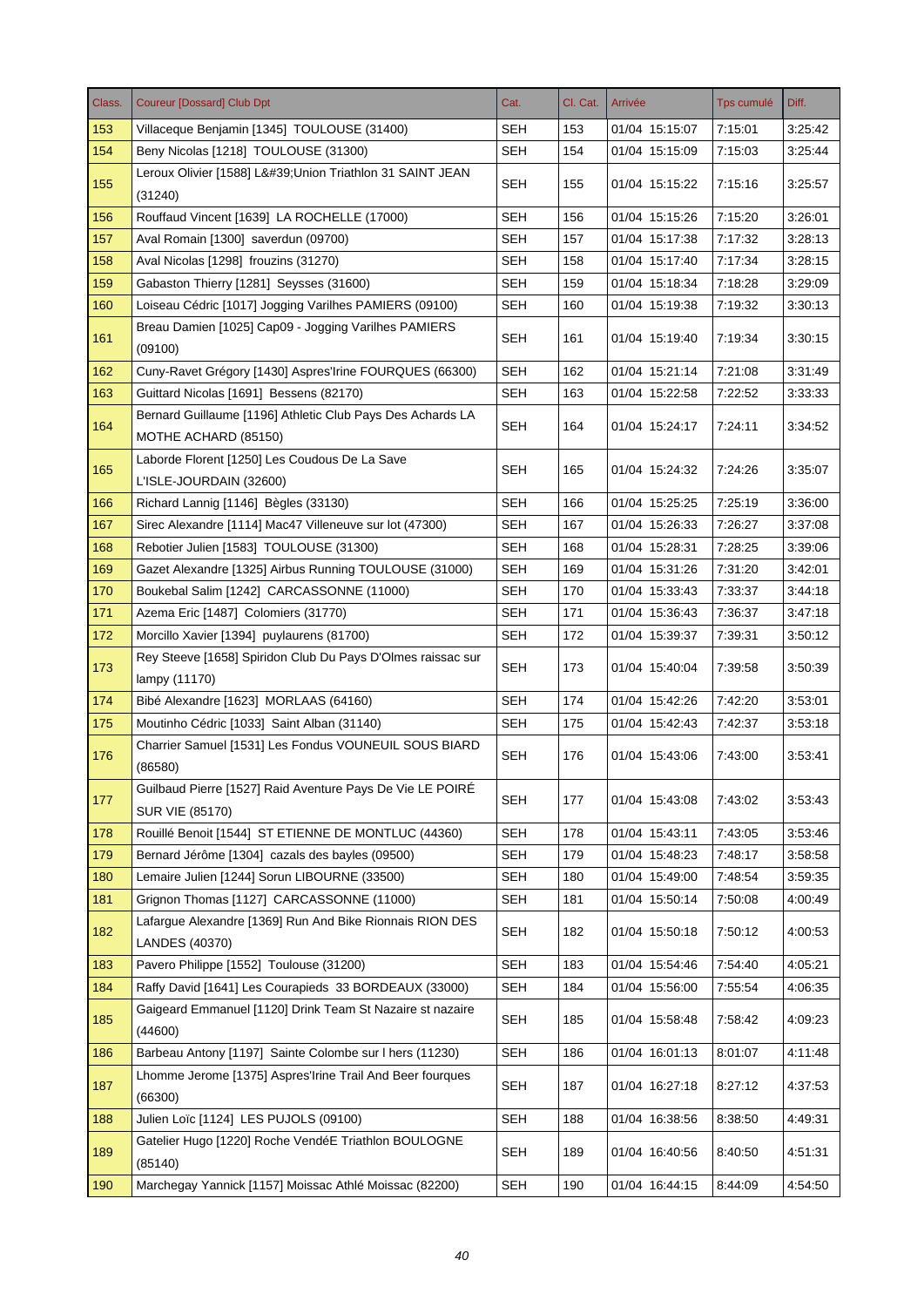| Class. | Coureur [Dossard] Club Dpt | Cat. | Cl. Cat. | Arrivée | Tps cumulé | Diff. |
|---|---|---|---|---|---|---|
| 153 | Villaceque Benjamin [1345]  TOULOUSE (31400) | SEH | 153 | 01/04  15:15:07 | 7:15:01 | 3:25:42 |
| 154 | Beny Nicolas [1218]  TOULOUSE (31300) | SEH | 154 | 01/04  15:15:09 | 7:15:03 | 3:25:44 |
| 155 | Leroux Olivier [1588] L&#39;Union Triathlon 31 SAINT JEAN (31240) | SEH | 155 | 01/04  15:15:22 | 7:15:16 | 3:25:57 |
| 156 | Rouffaud Vincent [1639]  LA ROCHELLE (17000) | SEH | 156 | 01/04  15:15:26 | 7:15:20 | 3:26:01 |
| 157 | Aval Romain [1300]  saverdun (09700) | SEH | 157 | 01/04  15:17:38 | 7:17:32 | 3:28:13 |
| 158 | Aval Nicolas [1298]  frouzins (31270) | SEH | 158 | 01/04  15:17:40 | 7:17:34 | 3:28:15 |
| 159 | Gabaston Thierry [1281]  Seysses (31600) | SEH | 159 | 01/04  15:18:34 | 7:18:28 | 3:29:09 |
| 160 | Loiseau Cédric [1017] Jogging Varilhes PAMIERS (09100) | SEH | 160 | 01/04  15:19:38 | 7:19:32 | 3:30:13 |
| 161 | Breau Damien [1025] Cap09 - Jogging Varilhes PAMIERS (09100) | SEH | 161 | 01/04  15:19:40 | 7:19:34 | 3:30:15 |
| 162 | Cuny-Ravet Grégory [1430] Aspres'Irine FOURQUES (66300) | SEH | 162 | 01/04  15:21:14 | 7:21:08 | 3:31:49 |
| 163 | Guittard Nicolas [1691]  Bessens (82170) | SEH | 163 | 01/04  15:22:58 | 7:22:52 | 3:33:33 |
| 164 | Bernard Guillaume [1196] Athletic Club Pays Des Achards LA MOTHE ACHARD (85150) | SEH | 164 | 01/04  15:24:17 | 7:24:11 | 3:34:52 |
| 165 | Laborde Florent [1250] Les Coudous De La Save L'ISLE-JOURDAIN (32600) | SEH | 165 | 01/04  15:24:32 | 7:24:26 | 3:35:07 |
| 166 | Richard Lannig [1146]  Bègles (33130) | SEH | 166 | 01/04  15:25:25 | 7:25:19 | 3:36:00 |
| 167 | Sirec Alexandre [1114] Mac47 Villeneuve sur lot (47300) | SEH | 167 | 01/04  15:26:33 | 7:26:27 | 3:37:08 |
| 168 | Rebotier Julien [1583]  TOULOUSE (31300) | SEH | 168 | 01/04  15:28:31 | 7:28:25 | 3:39:06 |
| 169 | Gazet Alexandre [1325] Airbus Running TOULOUSE (31000) | SEH | 169 | 01/04  15:31:26 | 7:31:20 | 3:42:01 |
| 170 | Boukebal Salim [1242]  CARCASSONNE (11000) | SEH | 170 | 01/04  15:33:43 | 7:33:37 | 3:44:18 |
| 171 | Azema Eric [1487]  Colomiers (31770) | SEH | 171 | 01/04  15:36:43 | 7:36:37 | 3:47:18 |
| 172 | Morcillo Xavier [1394]  puylaurens (81700) | SEH | 172 | 01/04  15:39:37 | 7:39:31 | 3:50:12 |
| 173 | Rey Steeve [1658] Spiridon Club Du Pays D'Olmes raissac sur lampy (11170) | SEH | 173 | 01/04  15:40:04 | 7:39:58 | 3:50:39 |
| 174 | Bibé Alexandre [1623]  MORLAAS (64160) | SEH | 174 | 01/04  15:42:26 | 7:42:20 | 3:53:01 |
| 175 | Moutinho Cédric [1033]  Saint Alban (31140) | SEH | 175 | 01/04  15:42:43 | 7:42:37 | 3:53:18 |
| 176 | Charrier Samuel [1531] Les Fondus VOUNEUIL SOUS BIARD (86580) | SEH | 176 | 01/04  15:43:06 | 7:43:00 | 3:53:41 |
| 177 | Guilbaud Pierre [1527] Raid Aventure Pays De Vie LE POIRÉ SUR VIE (85170) | SEH | 177 | 01/04  15:43:08 | 7:43:02 | 3:53:43 |
| 178 | Rouillé Benoit [1544]  ST ETIENNE DE MONTLUC (44360) | SEH | 178 | 01/04  15:43:11 | 7:43:05 | 3:53:46 |
| 179 | Bernard Jérôme [1304]  cazals des bayles (09500) | SEH | 179 | 01/04  15:48:23 | 7:48:17 | 3:58:58 |
| 180 | Lemaire Julien [1244] Sorun LIBOURNE (33500) | SEH | 180 | 01/04  15:49:00 | 7:48:54 | 3:59:35 |
| 181 | Grignon Thomas [1127]  CARCASSONNE (11000) | SEH | 181 | 01/04  15:50:14 | 7:50:08 | 4:00:49 |
| 182 | Lafargue Alexandre [1369] Run And Bike Rionnais RION DES LANDES (40370) | SEH | 182 | 01/04  15:50:18 | 7:50:12 | 4:00:53 |
| 183 | Pavero Philippe [1552]  Toulouse (31200) | SEH | 183 | 01/04  15:54:46 | 7:54:40 | 4:05:21 |
| 184 | Raffy David [1641] Les Courapieds  33 BORDEAUX (33000) | SEH | 184 | 01/04  15:56:00 | 7:55:54 | 4:06:35 |
| 185 | Gaigeard Emmanuel [1120] Drink Team St Nazaire st nazaire (44600) | SEH | 185 | 01/04  15:58:48 | 7:58:42 | 4:09:23 |
| 186 | Barbeau Antony [1197]  Sainte Colombe sur l hers (11230) | SEH | 186 | 01/04  16:01:13 | 8:01:07 | 4:11:48 |
| 187 | Lhomme Jerome [1375] Aspres'Irine Trail And Beer fourques (66300) | SEH | 187 | 01/04  16:27:18 | 8:27:12 | 4:37:53 |
| 188 | Julien Loïc [1124]  LES PUJOLS (09100) | SEH | 188 | 01/04  16:38:56 | 8:38:50 | 4:49:31 |
| 189 | Gatelier Hugo [1220] Roche VendéE Triathlon BOULOGNE (85140) | SEH | 189 | 01/04  16:40:56 | 8:40:50 | 4:51:31 |
| 190 | Marchegay Yannick [1157] Moissac Athlé Moissac (82200) | SEH | 190 | 01/04  16:44:15 | 8:44:09 | 4:54:50 |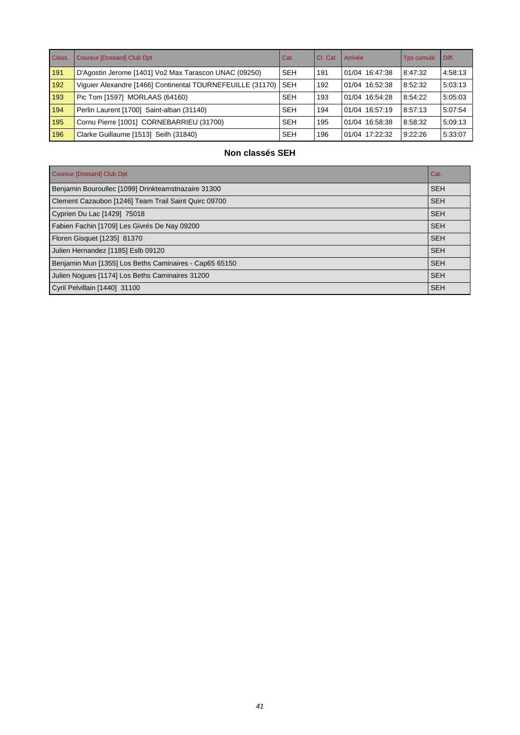| Class. | Coureur [Dossard] Club Dpt | Cat. | Cl. Cat. | Arrivée | Tps cumulé | Diff. |
|---|---|---|---|---|---|---|
| 191 | D'Agostin Jerome [1401] Vo2 Max Tarascon UNAC (09250) | SEH | 191 | 01/04 16:47:38 | 8:47:32 | 4:58:13 |
| 192 | Viguier Alexandre [1466] Continental TOURNEFEUILLE (31170) | SEH | 192 | 01/04 16:52:38 | 8:52:32 | 5:03:13 |
| 193 | Pic Tom [1597] MORLAAS (64160) | SEH | 193 | 01/04 16:54:28 | 8:54:22 | 5:05:03 |
| 194 | Perlin Laurent [1700] Saint-alban (31140) | SEH | 194 | 01/04 16:57:19 | 8:57:13 | 5:07:54 |
| 195 | Cornu Pierre [1001] CORNEBARRIEU (31700) | SEH | 195 | 01/04 16:58:38 | 8:58:32 | 5:09:13 |
| 196 | Clarke Guillaume [1513] Seilh (31840) | SEH | 196 | 01/04 17:22:32 | 9:22:26 | 5:33:07 |

### Non classés SEH

| Coureur [Dossard] Club Dpt | Cat. |
|---|---|
| Benjamin Bouroullec [1099] Drinkteamstnazaire 31300 | SEH |
| Clement Cazaubon [1246] Team Trail Saint Quirc 09700 | SEH |
| Cyprien Du Lac [1429] 75018 | SEH |
| Fabien Fachin [1709] Les Givrés De Nay 09200 | SEH |
| Floren Gisquet [1235] 81370 | SEH |
| Julien Hernandez [1185] Eslb 09120 | SEH |
| Benjamin Mun [1355] Los Beths Caminaires - Cap65 65150 | SEH |
| Julien Nogues [1174] Los Beths Caminaires 31200 | SEH |
| Cyril Pelvillain [1440] 31100 | SEH |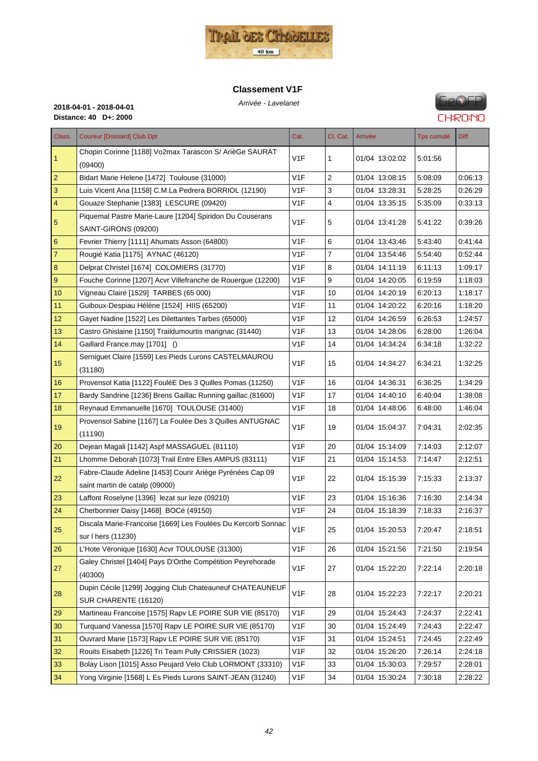## Classement V1F

*Arrivée - Lavelanet*

**2018-04-01 - 2018-04-01**
**Distance: 40 D+: 2000**

| Class. | Coureur [Dossard] Club Dpt | Cat. | Cl. Cat. | Arrivée | Tps cumulé | Diff. |
|---|---|---|---|---|---|---|
| 1 | Chopin Corinne [1188] Vo2max Tarascon S/ ArièGe SAURAT (09400) | V1F | 1 | 01/04 13:02:02 | 5:01:56 | |
| 2 | Bidart Marie Helene [1472] Toulouse (31000) | V1F | 2 | 01/04 13:08:15 | 5:08:09 | 0:06:13 |
| 3 | Luis Vicent Ana [1158] C.M.La Pedrera BORRIOL (12190) | V1F | 3 | 01/04 13:28:31 | 5:28:25 | 0:26:29 |
| 4 | Gouaze Stephanie [1383] LESCURE (09420) | V1F | 4 | 01/04 13:35:15 | 5:35:09 | 0:33:13 |
| 5 | Piquemal Pastre Marie-Laure [1204] Spiridon Du Couserans SAINT-GIRONS (09200) | V1F | 5 | 01/04 13:41:28 | 5:41:22 | 0:39:26 |
| 6 | Fevrier Thierry [1111] Ahumats Asson (64800) | V1F | 6 | 01/04 13:43:46 | 5:43:40 | 0:41:44 |
| 7 | Rougié Katia [1175] AYNAC (46120) | V1F | 7 | 01/04 13:54:46 | 5:54:40 | 0:52:44 |
| 8 | Delprat Christel [1674] COLOMIERS (31770) | V1F | 8 | 01/04 14:11:19 | 6:11:13 | 1:09:17 |
| 9 | Fouche Corinne [1207] Acvr Villefranche de Rouergue (12200) | V1F | 9 | 01/04 14:20:05 | 6:19:59 | 1:18:03 |
| 10 | Vigneau Claire [1529] TARBES (65 000) | V1F | 10 | 01/04 14:20:19 | 6:20:13 | 1:18:17 |
| 11 | Guiboux-Despiau Hélène [1524] HIIS (65200) | V1F | 11 | 01/04 14:20:22 | 6:20:16 | 1:18:20 |
| 12 | Gayet Nadine [1522] Les Dilettantes Tarbes (65000) | V1F | 12 | 01/04 14:26:59 | 6:26:53 | 1:24:57 |
| 13 | Castro Ghislaine [1150] Traildumourtis marignac (31440) | V1F | 13 | 01/04 14:28:06 | 6:28:00 | 1:26:04 |
| 14 | Gaillard France.may [1701] () | V1F | 14 | 01/04 14:34:24 | 6:34:18 | 1:32:22 |
| 15 | Serniguet Claire [1559] Les Pieds Lurons CASTELMAUROU (31180) | V1F | 15 | 01/04 14:34:27 | 6:34:21 | 1:32:25 |
| 16 | Provensol Katia [1122] FouléE Des 3 Quilles Pomas (11250) | V1F | 16 | 01/04 14:36:31 | 6:36:25 | 1:34:29 |
| 17 | Bardy Sandrine [1236] Brens Gaillac Running gaillac (81600) | V1F | 17 | 01/04 14:40:10 | 6:40:04 | 1:38:08 |
| 18 | Reynaud Emmanuelle [1670] TOULOUSE (31400) | V1F | 18 | 01/04 14:48:06 | 6:48:00 | 1:46:04 |
| 19 | Provensol Sabine [1167] La Foulée Des 3 Quilles ANTUGNAC (11190) | V1F | 19 | 01/04 15:04:37 | 7:04:31 | 2:02:35 |
| 20 | Dejean Magali [1142] Aspf MASSAGUEL (81110) | V1F | 20 | 01/04 15:14:09 | 7:14:03 | 2:12:07 |
| 21 | Lhomme Deborah [1073] Trail Entre Elles AMPUS (83111) | V1F | 21 | 01/04 15:14:53 | 7:14:47 | 2:12:51 |
| 22 | Fabre-Claude Adeline [1453] Courir Ariège Pyrénées Cap 09 saint martin de catalp (09000) | V1F | 22 | 01/04 15:15:39 | 7:15:33 | 2:13:37 |
| 23 | Laffont Roselyne [1396] lezat sur leze (09210) | V1F | 23 | 01/04 15:16:36 | 7:16:30 | 2:14:34 |
| 24 | Cherbonnier Daisy [1468] BOCé (49150) | V1F | 24 | 01/04 15:18:39 | 7:18:33 | 2:16:37 |
| 25 | Discala Marie-Francoise [1669] Les Foulées Du Kercorb Sonnac sur l hers (11230) | V1F | 25 | 01/04 15:20:53 | 7:20:47 | 2:18:51 |
| 26 | L'Hote Véronique [1630] Acvr TOULOUSE (31300) | V1F | 26 | 01/04 15:21:56 | 7:21:50 | 2:19:54 |
| 27 | Galey Christel [1404] Pays D'Orthe Compétition Peyrehorade (40300) | V1F | 27 | 01/04 15:22:20 | 7:22:14 | 2:20:18 |
| 28 | Dupin Cécile [1299] Jogging Club Chateauneuf CHATEAUNEUF SUR CHARENTE (16120) | V1F | 28 | 01/04 15:22:23 | 7:22:17 | 2:20:21 |
| 29 | Martineau Francoise [1575] Rapv LE POIRE SUR VIE (85170) | V1F | 29 | 01/04 15:24:43 | 7:24:37 | 2:22:41 |
| 30 | Turquand Vanessa [1570] Rapv LE POIRE SUR VIE (85170) | V1F | 30 | 01/04 15:24:49 | 7:24:43 | 2:22:47 |
| 31 | Ouvrard Marie [1573] Rapv LE POIRE SUR VIE (85170) | V1F | 31 | 01/04 15:24:51 | 7:24:45 | 2:22:49 |
| 32 | Rouits Eisabeth [1226] Tri Team Pully CRISSIER (1023) | V1F | 32 | 01/04 15:26:20 | 7:26:14 | 2:24:18 |
| 33 | Bolay Lison [1015] Asso Peujard Velo Club LORMONT (33310) | V1F | 33 | 01/04 15:30:03 | 7:29:57 | 2:28:01 |
| 34 | Yong Virginie [1568] L Es Pieds Lurons SAINT-JEAN (31240) | V1F | 34 | 01/04 15:30:24 | 7:30:18 | 2:28:22 |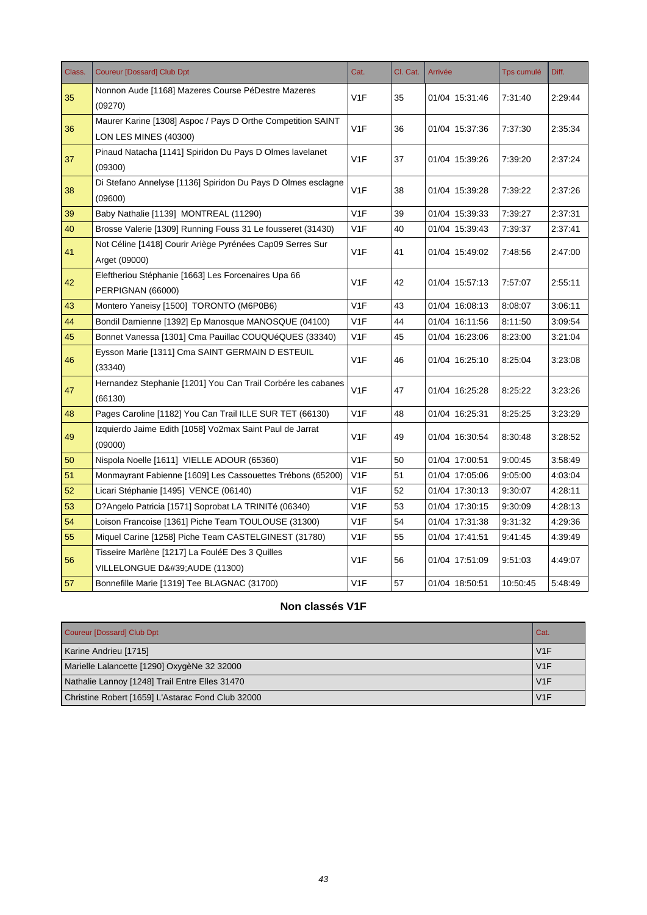| Class. | Coureur [Dossard] Club Dpt | Cat. | Cl. Cat. | Arrivée | Tps cumulé | Diff. |
|---|---|---|---|---|---|---|
| 35 | Nonnon Aude [1168] Mazeres Course PéDestre Mazeres (09270) | V1F | 35 | 01/04 15:31:46 | 7:31:40 | 2:29:44 |
| 36 | Maurer Karine [1308] Aspoc / Pays D Orthe Competition SAINT LON LES MINES (40300) | V1F | 36 | 01/04 15:37:36 | 7:37:30 | 2:35:34 |
| 37 | Pinaud Natacha [1141] Spiridon Du Pays D Olmes lavelanet (09300) | V1F | 37 | 01/04 15:39:26 | 7:39:20 | 2:37:24 |
| 38 | Di Stefano Annelyse [1136] Spiridon Du Pays D Olmes esclagne (09600) | V1F | 38 | 01/04 15:39:28 | 7:39:22 | 2:37:26 |
| 39 | Baby Nathalie [1139] MONTREAL (11290) | V1F | 39 | 01/04 15:39:33 | 7:39:27 | 2:37:31 |
| 40 | Brosse Valerie [1309] Running Fouss 31 Le fousseret (31430) | V1F | 40 | 01/04 15:39:43 | 7:39:37 | 2:37:41 |
| 41 | Not Céline [1418] Courir Ariège Pyrénées Cap09 Serres Sur Arget (09000) | V1F | 41 | 01/04 15:49:02 | 7:48:56 | 2:47:00 |
| 42 | Eleftheriou Stéphanie [1663] Les Forcenaires Upa 66 PERPIGNAN (66000) | V1F | 42 | 01/04 15:57:13 | 7:57:07 | 2:55:11 |
| 43 | Montero Yaneisy [1500] TORONTO (M6P0B6) | V1F | 43 | 01/04 16:08:13 | 8:08:07 | 3:06:11 |
| 44 | Bondil Damienne [1392] Ep Manosque MANOSQUE (04100) | V1F | 44 | 01/04 16:11:56 | 8:11:50 | 3:09:54 |
| 45 | Bonnet Vanessa [1301] Cma Pauillac COUQUéQUES (33340) | V1F | 45 | 01/04 16:23:06 | 8:23:00 | 3:21:04 |
| 46 | Eysson Marie [1311] Cma SAINT GERMAIN D ESTEUIL (33340) | V1F | 46 | 01/04 16:25:10 | 8:25:04 | 3:23:08 |
| 47 | Hernandez Stephanie [1201] You Can Trail Corbére les cabanes (66130) | V1F | 47 | 01/04 16:25:28 | 8:25:22 | 3:23:26 |
| 48 | Pages Caroline [1182] You Can Trail ILLE SUR TET (66130) | V1F | 48 | 01/04 16:25:31 | 8:25:25 | 3:23:29 |
| 49 | Izquierdo Jaime Edith [1058] Vo2max Saint Paul de Jarrat (09000) | V1F | 49 | 01/04 16:30:54 | 8:30:48 | 3:28:52 |
| 50 | Nispola Noelle [1611] VIELLE ADOUR (65360) | V1F | 50 | 01/04 17:00:51 | 9:00:45 | 3:58:49 |
| 51 | Monmayrant Fabienne [1609] Les Cassouettes Trébons (65200) | V1F | 51 | 01/04 17:05:06 | 9:05:00 | 4:03:04 |
| 52 | Licari Stéphanie [1495] VENCE (06140) | V1F | 52 | 01/04 17:30:13 | 9:30:07 | 4:28:11 |
| 53 | D?Angelo Patricia [1571] Soprobat LA TRINITé (06340) | V1F | 53 | 01/04 17:30:15 | 9:30:09 | 4:28:13 |
| 54 | Loison Francoise [1361] Piche Team TOULOUSE (31300) | V1F | 54 | 01/04 17:31:38 | 9:31:32 | 4:29:36 |
| 55 | Miquel Carine [1258] Piche Team CASTELGINEST (31780) | V1F | 55 | 01/04 17:41:51 | 9:41:45 | 4:39:49 |
| 56 | Tisseire Marlène [1217] La FouléE Des 3 Quilles VILLELONGUE D&#39;AUDE (11300) | V1F | 56 | 01/04 17:51:09 | 9:51:03 | 4:49:07 |
| 57 | Bonnefille Marie [1319] Tee BLAGNAC (31700) | V1F | 57 | 01/04 18:50:51 | 10:50:45 | 5:48:49 |

## Non classés V1F

| Coureur [Dossard] Club Dpt | Cat. |
|---|---|
| Karine Andrieu [1715] | V1F |
| Marielle Lalancette [1290] OxygèNe 32 32000 | V1F |
| Nathalie Lannoy [1248] Trail Entre Elles 31470 | V1F |
| Christine Robert [1659] L'Astarac Fond Club 32000 | V1F |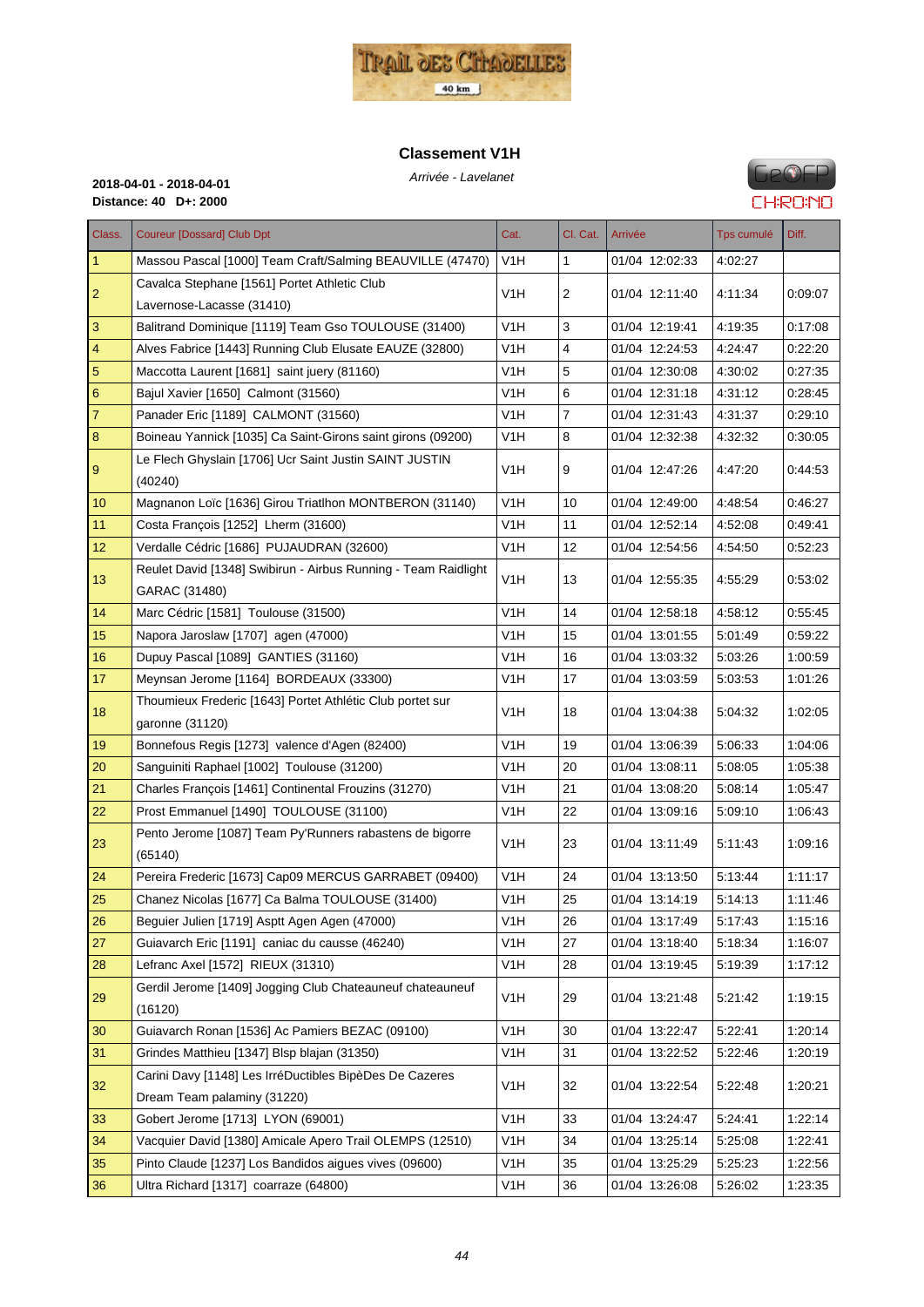## Classement V1H

*Arrivée - Lavelanet*

**2018-04-01 - 2018-04-01**
**Distance: 40 D+: 2000**

| Class. | Coureur [Dossard] Club Dpt | Cat. | Cl. Cat. | Arrivée | Tps cumulé | Diff. |
|---|---|---|---|---|---|---|
| 1 | Massou Pascal [1000] Team Craft/Salming BEAUVILLE (47470) | V1H | 1 | 01/04 12:02:33 | 4:02:27 | |
| 2 | Cavalca Stephane [1561] Portet Athletic Club Lavernose-Lacasse (31410) | V1H | 2 | 01/04 12:11:40 | 4:11:34 | 0:09:07 |
| 3 | Balitrand Dominique [1119] Team Gso TOULOUSE (31400) | V1H | 3 | 01/04 12:19:41 | 4:19:35 | 0:17:08 |
| 4 | Alves Fabrice [1443] Running Club Elusate EAUZE (32800) | V1H | 4 | 01/04 12:24:53 | 4:24:47 | 0:22:20 |
| 5 | Maccotta Laurent [1681] saint juery (81160) | V1H | 5 | 01/04 12:30:08 | 4:30:02 | 0:27:35 |
| 6 | Bajul Xavier [1650] Calmont (31560) | V1H | 6 | 01/04 12:31:18 | 4:31:12 | 0:28:45 |
| 7 | Panader Eric [1189] CALMONT (31560) | V1H | 7 | 01/04 12:31:43 | 4:31:37 | 0:29:10 |
| 8 | Boineau Yannick [1035] Ca Saint-Girons saint girons (09200) | V1H | 8 | 01/04 12:32:38 | 4:32:32 | 0:30:05 |
| 9 | Le Flech Ghyslain [1706] Ucr Saint Justin SAINT JUSTIN (40240) | V1H | 9 | 01/04 12:47:26 | 4:47:20 | 0:44:53 |
| 10 | Magnanon Loïc [1636] Girou Triatlhon MONTBERON (31140) | V1H | 10 | 01/04 12:49:00 | 4:48:54 | 0:46:27 |
| 11 | Costa François [1252] Lherm (31600) | V1H | 11 | 01/04 12:52:14 | 4:52:08 | 0:49:41 |
| 12 | Verdalle Cédric [1686] PUJAUDRAN (32600) | V1H | 12 | 01/04 12:54:56 | 4:54:50 | 0:52:23 |
| 13 | Reulet David [1348] Swibirun - Airbus Running - Team Raidlight GARAC (31480) | V1H | 13 | 01/04 12:55:35 | 4:55:29 | 0:53:02 |
| 14 | Marc Cédric [1581] Toulouse (31500) | V1H | 14 | 01/04 12:58:18 | 4:58:12 | 0:55:45 |
| 15 | Napora Jaroslaw [1707] agen (47000) | V1H | 15 | 01/04 13:01:55 | 5:01:49 | 0:59:22 |
| 16 | Dupuy Pascal [1089] GANTIES (31160) | V1H | 16 | 01/04 13:03:32 | 5:03:26 | 1:00:59 |
| 17 | Meynsan Jerome [1164] BORDEAUX (33300) | V1H | 17 | 01/04 13:03:59 | 5:03:53 | 1:01:26 |
| 18 | Thoumieux Frederic [1643] Portet Athlétic Club portet sur garonne (31120) | V1H | 18 | 01/04 13:04:38 | 5:04:32 | 1:02:05 |
| 19 | Bonnefous Regis [1273] valence d'Agen (82400) | V1H | 19 | 01/04 13:06:39 | 5:06:33 | 1:04:06 |
| 20 | Sanguiniti Raphael [1002] Toulouse (31200) | V1H | 20 | 01/04 13:08:11 | 5:08:05 | 1:05:38 |
| 21 | Charles François [1461] Continental Frouzins (31270) | V1H | 21 | 01/04 13:08:20 | 5:08:14 | 1:05:47 |
| 22 | Prost Emmanuel [1490] TOULOUSE (31100) | V1H | 22 | 01/04 13:09:16 | 5:09:10 | 1:06:43 |
| 23 | Pento Jerome [1087] Team Py'Runners rabastens de bigorre (65140) | V1H | 23 | 01/04 13:11:49 | 5:11:43 | 1:09:16 |
| 24 | Pereira Frederic [1673] Cap09 MERCUS GARRABET (09400) | V1H | 24 | 01/04 13:13:50 | 5:13:44 | 1:11:17 |
| 25 | Chanez Nicolas [1677] Ca Balma TOULOUSE (31400) | V1H | 25 | 01/04 13:14:19 | 5:14:13 | 1:11:46 |
| 26 | Beguier Julien [1719] Asptt Agen Agen (47000) | V1H | 26 | 01/04 13:17:49 | 5:17:43 | 1:15:16 |
| 27 | Guiavarch Eric [1191] caniac du causse (46240) | V1H | 27 | 01/04 13:18:40 | 5:18:34 | 1:16:07 |
| 28 | Lefranc Axel [1572] RIEUX (31310) | V1H | 28 | 01/04 13:19:45 | 5:19:39 | 1:17:12 |
| 29 | Gerdil Jerome [1409] Jogging Club Chateauneuf chateauneuf (16120) | V1H | 29 | 01/04 13:21:48 | 5:21:42 | 1:19:15 |
| 30 | Guiavarch Ronan [1536] Ac Pamiers BEZAC (09100) | V1H | 30 | 01/04 13:22:47 | 5:22:41 | 1:20:14 |
| 31 | Grindes Matthieu [1347] Blsp blajan (31350) | V1H | 31 | 01/04 13:22:52 | 5:22:46 | 1:20:19 |
| 32 | Carini Davy [1148] Les IrréDuctibles BipèDes De Cazeres Dream Team palaminy (31220) | V1H | 32 | 01/04 13:22:54 | 5:22:48 | 1:20:21 |
| 33 | Gobert Jerome [1713] LYON (69001) | V1H | 33 | 01/04 13:24:47 | 5:24:41 | 1:22:14 |
| 34 | Vacquier David [1380] Amicale Apero Trail OLEMPS (12510) | V1H | 34 | 01/04 13:25:14 | 5:25:08 | 1:22:41 |
| 35 | Pinto Claude [1237] Los Bandidos aigues vives (09600) | V1H | 35 | 01/04 13:25:29 | 5:25:23 | 1:22:56 |
| 36 | Ultra Richard [1317] coarraze (64800) | V1H | 36 | 01/04 13:26:08 | 5:26:02 | 1:23:35 |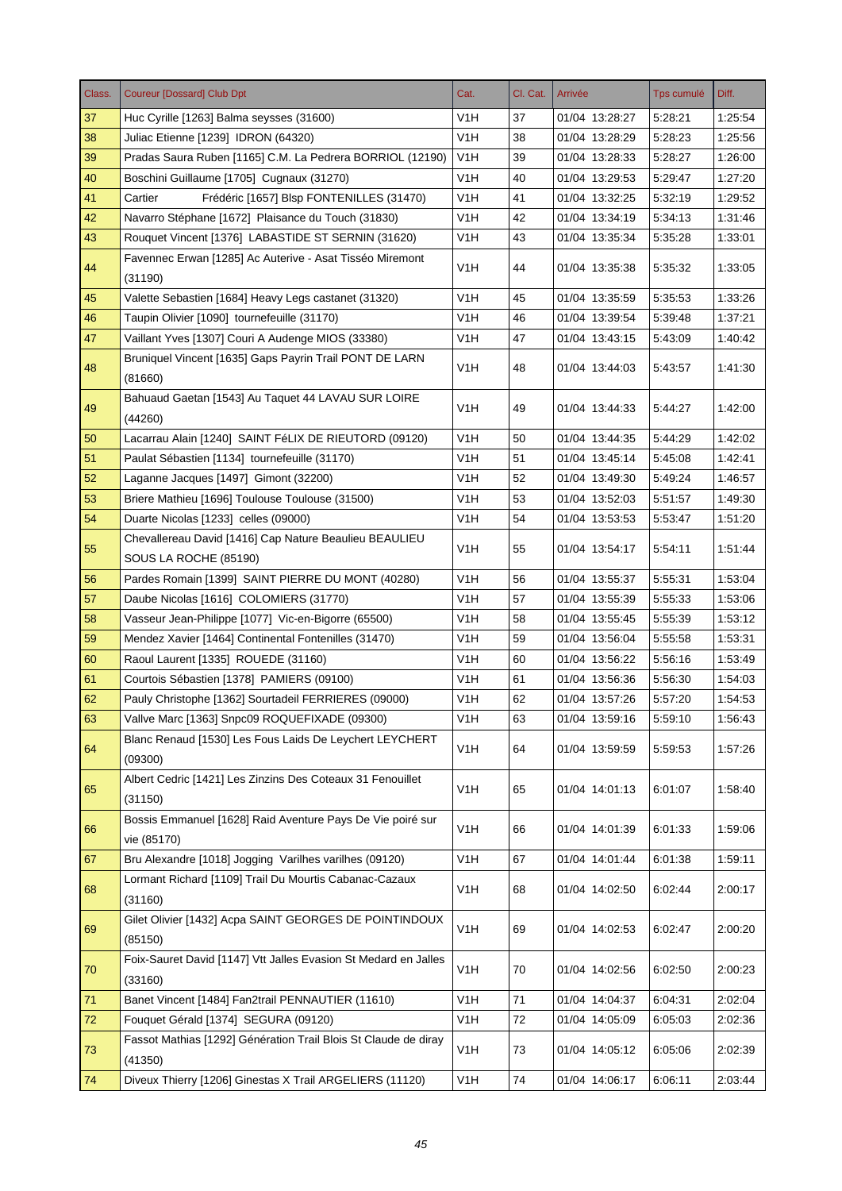| Class. | Coureur [Dossard] Club Dpt | Cat. | Cl. Cat. | Arrivée | Tps cumulé | Diff. |
|---|---|---|---|---|---|---|
| 37 | Huc Cyrille [1263] Balma seysses (31600) | V1H | 37 | 01/04 13:28:27 | 5:28:21 | 1:25:54 |
| 38 | Juliac Etienne [1239] IDRON (64320) | V1H | 38 | 01/04 13:28:29 | 5:28:23 | 1:25:56 |
| 39 | Pradas Saura Ruben [1165] C.M. La Pedrera BORRIOL (12190) | V1H | 39 | 01/04 13:28:33 | 5:28:27 | 1:26:00 |
| 40 | Boschini Guillaume [1705] Cugnaux (31270) | V1H | 40 | 01/04 13:29:53 | 5:29:47 | 1:27:20 |
| 41 | Cartier Frédéric [1657] Blsp FONTENILLES (31470) | V1H | 41 | 01/04 13:32:25 | 5:32:19 | 1:29:52 |
| 42 | Navarro Stéphane [1672] Plaisance du Touch (31830) | V1H | 42 | 01/04 13:34:19 | 5:34:13 | 1:31:46 |
| 43 | Rouquet Vincent [1376] LABASTIDE ST SERNIN (31620) | V1H | 43 | 01/04 13:35:34 | 5:35:28 | 1:33:01 |
| 44 | Favennec Erwan [1285] Ac Auterive - Asat Tisséo Miremont (31190) | V1H | 44 | 01/04 13:35:38 | 5:35:32 | 1:33:05 |
| 45 | Valette Sebastien [1684] Heavy Legs castanet (31320) | V1H | 45 | 01/04 13:35:59 | 5:35:53 | 1:33:26 |
| 46 | Taupin Olivier [1090] tournefeuille (31170) | V1H | 46 | 01/04 13:39:54 | 5:39:48 | 1:37:21 |
| 47 | Vaillant Yves [1307] Couri A Audenge MIOS (33380) | V1H | 47 | 01/04 13:43:15 | 5:43:09 | 1:40:42 |
| 48 | Bruniquel Vincent [1635] Gaps Payrin Trail PONT DE LARN (81660) | V1H | 48 | 01/04 13:44:03 | 5:43:57 | 1:41:30 |
| 49 | Bahuaud Gaetan [1543] Au Taquet 44 LAVAU SUR LOIRE (44260) | V1H | 49 | 01/04 13:44:33 | 5:44:27 | 1:42:00 |
| 50 | Lacarrau Alain [1240] SAINT FéLIX DE RIEUTORD (09120) | V1H | 50 | 01/04 13:44:35 | 5:44:29 | 1:42:02 |
| 51 | Paulat Sébastien [1134] tournefeuille (31170) | V1H | 51 | 01/04 13:45:14 | 5:45:08 | 1:42:41 |
| 52 | Laganne Jacques [1497] Gimont (32200) | V1H | 52 | 01/04 13:49:30 | 5:49:24 | 1:46:57 |
| 53 | Briere Mathieu [1696] Toulouse Toulouse (31500) | V1H | 53 | 01/04 13:52:03 | 5:51:57 | 1:49:30 |
| 54 | Duarte Nicolas [1233] celles (09000) | V1H | 54 | 01/04 13:53:53 | 5:53:47 | 1:51:20 |
| 55 | Chevallereau David [1416] Cap Nature Beaulieu BEAULIEU SOUS LA ROCHE (85190) | V1H | 55 | 01/04 13:54:17 | 5:54:11 | 1:51:44 |
| 56 | Pardes Romain [1399] SAINT PIERRE DU MONT (40280) | V1H | 56 | 01/04 13:55:37 | 5:55:31 | 1:53:04 |
| 57 | Daube Nicolas [1616] COLOMIERS (31770) | V1H | 57 | 01/04 13:55:39 | 5:55:33 | 1:53:06 |
| 58 | Vasseur Jean-Philippe [1077] Vic-en-Bigorre (65500) | V1H | 58 | 01/04 13:55:45 | 5:55:39 | 1:53:12 |
| 59 | Mendez Xavier [1464] Continental Fontenilles (31470) | V1H | 59 | 01/04 13:56:04 | 5:55:58 | 1:53:31 |
| 60 | Raoul Laurent [1335] ROUEDE (31160) | V1H | 60 | 01/04 13:56:22 | 5:56:16 | 1:53:49 |
| 61 | Courtois Sébastien [1378] PAMIERS (09100) | V1H | 61 | 01/04 13:56:36 | 5:56:30 | 1:54:03 |
| 62 | Pauly Christophe [1362] Sourtadeil FERRIERES (09000) | V1H | 62 | 01/04 13:57:26 | 5:57:20 | 1:54:53 |
| 63 | Vallve Marc [1363] Snpc09 ROQUEFIXADE (09300) | V1H | 63 | 01/04 13:59:16 | 5:59:10 | 1:56:43 |
| 64 | Blanc Renaud [1530] Les Fous Laids De Leychert LEYCHERT (09300) | V1H | 64 | 01/04 13:59:59 | 5:59:53 | 1:57:26 |
| 65 | Albert Cedric [1421] Les Zinzins Des Coteaux 31 Fenouillet (31150) | V1H | 65 | 01/04 14:01:13 | 6:01:07 | 1:58:40 |
| 66 | Bossis Emmanuel [1628] Raid Aventure Pays De Vie poiré sur vie (85170) | V1H | 66 | 01/04 14:01:39 | 6:01:33 | 1:59:06 |
| 67 | Bru Alexandre [1018] Jogging Varilhes varilhes (09120) | V1H | 67 | 01/04 14:01:44 | 6:01:38 | 1:59:11 |
| 68 | Lormant Richard [1109] Trail Du Mourtis Cabanac-Cazaux (31160) | V1H | 68 | 01/04 14:02:50 | 6:02:44 | 2:00:17 |
| 69 | Gilet Olivier [1432] Acpa SAINT GEORGES DE POINTINDOUX (85150) | V1H | 69 | 01/04 14:02:53 | 6:02:47 | 2:00:20 |
| 70 | Foix-Sauret David [1147] Vtt Jalles Evasion St Medard en Jalles (33160) | V1H | 70 | 01/04 14:02:56 | 6:02:50 | 2:00:23 |
| 71 | Banet Vincent [1484] Fan2trail PENNAUTIER (11610) | V1H | 71 | 01/04 14:04:37 | 6:04:31 | 2:02:04 |
| 72 | Fouquet Gérald [1374] SEGURA (09120) | V1H | 72 | 01/04 14:05:09 | 6:05:03 | 2:02:36 |
| 73 | Fassot Mathias [1292] Génération Trail Blois St Claude de diray (41350) | V1H | 73 | 01/04 14:05:12 | 6:05:06 | 2:02:39 |
| 74 | Diveux Thierry [1206] Ginestas X Trail ARGELIERS (11120) | V1H | 74 | 01/04 14:06:17 | 6:06:11 | 2:03:44 |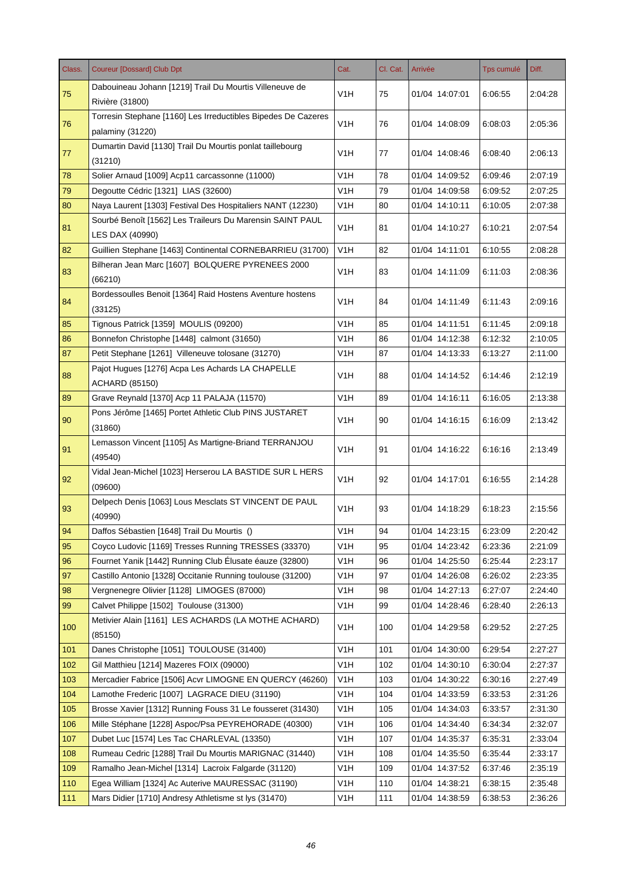| Class. | Coureur [Dossard] Club Dpt | Cat. | Cl. Cat. | Arrivée | Tps cumulé | Diff. |
|---|---|---|---|---|---|---|
| 75 | Dabouineau Johann [1219] Trail Du Mourtis Villeneuve de Rivière (31800) | V1H | 75 | 01/04 14:07:01 | 6:06:55 | 2:04:28 |
| 76 | Torresin Stephane [1160] Les Irreductibles Bipedes De Cazeres palaminy (31220) | V1H | 76 | 01/04 14:08:09 | 6:08:03 | 2:05:36 |
| 77 | Dumartin David [1130] Trail Du Mourtis ponlat taillebourg (31210) | V1H | 77 | 01/04 14:08:46 | 6:08:40 | 2:06:13 |
| 78 | Solier Arnaud [1009] Acp11 carcassonne (11000) | V1H | 78 | 01/04 14:09:52 | 6:09:46 | 2:07:19 |
| 79 | Degoutte Cédric [1321] LIAS (32600) | V1H | 79 | 01/04 14:09:58 | 6:09:52 | 2:07:25 |
| 80 | Naya Laurent [1303] Festival Des Hospitaliers NANT (12230) | V1H | 80 | 01/04 14:10:11 | 6:10:05 | 2:07:38 |
| 81 | Sourbé Benoît [1562] Les Traileurs Du Marensin SAINT PAUL LES DAX (40990) | V1H | 81 | 01/04 14:10:27 | 6:10:21 | 2:07:54 |
| 82 | Guillien Stephane [1463] Continental CORNEBARRIEU (31700) | V1H | 82 | 01/04 14:11:01 | 6:10:55 | 2:08:28 |
| 83 | Bilheran Jean Marc [1607] BOLQUERE PYRENEES 2000 (66210) | V1H | 83 | 01/04 14:11:09 | 6:11:03 | 2:08:36 |
| 84 | Bordessoulles Benoit [1364] Raid Hostens Aventure hostens (33125) | V1H | 84 | 01/04 14:11:49 | 6:11:43 | 2:09:16 |
| 85 | Tignous Patrick [1359] MOULIS (09200) | V1H | 85 | 01/04 14:11:51 | 6:11:45 | 2:09:18 |
| 86 | Bonnefon Christophe [1448] calmont (31650) | V1H | 86 | 01/04 14:12:38 | 6:12:32 | 2:10:05 |
| 87 | Petit Stephane [1261] Villeneuve tolosane (31270) | V1H | 87 | 01/04 14:13:33 | 6:13:27 | 2:11:00 |
| 88 | Pajot Hugues [1276] Acpa Les Achards LA CHAPELLE ACHARD (85150) | V1H | 88 | 01/04 14:14:52 | 6:14:46 | 2:12:19 |
| 89 | Grave Reynald [1370] Acp 11 PALAJA (11570) | V1H | 89 | 01/04 14:16:11 | 6:16:05 | 2:13:38 |
| 90 | Pons Jérôme [1465] Portet Athletic Club PINS JUSTARET (31860) | V1H | 90 | 01/04 14:16:15 | 6:16:09 | 2:13:42 |
| 91 | Lemasson Vincent [1105] As Martigne-Briand TERRANJOU (49540) | V1H | 91 | 01/04 14:16:22 | 6:16:16 | 2:13:49 |
| 92 | Vidal Jean-Michel [1023] Herserou LA BASTIDE SUR L HERS (09600) | V1H | 92 | 01/04 14:17:01 | 6:16:55 | 2:14:28 |
| 93 | Delpech Denis [1063] Lous Mesclats ST VINCENT DE PAUL (40990) | V1H | 93 | 01/04 14:18:29 | 6:18:23 | 2:15:56 |
| 94 | Daffos Sébastien [1648] Trail Du Mourtis () | V1H | 94 | 01/04 14:23:15 | 6:23:09 | 2:20:42 |
| 95 | Coyco Ludovic [1169] Tresses Running TRESSES (33370) | V1H | 95 | 01/04 14:23:42 | 6:23:36 | 2:21:09 |
| 96 | Fournet Yanik [1442] Running Club Élusate éauze (32800) | V1H | 96 | 01/04 14:25:50 | 6:25:44 | 2:23:17 |
| 97 | Castillo Antonio [1328] Occitanie Running toulouse (31200) | V1H | 97 | 01/04 14:26:08 | 6:26:02 | 2:23:35 |
| 98 | Vergnenegre Olivier [1128] LIMOGES (87000) | V1H | 98 | 01/04 14:27:13 | 6:27:07 | 2:24:40 |
| 99 | Calvet Philippe [1502] Toulouse (31300) | V1H | 99 | 01/04 14:28:46 | 6:28:40 | 2:26:13 |
| 100 | Metivier Alain [1161] LES ACHARDS (LA MOTHE ACHARD) (85150) | V1H | 100 | 01/04 14:29:58 | 6:29:52 | 2:27:25 |
| 101 | Danes Christophe [1051] TOULOUSE (31400) | V1H | 101 | 01/04 14:30:00 | 6:29:54 | 2:27:27 |
| 102 | Gil Matthieu [1214] Mazeres FOIX (09000) | V1H | 102 | 01/04 14:30:10 | 6:30:04 | 2:27:37 |
| 103 | Mercadier Fabrice [1506] Acvr LIMOGNE EN QUERCY (46260) | V1H | 103 | 01/04 14:30:22 | 6:30:16 | 2:27:49 |
| 104 | Lamothe Frederic [1007] LAGRACE DIEU (31190) | V1H | 104 | 01/04 14:33:59 | 6:33:53 | 2:31:26 |
| 105 | Brosse Xavier [1312] Running Fouss 31 Le fousseret (31430) | V1H | 105 | 01/04 14:34:03 | 6:33:57 | 2:31:30 |
| 106 | Mille Stéphane [1228] Aspoc/Psa PEYREHORADE (40300) | V1H | 106 | 01/04 14:34:40 | 6:34:34 | 2:32:07 |
| 107 | Dubet Luc [1574] Les Tac CHARLEVAL (13350) | V1H | 107 | 01/04 14:35:37 | 6:35:31 | 2:33:04 |
| 108 | Rumeau Cedric [1288] Trail Du Mourtis MARIGNAC (31440) | V1H | 108 | 01/04 14:35:50 | 6:35:44 | 2:33:17 |
| 109 | Ramalho Jean-Michel [1314] Lacroix Falgarde (31120) | V1H | 109 | 01/04 14:37:52 | 6:37:46 | 2:35:19 |
| 110 | Egea William [1324] Ac Auterive MAURESSAC (31190) | V1H | 110 | 01/04 14:38:21 | 6:38:15 | 2:35:48 |
| 111 | Mars Didier [1710] Andresy Athletisme st lys (31470) | V1H | 111 | 01/04 14:38:59 | 6:38:53 | 2:36:26 |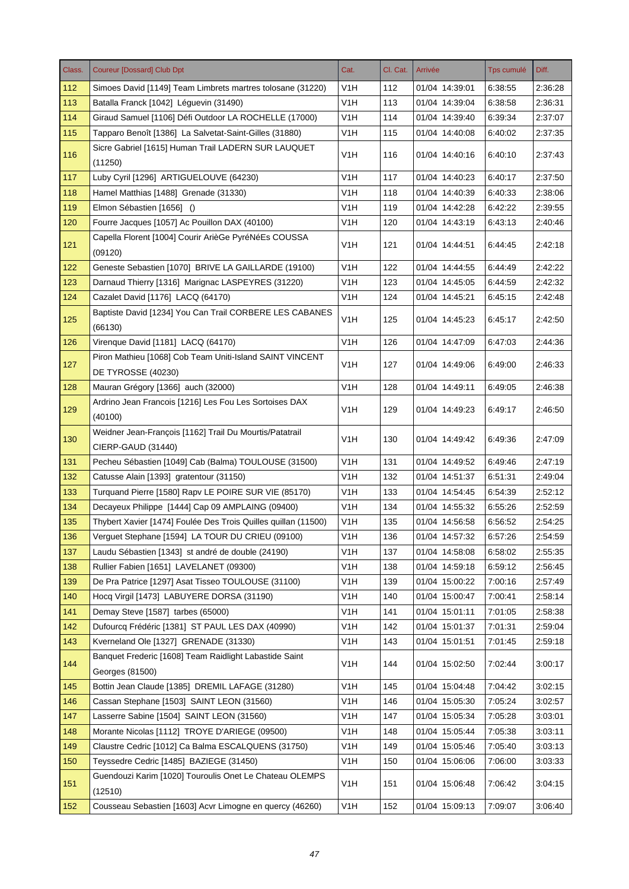| Class. | Coureur [Dossard] Club Dpt | Cat. | Cl. Cat. | Arrivée | Tps cumulé | Diff. |
|---|---|---|---|---|---|---|
| 112 | Simoes David [1149] Team Limbrets martres tolosane (31220) | V1H | 112 | 01/04 14:39:01 | 6:38:55 | 2:36:28 |
| 113 | Batalla Franck [1042] Léguevin (31490) | V1H | 113 | 01/04 14:39:04 | 6:38:58 | 2:36:31 |
| 114 | Giraud Samuel [1106] Défi Outdoor LA ROCHELLE (17000) | V1H | 114 | 01/04 14:39:40 | 6:39:34 | 2:37:07 |
| 115 | Tapparo Benoît [1386] La Salvetat-Saint-Gilles (31880) | V1H | 115 | 01/04 14:40:08 | 6:40:02 | 2:37:35 |
| 116 | Sicre Gabriel [1615] Human Trail LADERN SUR LAUQUET (11250) | V1H | 116 | 01/04 14:40:16 | 6:40:10 | 2:37:43 |
| 117 | Luby Cyril [1296] ARTIGUELOUVE (64230) | V1H | 117 | 01/04 14:40:23 | 6:40:17 | 2:37:50 |
| 118 | Hamel Matthias [1488] Grenade (31330) | V1H | 118 | 01/04 14:40:39 | 6:40:33 | 2:38:06 |
| 119 | Elmon Sébastien [1656] () | V1H | 119 | 01/04 14:42:28 | 6:42:22 | 2:39:55 |
| 120 | Fourre Jacques [1057] Ac Pouillon DAX (40100) | V1H | 120 | 01/04 14:43:19 | 6:43:13 | 2:40:46 |
| 121 | Capella Florent [1004] Courir ArièGe PyréNéEs COUSSA (09120) | V1H | 121 | 01/04 14:44:51 | 6:44:45 | 2:42:18 |
| 122 | Geneste Sebastien [1070] BRIVE LA GAILLARDE (19100) | V1H | 122 | 01/04 14:44:55 | 6:44:49 | 2:42:22 |
| 123 | Darnaud Thierry [1316] Marignac LASPEYRES (31220) | V1H | 123 | 01/04 14:45:05 | 6:44:59 | 2:42:32 |
| 124 | Cazalet David [1176] LACQ (64170) | V1H | 124 | 01/04 14:45:21 | 6:45:15 | 2:42:48 |
| 125 | Baptiste David [1234] You Can Trail CORBERE LES CABANES (66130) | V1H | 125 | 01/04 14:45:23 | 6:45:17 | 2:42:50 |
| 126 | Virenque David [1181] LACQ (64170) | V1H | 126 | 01/04 14:47:09 | 6:47:03 | 2:44:36 |
| 127 | Piron Mathieu [1068] Cob Team Uniti-Island SAINT VINCENT DE TYROSSE (40230) | V1H | 127 | 01/04 14:49:06 | 6:49:00 | 2:46:33 |
| 128 | Mauran Grégory [1366] auch (32000) | V1H | 128 | 01/04 14:49:11 | 6:49:05 | 2:46:38 |
| 129 | Ardrino Jean Francois [1216] Les Fou Les Sortoises DAX (40100) | V1H | 129 | 01/04 14:49:23 | 6:49:17 | 2:46:50 |
| 130 | Weidner Jean-François [1162] Trail Du Mourtis/Patatrail CIERP-GAUD (31440) | V1H | 130 | 01/04 14:49:42 | 6:49:36 | 2:47:09 |
| 131 | Pecheu Sébastien [1049] Cab (Balma) TOULOUSE (31500) | V1H | 131 | 01/04 14:49:52 | 6:49:46 | 2:47:19 |
| 132 | Catusse Alain [1393] gratentour (31150) | V1H | 132 | 01/04 14:51:37 | 6:51:31 | 2:49:04 |
| 133 | Turquand Pierre [1580] Rapv LE POIRE SUR VIE (85170) | V1H | 133 | 01/04 14:54:45 | 6:54:39 | 2:52:12 |
| 134 | Decayeux Philippe [1444] Cap 09 AMPLAING (09400) | V1H | 134 | 01/04 14:55:32 | 6:55:26 | 2:52:59 |
| 135 | Thybert Xavier [1474] Foulée Des Trois Quilles quillan (11500) | V1H | 135 | 01/04 14:56:58 | 6:56:52 | 2:54:25 |
| 136 | Verguet Stephane [1594] LA TOUR DU CRIEU (09100) | V1H | 136 | 01/04 14:57:32 | 6:57:26 | 2:54:59 |
| 137 | Laudu Sébastien [1343] st andré de double (24190) | V1H | 137 | 01/04 14:58:08 | 6:58:02 | 2:55:35 |
| 138 | Rullier Fabien [1651] LAVELANET (09300) | V1H | 138 | 01/04 14:59:18 | 6:59:12 | 2:56:45 |
| 139 | De Pra Patrice [1297] Asat Tisseo TOULOUSE (31100) | V1H | 139 | 01/04 15:00:22 | 7:00:16 | 2:57:49 |
| 140 | Hocq Virgil [1473] LABUYERE DORSA (31190) | V1H | 140 | 01/04 15:00:47 | 7:00:41 | 2:58:14 |
| 141 | Demay Steve [1587] tarbes (65000) | V1H | 141 | 01/04 15:01:11 | 7:01:05 | 2:58:38 |
| 142 | Dufourcq Frédéric [1381] ST PAUL LES DAX (40990) | V1H | 142 | 01/04 15:01:37 | 7:01:31 | 2:59:04 |
| 143 | Kverneland Ole [1327] GRENADE (31330) | V1H | 143 | 01/04 15:01:51 | 7:01:45 | 2:59:18 |
| 144 | Banquet Frederic [1608] Team Raidlight Labastide Saint Georges (81500) | V1H | 144 | 01/04 15:02:50 | 7:02:44 | 3:00:17 |
| 145 | Bottin Jean Claude [1385] DREMIL LAFAGE (31280) | V1H | 145 | 01/04 15:04:48 | 7:04:42 | 3:02:15 |
| 146 | Cassan Stephane [1503] SAINT LEON (31560) | V1H | 146 | 01/04 15:05:30 | 7:05:24 | 3:02:57 |
| 147 | Lasserre Sabine [1504] SAINT LEON (31560) | V1H | 147 | 01/04 15:05:34 | 7:05:28 | 3:03:01 |
| 148 | Morante Nicolas [1112] TROYE D'ARIEGE (09500) | V1H | 148 | 01/04 15:05:44 | 7:05:38 | 3:03:11 |
| 149 | Claustre Cedric [1012] Ca Balma ESCALQUENS (31750) | V1H | 149 | 01/04 15:05:46 | 7:05:40 | 3:03:13 |
| 150 | Teyssedre Cedric [1485] BAZIEGE (31450) | V1H | 150 | 01/04 15:06:06 | 7:06:00 | 3:03:33 |
| 151 | Guendouzi Karim [1020] Touroulis Onet Le Chateau OLEMPS (12510) | V1H | 151 | 01/04 15:06:48 | 7:06:42 | 3:04:15 |
| 152 | Cousseau Sebastien [1603] Acvr Limogne en quercy (46260) | V1H | 152 | 01/04 15:09:13 | 7:09:07 | 3:06:40 |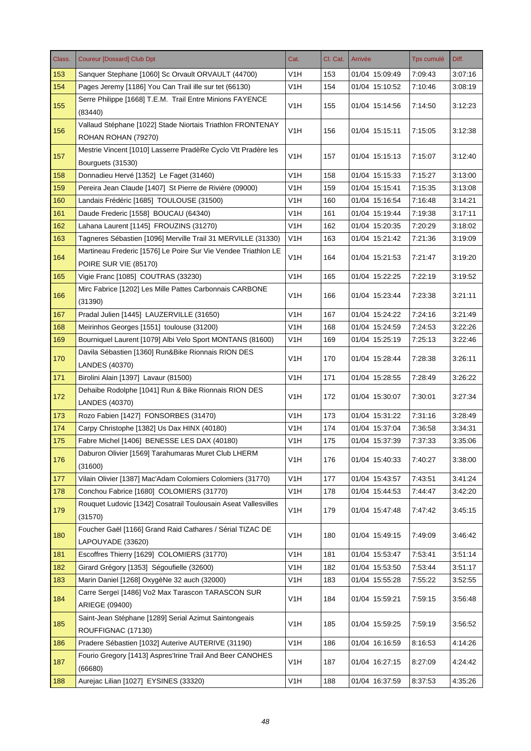| Class. | Coureur [Dossard] Club Dpt | Cat. | Cl. Cat. | Arrivée | Tps cumulé | Diff. |
|---|---|---|---|---|---|---|
| 153 | Sanquer Stephane [1060] Sc Orvault ORVAULT (44700) | V1H | 153 | 01/04 15:09:49 | 7:09:43 | 3:07:16 |
| 154 | Pages Jeremy [1186] You Can Trail ille sur tet (66130) | V1H | 154 | 01/04 15:10:52 | 7:10:46 | 3:08:19 |
| 155 | Serre Philippe [1668] T.E.M. Trail Entre Minions FAYENCE (83440) | V1H | 155 | 01/04 15:14:56 | 7:14:50 | 3:12:23 |
| 156 | Vallaud Stéphane [1022] Stade Niortais Triathlon FRONTENAY ROHAN ROHAN (79270) | V1H | 156 | 01/04 15:15:11 | 7:15:05 | 3:12:38 |
| 157 | Mestrie Vincent [1010] Lasserre PradèRe Cyclo Vtt Pradère les Bourguets (31530) | V1H | 157 | 01/04 15:15:13 | 7:15:07 | 3:12:40 |
| 158 | Donnadieu Hervé [1352] Le Faget (31460) | V1H | 158 | 01/04 15:15:33 | 7:15:27 | 3:13:00 |
| 159 | Pereira Jean Claude [1407] St Pierre de Rivière (09000) | V1H | 159 | 01/04 15:15:41 | 7:15:35 | 3:13:08 |
| 160 | Landais Frédéric [1685] TOULOUSE (31500) | V1H | 160 | 01/04 15:16:54 | 7:16:48 | 3:14:21 |
| 161 | Daude Frederic [1558] BOUCAU (64340) | V1H | 161 | 01/04 15:19:44 | 7:19:38 | 3:17:11 |
| 162 | Lahana Laurent [1145] FROUZINS (31270) | V1H | 162 | 01/04 15:20:35 | 7:20:29 | 3:18:02 |
| 163 | Tagneres Sébastien [1096] Merville Trail 31 MERVILLE (31330) | V1H | 163 | 01/04 15:21:42 | 7:21:36 | 3:19:09 |
| 164 | Martineau Frederic [1576] Le Poire Sur Vie Vendee Triathlon LE POIRE SUR VIE (85170) | V1H | 164 | 01/04 15:21:53 | 7:21:47 | 3:19:20 |
| 165 | Vigie Franc [1085] COUTRAS (33230) | V1H | 165 | 01/04 15:22:25 | 7:22:19 | 3:19:52 |
| 166 | Mirc Fabrice [1202] Les Mille Pattes Carbonnais CARBONE (31390) | V1H | 166 | 01/04 15:23:44 | 7:23:38 | 3:21:11 |
| 167 | Pradal Julien [1445] LAUZERVILLE (31650) | V1H | 167 | 01/04 15:24:22 | 7:24:16 | 3:21:49 |
| 168 | Meirinhos Georges [1551] toulouse (31200) | V1H | 168 | 01/04 15:24:59 | 7:24:53 | 3:22:26 |
| 169 | Bourniquel Laurent [1079] Albi Velo Sport MONTANS (81600) | V1H | 169 | 01/04 15:25:19 | 7:25:13 | 3:22:46 |
| 170 | Davila Sébastien [1360] Run&Bike Rionnais RION DES LANDES (40370) | V1H | 170 | 01/04 15:28:44 | 7:28:38 | 3:26:11 |
| 171 | Birolini Alain [1397] Lavaur (81500) | V1H | 171 | 01/04 15:28:55 | 7:28:49 | 3:26:22 |
| 172 | Dehaibe Rodolphe [1041] Run & Bike Rionnais RION DES LANDES (40370) | V1H | 172 | 01/04 15:30:07 | 7:30:01 | 3:27:34 |
| 173 | Rozo Fabien [1427] FONSORBES (31470) | V1H | 173 | 01/04 15:31:22 | 7:31:16 | 3:28:49 |
| 174 | Carpy Christophe [1382] Us Dax HINX (40180) | V1H | 174 | 01/04 15:37:04 | 7:36:58 | 3:34:31 |
| 175 | Fabre Michel [1406] BENESSE LES DAX (40180) | V1H | 175 | 01/04 15:37:39 | 7:37:33 | 3:35:06 |
| 176 | Daburon Olivier [1569] Tarahumaras Muret Club LHERM (31600) | V1H | 176 | 01/04 15:40:33 | 7:40:27 | 3:38:00 |
| 177 | Vilain Olivier [1387] Mac'Adam Colomiers Colomiers (31770) | V1H | 177 | 01/04 15:43:57 | 7:43:51 | 3:41:24 |
| 178 | Conchou Fabrice [1680] COLOMIERS (31770) | V1H | 178 | 01/04 15:44:53 | 7:44:47 | 3:42:20 |
| 179 | Rouquet Ludovic [1342] Cosatrail Toulousain Aseat Vallesvilles (31570) | V1H | 179 | 01/04 15:47:48 | 7:47:42 | 3:45:15 |
| 180 | Foucher Gaël [1166] Grand Raid Cathares / Sérial TIZAC DE LAPOUYADE (33620) | V1H | 180 | 01/04 15:49:15 | 7:49:09 | 3:46:42 |
| 181 | Escoffres Thierry [1629] COLOMIERS (31770) | V1H | 181 | 01/04 15:53:47 | 7:53:41 | 3:51:14 |
| 182 | Girard Grégory [1353] Ségoufielle (32600) | V1H | 182 | 01/04 15:53:50 | 7:53:44 | 3:51:17 |
| 183 | Marin Daniel [1268] OxygèNe 32 auch (32000) | V1H | 183 | 01/04 15:55:28 | 7:55:22 | 3:52:55 |
| 184 | Carre Sergeï [1486] Vo2 Max Tarascon TARASCON SUR ARIEGE (09400) | V1H | 184 | 01/04 15:59:21 | 7:59:15 | 3:56:48 |
| 185 | Saint-Jean Stéphane [1289] Serial Azimut Saintongeais ROUFFIGNAC (17130) | V1H | 185 | 01/04 15:59:25 | 7:59:19 | 3:56:52 |
| 186 | Pradere Sébastien [1032] Auterive AUTERIVE (31190) | V1H | 186 | 01/04 16:16:59 | 8:16:53 | 4:14:26 |
| 187 | Fourio Gregory [1413] Aspres'Irine Trail And Beer CANOHES (66680) | V1H | 187 | 01/04 16:27:15 | 8:27:09 | 4:24:42 |
| 188 | Aurejac Lilian [1027] EYSINES (33320) | V1H | 188 | 01/04 16:37:59 | 8:37:53 | 4:35:26 |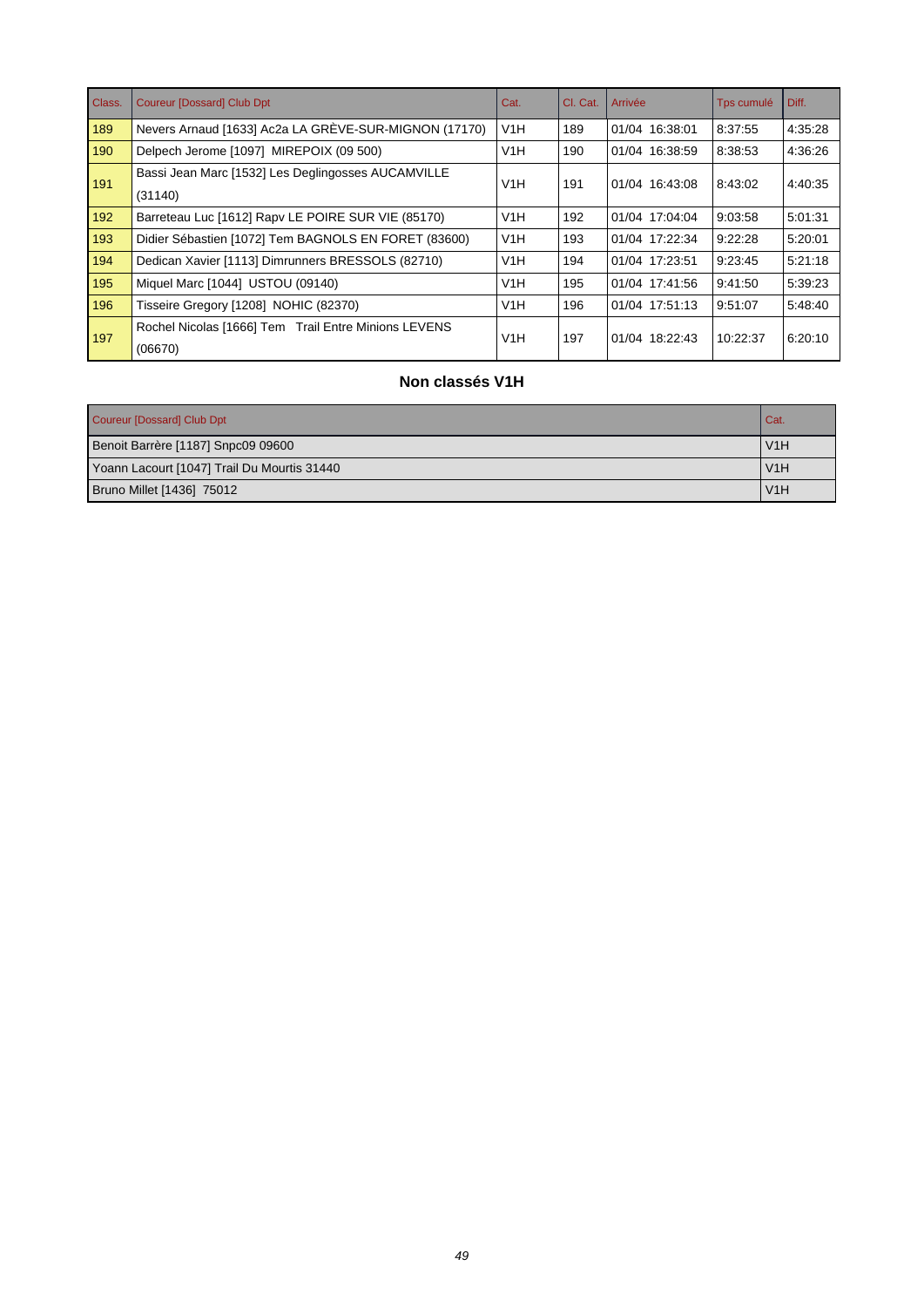| Class. | Coureur [Dossard] Club Dpt | Cat. | Cl. Cat. | Arrivée | Tps cumulé | Diff. |
|---|---|---|---|---|---|---|
| 189 | Nevers Arnaud [1633] Ac2a LA GRÈVE-SUR-MIGNON (17170) | V1H | 189 | 01/04 16:38:01 | 8:37:55 | 4:35:28 |
| 190 | Delpech Jerome [1097] MIREPOIX (09 500) | V1H | 190 | 01/04 16:38:59 | 8:38:53 | 4:36:26 |
| 191 | Bassi Jean Marc [1532] Les Deglingosses AUCAMVILLE (31140) | V1H | 191 | 01/04 16:43:08 | 8:43:02 | 4:40:35 |
| 192 | Barreteau Luc [1612] Rapv LE POIRE SUR VIE (85170) | V1H | 192 | 01/04 17:04:04 | 9:03:58 | 5:01:31 |
| 193 | Didier Sébastien [1072] Tem BAGNOLS EN FORET (83600) | V1H | 193 | 01/04 17:22:34 | 9:22:28 | 5:20:01 |
| 194 | Dedican Xavier [1113] Dimrunners BRESSOLS (82710) | V1H | 194 | 01/04 17:23:51 | 9:23:45 | 5:21:18 |
| 195 | Miquel Marc [1044] USTOU (09140) | V1H | 195 | 01/04 17:41:56 | 9:41:50 | 5:39:23 |
| 196 | Tisseire Gregory [1208] NOHIC (82370) | V1H | 196 | 01/04 17:51:13 | 9:51:07 | 5:48:40 |
| 197 | Rochel Nicolas [1666] Tem Trail Entre Minions LEVENS (06670) | V1H | 197 | 01/04 18:22:43 | 10:22:37 | 6:20:10 |

### Non classés V1H

| Coureur [Dossard] Club Dpt | Cat. |
|---|---|
| Benoit Barrère [1187] Snpc09 09600 | V1H |
| Yoann Lacourt [1047] Trail Du Mourtis 31440 | V1H |
| Bruno Millet [1436] 75012 | V1H |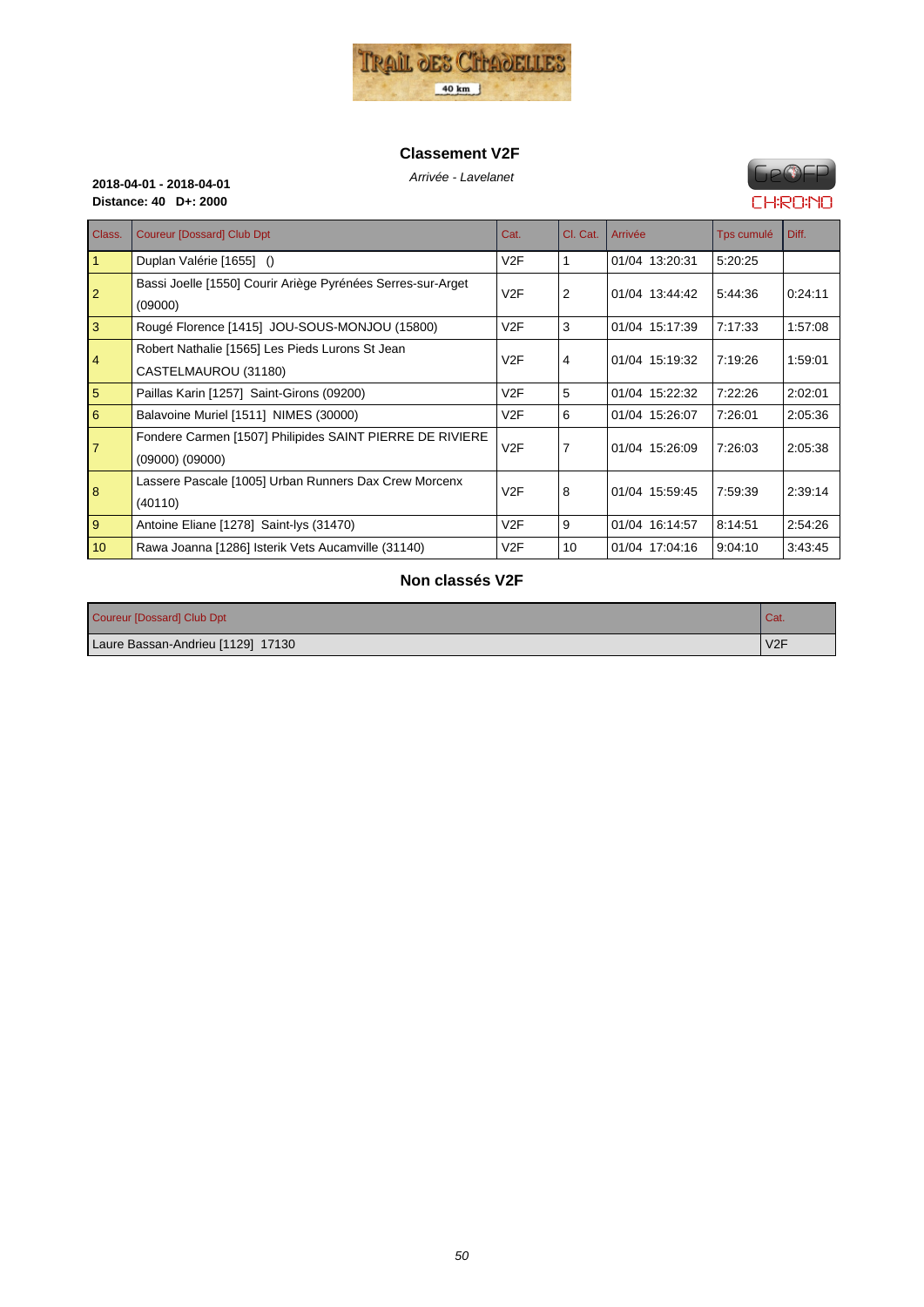## Classement V2F

*Arrivée - Lavelanet*

**2018-04-01 - 2018-04-01**
**Distance: 40 D+: 2000**

| Class. | Coureur [Dossard] Club Dpt | Cat. | Cl. Cat. | Arrivée | Tps cumulé | Diff. |
|---|---|---|---|---|---|---|
| 1 | Duplan Valérie [1655] () | V2F | 1 | 01/04 13:20:31 | 5:20:25 | |
| 2 | Bassi Joelle [1550] Courir Ariège Pyrénées Serres-sur-Arget (09000) | V2F | 2 | 01/04 13:44:42 | 5:44:36 | 0:24:11 |
| 3 | Rougé Florence [1415] JOU-SOUS-MONJOU (15800) | V2F | 3 | 01/04 15:17:39 | 7:17:33 | 1:57:08 |
| 4 | Robert Nathalie [1565] Les Pieds Lurons St Jean CASTELMAUROU (31180) | V2F | 4 | 01/04 15:19:32 | 7:19:26 | 1:59:01 |
| 5 | Paillas Karin [1257] Saint-Girons (09200) | V2F | 5 | 01/04 15:22:32 | 7:22:26 | 2:02:01 |
| 6 | Balavoine Muriel [1511] NIMES (30000) | V2F | 6 | 01/04 15:26:07 | 7:26:01 | 2:05:36 |
| 7 | Fondere Carmen [1507] Philipides SAINT PIERRE DE RIVIERE (09000) (09000) | V2F | 7 | 01/04 15:26:09 | 7:26:03 | 2:05:38 |
| 8 | Lassere Pascale [1005] Urban Runners Dax Crew Morcenx (40110) | V2F | 8 | 01/04 15:59:45 | 7:59:39 | 2:39:14 |
| 9 | Antoine Eliane [1278] Saint-lys (31470) | V2F | 9 | 01/04 16:14:57 | 8:14:51 | 2:54:26 |
| 10 | Rawa Joanna [1286] Isterik Vets Aucamville (31140) | V2F | 10 | 01/04 17:04:16 | 9:04:10 | 3:43:45 |

## Non classés V2F

| Coureur [Dossard] Club Dpt | Cat. |
|---|---|
| Laure Bassan-Andrieu [1129] 17130 | V2F |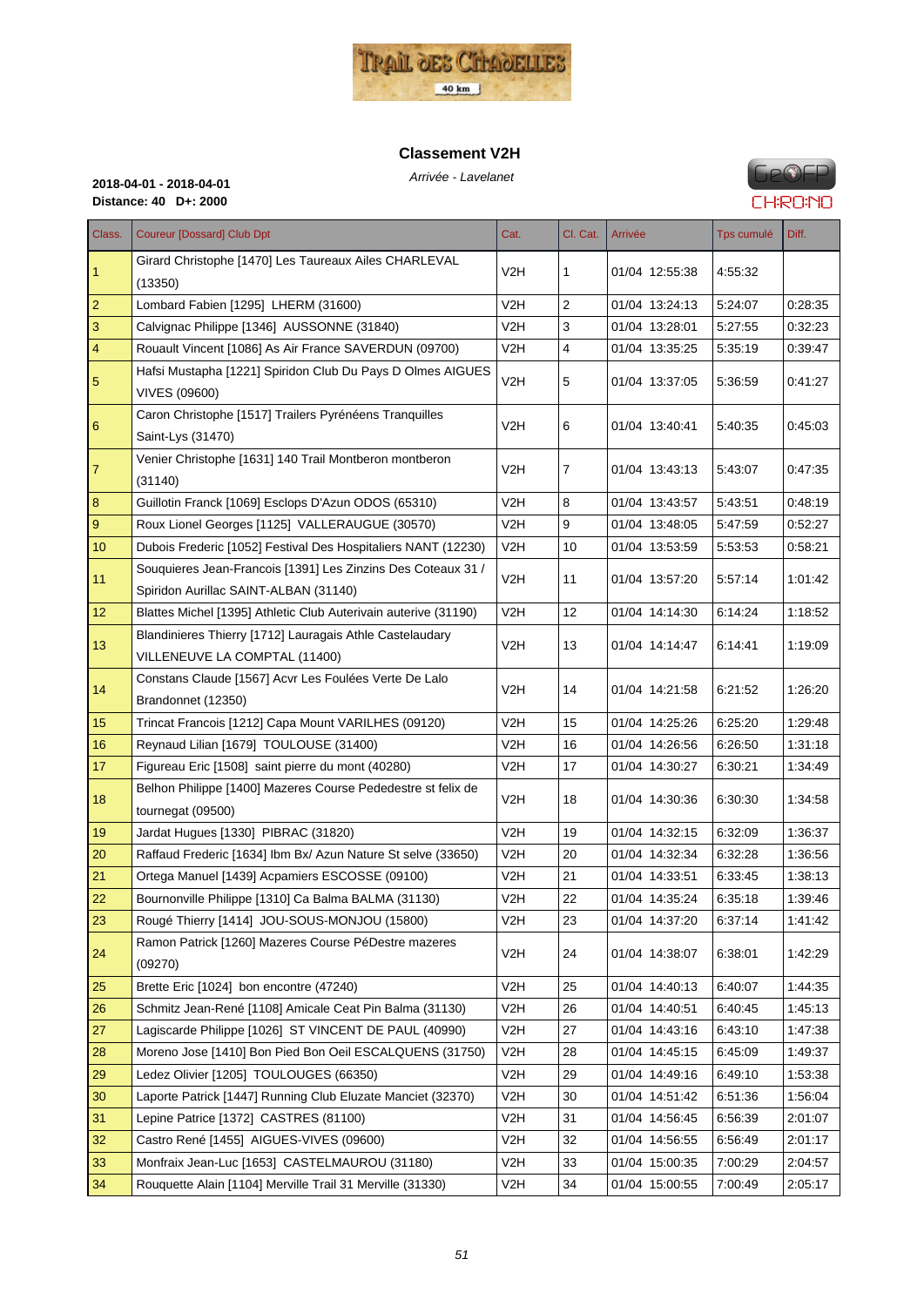## Classement V2H

*Arrivée - Lavelanet*

**2018-04-01 - 2018-04-01**
**Distance: 40 D+: 2000**

| Class. | Coureur [Dossard] Club Dpt | Cat. | Cl. Cat. | Arrivée | Tps cumulé | Diff. |
|---|---|---|---|---|---|---|
| 1 | Girard Christophe [1470] Les Taureaux Ailes CHARLEVAL (13350) | V2H | 1 | 01/04 12:55:38 | 4:55:32 | |
| 2 | Lombard Fabien [1295] LHERM (31600) | V2H | 2 | 01/04 13:24:13 | 5:24:07 | 0:28:35 |
| 3 | Calvignac Philippe [1346] AUSSONNE (31840) | V2H | 3 | 01/04 13:28:01 | 5:27:55 | 0:32:23 |
| 4 | Rouault Vincent [1086] As Air France SAVERDUN (09700) | V2H | 4 | 01/04 13:35:25 | 5:35:19 | 0:39:47 |
| 5 | Hafsi Mustapha [1221] Spiridon Club Du Pays D Olmes AIGUES VIVES (09600) | V2H | 5 | 01/04 13:37:05 | 5:36:59 | 0:41:27 |
| 6 | Caron Christophe [1517] Trailers Pyrénéens Tranquilles Saint-Lys (31470) | V2H | 6 | 01/04 13:40:41 | 5:40:35 | 0:45:03 |
| 7 | Venier Christophe [1631] 140 Trail Montberon montberon (31140) | V2H | 7 | 01/04 13:43:13 | 5:43:07 | 0:47:35 |
| 8 | Guillotin Franck [1069] Esclops D'Azun ODOS (65310) | V2H | 8 | 01/04 13:43:57 | 5:43:51 | 0:48:19 |
| 9 | Roux Lionel Georges [1125] VALLERAUGUE (30570) | V2H | 9 | 01/04 13:48:05 | 5:47:59 | 0:52:27 |
| 10 | Dubois Frederic [1052] Festival Des Hospitaliers NANT (12230) | V2H | 10 | 01/04 13:53:59 | 5:53:53 | 0:58:21 |
| 11 | Souquieres Jean-Francois [1391] Les Zinzins Des Coteaux 31 / Spiridon Aurillac SAINT-ALBAN (31140) | V2H | 11 | 01/04 13:57:20 | 5:57:14 | 1:01:42 |
| 12 | Blattes Michel [1395] Athletic Club Auterivain auterive (31190) | V2H | 12 | 01/04 14:14:30 | 6:14:24 | 1:18:52 |
| 13 | Blandinieres Thierry [1712] Lauragais Athle Castelaudary VILLENEUVE LA COMPTAL (11400) | V2H | 13 | 01/04 14:14:47 | 6:14:41 | 1:19:09 |
| 14 | Constans Claude [1567] Acvr Les Foulées Verte De Lalo Brandonnet (12350) | V2H | 14 | 01/04 14:21:58 | 6:21:52 | 1:26:20 |
| 15 | Trincat Francois [1212] Capa Mount VARILHES (09120) | V2H | 15 | 01/04 14:25:26 | 6:25:20 | 1:29:48 |
| 16 | Reynaud Lilian [1679] TOULOUSE (31400) | V2H | 16 | 01/04 14:26:56 | 6:26:50 | 1:31:18 |
| 17 | Figureau Eric [1508] saint pierre du mont (40280) | V2H | 17 | 01/04 14:30:27 | 6:30:21 | 1:34:49 |
| 18 | Belhon Philippe [1400] Mazeres Course Pededestre st felix de tournegat (09500) | V2H | 18 | 01/04 14:30:36 | 6:30:30 | 1:34:58 |
| 19 | Jardat Hugues [1330] PIBRAC (31820) | V2H | 19 | 01/04 14:32:15 | 6:32:09 | 1:36:37 |
| 20 | Raffaud Frederic [1634] Ibm Bx/ Azun Nature St selve (33650) | V2H | 20 | 01/04 14:32:34 | 6:32:28 | 1:36:56 |
| 21 | Ortega Manuel [1439] Acpamiers ESCOSSE (09100) | V2H | 21 | 01/04 14:33:51 | 6:33:45 | 1:38:13 |
| 22 | Bournonville Philippe [1310] Ca Balma BALMA (31130) | V2H | 22 | 01/04 14:35:24 | 6:35:18 | 1:39:46 |
| 23 | Rougé Thierry [1414] JOU-SOUS-MONJOU (15800) | V2H | 23 | 01/04 14:37:20 | 6:37:14 | 1:41:42 |
| 24 | Ramon Patrick [1260] Mazeres Course PéDestre mazeres (09270) | V2H | 24 | 01/04 14:38:07 | 6:38:01 | 1:42:29 |
| 25 | Brette Eric [1024] bon encontre (47240) | V2H | 25 | 01/04 14:40:13 | 6:40:07 | 1:44:35 |
| 26 | Schmitz Jean-René [1108] Amicale Ceat Pin Balma (31130) | V2H | 26 | 01/04 14:40:51 | 6:40:45 | 1:45:13 |
| 27 | Lagiscarde Philippe [1026] ST VINCENT DE PAUL (40990) | V2H | 27 | 01/04 14:43:16 | 6:43:10 | 1:47:38 |
| 28 | Moreno Jose [1410] Bon Pied Bon Oeil ESCALQUENS (31750) | V2H | 28 | 01/04 14:45:15 | 6:45:09 | 1:49:37 |
| 29 | Ledez Olivier [1205] TOULOUGES (66350) | V2H | 29 | 01/04 14:49:16 | 6:49:10 | 1:53:38 |
| 30 | Laporte Patrick [1447] Running Club Eluzate Manciet (32370) | V2H | 30 | 01/04 14:51:42 | 6:51:36 | 1:56:04 |
| 31 | Lepine Patrice [1372] CASTRES (81100) | V2H | 31 | 01/04 14:56:45 | 6:56:39 | 2:01:07 |
| 32 | Castro René [1455] AIGUES-VIVES (09600) | V2H | 32 | 01/04 14:56:55 | 6:56:49 | 2:01:17 |
| 33 | Monfraix Jean-Luc [1653] CASTELMAUROU (31180) | V2H | 33 | 01/04 15:00:35 | 7:00:29 | 2:04:57 |
| 34 | Rouquette Alain [1104] Merville Trail 31 Merville (31330) | V2H | 34 | 01/04 15:00:55 | 7:00:49 | 2:05:17 |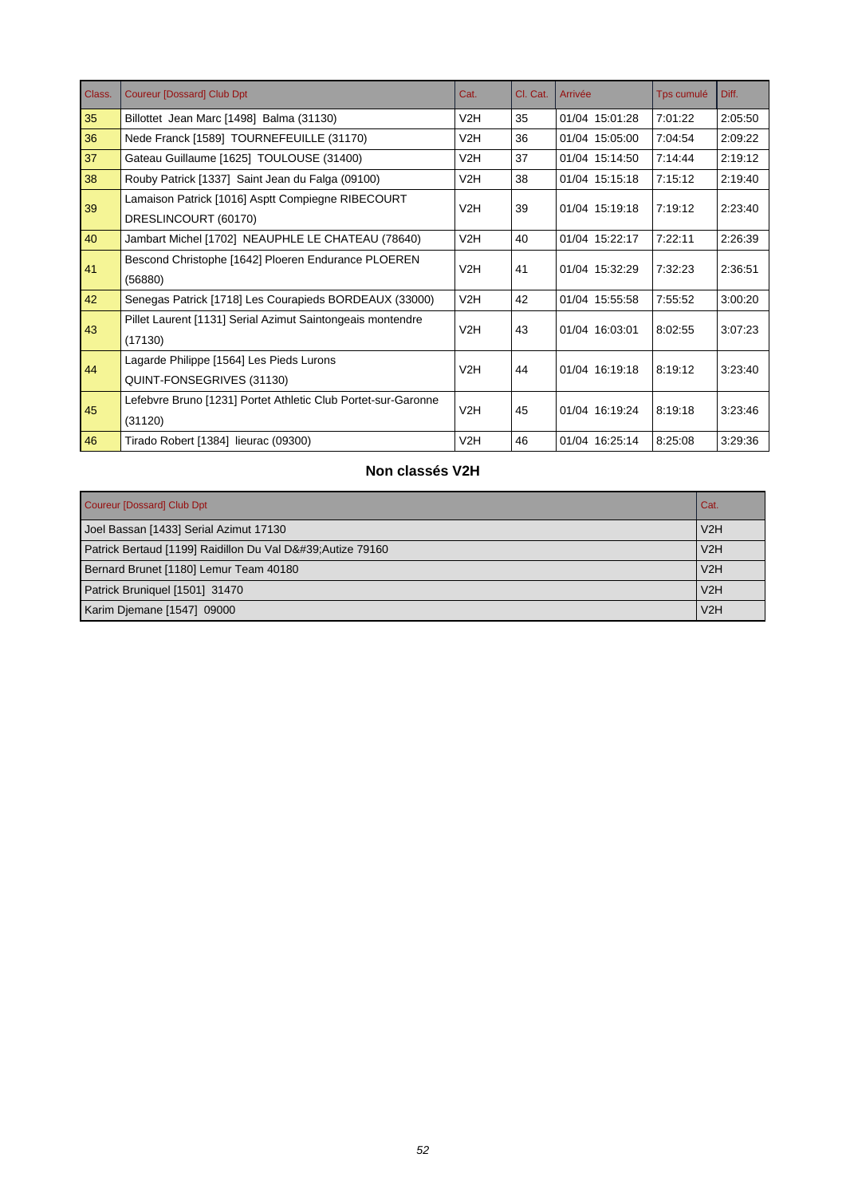| Class. | Coureur [Dossard] Club Dpt | Cat. | Cl. Cat. | Arrivée | Tps cumulé | Diff. |
| --- | --- | --- | --- | --- | --- | --- |
| 35 | Billottet Jean Marc [1498] Balma (31130) | V2H | 35 | 01/04 15:01:28 | 7:01:22 | 2:05:50 |
| 36 | Nede Franck [1589] TOURNEFEUILLE (31170) | V2H | 36 | 01/04 15:05:00 | 7:04:54 | 2:09:22 |
| 37 | Gateau Guillaume [1625] TOULOUSE (31400) | V2H | 37 | 01/04 15:14:50 | 7:14:44 | 2:19:12 |
| 38 | Rouby Patrick [1337] Saint Jean du Falga (09100) | V2H | 38 | 01/04 15:15:18 | 7:15:12 | 2:19:40 |
| 39 | Lamaison Patrick [1016] Asptt Compiegne RIBECOURT DRESLINCOURT (60170) | V2H | 39 | 01/04 15:19:18 | 7:19:12 | 2:23:40 |
| 40 | Jambart Michel [1702] NEAUPHLE LE CHATEAU (78640) | V2H | 40 | 01/04 15:22:17 | 7:22:11 | 2:26:39 |
| 41 | Bescond Christophe [1642] Ploeren Endurance PLOEREN (56880) | V2H | 41 | 01/04 15:32:29 | 7:32:23 | 2:36:51 |
| 42 | Senegas Patrick [1718] Les Courapieds BORDEAUX (33000) | V2H | 42 | 01/04 15:55:58 | 7:55:52 | 3:00:20 |
| 43 | Pillet Laurent [1131] Serial Azimut Saintongeais montendre (17130) | V2H | 43 | 01/04 16:03:01 | 8:02:55 | 3:07:23 |
| 44 | Lagarde Philippe [1564] Les Pieds Lurons QUINT-FONSEGRIVES (31130) | V2H | 44 | 01/04 16:19:18 | 8:19:12 | 3:23:40 |
| 45 | Lefebvre Bruno [1231] Portet Athletic Club Portet-sur-Garonne (31120) | V2H | 45 | 01/04 16:19:24 | 8:19:18 | 3:23:46 |
| 46 | Tirado Robert [1384] lieurac (09300) | V2H | 46 | 01/04 16:25:14 | 8:25:08 | 3:29:36 |

### Non classés V2H

| Coureur [Dossard] Club Dpt | Cat. |
| --- | --- |
| Joel Bassan [1433] Serial Azimut 17130 | V2H |
| Patrick Bertaud [1199] Raidillon Du Val D&#39;Autize 79160 | V2H |
| Bernard Brunet [1180] Lemur Team 40180 | V2H |
| Patrick Bruniquel [1501] 31470 | V2H |
| Karim Djemane [1547] 09000 | V2H |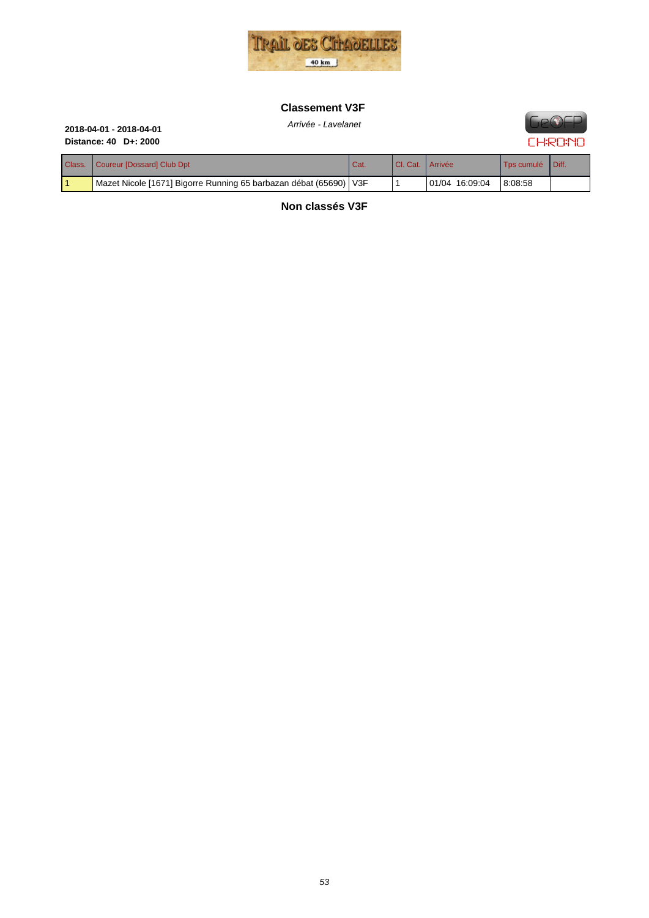## Classement V3F

*Arrivée - Lavelanet*

**2018-04-01 - 2018-04-01**
**Distance: 40 D+: 2000**

| Class. | Coureur [Dossard] Club Dpt | Cat. | Cl. Cat. | Arrivée | Tps cumulé | Diff. |
|---|---|---|---|---|---|---|
| 1 | Mazet Nicole [1671] Bigorre Running 65 barbazan débat (65690) | V3F | 1 | 01/04 16:09:04 | 8:08:58 | |

## Non classés V3F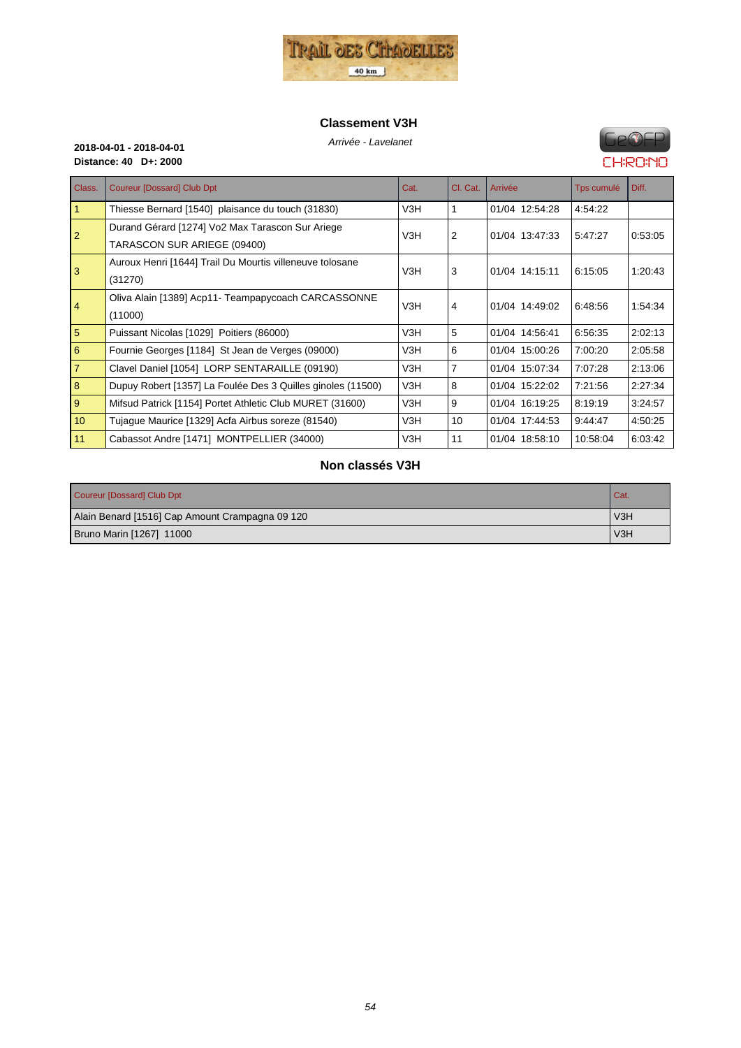## Classement V3H

*Arrivée - Lavelanet*

**2018-04-01 - 2018-04-01**
**Distance: 40 D+: 2000**

| Class. | Coureur [Dossard] Club Dpt | Cat. | Cl. Cat. | Arrivée | Tps cumulé | Diff. |
|---|---|---|---|---|---|---|
| 1 | Thiesse Bernard [1540] plaisance du touch (31830) | V3H | 1 | 01/04 12:54:28 | 4:54:22 | |
| 2 | Durand Gérard [1274] Vo2 Max Tarascon Sur Ariege TARASCON SUR ARIEGE (09400) | V3H | 2 | 01/04 13:47:33 | 5:47:27 | 0:53:05 |
| 3 | Auroux Henri [1644] Trail Du Mourtis villeneuve tolosane (31270) | V3H | 3 | 01/04 14:15:11 | 6:15:05 | 1:20:43 |
| 4 | Oliva Alain [1389] Acp11- Teampapycoach CARCASSONNE (11000) | V3H | 4 | 01/04 14:49:02 | 6:48:56 | 1:54:34 |
| 5 | Puissant Nicolas [1029] Poitiers (86000) | V3H | 5 | 01/04 14:56:41 | 6:56:35 | 2:02:13 |
| 6 | Fournie Georges [1184] St Jean de Verges (09000) | V3H | 6 | 01/04 15:00:26 | 7:00:20 | 2:05:58 |
| 7 | Clavel Daniel [1054] LORP SENTARAILLE (09190) | V3H | 7 | 01/04 15:07:34 | 7:07:28 | 2:13:06 |
| 8 | Dupuy Robert [1357] La Foulée Des 3 Quilles ginoles (11500) | V3H | 8 | 01/04 15:22:02 | 7:21:56 | 2:27:34 |
| 9 | Mifsud Patrick [1154] Portet Athletic Club MURET (31600) | V3H | 9 | 01/04 16:19:25 | 8:19:19 | 3:24:57 |
| 10 | Tujague Maurice [1329] Acfa Airbus soreze (81540) | V3H | 10 | 01/04 17:44:53 | 9:44:47 | 4:50:25 |
| 11 | Cabassot Andre [1471] MONTPELLIER (34000) | V3H | 11 | 01/04 18:58:10 | 10:58:04 | 6:03:42 |

## Non classés V3H

| Coureur [Dossard] Club Dpt | Cat. |
|---|---|
| Alain Benard [1516] Cap Amount Crampagna 09 120 | V3H |
| Bruno Marin [1267] 11000 | V3H |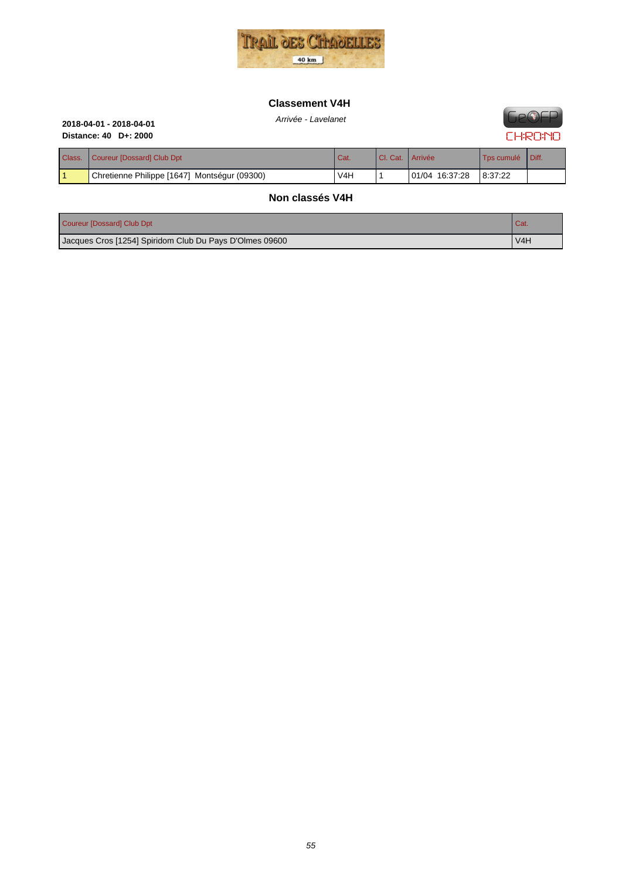## Classement V4H

*Arrivée - Lavelanet*

**2018-04-01 - 2018-04-01**
**Distance: 40 D+: 2000**

| Class. | Coureur [Dossard] Club Dpt | Cat. | Cl. Cat. | Arrivée | Tps cumulé | Diff. |
|---|---|---|---|---|---|---|
| 1 | Chretienne Philippe [1647] Montségur (09300) | V4H | 1 | 01/04 16:37:28 | 8:37:22 | |

## Non classés V4H

| Coureur [Dossard] Club Dpt | Cat. |
|---|---|
| Jacques Cros [1254] Spiridom Club Du Pays D'Olmes 09600 | V4H |